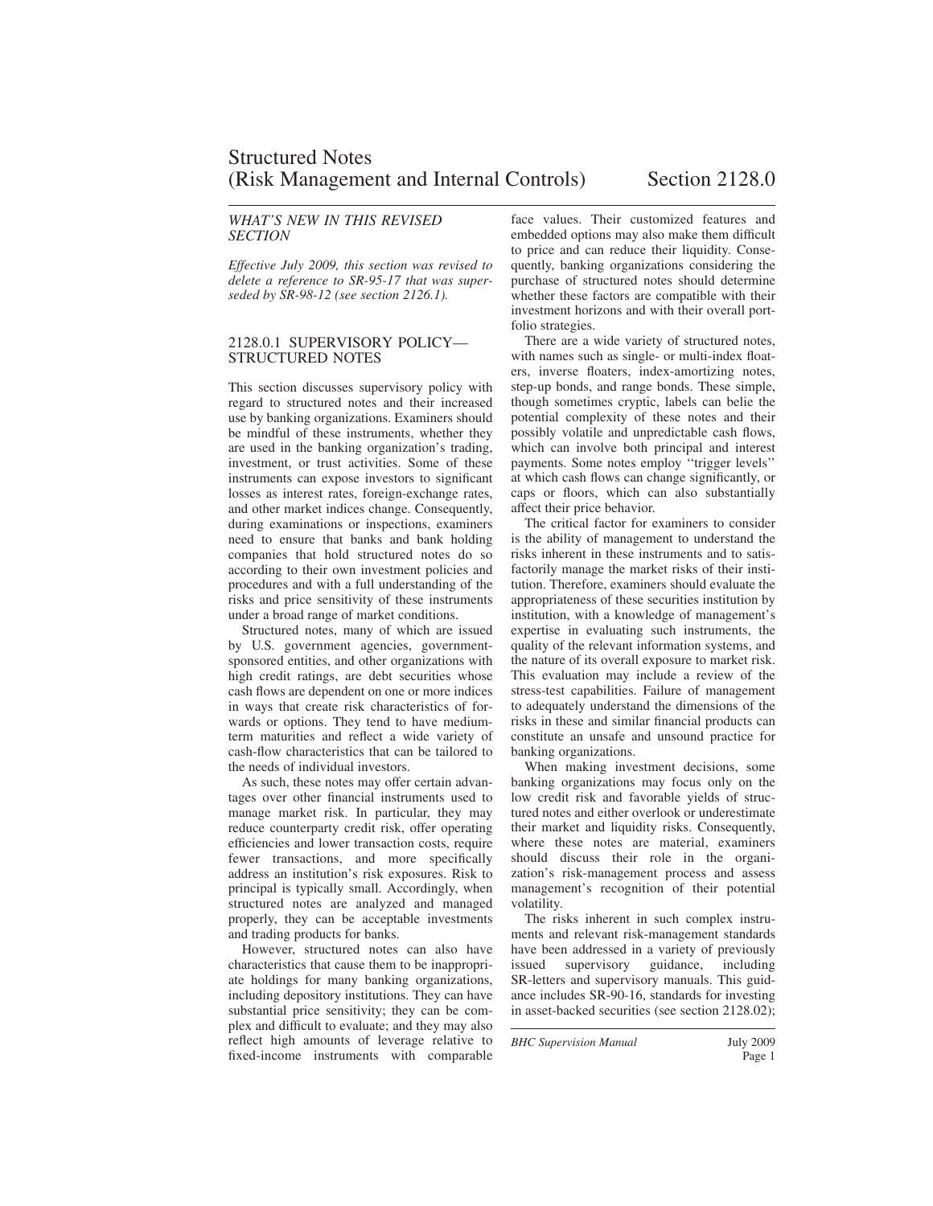# Structured Notes (Risk Management and Internal Controls) Section 2128.0

*WHAT'S NEW IN THIS REVISED SECTION*

*Effective July 2009, this section was revised to delete a reference to SR-95-17 that was superseded by SR-98-12 (see section 2126.1).*

## 2128.0.1 SUPERVISORY POLICY—STRUCTURED NOTES

This section discusses supervisory policy with regard to structured notes and their increased use by banking organizations. Examiners should be mindful of these instruments, whether they are used in the banking organization's trading, investment, or trust activities. Some of these instruments can expose investors to significant losses as interest rates, foreign-exchange rates, and other market indices change. Consequently, during examinations or inspections, examiners need to ensure that banks and bank holding companies that hold structured notes do so according to their own investment policies and procedures and with a full understanding of the risks and price sensitivity of these instruments under a broad range of market conditions.

Structured notes, many of which are issued by U.S. government agencies, government-sponsored entities, and other organizations with high credit ratings, are debt securities whose cash flows are dependent on one or more indices in ways that create risk characteristics of forwards or options. They tend to have medium-term maturities and reflect a wide variety of cash-flow characteristics that can be tailored to the needs of individual investors.

As such, these notes may offer certain advantages over other financial instruments used to manage market risk. In particular, they may reduce counterparty credit risk, offer operating efficiencies and lower transaction costs, require fewer transactions, and more specifically address an institution's risk exposures. Risk to principal is typically small. Accordingly, when structured notes are analyzed and managed properly, they can be acceptable investments and trading products for banks.

However, structured notes can also have characteristics that cause them to be inappropriate holdings for many banking organizations, including depository institutions. They can have substantial price sensitivity; they can be complex and difficult to evaluate; and they may also reflect high amounts of leverage relative to fixed-income instruments with comparable face values. Their customized features and embedded options may also make them difficult to price and can reduce their liquidity. Consequently, banking organizations considering the purchase of structured notes should determine whether these factors are compatible with their investment horizons and with their overall portfolio strategies.

There are a wide variety of structured notes, with names such as single- or multi-index floaters, inverse floaters, index-amortizing notes, step-up bonds, and range bonds. These simple, though sometimes cryptic, labels can belie the potential complexity of these notes and their possibly volatile and unpredictable cash flows, which can involve both principal and interest payments. Some notes employ ''trigger levels'' at which cash flows can change significantly, or caps or floors, which can also substantially affect their price behavior.

The critical factor for examiners to consider is the ability of management to understand the risks inherent in these instruments and to satisfactorily manage the market risks of their institution. Therefore, examiners should evaluate the appropriateness of these securities institution by institution, with a knowledge of management's expertise in evaluating such instruments, the quality of the relevant information systems, and the nature of its overall exposure to market risk. This evaluation may include a review of the stress-test capabilities. Failure of management to adequately understand the dimensions of the risks in these and similar financial products can constitute an unsafe and unsound practice for banking organizations.

When making investment decisions, some banking organizations may focus only on the low credit risk and favorable yields of structured notes and either overlook or underestimate their market and liquidity risks. Consequently, where these notes are material, examiners should discuss their role in the organization's risk-management process and assess management's recognition of their potential volatility.

The risks inherent in such complex instruments and relevant risk-management standards have been addressed in a variety of previously issued supervisory guidance, including SR-letters and supervisory manuals. This guidance includes SR-90-16, standards for investing in asset-backed securities (see section 2128.02);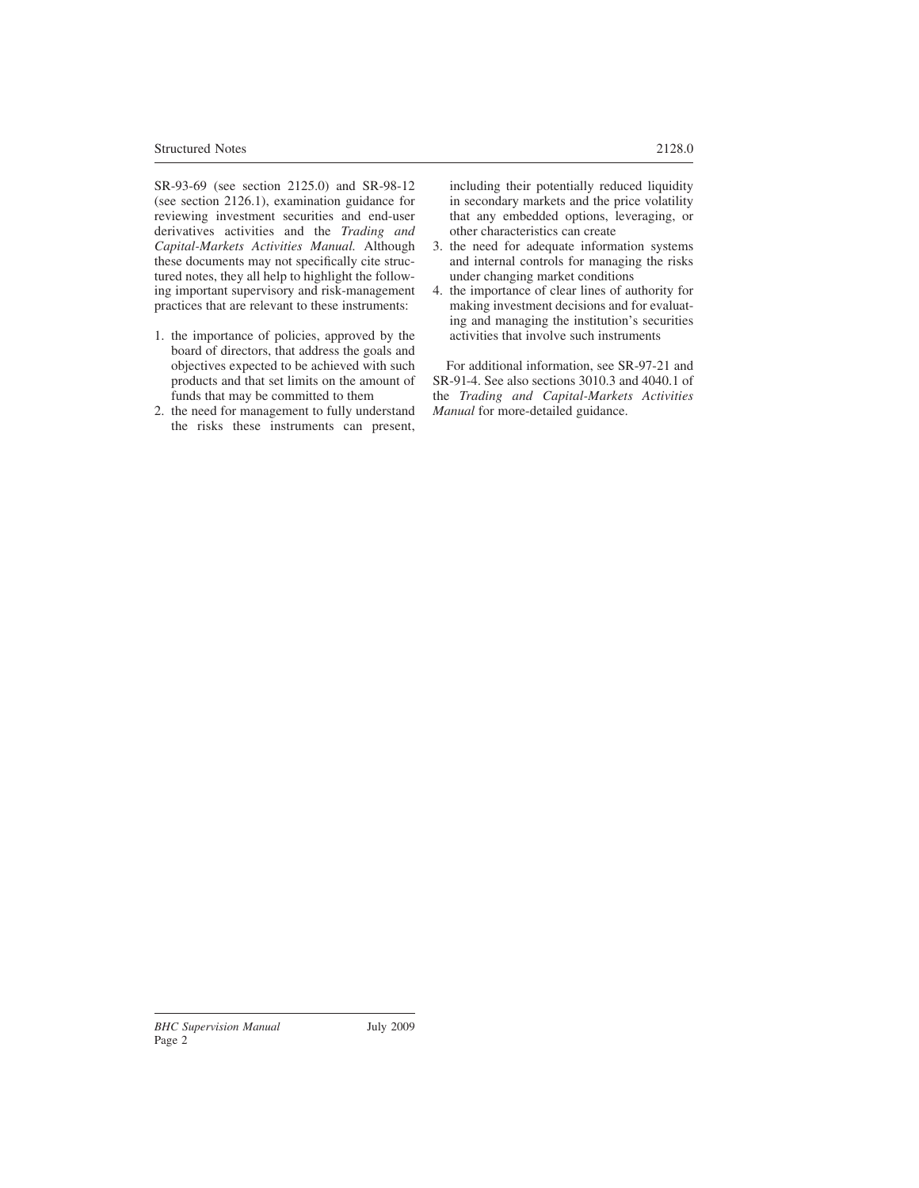SR-93-69 (see section 2125.0) and SR-98-12 (see section 2126.1), examination guidance for reviewing investment securities and end-user derivatives activities and the *Trading and Capital-Markets Activities Manual.* Although these documents may not specifically cite structured notes, they all help to highlight the following important supervisory and risk-management practices that are relevant to these instruments:

1. the importance of policies, approved by the board of directors, that address the goals and objectives expected to be achieved with such products and that set limits on the amount of funds that may be committed to them
2. the need for management to fully understand the risks these instruments can present, including their potentially reduced liquidity in secondary markets and the price volatility that any embedded options, leveraging, or other characteristics can create
3. the need for adequate information systems and internal controls for managing the risks under changing market conditions
4. the importance of clear lines of authority for making investment decisions and for evaluating and managing the institution's securities activities that involve such instruments

For additional information, see SR-97-21 and SR-91-4. See also sections 3010.3 and 4040.1 of the *Trading and Capital-Markets Activities Manual* for more-detailed guidance.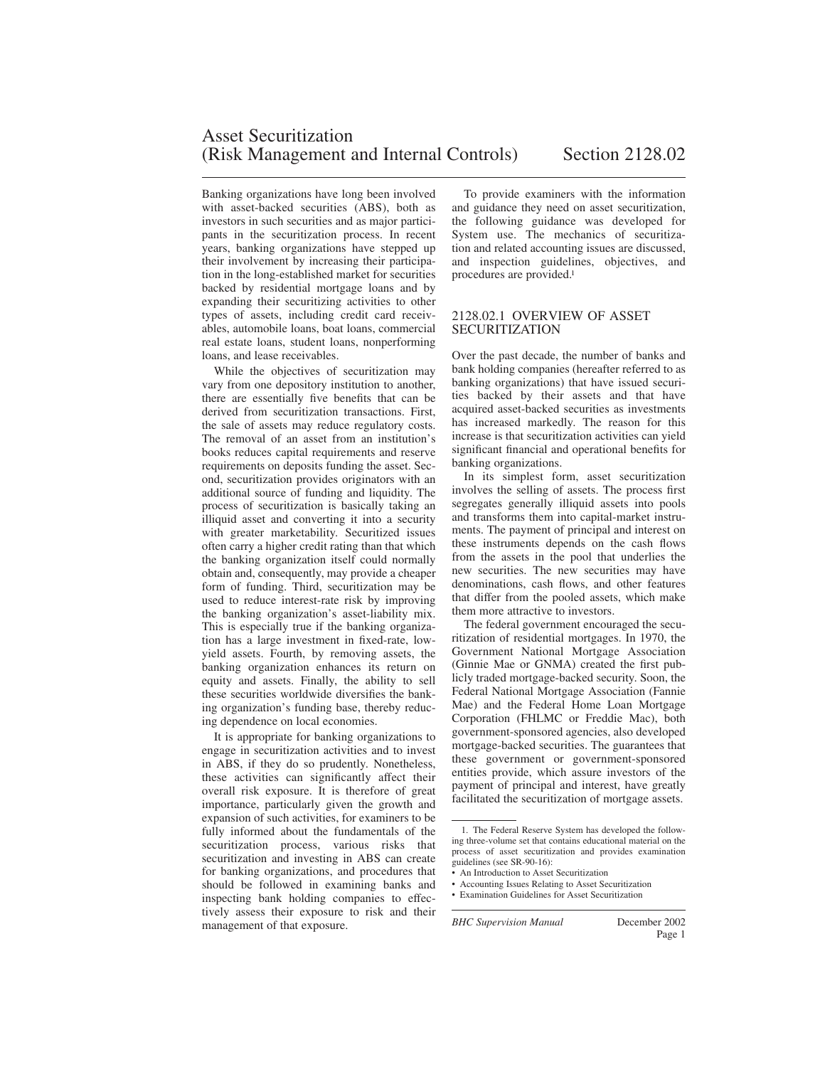# Asset Securitization (Risk Management and Internal Controls) Section 2128.02

Banking organizations have long been involved with asset-backed securities (ABS), both as investors in such securities and as major participants in the securitization process. In recent years, banking organizations have stepped up their involvement by increasing their participation in the long-established market for securities backed by residential mortgage loans and by expanding their securitizing activities to other types of assets, including credit card receivables, automobile loans, boat loans, commercial real estate loans, student loans, nonperforming loans, and lease receivables.

While the objectives of securitization may vary from one depository institution to another, there are essentially five benefits that can be derived from securitization transactions. First, the sale of assets may reduce regulatory costs. The removal of an asset from an institution's books reduces capital requirements and reserve requirements on deposits funding the asset. Second, securitization provides originators with an additional source of funding and liquidity. The process of securitization is basically taking an illiquid asset and converting it into a security with greater marketability. Securitized issues often carry a higher credit rating than that which the banking organization itself could normally obtain and, consequently, may provide a cheaper form of funding. Third, securitization may be used to reduce interest-rate risk by improving the banking organization's asset-liability mix. This is especially true if the banking organization has a large investment in fixed-rate, low-yield assets. Fourth, by removing assets, the banking organization enhances its return on equity and assets. Finally, the ability to sell these securities worldwide diversifies the banking organization's funding base, thereby reducing dependence on local economies.

It is appropriate for banking organizations to engage in securitization activities and to invest in ABS, if they do so prudently. Nonetheless, these activities can significantly affect their overall risk exposure. It is therefore of great importance, particularly given the growth and expansion of such activities, for examiners to be fully informed about the fundamentals of the securitization process, various risks that securitization and investing in ABS can create for banking organizations, and procedures that should be followed in examining banks and inspecting bank holding companies to effectively assess their exposure to risk and their management of that exposure.

To provide examiners with the information and guidance they need on asset securitization, the following guidance was developed for System use. The mechanics of securitization and related accounting issues are discussed, and inspection guidelines, objectives, and procedures are provided.[1]

## 2128.02.1 OVERVIEW OF ASSET SECURITIZATION

Over the past decade, the number of banks and bank holding companies (hereafter referred to as banking organizations) that have issued securities backed by their assets and that have acquired asset-backed securities as investments has increased markedly. The reason for this increase is that securitization activities can yield significant financial and operational benefits for banking organizations.

In its simplest form, asset securitization involves the selling of assets. The process first segregates generally illiquid assets into pools and transforms them into capital-market instruments. The payment of principal and interest on these instruments depends on the cash flows from the assets in the pool that underlies the new securities. The new securities may have denominations, cash flows, and other features that differ from the pooled assets, which make them more attractive to investors.

The federal government encouraged the securitization of residential mortgages. In 1970, the Government National Mortgage Association (Ginnie Mae or GNMA) created the first publicly traded mortgage-backed security. Soon, the Federal National Mortgage Association (Fannie Mae) and the Federal Home Loan Mortgage Corporation (FHLMC or Freddie Mac), both government-sponsored agencies, also developed mortgage-backed securities. The guarantees that these government or government-sponsored entities provide, which assure investors of the payment of principal and interest, have greatly facilitated the securitization of mortgage assets.

1. The Federal Reserve System has developed the following three-volume set that contains educational material on the process of asset securitization and provides examination guidelines (see SR-90-16):

- An Introduction to Asset Securitization
- Accounting Issues Relating to Asset Securitization
- Examination Guidelines for Asset Securitization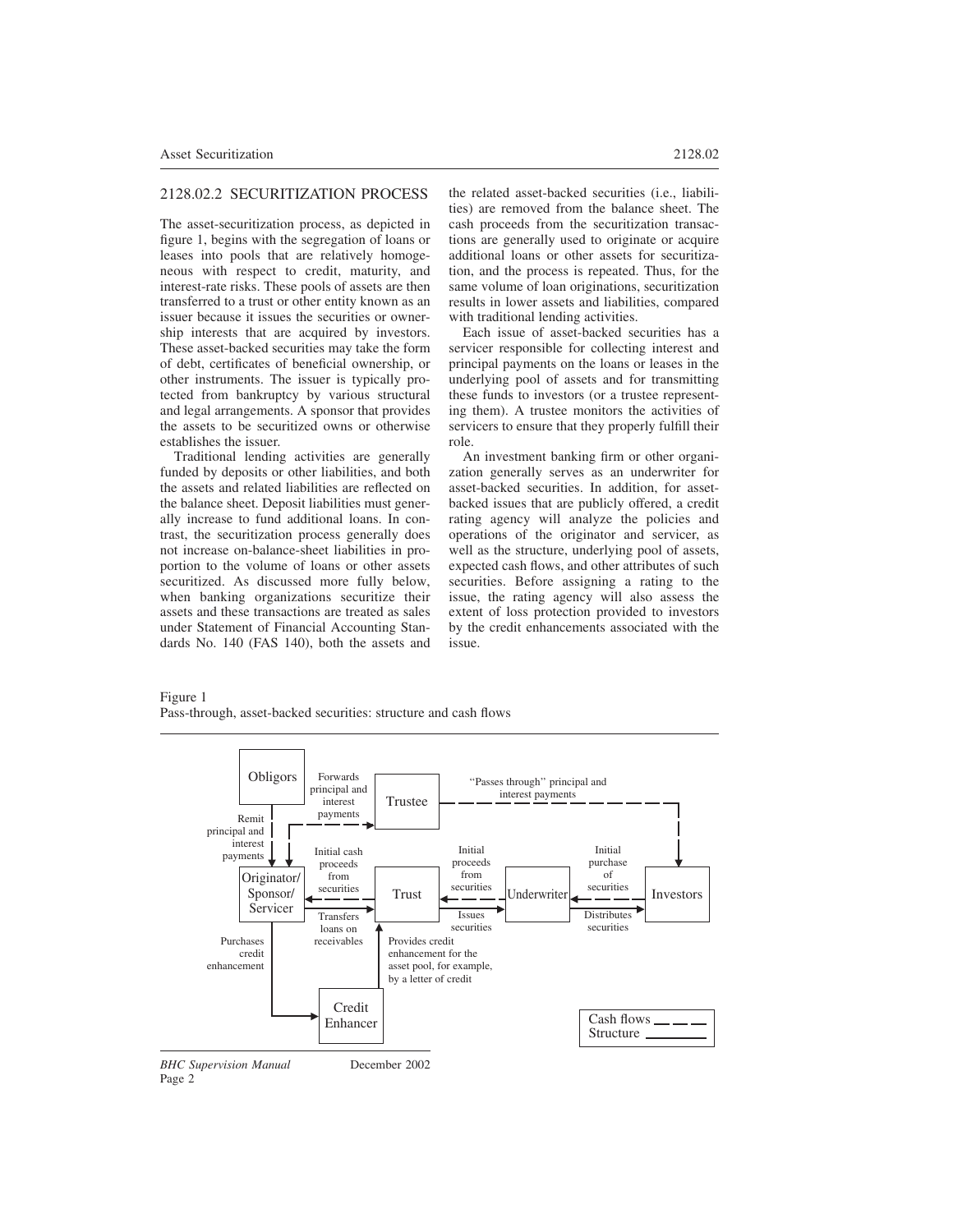## 2128.02.2 SECURITIZATION PROCESS

The asset-securitization process, as depicted in figure 1, begins with the segregation of loans or leases into pools that are relatively homogeneous with respect to credit, maturity, and interest-rate risks. These pools of assets are then transferred to a trust or other entity known as an issuer because it issues the securities or ownership interests that are acquired by investors. These asset-backed securities may take the form of debt, certificates of beneficial ownership, or other instruments. The issuer is typically protected from bankruptcy by various structural and legal arrangements. A sponsor that provides the assets to be securitized owns or otherwise establishes the issuer.

Traditional lending activities are generally funded by deposits or other liabilities, and both the assets and related liabilities are reflected on the balance sheet. Deposit liabilities must generally increase to fund additional loans. In contrast, the securitization process generally does not increase on-balance-sheet liabilities in proportion to the volume of loans or other assets securitized. As discussed more fully below, when banking organizations securitize their assets and these transactions are treated as sales under Statement of Financial Accounting Standards No. 140 (FAS 140), both the assets and the related asset-backed securities (i.e., liabilities) are removed from the balance sheet. The cash proceeds from the securitization transactions are generally used to originate or acquire additional loans or other assets for securitization, and the process is repeated. Thus, for the same volume of loan originations, securitization results in lower assets and liabilities, compared with traditional lending activities.

Each issue of asset-backed securities has a servicer responsible for collecting interest and principal payments on the loans or leases in the underlying pool of assets and for transmitting these funds to investors (or a trustee representing them). A trustee monitors the activities of servicers to ensure that they properly fulfill their role.

An investment banking firm or other organization generally serves as an underwriter for asset-backed securities. In addition, for asset-backed issues that are publicly offered, a credit rating agency will analyze the policies and operations of the originator and servicer, as well as the structure, underlying pool of assets, expected cash flows, and other attributes of such securities. Before assigning a rating to the issue, the rating agency will also assess the extent of loss protection provided to investors by the credit enhancements associated with the issue.

Figure 1
Pass-through, asset-backed securities: structure and cash flows

| From | To | Flow | Type |
|---|---|---|---|
| Obligors | Originator/Sponsor/Servicer | Remit principal and interest payments | Structure |
| Originator/Sponsor/Servicer | Trustee | Forwards principal and interest payments | Cash flows |
| Trustee | Investors | "Passes through" principal and interest payments | Cash flows |
| Trust | Originator/Sponsor/Servicer | Initial cash proceeds from securities | Cash flows |
| Originator/Sponsor/Servicer | Trust | Transfers loans on receivables | Structure |
| Underwriter | Trust | Initial proceeds from securities | Cash flows |
| Trust | Underwriter | Issues securities | Structure |
| Investors | Underwriter | Initial purchase of securities | Cash flows |
| Underwriter | Investors | Distributes securities | Structure |
| Originator/Sponsor/Servicer | Credit Enhancer | Purchases credit enhancement | Structure |
| Credit Enhancer | Trust | Provides credit enhancement for the asset pool, for example, by a letter of credit | Structure |

Legend: Cash flows (dashed line); Structure (solid line)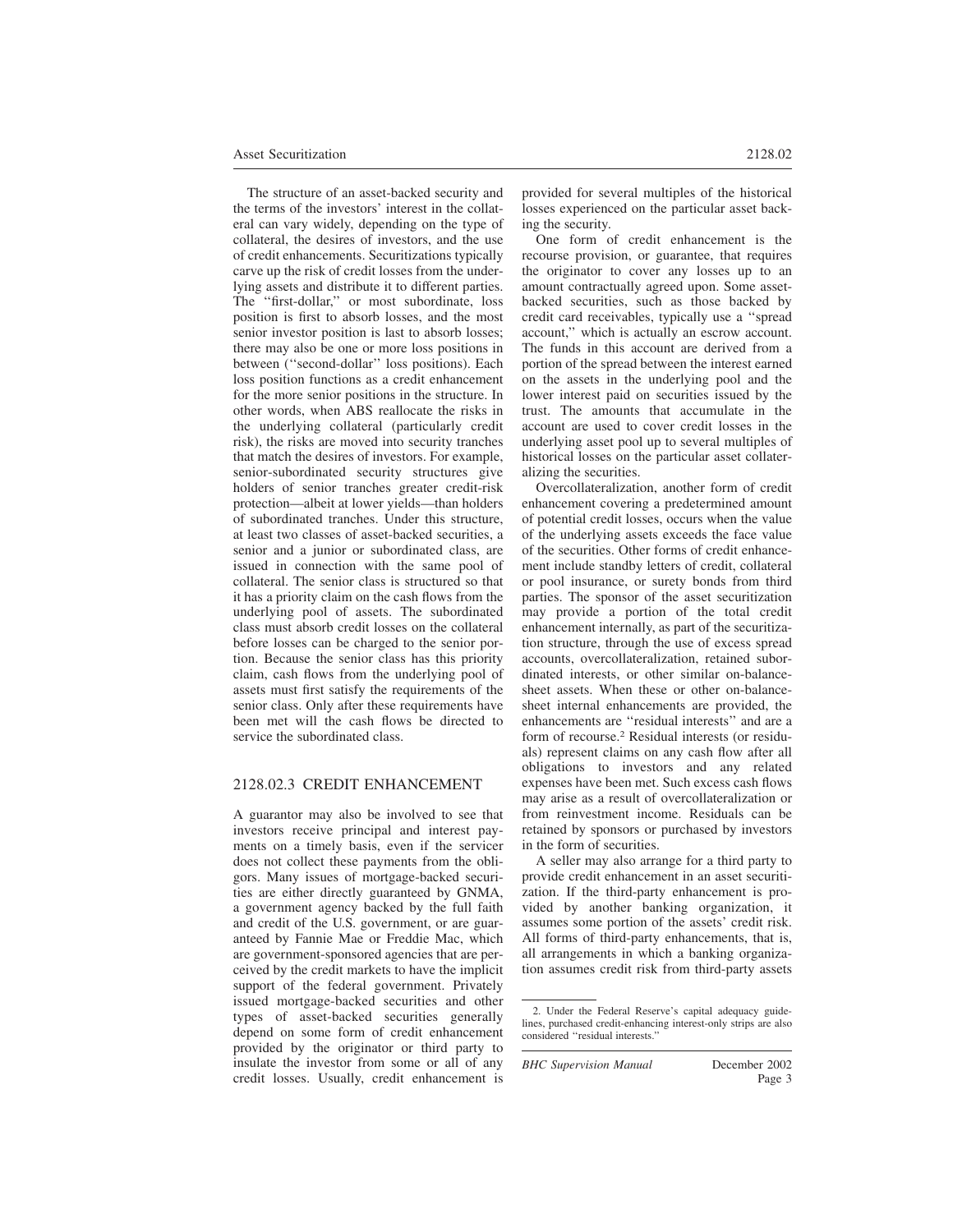The structure of an asset-backed security and the terms of the investors' interest in the collateral can vary widely, depending on the type of collateral, the desires of investors, and the use of credit enhancements. Securitizations typically carve up the risk of credit losses from the underlying assets and distribute it to different parties. The "first-dollar," or most subordinate, loss position is first to absorb losses, and the most senior investor position is last to absorb losses; there may also be one or more loss positions in between ("second-dollar" loss positions). Each loss position functions as a credit enhancement for the more senior positions in the structure. In other words, when ABS reallocate the risks in the underlying collateral (particularly credit risk), the risks are moved into security tranches that match the desires of investors. For example, senior-subordinated security structures give holders of senior tranches greater credit-risk protection—albeit at lower yields—than holders of subordinated tranches. Under this structure, at least two classes of asset-backed securities, a senior and a junior or subordinated class, are issued in connection with the same pool of collateral. The senior class is structured so that it has a priority claim on the cash flows from the underlying pool of assets. The subordinated class must absorb credit losses on the collateral before losses can be charged to the senior portion. Because the senior class has this priority claim, cash flows from the underlying pool of assets must first satisfy the requirements of the senior class. Only after these requirements have been met will the cash flows be directed to service the subordinated class.

## 2128.02.3 CREDIT ENHANCEMENT

A guarantor may also be involved to see that investors receive principal and interest payments on a timely basis, even if the servicer does not collect these payments from the obligors. Many issues of mortgage-backed securities are either directly guaranteed by GNMA, a government agency backed by the full faith and credit of the U.S. government, or are guaranteed by Fannie Mae or Freddie Mac, which are government-sponsored agencies that are perceived by the credit markets to have the implicit support of the federal government. Privately issued mortgage-backed securities and other types of asset-backed securities generally depend on some form of credit enhancement provided by the originator or third party to insulate the investor from some or all of any credit losses. Usually, credit enhancement is provided for several multiples of the historical losses experienced on the particular asset backing the security.

One form of credit enhancement is the recourse provision, or guarantee, that requires the originator to cover any losses up to an amount contractually agreed upon. Some asset-backed securities, such as those backed by credit card receivables, typically use a "spread account," which is actually an escrow account. The funds in this account are derived from a portion of the spread between the interest earned on the assets in the underlying pool and the lower interest paid on securities issued by the trust. The amounts that accumulate in the account are used to cover credit losses in the underlying asset pool up to several multiples of historical losses on the particular asset collateralizing the securities.

Overcollateralization, another form of credit enhancement covering a predetermined amount of potential credit losses, occurs when the value of the underlying assets exceeds the face value of the securities. Other forms of credit enhancement include standby letters of credit, collateral or pool insurance, or surety bonds from third parties. The sponsor of the asset securitization may provide a portion of the total credit enhancement internally, as part of the securitization structure, through the use of excess spread accounts, overcollateralization, retained subordinated interests, or other similar on-balance-sheet assets. When these or other on-balance-sheet internal enhancements are provided, the enhancements are "residual interests" and are a form of recourse.[2] Residual interests (or residuals) represent claims on any cash flow after all obligations to investors and any related expenses have been met. Such excess cash flows may arise as a result of overcollateralization or from reinvestment income. Residuals can be retained by sponsors or purchased by investors in the form of securities.

A seller may also arrange for a third party to provide credit enhancement in an asset securitization. If the third-party enhancement is provided by another banking organization, it assumes some portion of the assets' credit risk. All forms of third-party enhancements, that is, all arrangements in which a banking organization assumes credit risk from third-party assets

2. Under the Federal Reserve's capital adequacy guidelines, purchased credit-enhancing interest-only strips are also considered "residual interests."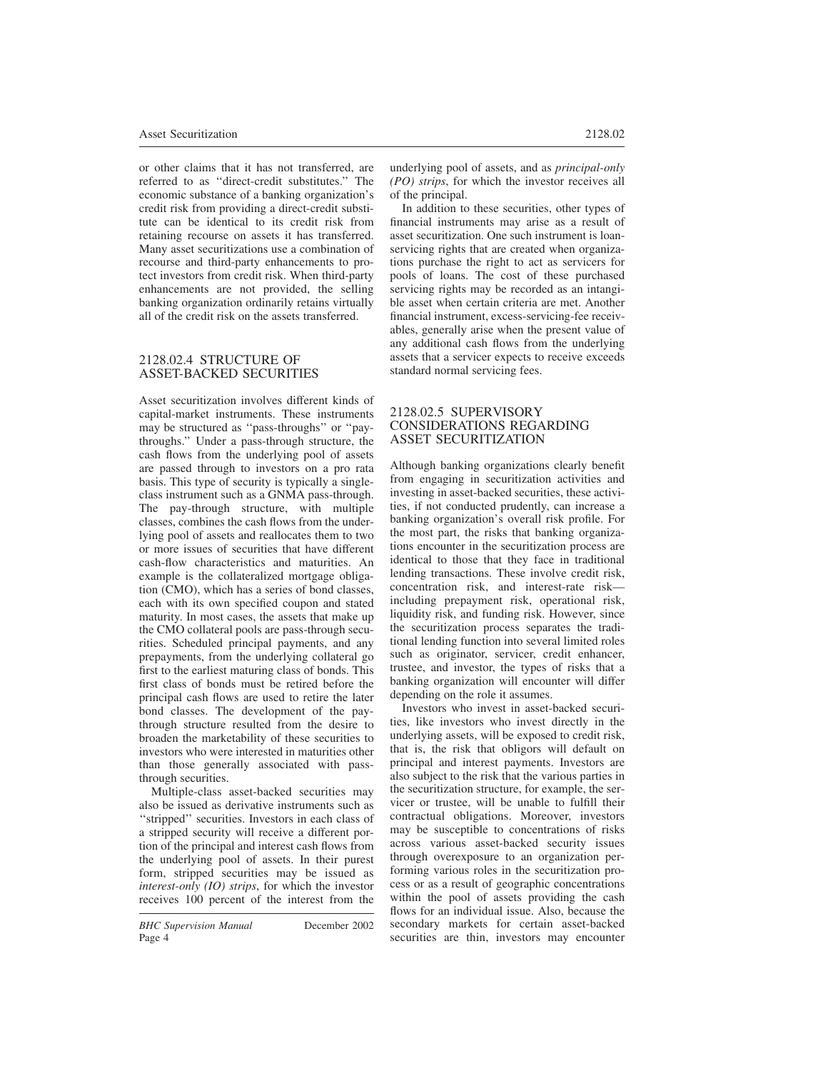or other claims that it has not transferred, are referred to as "direct-credit substitutes." The economic substance of a banking organization's credit risk from providing a direct-credit substitute can be identical to its credit risk from retaining recourse on assets it has transferred. Many asset securitizations use a combination of recourse and third-party enhancements to protect investors from credit risk. When third-party enhancements are not provided, the selling banking organization ordinarily retains virtually all of the credit risk on the assets transferred.

## 2128.02.4 STRUCTURE OF ASSET-BACKED SECURITIES

Asset securitization involves different kinds of capital-market instruments. These instruments may be structured as "pass-throughs" or "pay-throughs." Under a pass-through structure, the cash flows from the underlying pool of assets are passed through to investors on a pro rata basis. This type of security is typically a single-class instrument such as a GNMA pass-through. The pay-through structure, with multiple classes, combines the cash flows from the underlying pool of assets and reallocates them to two or more issues of securities that have different cash-flow characteristics and maturities. An example is the collateralized mortgage obligation (CMO), which has a series of bond classes, each with its own specified coupon and stated maturity. In most cases, the assets that make up the CMO collateral pools are pass-through securities. Scheduled principal payments, and any prepayments, from the underlying collateral go first to the earliest maturing class of bonds. This first class of bonds must be retired before the principal cash flows are used to retire the later bond classes. The development of the pay-through structure resulted from the desire to broaden the marketability of these securities to investors who were interested in maturities other than those generally associated with pass-through securities.

Multiple-class asset-backed securities may also be issued as derivative instruments such as "stripped" securities. Investors in each class of a stripped security will receive a different portion of the principal and interest cash flows from the underlying pool of assets. In their purest form, stripped securities may be issued as *interest-only (IO) strips*, for which the investor receives 100 percent of the interest from the underlying pool of assets, and as *principal-only (PO) strips*, for which the investor receives all of the principal.

In addition to these securities, other types of financial instruments may arise as a result of asset securitization. One such instrument is loan-servicing rights that are created when organizations purchase the right to act as servicers for pools of loans. The cost of these purchased servicing rights may be recorded as an intangible asset when certain criteria are met. Another financial instrument, excess-servicing-fee receivables, generally arise when the present value of any additional cash flows from the underlying assets that a servicer expects to receive exceeds standard normal servicing fees.

## 2128.02.5 SUPERVISORY CONSIDERATIONS REGARDING ASSET SECURITIZATION

Although banking organizations clearly benefit from engaging in securitization activities and investing in asset-backed securities, these activities, if not conducted prudently, can increase a banking organization's overall risk profile. For the most part, the risks that banking organizations encounter in the securitization process are identical to those that they face in traditional lending transactions. These involve credit risk, concentration risk, and interest-rate risk—including prepayment risk, operational risk, liquidity risk, and funding risk. However, since the securitization process separates the traditional lending function into several limited roles such as originator, servicer, credit enhancer, trustee, and investor, the types of risks that a banking organization will encounter will differ depending on the role it assumes.

Investors who invest in asset-backed securities, like investors who invest directly in the underlying assets, will be exposed to credit risk, that is, the risk that obligors will default on principal and interest payments. Investors are also subject to the risk that the various parties in the securitization structure, for example, the servicer or trustee, will be unable to fulfill their contractual obligations. Moreover, investors may be susceptible to concentrations of risks across various asset-backed security issues through overexposure to an organization performing various roles in the securitization process or as a result of geographic concentrations within the pool of assets providing the cash flows for an individual issue. Also, because the secondary markets for certain asset-backed securities are thin, investors may encounter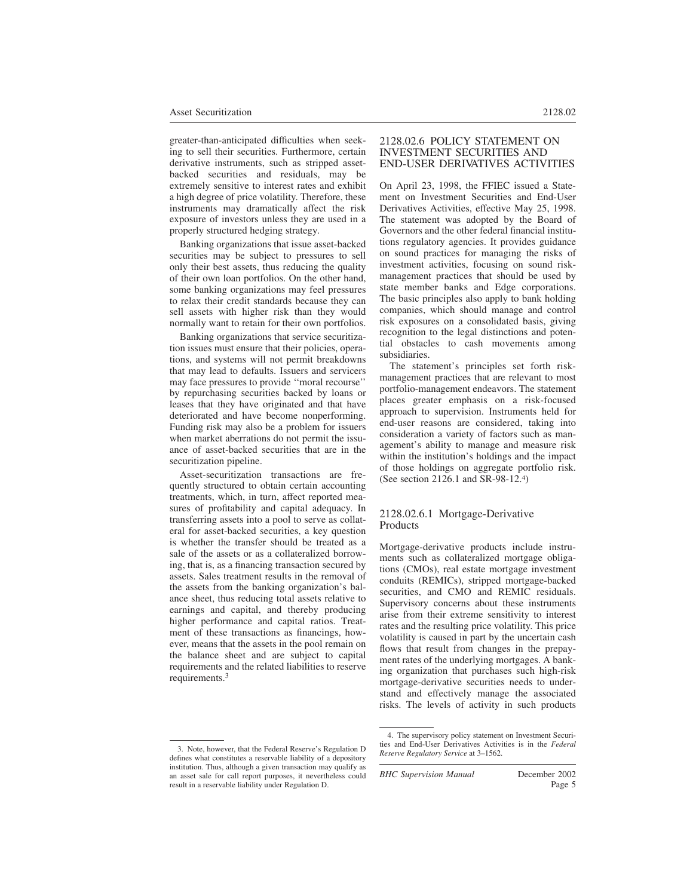greater-than-anticipated difficulties when seeking to sell their securities. Furthermore, certain derivative instruments, such as stripped asset-backed securities and residuals, may be extremely sensitive to interest rates and exhibit a high degree of price volatility. Therefore, these instruments may dramatically affect the risk exposure of investors unless they are used in a properly structured hedging strategy.

Banking organizations that issue asset-backed securities may be subject to pressures to sell only their best assets, thus reducing the quality of their own loan portfolios. On the other hand, some banking organizations may feel pressures to relax their credit standards because they can sell assets with higher risk than they would normally want to retain for their own portfolios.

Banking organizations that service securitization issues must ensure that their policies, operations, and systems will not permit breakdowns that may lead to defaults. Issuers and servicers may face pressures to provide ''moral recourse'' by repurchasing securities backed by loans or leases that they have originated and that have deteriorated and have become nonperforming. Funding risk may also be a problem for issuers when market aberrations do not permit the issuance of asset-backed securities that are in the securitization pipeline.

Asset-securitization transactions are frequently structured to obtain certain accounting treatments, which, in turn, affect reported measures of profitability and capital adequacy. In transferring assets into a pool to serve as collateral for asset-backed securities, a key question is whether the transfer should be treated as a sale of the assets or as a collateralized borrowing, that is, as a financing transaction secured by assets. Sales treatment results in the removal of the assets from the banking organization's balance sheet, thus reducing total assets relative to earnings and capital, and thereby producing higher performance and capital ratios. Treatment of these transactions as financings, however, means that the assets in the pool remain on the balance sheet and are subject to capital requirements and the related liabilities to reserve requirements.[3]

## 2128.02.6 POLICY STATEMENT ON INVESTMENT SECURITIES AND END-USER DERIVATIVES ACTIVITIES

On April 23, 1998, the FFIEC issued a Statement on Investment Securities and End-User Derivatives Activities, effective May 25, 1998. The statement was adopted by the Board of Governors and the other federal financial institutions regulatory agencies. It provides guidance on sound practices for managing the risks of investment activities, focusing on sound risk-management practices that should be used by state member banks and Edge corporations. The basic principles also apply to bank holding companies, which should manage and control risk exposures on a consolidated basis, giving recognition to the legal distinctions and potential obstacles to cash movements among subsidiaries.

The statement's principles set forth risk-management practices that are relevant to most portfolio-management endeavors. The statement places greater emphasis on a risk-focused approach to supervision. Instruments held for end-user reasons are considered, taking into consideration a variety of factors such as management's ability to manage and measure risk within the institution's holdings and the impact of those holdings on aggregate portfolio risk. (See section 2126.1 and SR-98-12.[4])

### 2128.02.6.1 Mortgage-Derivative Products

Mortgage-derivative products include instruments such as collateralized mortgage obligations (CMOs), real estate mortgage investment conduits (REMICs), stripped mortgage-backed securities, and CMO and REMIC residuals. Supervisory concerns about these instruments arise from their extreme sensitivity to interest rates and the resulting price volatility. This price volatility is caused in part by the uncertain cash flows that result from changes in the prepayment rates of the underlying mortgages. A banking organization that purchases such high-risk mortgage-derivative securities needs to understand and effectively manage the associated risks. The levels of activity in such products

---

3. Note, however, that the Federal Reserve's Regulation D defines what constitutes a reservable liability of a depository institution. Thus, although a given transaction may qualify as an asset sale for call report purposes, it nevertheless could result in a reservable liability under Regulation D.

4. The supervisory policy statement on Investment Securities and End-User Derivatives Activities is in the *Federal Reserve Regulatory Service* at 3–1562.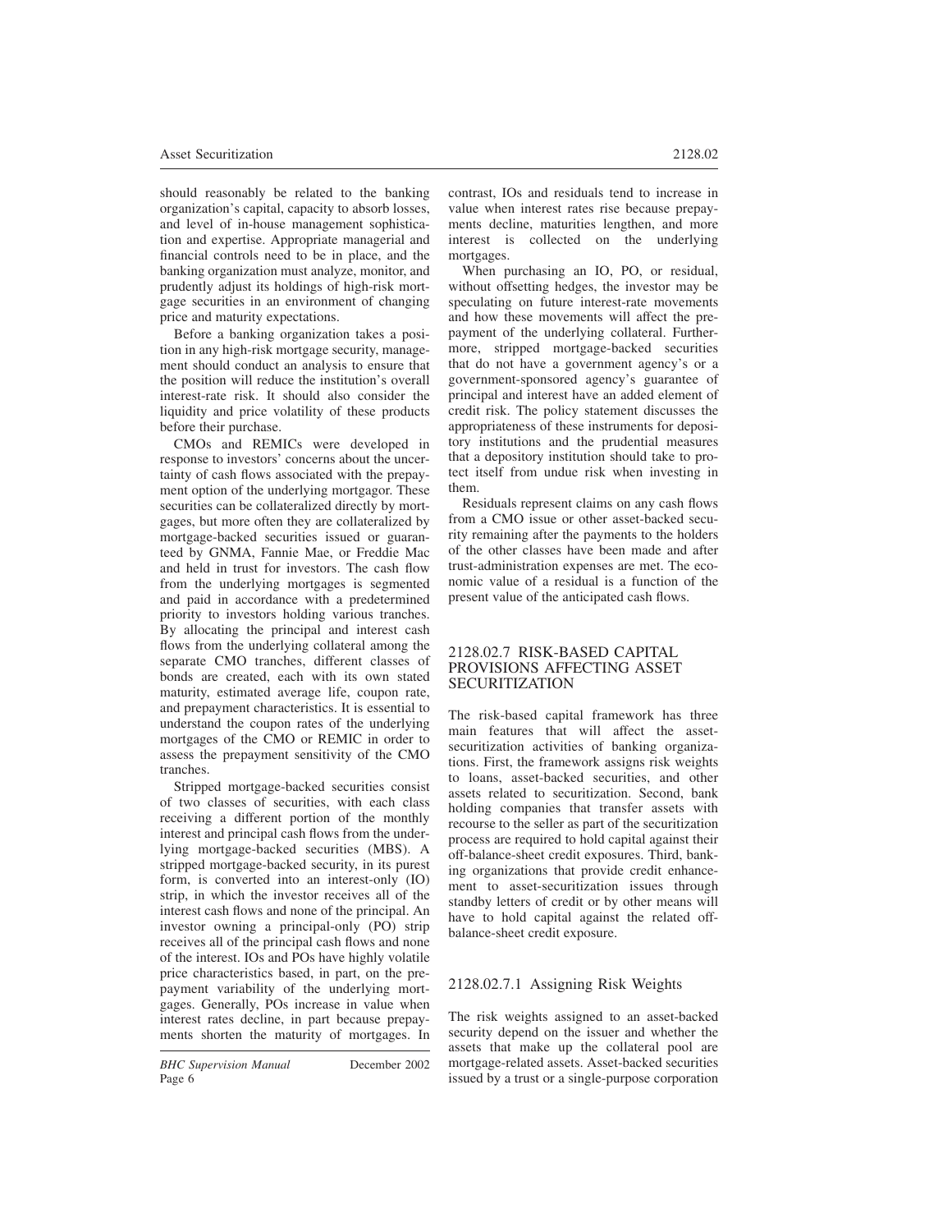should reasonably be related to the banking organization's capital, capacity to absorb losses, and level of in-house management sophistication and expertise. Appropriate managerial and financial controls need to be in place, and the banking organization must analyze, monitor, and prudently adjust its holdings of high-risk mortgage securities in an environment of changing price and maturity expectations.

Before a banking organization takes a position in any high-risk mortgage security, management should conduct an analysis to ensure that the position will reduce the institution's overall interest-rate risk. It should also consider the liquidity and price volatility of these products before their purchase.

CMOs and REMICs were developed in response to investors' concerns about the uncertainty of cash flows associated with the prepayment option of the underlying mortgagor. These securities can be collateralized directly by mortgages, but more often they are collateralized by mortgage-backed securities issued or guaranteed by GNMA, Fannie Mae, or Freddie Mac and held in trust for investors. The cash flow from the underlying mortgages is segmented and paid in accordance with a predetermined priority to investors holding various tranches. By allocating the principal and interest cash flows from the underlying collateral among the separate CMO tranches, different classes of bonds are created, each with its own stated maturity, estimated average life, coupon rate, and prepayment characteristics. It is essential to understand the coupon rates of the underlying mortgages of the CMO or REMIC in order to assess the prepayment sensitivity of the CMO tranches.

Stripped mortgage-backed securities consist of two classes of securities, with each class receiving a different portion of the monthly interest and principal cash flows from the underlying mortgage-backed securities (MBS). A stripped mortgage-backed security, in its purest form, is converted into an interest-only (IO) strip, in which the investor receives all of the interest cash flows and none of the principal. An investor owning a principal-only (PO) strip receives all of the principal cash flows and none of the interest. IOs and POs have highly volatile price characteristics based, in part, on the prepayment variability of the underlying mortgages. Generally, POs increase in value when interest rates decline, in part because prepayments shorten the maturity of mortgages. In contrast, IOs and residuals tend to increase in value when interest rates rise because prepayments decline, maturities lengthen, and more interest is collected on the underlying mortgages.

When purchasing an IO, PO, or residual, without offsetting hedges, the investor may be speculating on future interest-rate movements and how these movements will affect the prepayment of the underlying collateral. Furthermore, stripped mortgage-backed securities that do not have a government agency's or a government-sponsored agency's guarantee of principal and interest have an added element of credit risk. The policy statement discusses the appropriateness of these instruments for depository institutions and the prudential measures that a depository institution should take to protect itself from undue risk when investing in them.

Residuals represent claims on any cash flows from a CMO issue or other asset-backed security remaining after the payments to the holders of the other classes have been made and after trust-administration expenses are met. The economic value of a residual is a function of the present value of the anticipated cash flows.

## 2128.02.7 RISK-BASED CAPITAL PROVISIONS AFFECTING ASSET SECURITIZATION

The risk-based capital framework has three main features that will affect the asset-securitization activities of banking organizations. First, the framework assigns risk weights to loans, asset-backed securities, and other assets related to securitization. Second, bank holding companies that transfer assets with recourse to the seller as part of the securitization process are required to hold capital against their off-balance-sheet credit exposures. Third, banking organizations that provide credit enhancement to asset-securitization issues through standby letters of credit or by other means will have to hold capital against the related off-balance-sheet credit exposure.

### 2128.02.7.1 Assigning Risk Weights

The risk weights assigned to an asset-backed security depend on the issuer and whether the assets that make up the collateral pool are mortgage-related assets. Asset-backed securities issued by a trust or a single-purpose corporation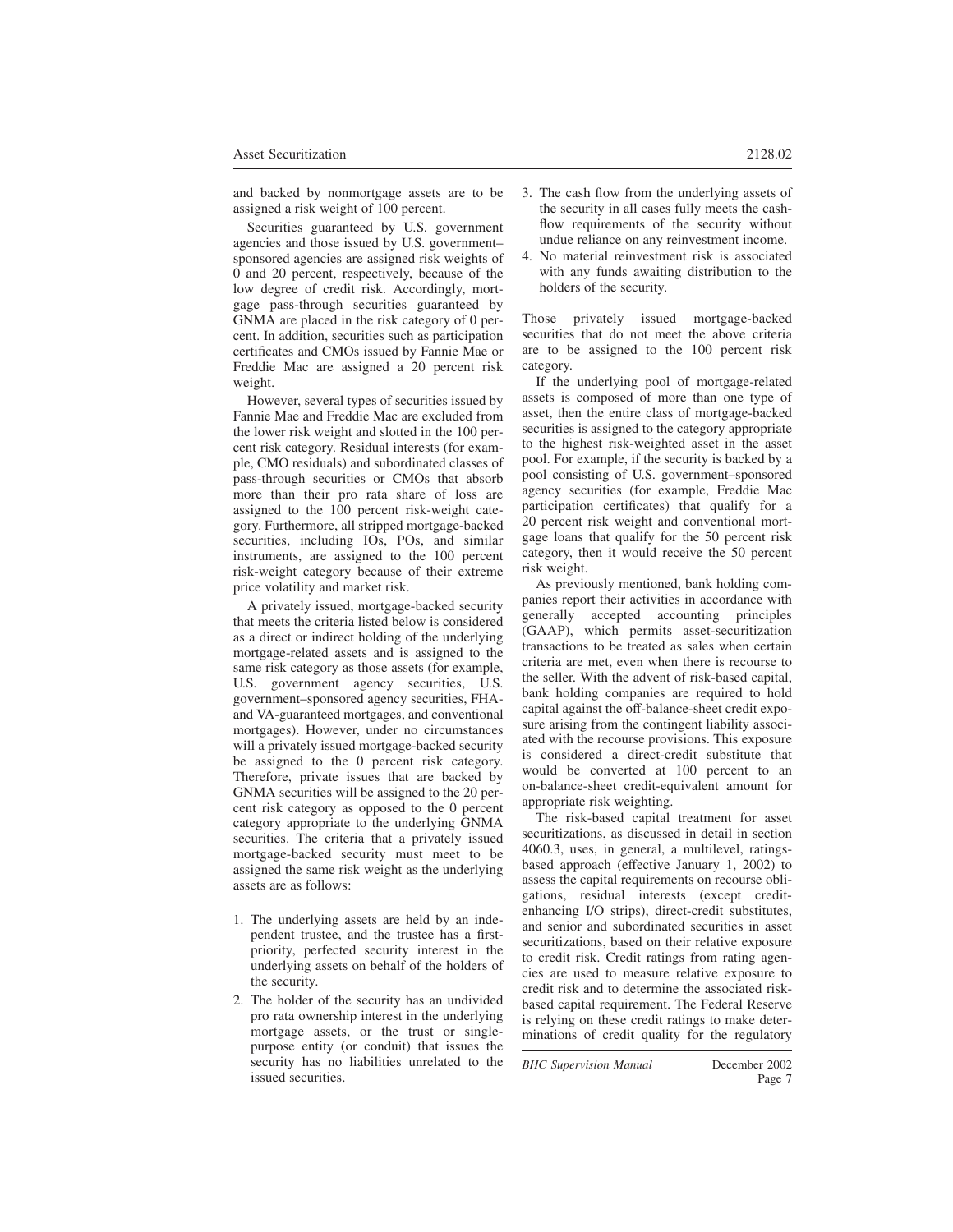and backed by nonmortgage assets are to be assigned a risk weight of 100 percent.

Securities guaranteed by U.S. government agencies and those issued by U.S. government–sponsored agencies are assigned risk weights of 0 and 20 percent, respectively, because of the low degree of credit risk. Accordingly, mortgage pass-through securities guaranteed by GNMA are placed in the risk category of 0 percent. In addition, securities such as participation certificates and CMOs issued by Fannie Mae or Freddie Mac are assigned a 20 percent risk weight.

However, several types of securities issued by Fannie Mae and Freddie Mac are excluded from the lower risk weight and slotted in the 100 percent risk category. Residual interests (for example, CMO residuals) and subordinated classes of pass-through securities or CMOs that absorb more than their pro rata share of loss are assigned to the 100 percent risk-weight category. Furthermore, all stripped mortgage-backed securities, including IOs, POs, and similar instruments, are assigned to the 100 percent risk-weight category because of their extreme price volatility and market risk.

A privately issued, mortgage-backed security that meets the criteria listed below is considered as a direct or indirect holding of the underlying mortgage-related assets and is assigned to the same risk category as those assets (for example, U.S. government agency securities, U.S. government–sponsored agency securities, FHA- and VA-guaranteed mortgages, and conventional mortgages). However, under no circumstances will a privately issued mortgage-backed security be assigned to the 0 percent risk category. Therefore, private issues that are backed by GNMA securities will be assigned to the 20 percent risk category as opposed to the 0 percent category appropriate to the underlying GNMA securities. The criteria that a privately issued mortgage-backed security must meet to be assigned the same risk weight as the underlying assets are as follows:

1. The underlying assets are held by an independent trustee, and the trustee has a first-priority, perfected security interest in the underlying assets on behalf of the holders of the security.
2. The holder of the security has an undivided pro rata ownership interest in the underlying mortgage assets, or the trust or single-purpose entity (or conduit) that issues the security has no liabilities unrelated to the issued securities.
3. The cash flow from the underlying assets of the security in all cases fully meets the cash-flow requirements of the security without undue reliance on any reinvestment income.
4. No material reinvestment risk is associated with any funds awaiting distribution to the holders of the security.

Those privately issued mortgage-backed securities that do not meet the above criteria are to be assigned to the 100 percent risk category.

If the underlying pool of mortgage-related assets is composed of more than one type of asset, then the entire class of mortgage-backed securities is assigned to the category appropriate to the highest risk-weighted asset in the asset pool. For example, if the security is backed by a pool consisting of U.S. government–sponsored agency securities (for example, Freddie Mac participation certificates) that qualify for a 20 percent risk weight and conventional mortgage loans that qualify for the 50 percent risk category, then it would receive the 50 percent risk weight.

As previously mentioned, bank holding companies report their activities in accordance with generally accepted accounting principles (GAAP), which permits asset-securitization transactions to be treated as sales when certain criteria are met, even when there is recourse to the seller. With the advent of risk-based capital, bank holding companies are required to hold capital against the off-balance-sheet credit exposure arising from the contingent liability associated with the recourse provisions. This exposure is considered a direct-credit substitute that would be converted at 100 percent to an on-balance-sheet credit-equivalent amount for appropriate risk weighting.

The risk-based capital treatment for asset securitizations, as discussed in detail in section 4060.3, uses, in general, a multilevel, ratings-based approach (effective January 1, 2002) to assess the capital requirements on recourse obligations, residual interests (except credit-enhancing I/O strips), direct-credit substitutes, and senior and subordinated securities in asset securitizations, based on their relative exposure to credit risk. Credit ratings from rating agencies are used to measure relative exposure to credit risk and to determine the associated risk-based capital requirement. The Federal Reserve is relying on these credit ratings to make determinations of credit quality for the regulatory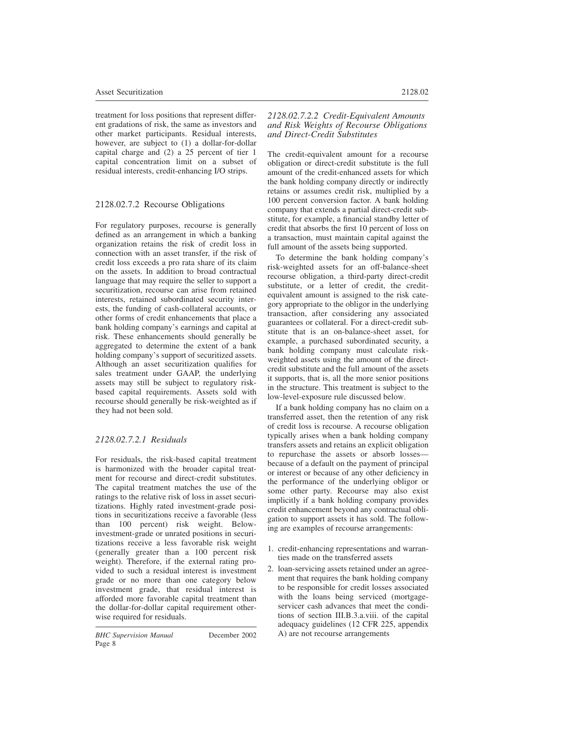treatment for loss positions that represent different gradations of risk, the same as investors and other market participants. Residual interests, however, are subject to (1) a dollar-for-dollar capital charge and (2) a 25 percent of tier 1 capital concentration limit on a subset of residual interests, credit-enhancing I/O strips.

## 2128.02.7.2 Recourse Obligations

For regulatory purposes, recourse is generally defined as an arrangement in which a banking organization retains the risk of credit loss in connection with an asset transfer, if the risk of credit loss exceeds a pro rata share of its claim on the assets. In addition to broad contractual language that may require the seller to support a securitization, recourse can arise from retained interests, retained subordinated security interests, the funding of cash-collateral accounts, or other forms of credit enhancements that place a bank holding company's earnings and capital at risk. These enhancements should generally be aggregated to determine the extent of a bank holding company's support of securitized assets. Although an asset securitization qualifies for sales treatment under GAAP, the underlying assets may still be subject to regulatory risk-based capital requirements. Assets sold with recourse should generally be risk-weighted as if they had not been sold.

### *2128.02.7.2.1 Residuals*

For residuals, the risk-based capital treatment is harmonized with the broader capital treatment for recourse and direct-credit substitutes. The capital treatment matches the use of the ratings to the relative risk of loss in asset securitizations. Highly rated investment-grade positions in securitizations receive a favorable (less than 100 percent) risk weight. Below-investment-grade or unrated positions in securitizations receive a less favorable risk weight (generally greater than a 100 percent risk weight). Therefore, if the external rating provided to such a residual interest is investment grade or no more than one category below investment grade, that residual interest is afforded more favorable capital treatment than the dollar-for-dollar capital requirement otherwise required for residuals.

### *2128.02.7.2.2 Credit-Equivalent Amounts and Risk Weights of Recourse Obligations and Direct-Credit Substitutes*

The credit-equivalent amount for a recourse obligation or direct-credit substitute is the full amount of the credit-enhanced assets for which the bank holding company directly or indirectly retains or assumes credit risk, multiplied by a 100 percent conversion factor. A bank holding company that extends a partial direct-credit substitute, for example, a financial standby letter of credit that absorbs the first 10 percent of loss on a transaction, must maintain capital against the full amount of the assets being supported.

To determine the bank holding company's risk-weighted assets for an off-balance-sheet recourse obligation, a third-party direct-credit substitute, or a letter of credit, the credit-equivalent amount is assigned to the risk category appropriate to the obligor in the underlying transaction, after considering any associated guarantees or collateral. For a direct-credit substitute that is an on-balance-sheet asset, for example, a purchased subordinated security, a bank holding company must calculate risk-weighted assets using the amount of the direct-credit substitute and the full amount of the assets it supports, that is, all the more senior positions in the structure. This treatment is subject to the low-level-exposure rule discussed below.

If a bank holding company has no claim on a transferred asset, then the retention of any risk of credit loss is recourse. A recourse obligation typically arises when a bank holding company transfers assets and retains an explicit obligation to repurchase the assets or absorb losses—because of a default on the payment of principal or interest or because of any other deficiency in the performance of the underlying obligor or some other party. Recourse may also exist implicitly if a bank holding company provides credit enhancement beyond any contractual obligation to support assets it has sold. The following are examples of recourse arrangements:

1. credit-enhancing representations and warranties made on the transferred assets
2. loan-servicing assets retained under an agreement that requires the bank holding company to be responsible for credit losses associated with the loans being serviced (mortgage-servicer cash advances that meet the conditions of section III.B.3.a.viii. of the capital adequacy guidelines (12 CFR 225, appendix A) are not recourse arrangements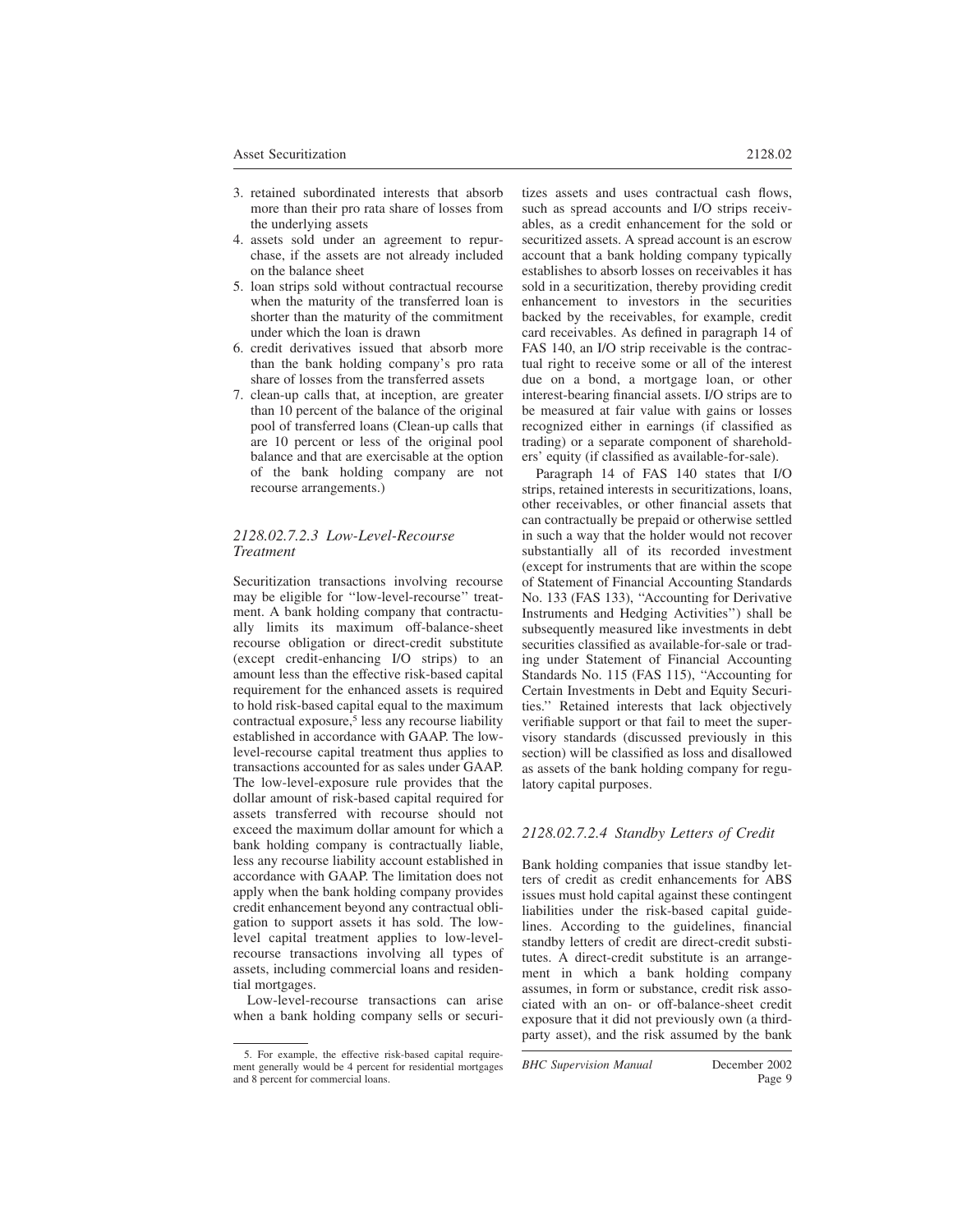3. retained subordinated interests that absorb more than their pro rata share of losses from the underlying assets
4. assets sold under an agreement to repurchase, if the assets are not already included on the balance sheet
5. loan strips sold without contractual recourse when the maturity of the transferred loan is shorter than the maturity of the commitment under which the loan is drawn
6. credit derivatives issued that absorb more than the bank holding company's pro rata share of losses from the transferred assets
7. clean-up calls that, at inception, are greater than 10 percent of the balance of the original pool of transferred loans (Clean-up calls that are 10 percent or less of the original pool balance and that are exercisable at the option of the bank holding company are not recourse arrangements.)

### *2128.02.7.2.3 Low-Level-Recourse Treatment*

Securitization transactions involving recourse may be eligible for ''low-level-recourse'' treatment. A bank holding company that contractually limits its maximum off-balance-sheet recourse obligation or direct-credit substitute (except credit-enhancing I/O strips) to an amount less than the effective risk-based capital requirement for the enhanced assets is required to hold risk-based capital equal to the maximum contractual exposure,[5] less any recourse liability established in accordance with GAAP. The low-level-recourse capital treatment thus applies to transactions accounted for as sales under GAAP. The low-level-exposure rule provides that the dollar amount of risk-based capital required for assets transferred with recourse should not exceed the maximum dollar amount for which a bank holding company is contractually liable, less any recourse liability account established in accordance with GAAP. The limitation does not apply when the bank holding company provides credit enhancement beyond any contractual obligation to support assets it has sold. The low-level capital treatment applies to low-level-recourse transactions involving all types of assets, including commercial loans and residential mortgages.

Low-level-recourse transactions can arise when a bank holding company sells or securitizes assets and uses contractual cash flows, such as spread accounts and I/O strips receivables, as a credit enhancement for the sold or securitized assets. A spread account is an escrow account that a bank holding company typically establishes to absorb losses on receivables it has sold in a securitization, thereby providing credit enhancement to investors in the securities backed by the receivables, for example, credit card receivables. As defined in paragraph 14 of FAS 140, an I/O strip receivable is the contractual right to receive some or all of the interest due on a bond, a mortgage loan, or other interest-bearing financial assets. I/O strips are to be measured at fair value with gains or losses recognized either in earnings (if classified as trading) or a separate component of shareholders' equity (if classified as available-for-sale).

Paragraph 14 of FAS 140 states that I/O strips, retained interests in securitizations, loans, other receivables, or other financial assets that can contractually be prepaid or otherwise settled in such a way that the holder would not recover substantially all of its recorded investment (except for instruments that are within the scope of Statement of Financial Accounting Standards No. 133 (FAS 133), ''Accounting for Derivative Instruments and Hedging Activities'') shall be subsequently measured like investments in debt securities classified as available-for-sale or trading under Statement of Financial Accounting Standards No. 115 (FAS 115), ''Accounting for Certain Investments in Debt and Equity Securities.'' Retained interests that lack objectively verifiable support or that fail to meet the supervisory standards (discussed previously in this section) will be classified as loss and disallowed as assets of the bank holding company for regulatory capital purposes.

### *2128.02.7.2.4 Standby Letters of Credit*

Bank holding companies that issue standby letters of credit as credit enhancements for ABS issues must hold capital against these contingent liabilities under the risk-based capital guidelines. According to the guidelines, financial standby letters of credit are direct-credit substitutes. A direct-credit substitute is an arrangement in which a bank holding company assumes, in form or substance, credit risk associated with an on- or off-balance-sheet credit exposure that it did not previously own (a third-party asset), and the risk assumed by the bank

---

5. For example, the effective risk-based capital requirement generally would be 4 percent for residential mortgages and 8 percent for commercial loans.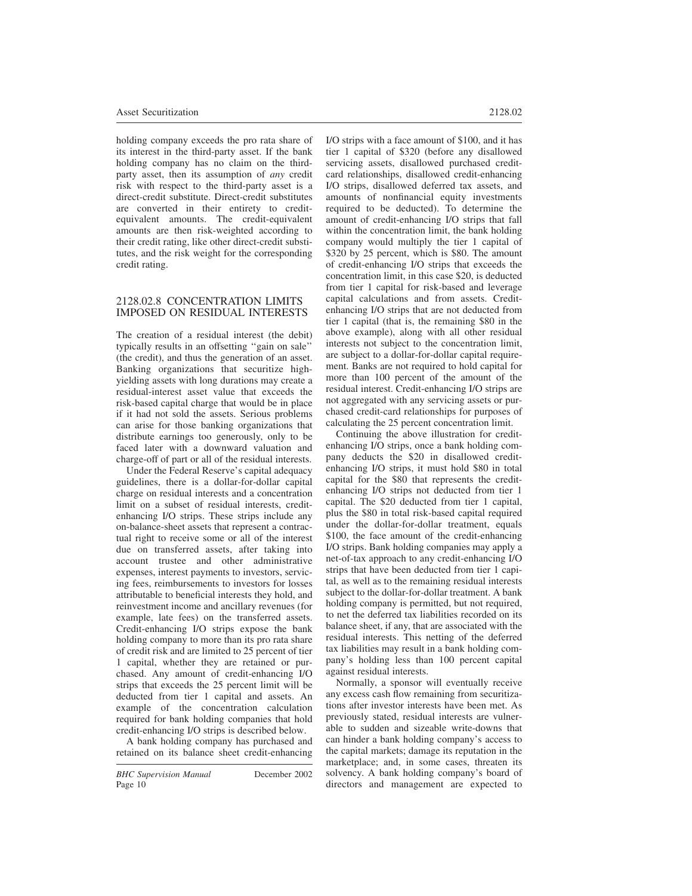holding company exceeds the pro rata share of its interest in the third-party asset. If the bank holding company has no claim on the third-party asset, then its assumption of *any* credit risk with respect to the third-party asset is a direct-credit substitute. Direct-credit substitutes are converted in their entirety to credit-equivalent amounts. The credit-equivalent amounts are then risk-weighted according to their credit rating, like other direct-credit substitutes, and the risk weight for the corresponding credit rating.

## 2128.02.8 CONCENTRATION LIMITS IMPOSED ON RESIDUAL INTERESTS

The creation of a residual interest (the debit) typically results in an offsetting ''gain on sale'' (the credit), and thus the generation of an asset. Banking organizations that securitize high-yielding assets with long durations may create a residual-interest asset value that exceeds the risk-based capital charge that would be in place if it had not sold the assets. Serious problems can arise for those banking organizations that distribute earnings too generously, only to be faced later with a downward valuation and charge-off of part or all of the residual interests.

Under the Federal Reserve's capital adequacy guidelines, there is a dollar-for-dollar capital charge on residual interests and a concentration limit on a subset of residual interests, credit-enhancing I/O strips. These strips include any on-balance-sheet assets that represent a contractual right to receive some or all of the interest due on transferred assets, after taking into account trustee and other administrative expenses, interest payments to investors, servicing fees, reimbursements to investors for losses attributable to beneficial interests they hold, and reinvestment income and ancillary revenues (for example, late fees) on the transferred assets. Credit-enhancing I/O strips expose the bank holding company to more than its pro rata share of credit risk and are limited to 25 percent of tier 1 capital, whether they are retained or purchased. Any amount of credit-enhancing I/O strips that exceeds the 25 percent limit will be deducted from tier 1 capital and assets. An example of the concentration calculation required for bank holding companies that hold credit-enhancing I/O strips is described below.

A bank holding company has purchased and retained on its balance sheet credit-enhancing I/O strips with a face amount of \$100, and it has tier 1 capital of \$320 (before any disallowed servicing assets, disallowed purchased credit-card relationships, disallowed credit-enhancing I/O strips, disallowed deferred tax assets, and amounts of nonfinancial equity investments required to be deducted). To determine the amount of credit-enhancing I/O strips that fall within the concentration limit, the bank holding company would multiply the tier 1 capital of \$320 by 25 percent, which is \$80. The amount of credit-enhancing I/O strips that exceeds the concentration limit, in this case \$20, is deducted from tier 1 capital for risk-based and leverage capital calculations and from assets. Credit-enhancing I/O strips that are not deducted from tier 1 capital (that is, the remaining \$80 in the above example), along with all other residual interests not subject to the concentration limit, are subject to a dollar-for-dollar capital requirement. Banks are not required to hold capital for more than 100 percent of the amount of the residual interest. Credit-enhancing I/O strips are not aggregated with any servicing assets or purchased credit-card relationships for purposes of calculating the 25 percent concentration limit.

Continuing the above illustration for credit-enhancing I/O strips, once a bank holding company deducts the \$20 in disallowed credit-enhancing I/O strips, it must hold \$80 in total capital for the \$80 that represents the credit-enhancing I/O strips not deducted from tier 1 capital. The \$20 deducted from tier 1 capital, plus the \$80 in total risk-based capital required under the dollar-for-dollar treatment, equals \$100, the face amount of the credit-enhancing I/O strips. Bank holding companies may apply a net-of-tax approach to any credit-enhancing I/O strips that have been deducted from tier 1 capital, as well as to the remaining residual interests subject to the dollar-for-dollar treatment. A bank holding company is permitted, but not required, to net the deferred tax liabilities recorded on its balance sheet, if any, that are associated with the residual interests. This netting of the deferred tax liabilities may result in a bank holding company's holding less than 100 percent capital against residual interests.

Normally, a sponsor will eventually receive any excess cash flow remaining from securitizations after investor interests have been met. As previously stated, residual interests are vulnerable to sudden and sizeable write-downs that can hinder a bank holding company's access to the capital markets; damage its reputation in the marketplace; and, in some cases, threaten its solvency. A bank holding company's board of directors and management are expected to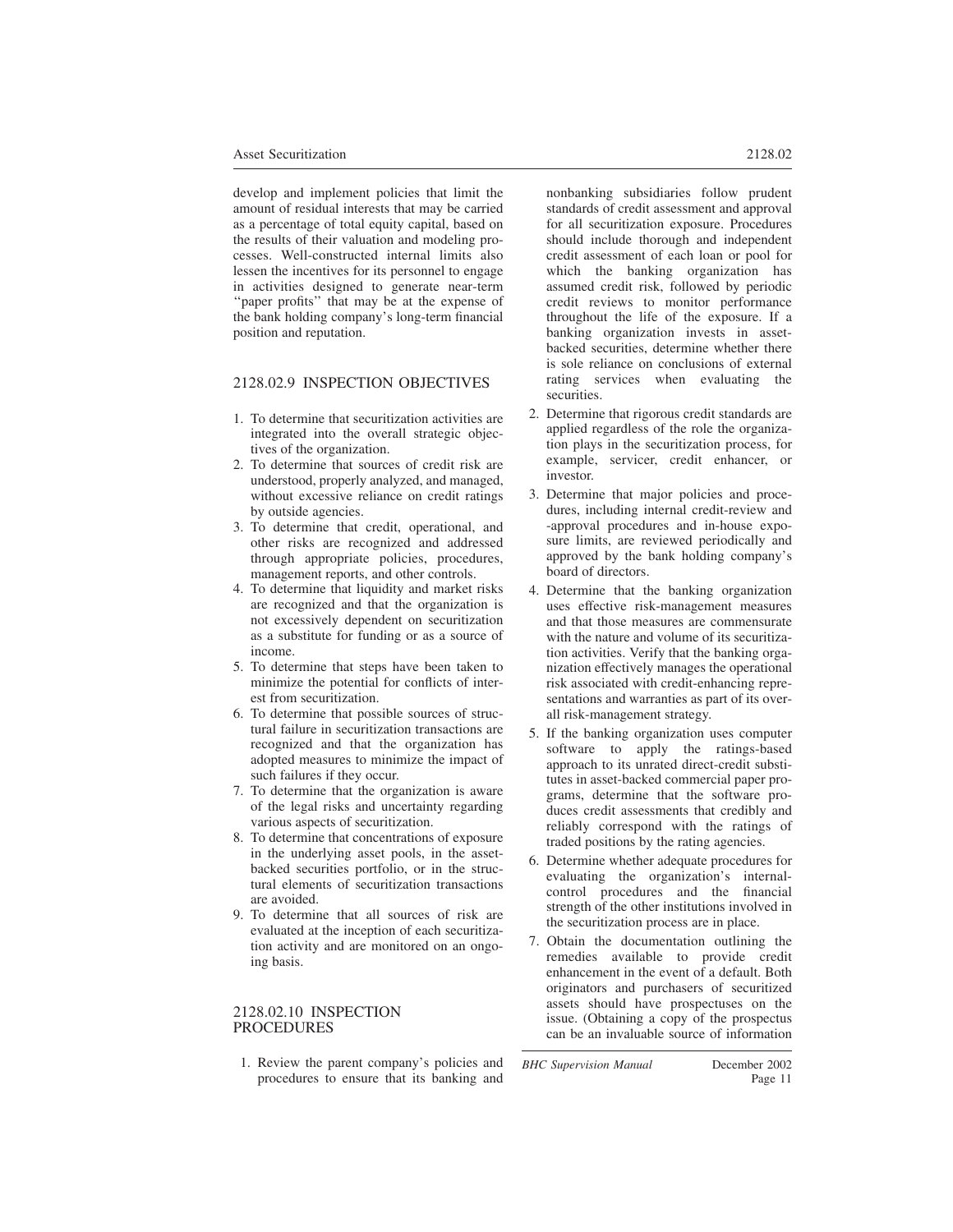develop and implement policies that limit the amount of residual interests that may be carried as a percentage of total equity capital, based on the results of their valuation and modeling processes. Well-constructed internal limits also lessen the incentives for its personnel to engage in activities designed to generate near-term ''paper profits'' that may be at the expense of the bank holding company's long-term financial position and reputation.

## 2128.02.9 INSPECTION OBJECTIVES

1. To determine that securitization activities are integrated into the overall strategic objectives of the organization.
2. To determine that sources of credit risk are understood, properly analyzed, and managed, without excessive reliance on credit ratings by outside agencies.
3. To determine that credit, operational, and other risks are recognized and addressed through appropriate policies, procedures, management reports, and other controls.
4. To determine that liquidity and market risks are recognized and that the organization is not excessively dependent on securitization as a substitute for funding or as a source of income.
5. To determine that steps have been taken to minimize the potential for conflicts of interest from securitization.
6. To determine that possible sources of structural failure in securitization transactions are recognized and that the organization has adopted measures to minimize the impact of such failures if they occur.
7. To determine that the organization is aware of the legal risks and uncertainty regarding various aspects of securitization.
8. To determine that concentrations of exposure in the underlying asset pools, in the asset-backed securities portfolio, or in the structural elements of securitization transactions are avoided.
9. To determine that all sources of risk are evaluated at the inception of each securitization activity and are monitored on an ongoing basis.

## 2128.02.10 INSPECTION PROCEDURES

1. Review the parent company's policies and procedures to ensure that its banking and nonbanking subsidiaries follow prudent standards of credit assessment and approval for all securitization exposure. Procedures should include thorough and independent credit assessment of each loan or pool for which the banking organization has assumed credit risk, followed by periodic credit reviews to monitor performance throughout the life of the exposure. If a banking organization invests in asset-backed securities, determine whether there is sole reliance on conclusions of external rating services when evaluating the securities.
2. Determine that rigorous credit standards are applied regardless of the role the organization plays in the securitization process, for example, servicer, credit enhancer, or investor.
3. Determine that major policies and procedures, including internal credit-review and -approval procedures and in-house exposure limits, are reviewed periodically and approved by the bank holding company's board of directors.
4. Determine that the banking organization uses effective risk-management measures and that those measures are commensurate with the nature and volume of its securitization activities. Verify that the banking organization effectively manages the operational risk associated with credit-enhancing representations and warranties as part of its overall risk-management strategy.
5. If the banking organization uses computer software to apply the ratings-based approach to its unrated direct-credit substitutes in asset-backed commercial paper programs, determine that the software produces credit assessments that credibly and reliably correspond with the ratings of traded positions by the rating agencies.
6. Determine whether adequate procedures for evaluating the organization's internal-control procedures and the financial strength of the other institutions involved in the securitization process are in place.
7. Obtain the documentation outlining the remedies available to provide credit enhancement in the event of a default. Both originators and purchasers of securitized assets should have prospectuses on the issue. (Obtaining a copy of the prospectus can be an invaluable source of information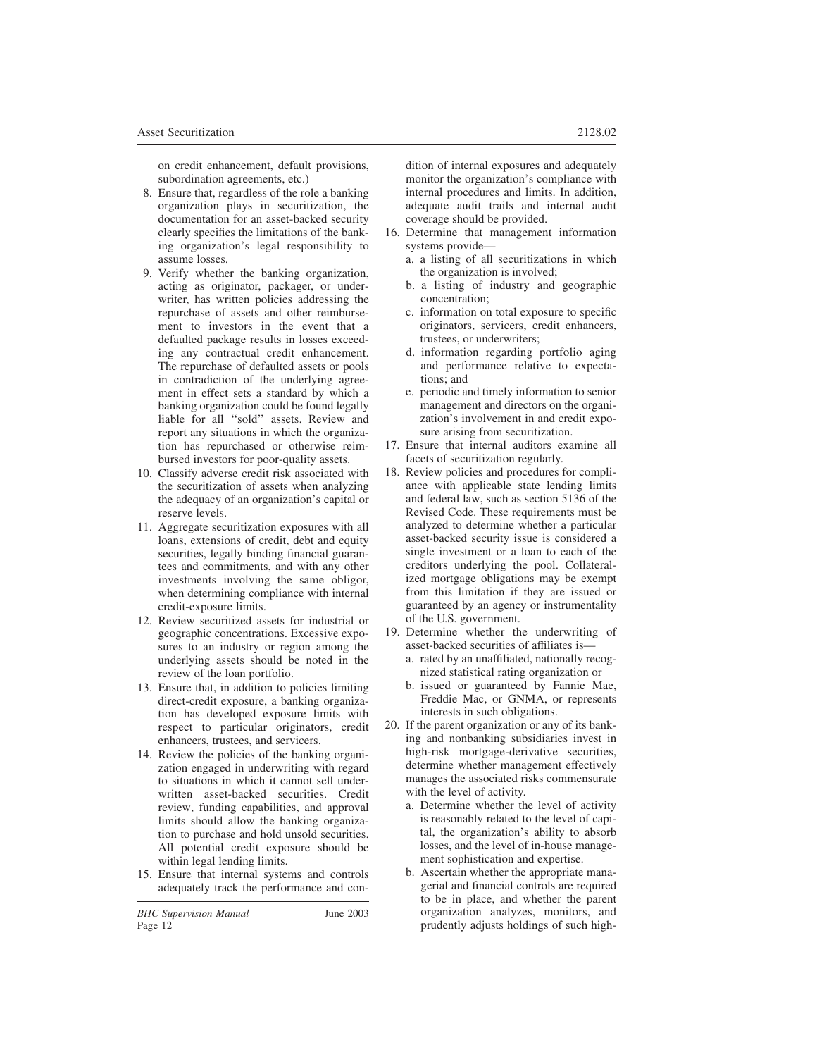on credit enhancement, default provisions, subordination agreements, etc.)

8. Ensure that, regardless of the role a banking organization plays in securitization, the documentation for an asset-backed security clearly specifies the limitations of the banking organization's legal responsibility to assume losses.
9. Verify whether the banking organization, acting as originator, packager, or underwriter, has written policies addressing the repurchase of assets and other reimbursement to investors in the event that a defaulted package results in losses exceeding any contractual credit enhancement. The repurchase of defaulted assets or pools in contradiction of the underlying agreement in effect sets a standard by which a banking organization could be found legally liable for all ''sold'' assets. Review and report any situations in which the organization has repurchased or otherwise reimbursed investors for poor-quality assets.
10. Classify adverse credit risk associated with the securitization of assets when analyzing the adequacy of an organization's capital or reserve levels.
11. Aggregate securitization exposures with all loans, extensions of credit, debt and equity securities, legally binding financial guarantees and commitments, and with any other investments involving the same obligor, when determining compliance with internal credit-exposure limits.
12. Review securitized assets for industrial or geographic concentrations. Excessive exposures to an industry or region among the underlying assets should be noted in the review of the loan portfolio.
13. Ensure that, in addition to policies limiting direct-credit exposure, a banking organization has developed exposure limits with respect to particular originators, credit enhancers, trustees, and servicers.
14. Review the policies of the banking organization engaged in underwriting with regard to situations in which it cannot sell underwritten asset-backed securities. Credit review, funding capabilities, and approval limits should allow the banking organization to purchase and hold unsold securities. All potential credit exposure should be within legal lending limits.
15. Ensure that internal systems and controls adequately track the performance and condition of internal exposures and adequately monitor the organization's compliance with internal procedures and limits. In addition, adequate audit trails and internal audit coverage should be provided.
16. Determine that management information systems provide—
    a. a listing of all securitizations in which the organization is involved;
    b. a listing of industry and geographic concentration;
    c. information on total exposure to specific originators, servicers, credit enhancers, trustees, or underwriters;
    d. information regarding portfolio aging and performance relative to expectations; and
    e. periodic and timely information to senior management and directors on the organization's involvement in and credit exposure arising from securitization.
17. Ensure that internal auditors examine all facets of securitization regularly.
18. Review policies and procedures for compliance with applicable state lending limits and federal law, such as section 5136 of the Revised Code. These requirements must be analyzed to determine whether a particular asset-backed security issue is considered a single investment or a loan to each of the creditors underlying the pool. Collateralized mortgage obligations may be exempt from this limitation if they are issued or guaranteed by an agency or instrumentality of the U.S. government.
19. Determine whether the underwriting of asset-backed securities of affiliates is—
    a. rated by an unaffiliated, nationally recognized statistical rating organization or
    b. issued or guaranteed by Fannie Mae, Freddie Mac, or GNMA, or represents interests in such obligations.
20. If the parent organization or any of its banking and nonbanking subsidiaries invest in high-risk mortgage-derivative securities, determine whether management effectively manages the associated risks commensurate with the level of activity.
    a. Determine whether the level of activity is reasonably related to the level of capital, the organization's ability to absorb losses, and the level of in-house management sophistication and expertise.
    b. Ascertain whether the appropriate managerial and financial controls are required to be in place, and whether the parent organization analyzes, monitors, and prudently adjusts holdings of such high-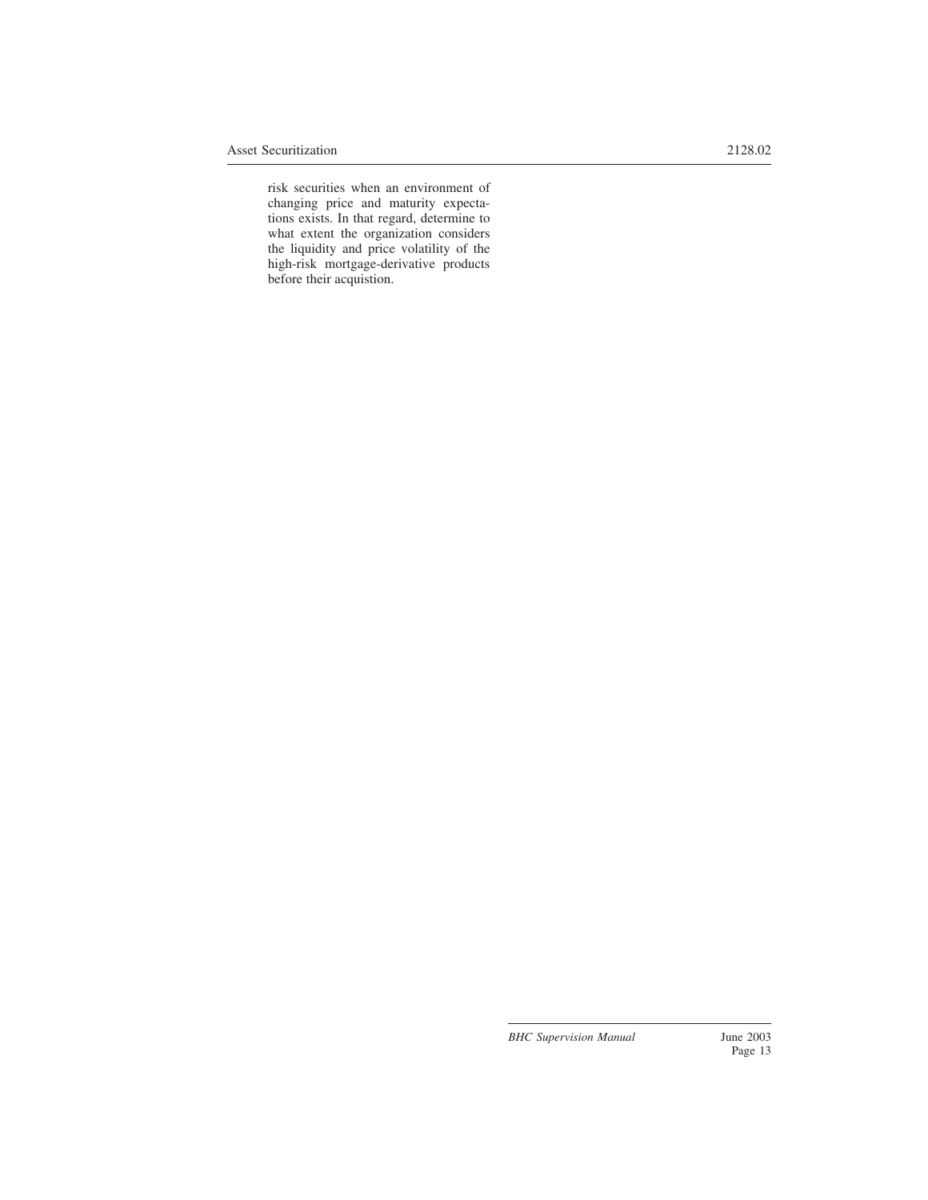risk securities when an environment of changing price and maturity expectations exists. In that regard, determine to what extent the organization considers the liquidity and price volatility of the high-risk mortgage-derivative products before their acquistion.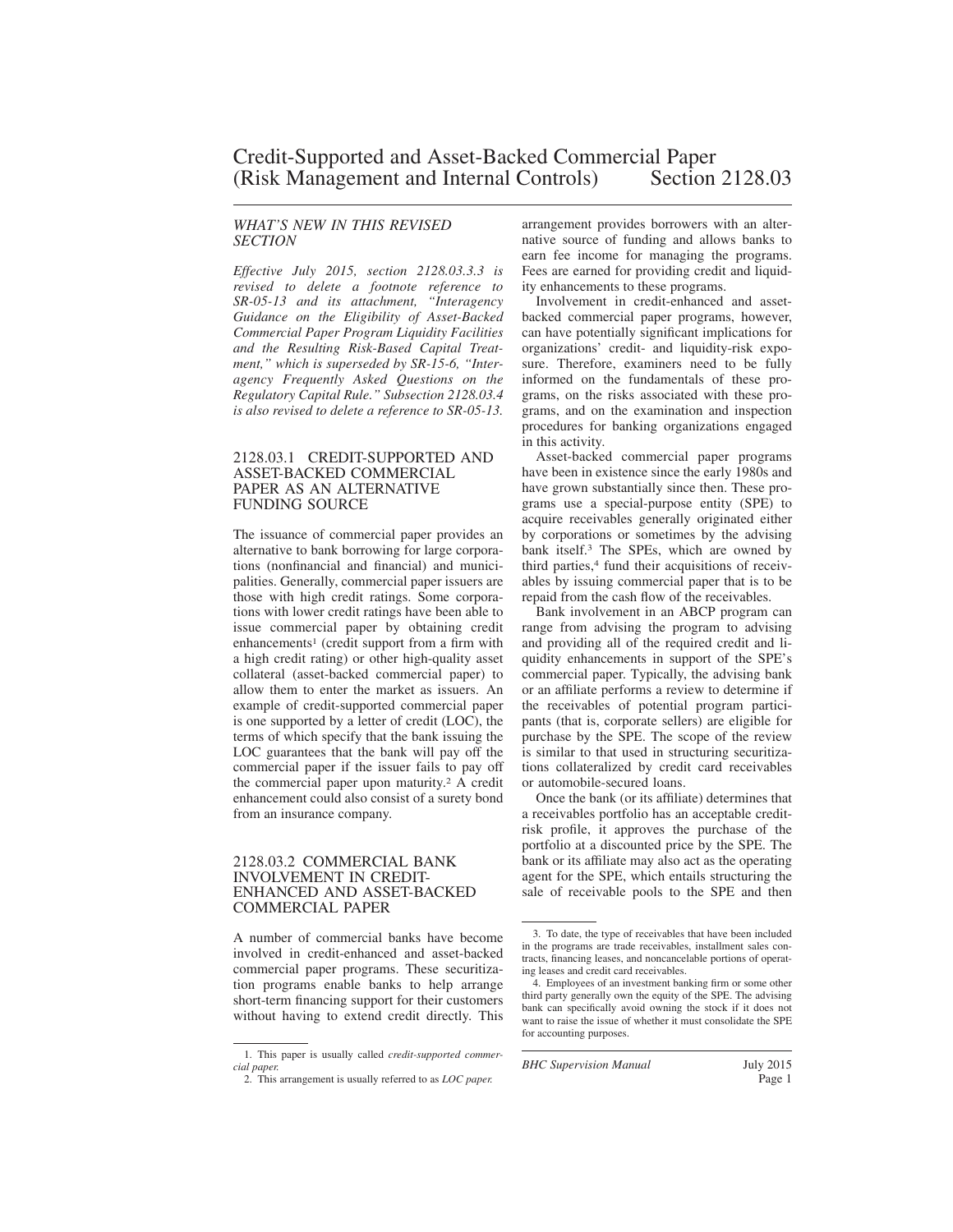# Credit-Supported and Asset-Backed Commercial Paper (Risk Management and Internal Controls) Section 2128.03

*WHAT'S NEW IN THIS REVISED SECTION*

*Effective July 2015, section 2128.03.3.3 is revised to delete a footnote reference to SR-05-13 and its attachment, "Interagency Guidance on the Eligibility of Asset-Backed Commercial Paper Program Liquidity Facilities and the Resulting Risk-Based Capital Treatment," which is superseded by SR-15-6, "Interagency Frequently Asked Questions on the Regulatory Capital Rule." Subsection 2128.03.4 is also revised to delete a reference to SR-05-13.*

## 2128.03.1 CREDIT-SUPPORTED AND ASSET-BACKED COMMERCIAL PAPER AS AN ALTERNATIVE FUNDING SOURCE

The issuance of commercial paper provides an alternative to bank borrowing for large corporations (nonfinancial and financial) and municipalities. Generally, commercial paper issuers are those with high credit ratings. Some corporations with lower credit ratings have been able to issue commercial paper by obtaining credit enhancements[1] (credit support from a firm with a high credit rating) or other high-quality asset collateral (asset-backed commercial paper) to allow them to enter the market as issuers. An example of credit-supported commercial paper is one supported by a letter of credit (LOC), the terms of which specify that the bank issuing the LOC guarantees that the bank will pay off the commercial paper if the issuer fails to pay off the commercial paper upon maturity.[2] A credit enhancement could also consist of a surety bond from an insurance company.

## 2128.03.2 COMMERCIAL BANK INVOLVEMENT IN CREDIT-ENHANCED AND ASSET-BACKED COMMERCIAL PAPER

A number of commercial banks have become involved in credit-enhanced and asset-backed commercial paper programs. These securitization programs enable banks to help arrange short-term financing support for their customers without having to extend credit directly. This arrangement provides borrowers with an alternative source of funding and allows banks to earn fee income for managing the programs. Fees are earned for providing credit and liquidity enhancements to these programs.

Involvement in credit-enhanced and asset-backed commercial paper programs, however, can have potentially significant implications for organizations' credit- and liquidity-risk exposure. Therefore, examiners need to be fully informed on the fundamentals of these programs, on the risks associated with these programs, and on the examination and inspection procedures for banking organizations engaged in this activity.

Asset-backed commercial paper programs have been in existence since the early 1980s and have grown substantially since then. These programs use a special-purpose entity (SPE) to acquire receivables generally originated either by corporations or sometimes by the advising bank itself.[3] The SPEs, which are owned by third parties,[4] fund their acquisitions of receivables by issuing commercial paper that is to be repaid from the cash flow of the receivables.

Bank involvement in an ABCP program can range from advising the program to advising and providing all of the required credit and liquidity enhancements in support of the SPE's commercial paper. Typically, the advising bank or an affiliate performs a review to determine if the receivables of potential program participants (that is, corporate sellers) are eligible for purchase by the SPE. The scope of the review is similar to that used in structuring securitizations collateralized by credit card receivables or automobile-secured loans.

Once the bank (or its affiliate) determines that a receivables portfolio has an acceptable credit-risk profile, it approves the purchase of the portfolio at a discounted price by the SPE. The bank or its affiliate may also act as the operating agent for the SPE, which entails structuring the sale of receivable pools to the SPE and then

1. This paper is usually called *credit-supported commercial paper.*

2. This arrangement is usually referred to as *LOC paper.*

3. To date, the type of receivables that have been included in the programs are trade receivables, installment sales contracts, financing leases, and noncancelable portions of operating leases and credit card receivables.

4. Employees of an investment banking firm or some other third party generally own the equity of the SPE. The advising bank can specifically avoid owning the stock if it does not want to raise the issue of whether it must consolidate the SPE for accounting purposes.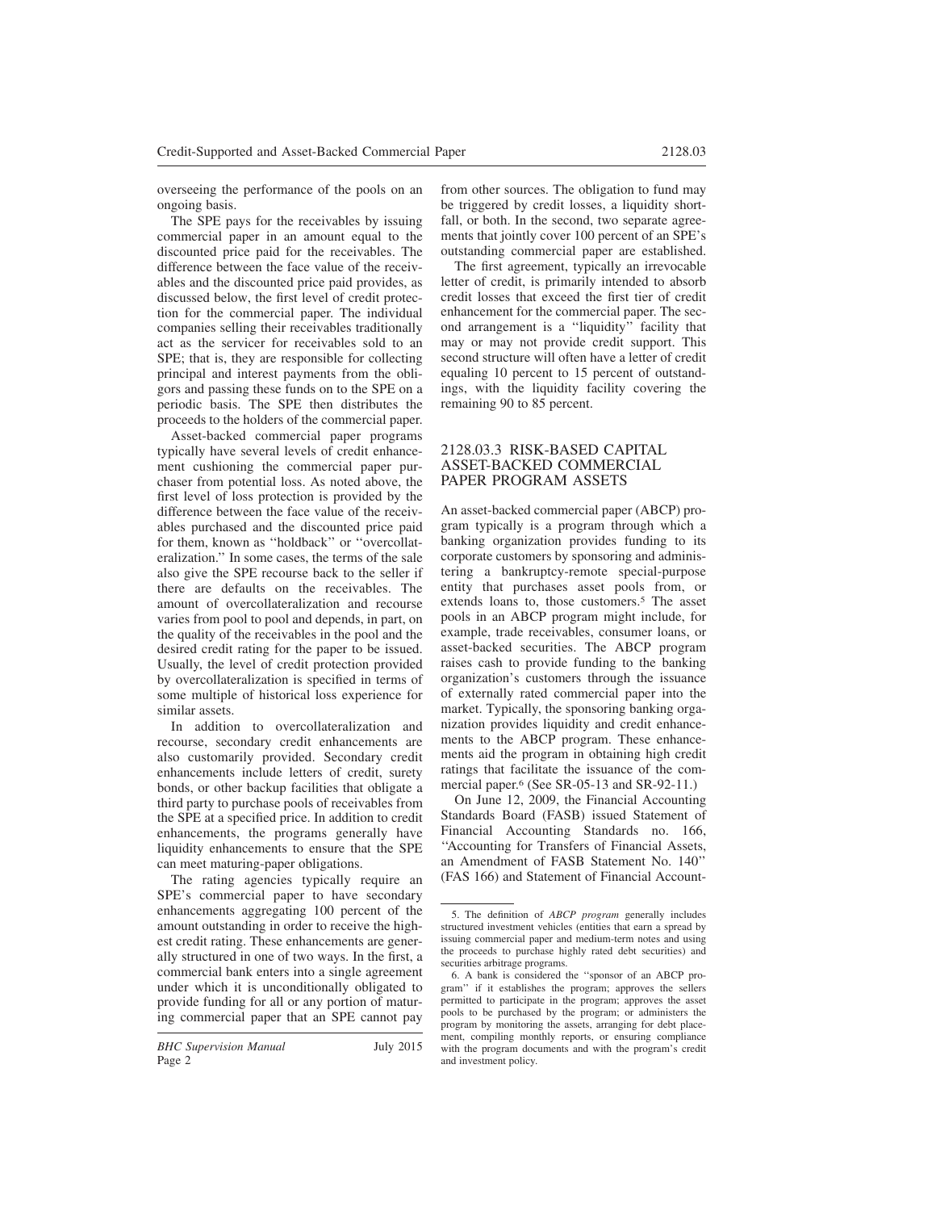overseeing the performance of the pools on an ongoing basis.

The SPE pays for the receivables by issuing commercial paper in an amount equal to the discounted price paid for the receivables. The difference between the face value of the receivables and the discounted price paid provides, as discussed below, the first level of credit protection for the commercial paper. The individual companies selling their receivables traditionally act as the servicer for receivables sold to an SPE; that is, they are responsible for collecting principal and interest payments from the obligors and passing these funds on to the SPE on a periodic basis. The SPE then distributes the proceeds to the holders of the commercial paper.

Asset-backed commercial paper programs typically have several levels of credit enhancement cushioning the commercial paper purchaser from potential loss. As noted above, the first level of loss protection is provided by the difference between the face value of the receivables purchased and the discounted price paid for them, known as ''holdback'' or ''overcollateralization.'' In some cases, the terms of the sale also give the SPE recourse back to the seller if there are defaults on the receivables. The amount of overcollateralization and recourse varies from pool to pool and depends, in part, on the quality of the receivables in the pool and the desired credit rating for the paper to be issued. Usually, the level of credit protection provided by overcollateralization is specified in terms of some multiple of historical loss experience for similar assets.

In addition to overcollateralization and recourse, secondary credit enhancements are also customarily provided. Secondary credit enhancements include letters of credit, surety bonds, or other backup facilities that obligate a third party to purchase pools of receivables from the SPE at a specified price. In addition to credit enhancements, the programs generally have liquidity enhancements to ensure that the SPE can meet maturing-paper obligations.

The rating agencies typically require an SPE's commercial paper to have secondary enhancements aggregating 100 percent of the amount outstanding in order to receive the highest credit rating. These enhancements are generally structured in one of two ways. In the first, a commercial bank enters into a single agreement under which it is unconditionally obligated to provide funding for all or any portion of maturing commercial paper that an SPE cannot pay from other sources. The obligation to fund may be triggered by credit losses, a liquidity shortfall, or both. In the second, two separate agreements that jointly cover 100 percent of an SPE's outstanding commercial paper are established.

The first agreement, typically an irrevocable letter of credit, is primarily intended to absorb credit losses that exceed the first tier of credit enhancement for the commercial paper. The second arrangement is a ''liquidity'' facility that may or may not provide credit support. This second structure will often have a letter of credit equaling 10 percent to 15 percent of outstandings, with the liquidity facility covering the remaining 90 to 85 percent.

## 2128.03.3 RISK-BASED CAPITAL ASSET-BACKED COMMERCIAL PAPER PROGRAM ASSETS

An asset-backed commercial paper (ABCP) program typically is a program through which a banking organization provides funding to its corporate customers by sponsoring and administering a bankruptcy-remote special-purpose entity that purchases asset pools from, or extends loans to, those customers.[5] The asset pools in an ABCP program might include, for example, trade receivables, consumer loans, or asset-backed securities. The ABCP program raises cash to provide funding to the banking organization's customers through the issuance of externally rated commercial paper into the market. Typically, the sponsoring banking organization provides liquidity and credit enhancements to the ABCP program. These enhancements aid the program in obtaining high credit ratings that facilitate the issuance of the commercial paper.[6] (See SR-05-13 and SR-92-11.)

On June 12, 2009, the Financial Accounting Standards Board (FASB) issued Statement of Financial Accounting Standards no. 166, ''Accounting for Transfers of Financial Assets, an Amendment of FASB Statement No. 140'' (FAS 166) and Statement of Financial Account-

---

5. The definition of *ABCP program* generally includes structured investment vehicles (entities that earn a spread by issuing commercial paper and medium-term notes and using the proceeds to purchase highly rated debt securities) and securities arbitrage programs.

6. A bank is considered the ''sponsor of an ABCP program'' if it establishes the program; approves the sellers permitted to participate in the program; approves the asset pools to be purchased by the program; or administers the program by monitoring the assets, arranging for debt placement, compiling monthly reports, or ensuring compliance with the program documents and with the program's credit and investment policy.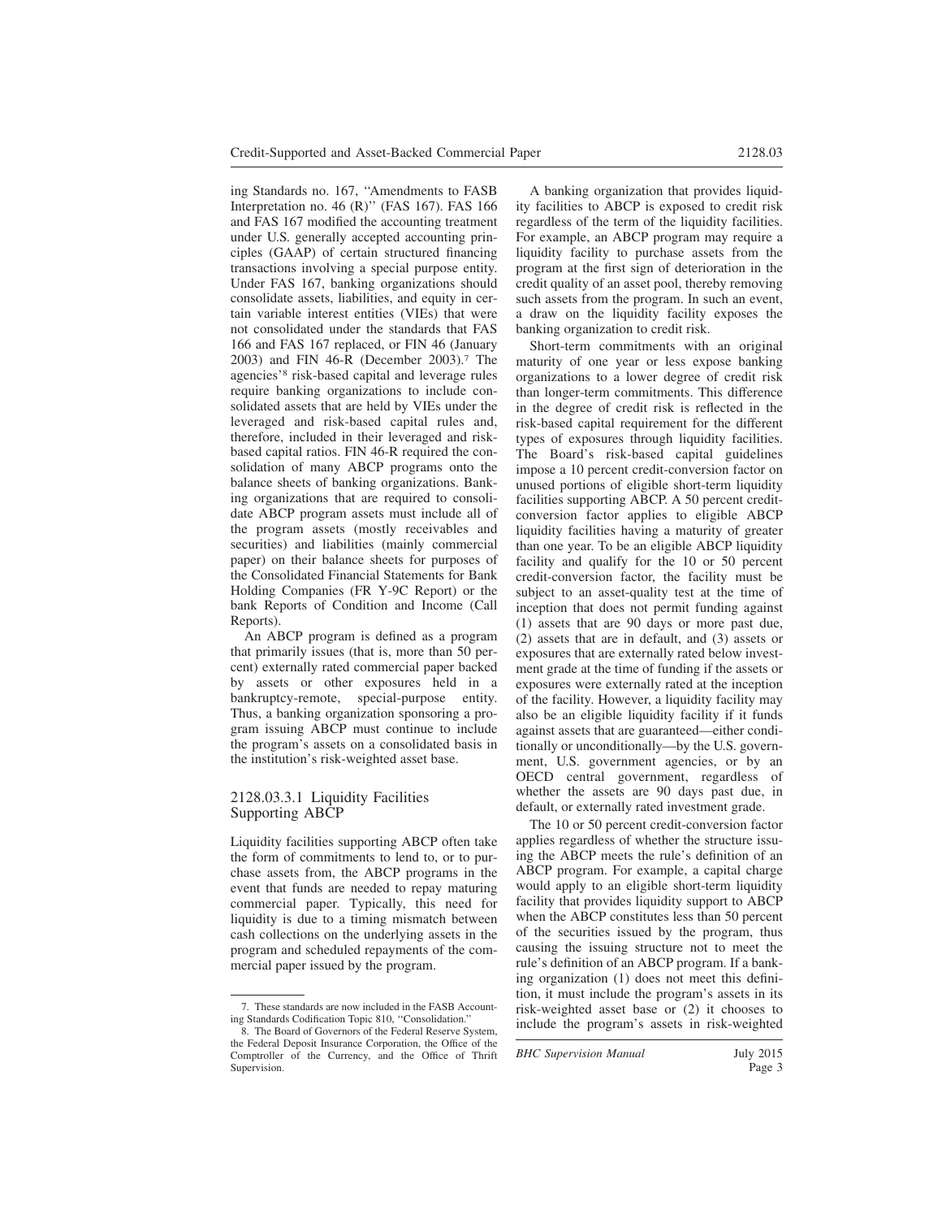ing Standards no. 167, ''Amendments to FASB Interpretation no. 46 (R)'' (FAS 167). FAS 166 and FAS 167 modified the accounting treatment under U.S. generally accepted accounting principles (GAAP) of certain structured financing transactions involving a special purpose entity. Under FAS 167, banking organizations should consolidate assets, liabilities, and equity in certain variable interest entities (VIEs) that were not consolidated under the standards that FAS 166 and FAS 167 replaced, or FIN 46 (January 2003) and FIN 46-R (December 2003).[7] The agencies'[8] risk-based capital and leverage rules require banking organizations to include consolidated assets that are held by VIEs under the leveraged and risk-based capital rules and, therefore, included in their leveraged and risk-based capital ratios. FIN 46-R required the consolidation of many ABCP programs onto the balance sheets of banking organizations. Banking organizations that are required to consolidate ABCP program assets must include all of the program assets (mostly receivables and securities) and liabilities (mainly commercial paper) on their balance sheets for purposes of the Consolidated Financial Statements for Bank Holding Companies (FR Y-9C Report) or the bank Reports of Condition and Income (Call Reports).

An ABCP program is defined as a program that primarily issues (that is, more than 50 percent) externally rated commercial paper backed by assets or other exposures held in a bankruptcy-remote, special-purpose entity. Thus, a banking organization sponsoring a program issuing ABCP must continue to include the program's assets on a consolidated basis in the institution's risk-weighted asset base.

### 2128.03.3.1 Liquidity Facilities Supporting ABCP

Liquidity facilities supporting ABCP often take the form of commitments to lend to, or to purchase assets from, the ABCP programs in the event that funds are needed to repay maturing commercial paper. Typically, this need for liquidity is due to a timing mismatch between cash collections on the underlying assets in the program and scheduled repayments of the commercial paper issued by the program.

A banking organization that provides liquidity facilities to ABCP is exposed to credit risk regardless of the term of the liquidity facilities. For example, an ABCP program may require a liquidity facility to purchase assets from the program at the first sign of deterioration in the credit quality of an asset pool, thereby removing such assets from the program. In such an event, a draw on the liquidity facility exposes the banking organization to credit risk.

Short-term commitments with an original maturity of one year or less expose banking organizations to a lower degree of credit risk than longer-term commitments. This difference in the degree of credit risk is reflected in the risk-based capital requirement for the different types of exposures through liquidity facilities. The Board's risk-based capital guidelines impose a 10 percent credit-conversion factor on unused portions of eligible short-term liquidity facilities supporting ABCP. A 50 percent credit-conversion factor applies to eligible ABCP liquidity facilities having a maturity of greater than one year. To be an eligible ABCP liquidity facility and qualify for the 10 or 50 percent credit-conversion factor, the facility must be subject to an asset-quality test at the time of inception that does not permit funding against (1) assets that are 90 days or more past due, (2) assets that are in default, and (3) assets or exposures that are externally rated below investment grade at the time of funding if the assets or exposures were externally rated at the inception of the facility. However, a liquidity facility may also be an eligible liquidity facility if it funds against assets that are guaranteed—either conditionally or unconditionally—by the U.S. government, U.S. government agencies, or by an OECD central government, regardless of whether the assets are 90 days past due, in default, or externally rated investment grade.

The 10 or 50 percent credit-conversion factor applies regardless of whether the structure issuing the ABCP meets the rule's definition of an ABCP program. For example, a capital charge would apply to an eligible short-term liquidity facility that provides liquidity support to ABCP when the ABCP constitutes less than 50 percent of the securities issued by the program, thus causing the issuing structure not to meet the rule's definition of an ABCP program. If a banking organization (1) does not meet this definition, it must include the program's assets in its risk-weighted asset base or (2) it chooses to include the program's assets in risk-weighted

---

7. These standards are now included in the FASB Accounting Standards Codification Topic 810, ''Consolidation.''

8. The Board of Governors of the Federal Reserve System, the Federal Deposit Insurance Corporation, the Office of the Comptroller of the Currency, and the Office of Thrift Supervision.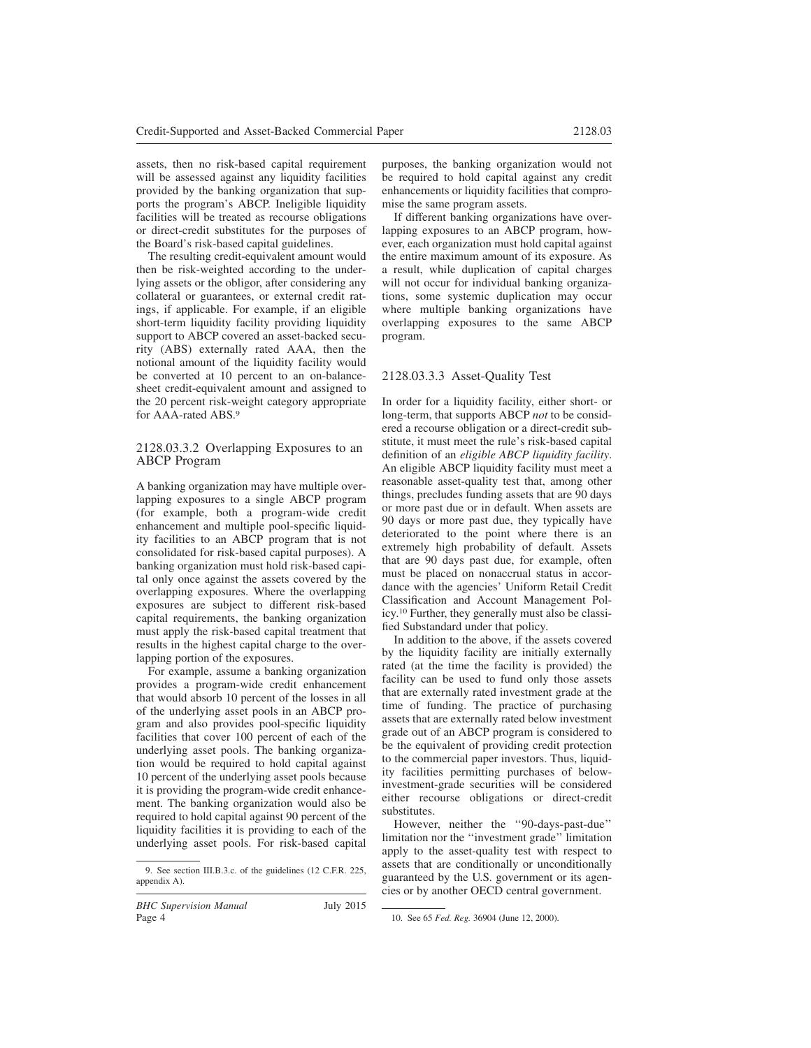assets, then no risk-based capital requirement will be assessed against any liquidity facilities provided by the banking organization that supports the program's ABCP. Ineligible liquidity facilities will be treated as recourse obligations or direct-credit substitutes for the purposes of the Board's risk-based capital guidelines.

The resulting credit-equivalent amount would then be risk-weighted according to the underlying assets or the obligor, after considering any collateral or guarantees, or external credit ratings, if applicable. For example, if an eligible short-term liquidity facility providing liquidity support to ABCP covered an asset-backed security (ABS) externally rated AAA, then the notional amount of the liquidity facility would be converted at 10 percent to an on-balance-sheet credit-equivalent amount and assigned to the 20 percent risk-weight category appropriate for AAA-rated ABS.[9]

### 2128.03.3.2 Overlapping Exposures to an ABCP Program

A banking organization may have multiple overlapping exposures to a single ABCP program (for example, both a program-wide credit enhancement and multiple pool-specific liquidity facilities to an ABCP program that is not consolidated for risk-based capital purposes). A banking organization must hold risk-based capital only once against the assets covered by the overlapping exposures. Where the overlapping exposures are subject to different risk-based capital requirements, the banking organization must apply the risk-based capital treatment that results in the highest capital charge to the overlapping portion of the exposures.

For example, assume a banking organization provides a program-wide credit enhancement that would absorb 10 percent of the losses in all of the underlying asset pools in an ABCP program and also provides pool-specific liquidity facilities that cover 100 percent of each of the underlying asset pools. The banking organization would be required to hold capital against 10 percent of the underlying asset pools because it is providing the program-wide credit enhancement. The banking organization would also be required to hold capital against 90 percent of the liquidity facilities it is providing to each of the underlying asset pools. For risk-based capital purposes, the banking organization would not be required to hold capital against any credit enhancements or liquidity facilities that compromise the same program assets.

If different banking organizations have overlapping exposures to an ABCP program, however, each organization must hold capital against the entire maximum amount of its exposure. As a result, while duplication of capital charges will not occur for individual banking organizations, some systemic duplication may occur where multiple banking organizations have overlapping exposures to the same ABCP program.

### 2128.03.3.3 Asset-Quality Test

In order for a liquidity facility, either short- or long-term, that supports ABCP *not* to be considered a recourse obligation or a direct-credit substitute, it must meet the rule's risk-based capital definition of an *eligible ABCP liquidity facility*. An eligible ABCP liquidity facility must meet a reasonable asset-quality test that, among other things, precludes funding assets that are 90 days or more past due or in default. When assets are 90 days or more past due, they typically have deteriorated to the point where there is an extremely high probability of default. Assets that are 90 days past due, for example, often must be placed on nonaccrual status in accordance with the agencies' Uniform Retail Credit Classification and Account Management Policy.[10] Further, they generally must also be classified Substandard under that policy.

In addition to the above, if the assets covered by the liquidity facility are initially externally rated (at the time the facility is provided) the facility can be used to fund only those assets that are externally rated investment grade at the time of funding. The practice of purchasing assets that are externally rated below investment grade out of an ABCP program is considered to be the equivalent of providing credit protection to the commercial paper investors. Thus, liquidity facilities permitting purchases of below-investment-grade securities will be considered either recourse obligations or direct-credit substitutes.

However, neither the ''90-days-past-due'' limitation nor the ''investment grade'' limitation apply to the asset-quality test with respect to assets that are conditionally or unconditionally guaranteed by the U.S. government or its agencies or by another OECD central government.

9. See section III.B.3.c. of the guidelines (12 C.F.R. 225, appendix A).

10. See 65 *Fed. Reg.* 36904 (June 12, 2000).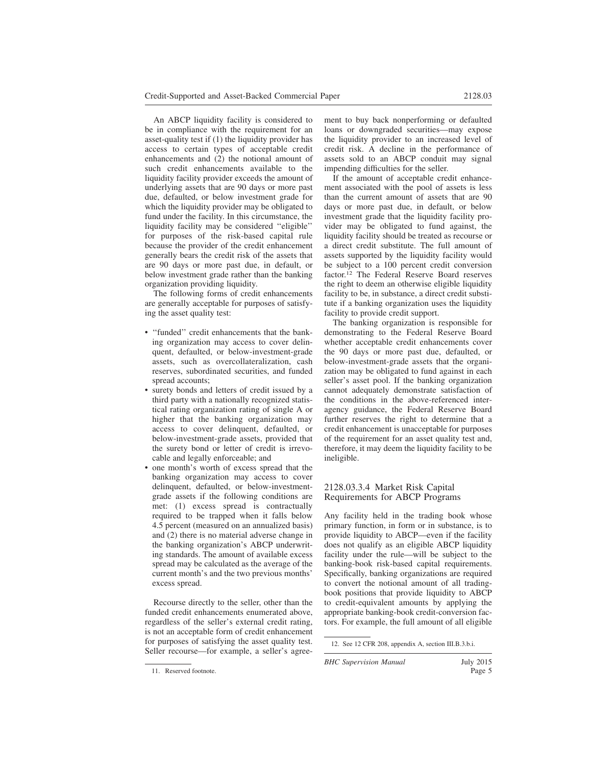An ABCP liquidity facility is considered to be in compliance with the requirement for an asset-quality test if (1) the liquidity provider has access to certain types of acceptable credit enhancements and (2) the notional amount of such credit enhancements available to the liquidity facility provider exceeds the amount of underlying assets that are 90 days or more past due, defaulted, or below investment grade for which the liquidity provider may be obligated to fund under the facility. In this circumstance, the liquidity facility may be considered ''eligible'' for purposes of the risk-based capital rule because the provider of the credit enhancement generally bears the credit risk of the assets that are 90 days or more past due, in default, or below investment grade rather than the banking organization providing liquidity.

The following forms of credit enhancements are generally acceptable for purposes of satisfying the asset quality test:

- ''funded'' credit enhancements that the banking organization may access to cover delinquent, defaulted, or below-investment-grade assets, such as overcollateralization, cash reserves, subordinated securities, and funded spread accounts;
- surety bonds and letters of credit issued by a third party with a nationally recognized statistical rating organization rating of single A or higher that the banking organization may access to cover delinquent, defaulted, or below-investment-grade assets, provided that the surety bond or letter of credit is irrevocable and legally enforceable; and
- one month's worth of excess spread that the banking organization may access to cover delinquent, defaulted, or below-investment-grade assets if the following conditions are met: (1) excess spread is contractually required to be trapped when it falls below 4.5 percent (measured on an annualized basis) and (2) there is no material adverse change in the banking organization's ABCP underwriting standards. The amount of available excess spread may be calculated as the average of the current month's and the two previous months' excess spread.

Recourse directly to the seller, other than the funded credit enhancements enumerated above, regardless of the seller's external credit rating, is not an acceptable form of credit enhancement for purposes of satisfying the asset quality test. Seller recourse—for example, a seller's agreement to buy back nonperforming or defaulted loans or downgraded securities—may expose the liquidity provider to an increased level of credit risk. A decline in the performance of assets sold to an ABCP conduit may signal impending difficulties for the seller.

If the amount of acceptable credit enhancement associated with the pool of assets is less than the current amount of assets that are 90 days or more past due, in default, or below investment grade that the liquidity facility provider may be obligated to fund against, the liquidity facility should be treated as recourse or a direct credit substitute. The full amount of assets supported by the liquidity facility would be subject to a 100 percent credit conversion factor.[12] The Federal Reserve Board reserves the right to deem an otherwise eligible liquidity facility to be, in substance, a direct credit substitute if a banking organization uses the liquidity facility to provide credit support.

The banking organization is responsible for demonstrating to the Federal Reserve Board whether acceptable credit enhancements cover the 90 days or more past due, defaulted, or below-investment-grade assets that the organization may be obligated to fund against in each seller's asset pool. If the banking organization cannot adequately demonstrate satisfaction of the conditions in the above-referenced interagency guidance, the Federal Reserve Board further reserves the right to determine that a credit enhancement is unacceptable for purposes of the requirement for an asset quality test and, therefore, it may deem the liquidity facility to be ineligible.

### 2128.03.3.4 Market Risk Capital Requirements for ABCP Programs

Any facility held in the trading book whose primary function, in form or in substance, is to provide liquidity to ABCP—even if the facility does not qualify as an eligible ABCP liquidity facility under the rule—will be subject to the banking-book risk-based capital requirements. Specifically, banking organizations are required to convert the notional amount of all trading-book positions that provide liquidity to ABCP to credit-equivalent amounts by applying the appropriate banking-book credit-conversion factors. For example, the full amount of all eligible

11. Reserved footnote.

12. See 12 CFR 208, appendix A, section III.B.3.b.i.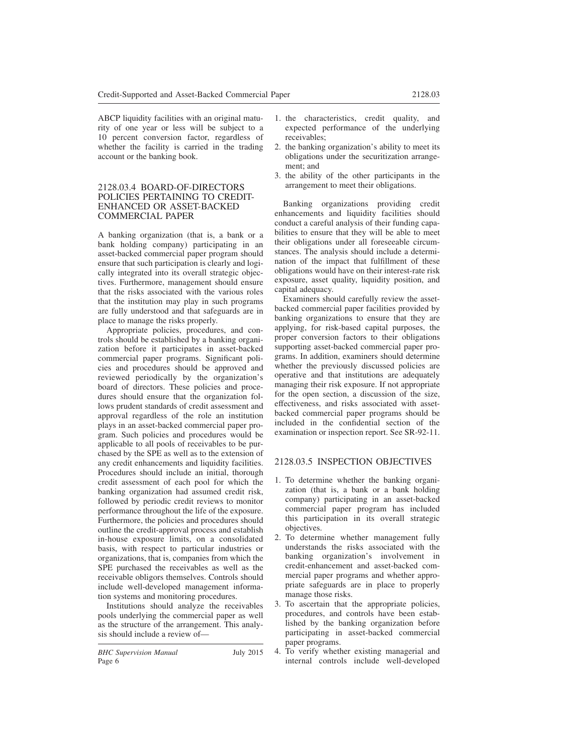ABCP liquidity facilities with an original maturity of one year or less will be subject to a 10 percent conversion factor, regardless of whether the facility is carried in the trading account or the banking book.

## 2128.03.4 BOARD-OF-DIRECTORS POLICIES PERTAINING TO CREDIT-ENHANCED OR ASSET-BACKED COMMERCIAL PAPER

A banking organization (that is, a bank or a bank holding company) participating in an asset-backed commercial paper program should ensure that such participation is clearly and logically integrated into its overall strategic objectives. Furthermore, management should ensure that the risks associated with the various roles that the institution may play in such programs are fully understood and that safeguards are in place to manage the risks properly.

Appropriate policies, procedures, and controls should be established by a banking organization before it participates in asset-backed commercial paper programs. Significant policies and procedures should be approved and reviewed periodically by the organization's board of directors. These policies and procedures should ensure that the organization follows prudent standards of credit assessment and approval regardless of the role an institution plays in an asset-backed commercial paper program. Such policies and procedures would be applicable to all pools of receivables to be purchased by the SPE as well as to the extension of any credit enhancements and liquidity facilities. Procedures should include an initial, thorough credit assessment of each pool for which the banking organization had assumed credit risk, followed by periodic credit reviews to monitor performance throughout the life of the exposure. Furthermore, the policies and procedures should outline the credit-approval process and establish in-house exposure limits, on a consolidated basis, with respect to particular industries or organizations, that is, companies from which the SPE purchased the receivables as well as the receivable obligors themselves. Controls should include well-developed management information systems and monitoring procedures.

Institutions should analyze the receivables pools underlying the commercial paper as well as the structure of the arrangement. This analysis should include a review of—

1. the characteristics, credit quality, and expected performance of the underlying receivables;
2. the banking organization's ability to meet its obligations under the securitization arrangement; and
3. the ability of the other participants in the arrangement to meet their obligations.

Banking organizations providing credit enhancements and liquidity facilities should conduct a careful analysis of their funding capabilities to ensure that they will be able to meet their obligations under all foreseeable circumstances. The analysis should include a determination of the impact that fulfillment of these obligations would have on their interest-rate risk exposure, asset quality, liquidity position, and capital adequacy.

Examiners should carefully review the asset-backed commercial paper facilities provided by banking organizations to ensure that they are applying, for risk-based capital purposes, the proper conversion factors to their obligations supporting asset-backed commercial paper programs. In addition, examiners should determine whether the previously discussed policies are operative and that institutions are adequately managing their risk exposure. If not appropriate for the open section, a discussion of the size, effectiveness, and risks associated with asset-backed commercial paper programs should be included in the confidential section of the examination or inspection report. See SR-92-11.

## 2128.03.5 INSPECTION OBJECTIVES

1. To determine whether the banking organization (that is, a bank or a bank holding company) participating in an asset-backed commercial paper program has included this participation in its overall strategic objectives.
2. To determine whether management fully understands the risks associated with the banking organization's involvement in credit-enhancement and asset-backed commercial paper programs and whether appropriate safeguards are in place to properly manage those risks.
3. To ascertain that the appropriate policies, procedures, and controls have been established by the banking organization before participating in asset-backed commercial paper programs.
4. To verify whether existing managerial and internal controls include well-developed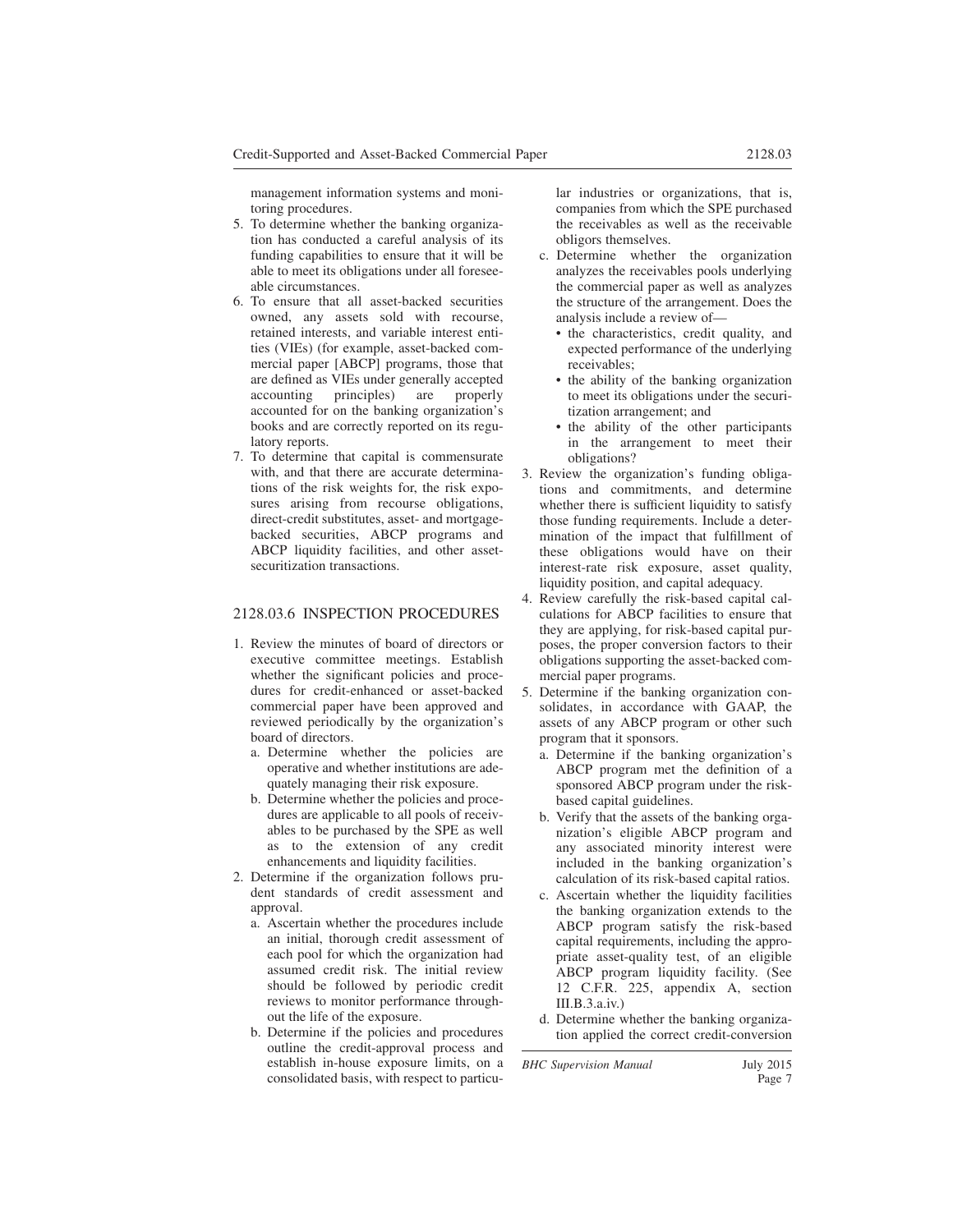management information systems and monitoring procedures.

5. To determine whether the banking organization has conducted a careful analysis of its funding capabilities to ensure that it will be able to meet its obligations under all foreseeable circumstances.
6. To ensure that all asset-backed securities owned, any assets sold with recourse, retained interests, and variable interest entities (VIEs) (for example, asset-backed commercial paper [ABCP] programs, those that are defined as VIEs under generally accepted accounting principles) are properly accounted for on the banking organization's books and are correctly reported on its regulatory reports.
7. To determine that capital is commensurate with, and that there are accurate determinations of the risk weights for, the risk exposures arising from recourse obligations, direct-credit substitutes, asset- and mortgage-backed securities, ABCP programs and ABCP liquidity facilities, and other asset-securitization transactions.

## 2128.03.6 INSPECTION PROCEDURES

1. Review the minutes of board of directors or executive committee meetings. Establish whether the significant policies and procedures for credit-enhanced or asset-backed commercial paper have been approved and reviewed periodically by the organization's board of directors.
   a. Determine whether the policies are operative and whether institutions are adequately managing their risk exposure.
   b. Determine whether the policies and procedures are applicable to all pools of receivables to be purchased by the SPE as well as to the extension of any credit enhancements and liquidity facilities.
2. Determine if the organization follows prudent standards of credit assessment and approval.
   a. Ascertain whether the procedures include an initial, thorough credit assessment of each pool for which the organization had assumed credit risk. The initial review should be followed by periodic credit reviews to monitor performance throughout the life of the exposure.
   b. Determine if the policies and procedures outline the credit-approval process and establish in-house exposure limits, on a consolidated basis, with respect to particular industries or organizations, that is, companies from which the SPE purchased the receivables as well as the receivable obligors themselves.
   c. Determine whether the organization analyzes the receivables pools underlying the commercial paper as well as analyzes the structure of the arrangement. Does the analysis include a review of—
      - the characteristics, credit quality, and expected performance of the underlying receivables;
      - the ability of the banking organization to meet its obligations under the securitization arrangement; and
      - the ability of the other participants in the arrangement to meet their obligations?
3. Review the organization's funding obligations and commitments, and determine whether there is sufficient liquidity to satisfy those funding requirements. Include a determination of the impact that fulfillment of these obligations would have on their interest-rate risk exposure, asset quality, liquidity position, and capital adequacy.
4. Review carefully the risk-based capital calculations for ABCP facilities to ensure that they are applying, for risk-based capital purposes, the proper conversion factors to their obligations supporting the asset-backed commercial paper programs.
5. Determine if the banking organization consolidates, in accordance with GAAP, the assets of any ABCP program or other such program that it sponsors.
   a. Determine if the banking organization's ABCP program met the definition of a sponsored ABCP program under the risk-based capital guidelines.
   b. Verify that the assets of the banking organization's eligible ABCP program and any associated minority interest were included in the banking organization's calculation of its risk-based capital ratios.
   c. Ascertain whether the liquidity facilities the banking organization extends to the ABCP program satisfy the risk-based capital requirements, including the appropriate asset-quality test, of an eligible ABCP program liquidity facility. (See 12 C.F.R. 225, appendix A, section III.B.3.a.iv.)
   d. Determine whether the banking organization applied the correct credit-conversion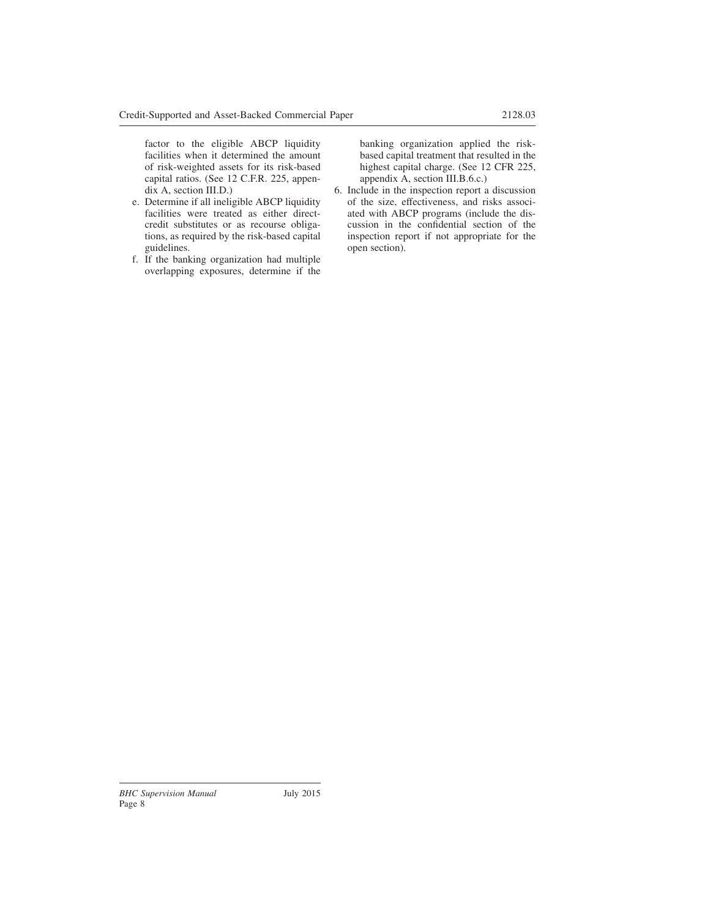factor to the eligible ABCP liquidity facilities when it determined the amount of risk-weighted assets for its risk-based capital ratios. (See 12 C.F.R. 225, appendix A, section III.D.)

e. Determine if all ineligible ABCP liquidity facilities were treated as either direct-credit substitutes or as recourse obligations, as required by the risk-based capital guidelines.

f. If the banking organization had multiple overlapping exposures, determine if the banking organization applied the risk-based capital treatment that resulted in the highest capital charge. (See 12 CFR 225, appendix A, section III.B.6.c.)

6. Include in the inspection report a discussion of the size, effectiveness, and risks associated with ABCP programs (include the discussion in the confidential section of the inspection report if not appropriate for the open section).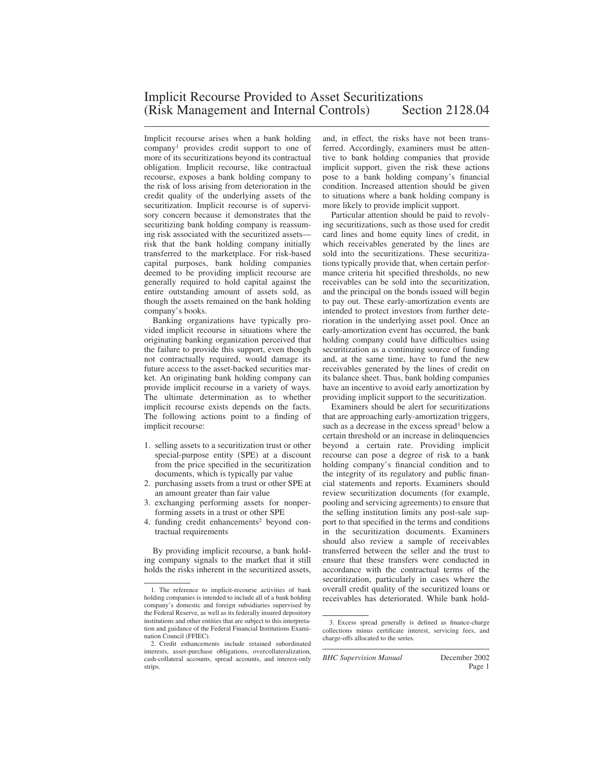# Implicit Recourse Provided to Asset Securitizations (Risk Management and Internal Controls) Section 2128.04

Implicit recourse arises when a bank holding company[1] provides credit support to one or more of its securitizations beyond its contractual obligation. Implicit recourse, like contractual recourse, exposes a bank holding company to the risk of loss arising from deterioration in the credit quality of the underlying assets of the securitization. Implicit recourse is of supervisory concern because it demonstrates that the securitizing bank holding company is reassuming risk associated with the securitized assets—risk that the bank holding company initially transferred to the marketplace. For risk-based capital purposes, bank holding companies deemed to be providing implicit recourse are generally required to hold capital against the entire outstanding amount of assets sold, as though the assets remained on the bank holding company's books.

Banking organizations have typically provided implicit recourse in situations where the originating banking organization perceived that the failure to provide this support, even though not contractually required, would damage its future access to the asset-backed securities market. An originating bank holding company can provide implicit recourse in a variety of ways. The ultimate determination as to whether implicit recourse exists depends on the facts. The following actions point to a finding of implicit recourse:

1. selling assets to a securitization trust or other special-purpose entity (SPE) at a discount from the price specified in the securitization documents, which is typically par value
2. purchasing assets from a trust or other SPE at an amount greater than fair value
3. exchanging performing assets for nonperforming assets in a trust or other SPE
4. funding credit enhancements[2] beyond contractual requirements

By providing implicit recourse, a bank holding company signals to the market that it still holds the risks inherent in the securitized assets, and, in effect, the risks have not been transferred. Accordingly, examiners must be attentive to bank holding companies that provide implicit support, given the risk these actions pose to a bank holding company's financial condition. Increased attention should be given to situations where a bank holding company is more likely to provide implicit support.

Particular attention should be paid to revolving securitizations, such as those used for credit card lines and home equity lines of credit, in which receivables generated by the lines are sold into the securitizations. These securitizations typically provide that, when certain performance criteria hit specified thresholds, no new receivables can be sold into the securitization, and the principal on the bonds issued will begin to pay out. These early-amortization events are intended to protect investors from further deterioration in the underlying asset pool. Once an early-amortization event has occurred, the bank holding company could have difficulties using securitization as a continuing source of funding and, at the same time, have to fund the new receivables generated by the lines of credit on its balance sheet. Thus, bank holding companies have an incentive to avoid early amortization by providing implicit support to the securitization.

Examiners should be alert for securitizations that are approaching early-amortization triggers, such as a decrease in the excess spread[3] below a certain threshold or an increase in delinquencies beyond a certain rate. Providing implicit recourse can pose a degree of risk to a bank holding company's financial condition and to the integrity of its regulatory and public financial statements and reports. Examiners should review securitization documents (for example, pooling and servicing agreements) to ensure that the selling institution limits any post-sale support to that specified in the terms and conditions in the securitization documents. Examiners should also review a sample of receivables transferred between the seller and the trust to ensure that these transfers were conducted in accordance with the contractual terms of the securitization, particularly in cases where the overall credit quality of the securitized loans or receivables has deteriorated. While bank hold-

---

1. The reference to implicit-recourse activities of bank holding companies is intended to include all of a bank holding company's domestic and foreign subsidiaries supervised by the Federal Reserve, as well as its federally insured depository institutions and other entities that are subject to this interpretation and guidance of the Federal Financial Institutions Examination Council (FFIEC).

2. Credit enhancements include retained subordinated interests, asset-purchase obligations, overcollateralization, cash-collateral accounts, spread accounts, and interest-only strips.

3. Excess spread generally is defined as finance-charge collections minus certificate interest, servicing fees, and charge-offs allocated to the series.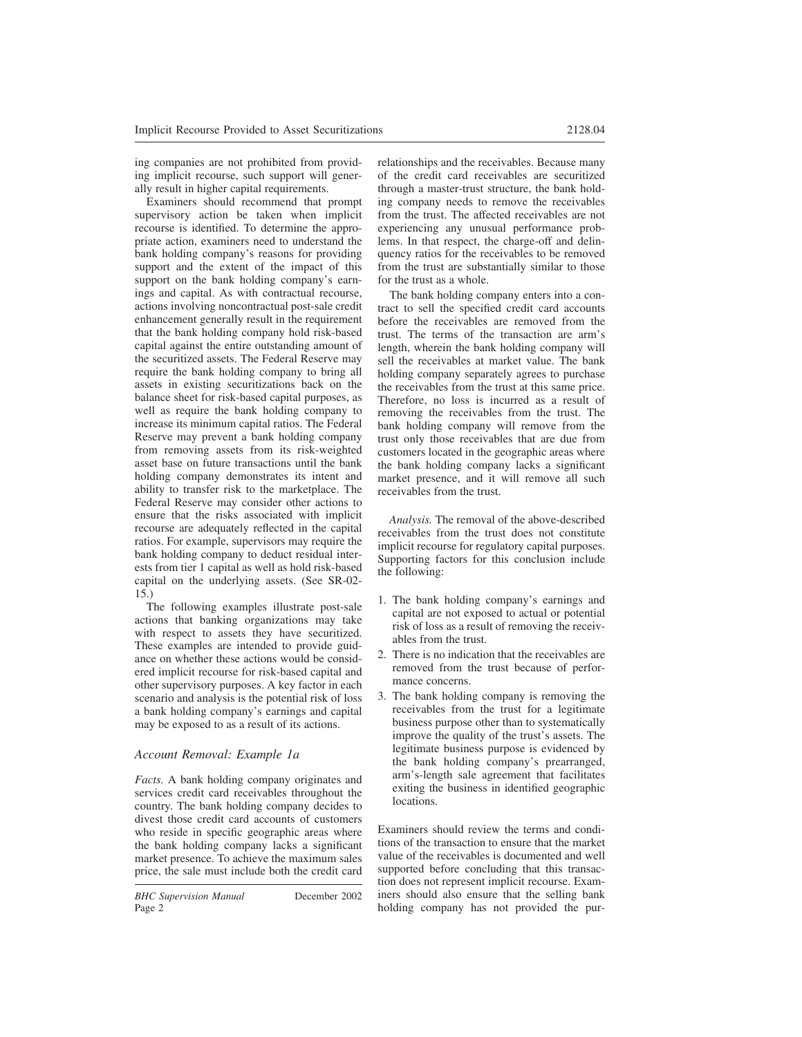ing companies are not prohibited from providing implicit recourse, such support will generally result in higher capital requirements.

Examiners should recommend that prompt supervisory action be taken when implicit recourse is identified. To determine the appropriate action, examiners need to understand the bank holding company's reasons for providing support and the extent of the impact of this support on the bank holding company's earnings and capital. As with contractual recourse, actions involving noncontractual post-sale credit enhancement generally result in the requirement that the bank holding company hold risk-based capital against the entire outstanding amount of the securitized assets. The Federal Reserve may require the bank holding company to bring all assets in existing securitizations back on the balance sheet for risk-based capital purposes, as well as require the bank holding company to increase its minimum capital ratios. The Federal Reserve may prevent a bank holding company from removing assets from its risk-weighted asset base on future transactions until the bank holding company demonstrates its intent and ability to transfer risk to the marketplace. The Federal Reserve may consider other actions to ensure that the risks associated with implicit recourse are adequately reflected in the capital ratios. For example, supervisors may require the bank holding company to deduct residual interests from tier 1 capital as well as hold risk-based capital on the underlying assets. (See SR-02-15.)

The following examples illustrate post-sale actions that banking organizations may take with respect to assets they have securitized. These examples are intended to provide guidance on whether these actions would be considered implicit recourse for risk-based capital and other supervisory purposes. A key factor in each scenario and analysis is the potential risk of loss a bank holding company's earnings and capital may be exposed to as a result of its actions.

### *Account Removal: Example 1a*

*Facts.* A bank holding company originates and services credit card receivables throughout the country. The bank holding company decides to divest those credit card accounts of customers who reside in specific geographic areas where the bank holding company lacks a significant market presence. To achieve the maximum sales price, the sale must include both the credit card relationships and the receivables. Because many of the credit card receivables are securitized through a master-trust structure, the bank holding company needs to remove the receivables from the trust. The affected receivables are not experiencing any unusual performance problems. In that respect, the charge-off and delinquency ratios for the receivables to be removed from the trust are substantially similar to those for the trust as a whole.

The bank holding company enters into a contract to sell the specified credit card accounts before the receivables are removed from the trust. The terms of the transaction are arm's length, wherein the bank holding company will sell the receivables at market value. The bank holding company separately agrees to purchase the receivables from the trust at this same price. Therefore, no loss is incurred as a result of removing the receivables from the trust. The bank holding company will remove from the trust only those receivables that are due from customers located in the geographic areas where the bank holding company lacks a significant market presence, and it will remove all such receivables from the trust.

*Analysis.* The removal of the above-described receivables from the trust does not constitute implicit recourse for regulatory capital purposes. Supporting factors for this conclusion include the following:

1. The bank holding company's earnings and capital are not exposed to actual or potential risk of loss as a result of removing the receivables from the trust.
2. There is no indication that the receivables are removed from the trust because of performance concerns.
3. The bank holding company is removing the receivables from the trust for a legitimate business purpose other than to systematically improve the quality of the trust's assets. The legitimate business purpose is evidenced by the bank holding company's prearranged, arm's-length sale agreement that facilitates exiting the business in identified geographic locations.

Examiners should review the terms and conditions of the transaction to ensure that the market value of the receivables is documented and well supported before concluding that this transaction does not represent implicit recourse. Examiners should also ensure that the selling bank holding company has not provided the pur-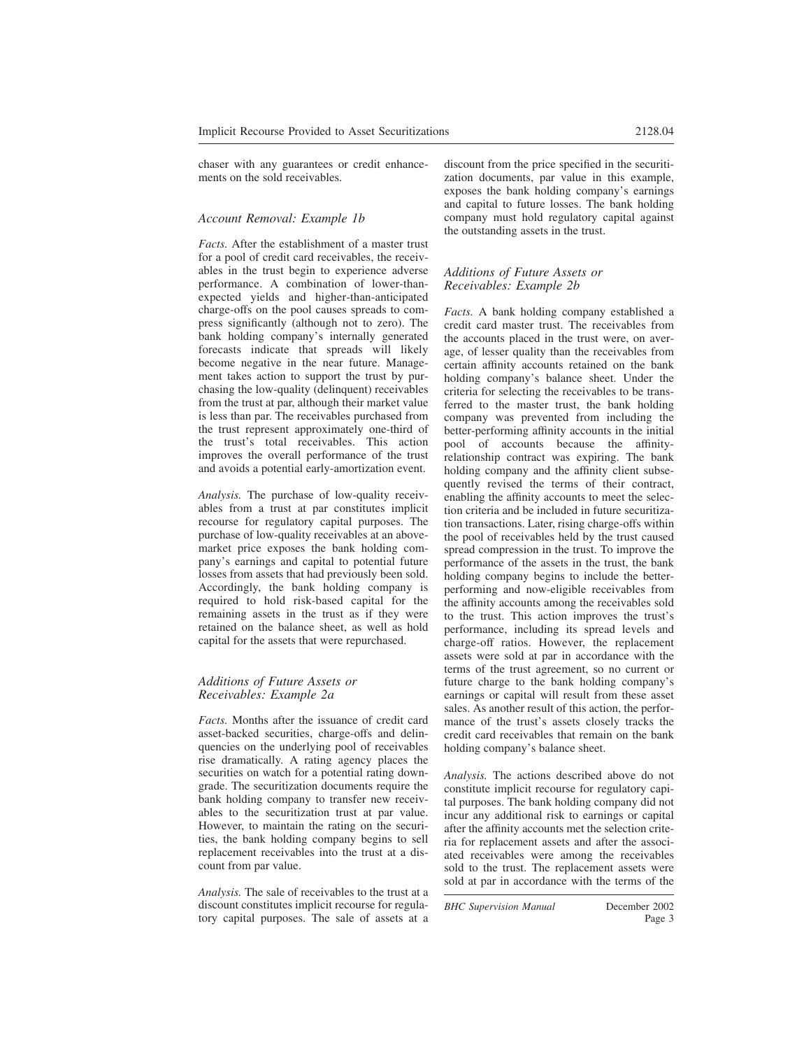chaser with any guarantees or credit enhancements on the sold receivables.

### *Account Removal: Example 1b*

*Facts.* After the establishment of a master trust for a pool of credit card receivables, the receivables in the trust begin to experience adverse performance. A combination of lower-than-expected yields and higher-than-anticipated charge-offs on the pool causes spreads to compress significantly (although not to zero). The bank holding company's internally generated forecasts indicate that spreads will likely become negative in the near future. Management takes action to support the trust by purchasing the low-quality (delinquent) receivables from the trust at par, although their market value is less than par. The receivables purchased from the trust represent approximately one-third of the trust's total receivables. This action improves the overall performance of the trust and avoids a potential early-amortization event.

*Analysis.* The purchase of low-quality receivables from a trust at par constitutes implicit recourse for regulatory capital purposes. The purchase of low-quality receivables at an above-market price exposes the bank holding company's earnings and capital to potential future losses from assets that had previously been sold. Accordingly, the bank holding company is required to hold risk-based capital for the remaining assets in the trust as if they were retained on the balance sheet, as well as hold capital for the assets that were repurchased.

### *Additions of Future Assets or Receivables: Example 2a*

*Facts.* Months after the issuance of credit card asset-backed securities, charge-offs and delinquencies on the underlying pool of receivables rise dramatically. A rating agency places the securities on watch for a potential rating downgrade. The securitization documents require the bank holding company to transfer new receivables to the securitization trust at par value. However, to maintain the rating on the securities, the bank holding company begins to sell replacement receivables into the trust at a discount from par value.

*Analysis.* The sale of receivables to the trust at a discount constitutes implicit recourse for regulatory capital purposes. The sale of assets at a discount from the price specified in the securitization documents, par value in this example, exposes the bank holding company's earnings and capital to future losses. The bank holding company must hold regulatory capital against the outstanding assets in the trust.

### *Additions of Future Assets or Receivables: Example 2b*

*Facts.* A bank holding company established a credit card master trust. The receivables from the accounts placed in the trust were, on average, of lesser quality than the receivables from certain affinity accounts retained on the bank holding company's balance sheet. Under the criteria for selecting the receivables to be transferred to the master trust, the bank holding company was prevented from including the better-performing affinity accounts in the initial pool of accounts because the affinity-relationship contract was expiring. The bank holding company and the affinity client subsequently revised the terms of their contract, enabling the affinity accounts to meet the selection criteria and be included in future securitization transactions. Later, rising charge-offs within the pool of receivables held by the trust caused spread compression in the trust. To improve the performance of the assets in the trust, the bank holding company begins to include the better-performing and now-eligible receivables from the affinity accounts among the receivables sold to the trust. This action improves the trust's performance, including its spread levels and charge-off ratios. However, the replacement assets were sold at par in accordance with the terms of the trust agreement, so no current or future charge to the bank holding company's earnings or capital will result from these asset sales. As another result of this action, the performance of the trust's assets closely tracks the credit card receivables that remain on the bank holding company's balance sheet.

*Analysis.* The actions described above do not constitute implicit recourse for regulatory capital purposes. The bank holding company did not incur any additional risk to earnings or capital after the affinity accounts met the selection criteria for replacement assets and after the associated receivables were among the receivables sold to the trust. The replacement assets were sold at par in accordance with the terms of the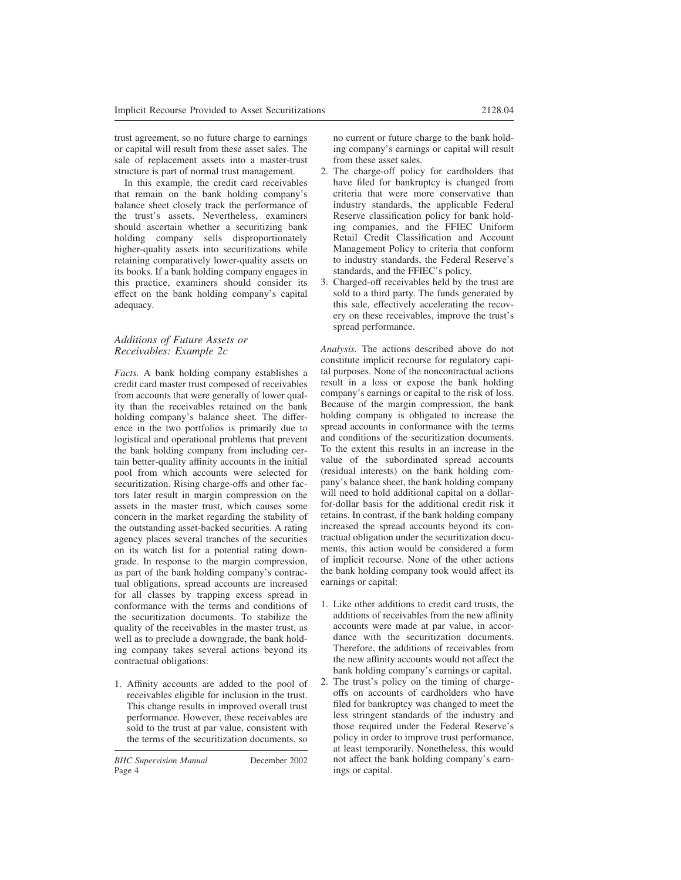trust agreement, so no future charge to earnings or capital will result from these asset sales. The sale of replacement assets into a master-trust structure is part of normal trust management.

In this example, the credit card receivables that remain on the bank holding company's balance sheet closely track the performance of the trust's assets. Nevertheless, examiners should ascertain whether a securitizing bank holding company sells disproportionately higher-quality assets into securitizations while retaining comparatively lower-quality assets on its books. If a bank holding company engages in this practice, examiners should consider its effect on the bank holding company's capital adequacy.

### *Additions of Future Assets or Receivables: Example 2c*

*Facts.* A bank holding company establishes a credit card master trust composed of receivables from accounts that were generally of lower quality than the receivables retained on the bank holding company's balance sheet. The difference in the two portfolios is primarily due to logistical and operational problems that prevent the bank holding company from including certain better-quality affinity accounts in the initial pool from which accounts were selected for securitization. Rising charge-offs and other factors later result in margin compression on the assets in the master trust, which causes some concern in the market regarding the stability of the outstanding asset-backed securities. A rating agency places several tranches of the securities on its watch list for a potential rating downgrade. In response to the margin compression, as part of the bank holding company's contractual obligations, spread accounts are increased for all classes by trapping excess spread in conformance with the terms and conditions of the securitization documents. To stabilize the quality of the receivables in the master trust, as well as to preclude a downgrade, the bank holding company takes several actions beyond its contractual obligations:

1. Affinity accounts are added to the pool of receivables eligible for inclusion in the trust. This change results in improved overall trust performance. However, these receivables are sold to the trust at par value, consistent with the terms of the securitization documents, so no current or future charge to the bank holding company's earnings or capital will result from these asset sales.
2. The charge-off policy for cardholders that have filed for bankruptcy is changed from criteria that were more conservative than industry standards, the applicable Federal Reserve classification policy for bank holding companies, and the FFIEC Uniform Retail Credit Classification and Account Management Policy to criteria that conform to industry standards, the Federal Reserve's standards, and the FFIEC's policy.
3. Charged-off receivables held by the trust are sold to a third party. The funds generated by this sale, effectively accelerating the recovery on these receivables, improve the trust's spread performance.

*Analysis.* The actions described above do not constitute implicit recourse for regulatory capital purposes. None of the noncontractual actions result in a loss or expose the bank holding company's earnings or capital to the risk of loss. Because of the margin compression, the bank holding company is obligated to increase the spread accounts in conformance with the terms and conditions of the securitization documents. To the extent this results in an increase in the value of the subordinated spread accounts (residual interests) on the bank holding company's balance sheet, the bank holding company will need to hold additional capital on a dollar-for-dollar basis for the additional credit risk it retains. In contrast, if the bank holding company increased the spread accounts beyond its contractual obligation under the securitization documents, this action would be considered a form of implicit recourse. None of the other actions the bank holding company took would affect its earnings or capital:

1. Like other additions to credit card trusts, the additions of receivables from the new affinity accounts were made at par value, in accordance with the securitization documents. Therefore, the additions of receivables from the new affinity accounts would not affect the bank holding company's earnings or capital.
2. The trust's policy on the timing of charge-offs on accounts of cardholders who have filed for bankruptcy was changed to meet the less stringent standards of the industry and those required under the Federal Reserve's policy in order to improve trust performance, at least temporarily. Nonetheless, this would not affect the bank holding company's earnings or capital.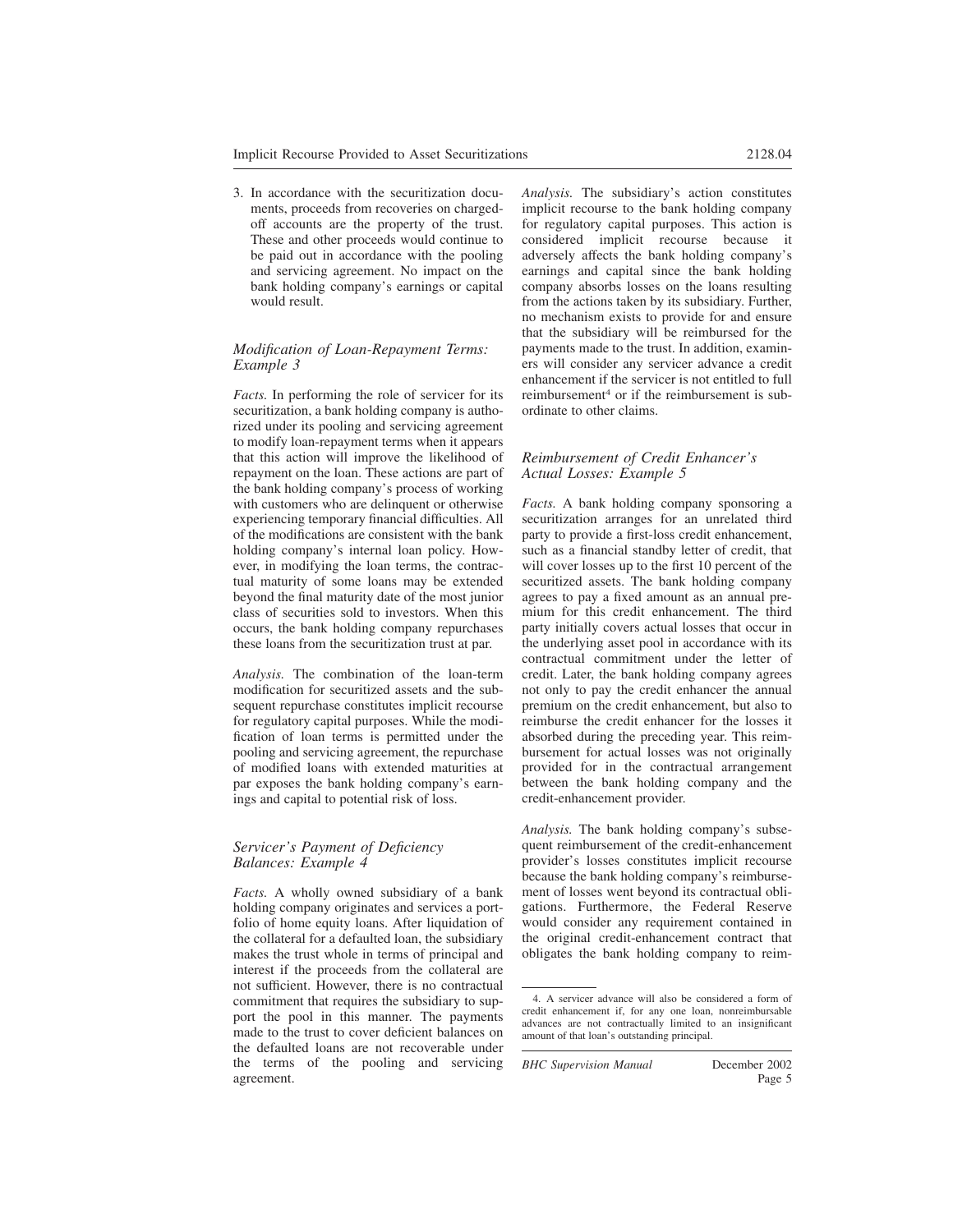3. In accordance with the securitization documents, proceeds from recoveries on charged-off accounts are the property of the trust. These and other proceeds would continue to be paid out in accordance with the pooling and servicing agreement. No impact on the bank holding company's earnings or capital would result.

### *Modification of Loan-Repayment Terms: Example 3*

*Facts.* In performing the role of servicer for its securitization, a bank holding company is authorized under its pooling and servicing agreement to modify loan-repayment terms when it appears that this action will improve the likelihood of repayment on the loan. These actions are part of the bank holding company's process of working with customers who are delinquent or otherwise experiencing temporary financial difficulties. All of the modifications are consistent with the bank holding company's internal loan policy. However, in modifying the loan terms, the contractual maturity of some loans may be extended beyond the final maturity date of the most junior class of securities sold to investors. When this occurs, the bank holding company repurchases these loans from the securitization trust at par.

*Analysis.* The combination of the loan-term modification for securitized assets and the subsequent repurchase constitutes implicit recourse for regulatory capital purposes. While the modification of loan terms is permitted under the pooling and servicing agreement, the repurchase of modified loans with extended maturities at par exposes the bank holding company's earnings and capital to potential risk of loss.

### *Servicer's Payment of Deficiency Balances: Example 4*

*Facts.* A wholly owned subsidiary of a bank holding company originates and services a portfolio of home equity loans. After liquidation of the collateral for a defaulted loan, the subsidiary makes the trust whole in terms of principal and interest if the proceeds from the collateral are not sufficient. However, there is no contractual commitment that requires the subsidiary to support the pool in this manner. The payments made to the trust to cover deficient balances on the defaulted loans are not recoverable under the terms of the pooling and servicing agreement.

*Analysis.* The subsidiary's action constitutes implicit recourse to the bank holding company for regulatory capital purposes. This action is considered implicit recourse because it adversely affects the bank holding company's earnings and capital since the bank holding company absorbs losses on the loans resulting from the actions taken by its subsidiary. Further, no mechanism exists to provide for and ensure that the subsidiary will be reimbursed for the payments made to the trust. In addition, examiners will consider any servicer advance a credit enhancement if the servicer is not entitled to full reimbursement[4] or if the reimbursement is subordinate to other claims.

### *Reimbursement of Credit Enhancer's Actual Losses: Example 5*

*Facts.* A bank holding company sponsoring a securitization arranges for an unrelated third party to provide a first-loss credit enhancement, such as a financial standby letter of credit, that will cover losses up to the first 10 percent of the securitized assets. The bank holding company agrees to pay a fixed amount as an annual premium for this credit enhancement. The third party initially covers actual losses that occur in the underlying asset pool in accordance with its contractual commitment under the letter of credit. Later, the bank holding company agrees not only to pay the credit enhancer the annual premium on the credit enhancement, but also to reimburse the credit enhancer for the losses it absorbed during the preceding year. This reimbursement for actual losses was not originally provided for in the contractual arrangement between the bank holding company and the credit-enhancement provider.

*Analysis.* The bank holding company's subsequent reimbursement of the credit-enhancement provider's losses constitutes implicit recourse because the bank holding company's reimbursement of losses went beyond its contractual obligations. Furthermore, the Federal Reserve would consider any requirement contained in the original credit-enhancement contract that obligates the bank holding company to reim-

---

4. A servicer advance will also be considered a form of credit enhancement if, for any one loan, nonreimbursable advances are not contractually limited to an insignificant amount of that loan's outstanding principal.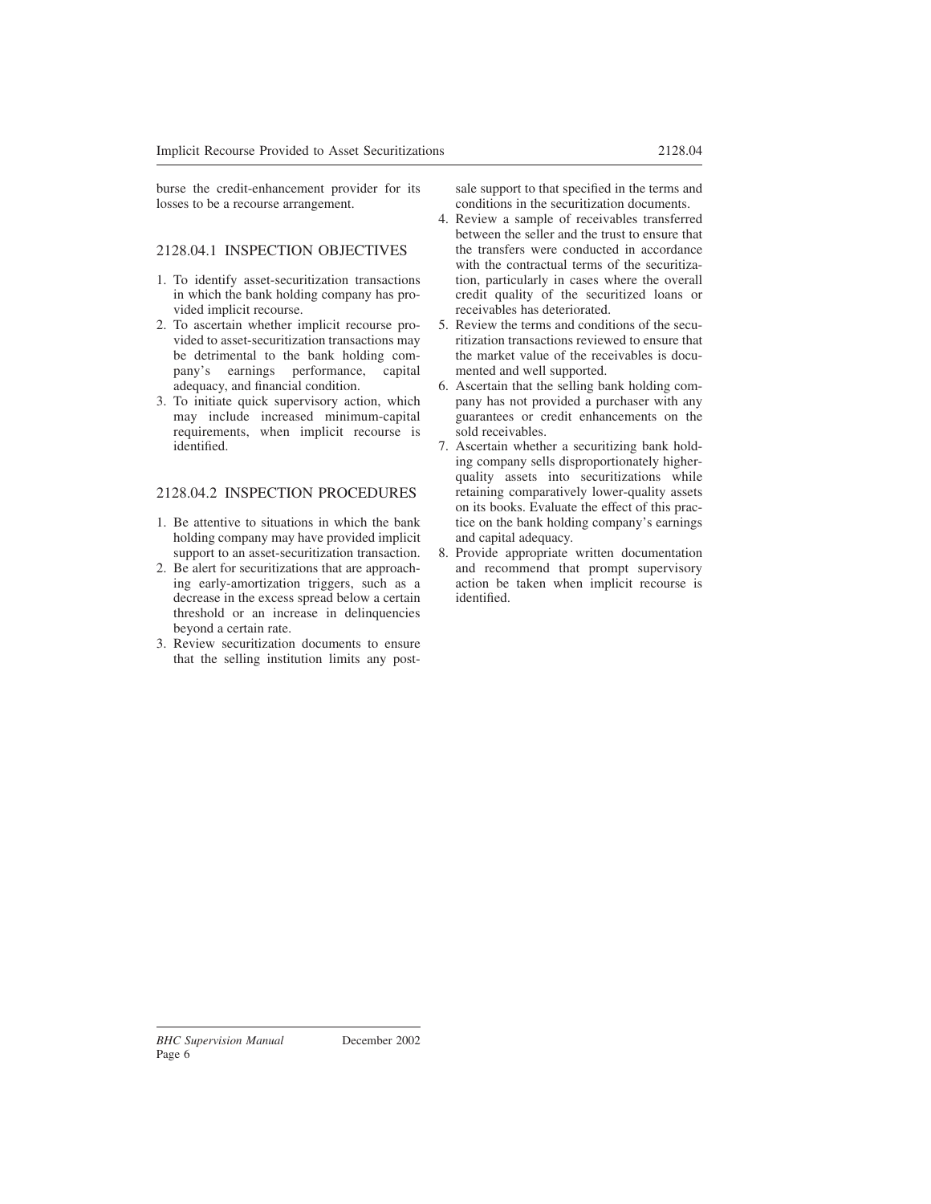burse the credit-enhancement provider for its losses to be a recourse arrangement.

## 2128.04.1 INSPECTION OBJECTIVES

1. To identify asset-securitization transactions in which the bank holding company has provided implicit recourse.
2. To ascertain whether implicit recourse provided to asset-securitization transactions may be detrimental to the bank holding company's earnings performance, capital adequacy, and financial condition.
3. To initiate quick supervisory action, which may include increased minimum-capital requirements, when implicit recourse is identified.

## 2128.04.2 INSPECTION PROCEDURES

1. Be attentive to situations in which the bank holding company may have provided implicit support to an asset-securitization transaction.
2. Be alert for securitizations that are approaching early-amortization triggers, such as a decrease in the excess spread below a certain threshold or an increase in delinquencies beyond a certain rate.
3. Review securitization documents to ensure that the selling institution limits any post-sale support to that specified in the terms and conditions in the securitization documents.
4. Review a sample of receivables transferred between the seller and the trust to ensure that the transfers were conducted in accordance with the contractual terms of the securitization, particularly in cases where the overall credit quality of the securitized loans or receivables has deteriorated.
5. Review the terms and conditions of the securitization transactions reviewed to ensure that the market value of the receivables is documented and well supported.
6. Ascertain that the selling bank holding company has not provided a purchaser with any guarantees or credit enhancements on the sold receivables.
7. Ascertain whether a securitizing bank holding company sells disproportionately higher-quality assets into securitizations while retaining comparatively lower-quality assets on its books. Evaluate the effect of this practice on the bank holding company's earnings and capital adequacy.
8. Provide appropriate written documentation and recommend that prompt supervisory action be taken when implicit recourse is identified.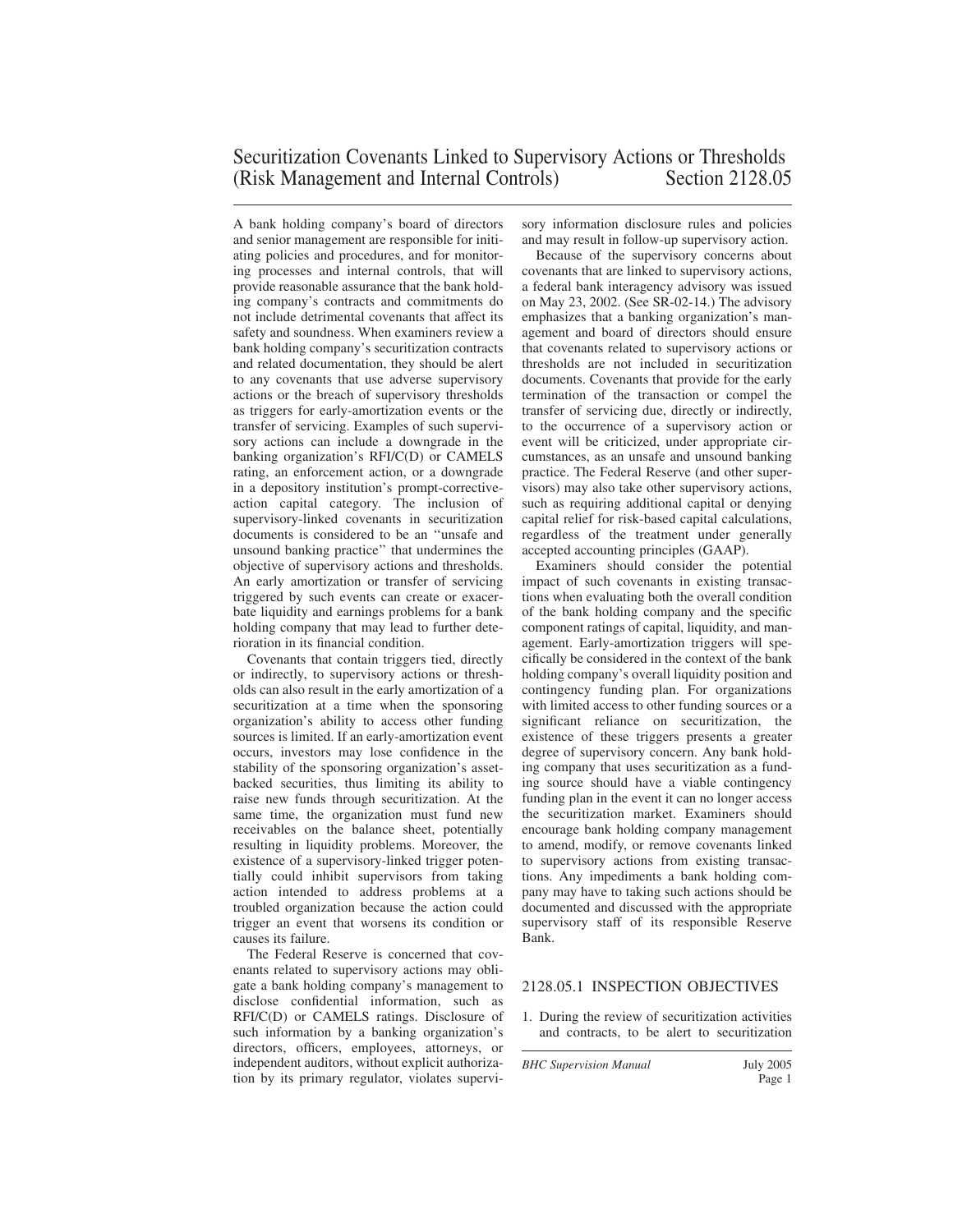# Securitization Covenants Linked to Supervisory Actions or Thresholds (Risk Management and Internal Controls) Section 2128.05

A bank holding company's board of directors and senior management are responsible for initiating policies and procedures, and for monitoring processes and internal controls, that will provide reasonable assurance that the bank holding company's contracts and commitments do not include detrimental covenants that affect its safety and soundness. When examiners review a bank holding company's securitization contracts and related documentation, they should be alert to any covenants that use adverse supervisory actions or the breach of supervisory thresholds as triggers for early-amortization events or the transfer of servicing. Examples of such supervisory actions can include a downgrade in the banking organization's RFI/C(D) or CAMELS rating, an enforcement action, or a downgrade in a depository institution's prompt-corrective-action capital category. The inclusion of supervisory-linked covenants in securitization documents is considered to be an ''unsafe and unsound banking practice'' that undermines the objective of supervisory actions and thresholds. An early amortization or transfer of servicing triggered by such events can create or exacerbate liquidity and earnings problems for a bank holding company that may lead to further deterioration in its financial condition.

Covenants that contain triggers tied, directly or indirectly, to supervisory actions or thresholds can also result in the early amortization of a securitization at a time when the sponsoring organization's ability to access other funding sources is limited. If an early-amortization event occurs, investors may lose confidence in the stability of the sponsoring organization's asset-backed securities, thus limiting its ability to raise new funds through securitization. At the same time, the organization must fund new receivables on the balance sheet, potentially resulting in liquidity problems. Moreover, the existence of a supervisory-linked trigger potentially could inhibit supervisors from taking action intended to address problems at a troubled organization because the action could trigger an event that worsens its condition or causes its failure.

The Federal Reserve is concerned that covenants related to supervisory actions may obligate a bank holding company's management to disclose confidential information, such as RFI/C(D) or CAMELS ratings. Disclosure of such information by a banking organization's directors, officers, employees, attorneys, or independent auditors, without explicit authorization by its primary regulator, violates supervisory information disclosure rules and policies and may result in follow-up supervisory action.

Because of the supervisory concerns about covenants that are linked to supervisory actions, a federal bank interagency advisory was issued on May 23, 2002. (See SR-02-14.) The advisory emphasizes that a banking organization's management and board of directors should ensure that covenants related to supervisory actions or thresholds are not included in securitization documents. Covenants that provide for the early termination of the transaction or compel the transfer of servicing due, directly or indirectly, to the occurrence of a supervisory action or event will be criticized, under appropriate circumstances, as an unsafe and unsound banking practice. The Federal Reserve (and other supervisors) may also take other supervisory actions, such as requiring additional capital or denying capital relief for risk-based capital calculations, regardless of the treatment under generally accepted accounting principles (GAAP).

Examiners should consider the potential impact of such covenants in existing transactions when evaluating both the overall condition of the bank holding company and the specific component ratings of capital, liquidity, and management. Early-amortization triggers will specifically be considered in the context of the bank holding company's overall liquidity position and contingency funding plan. For organizations with limited access to other funding sources or a significant reliance on securitization, the existence of these triggers presents a greater degree of supervisory concern. Any bank holding company that uses securitization as a funding source should have a viable contingency funding plan in the event it can no longer access the securitization market. Examiners should encourage bank holding company management to amend, modify, or remove covenants linked to supervisory actions from existing transactions. Any impediments a bank holding company may have to taking such actions should be documented and discussed with the appropriate supervisory staff of its responsible Reserve Bank.

## 2128.05.1 INSPECTION OBJECTIVES

1. During the review of securitization activities and contracts, to be alert to securitization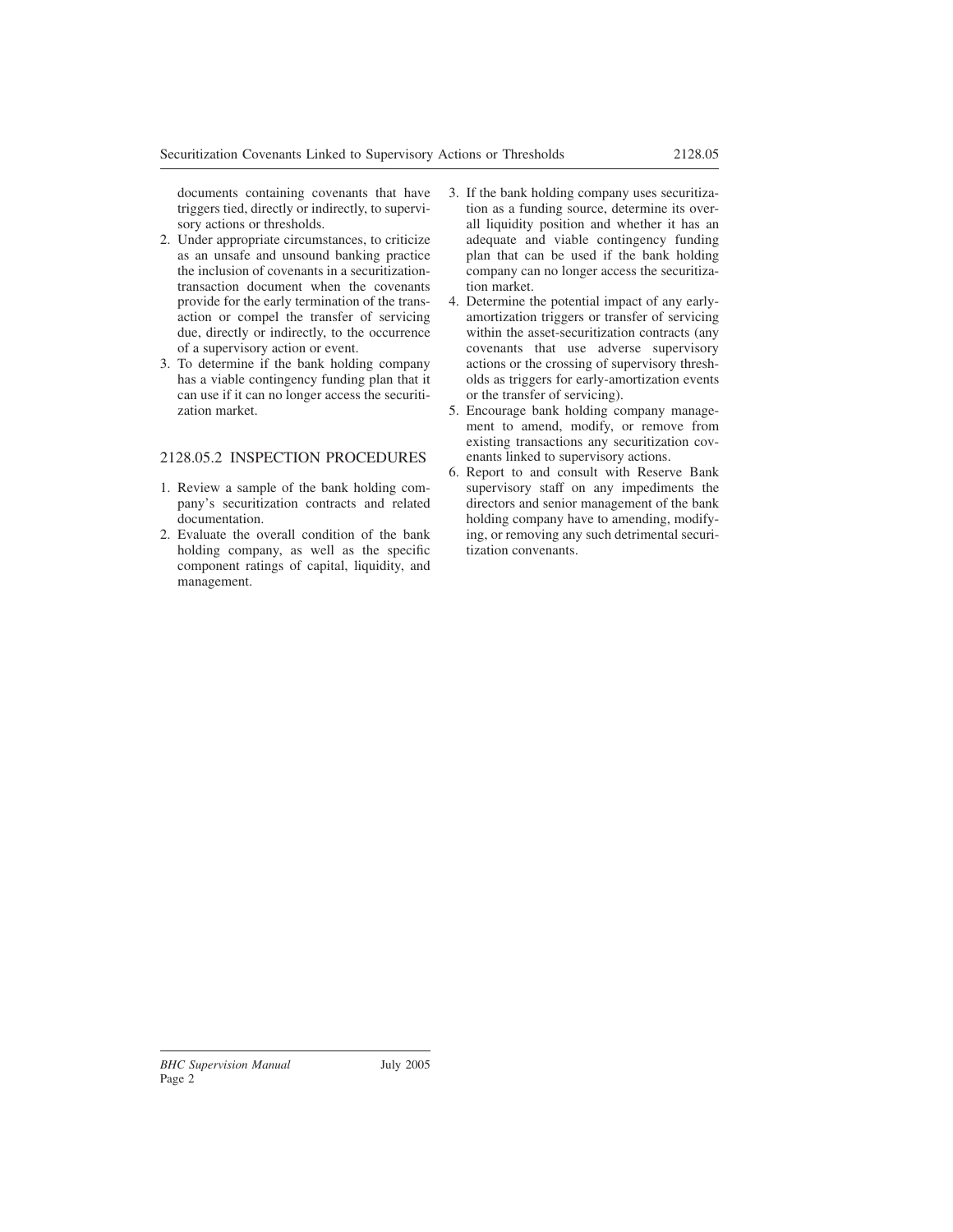documents containing covenants that have triggers tied, directly or indirectly, to supervisory actions or thresholds.

2. Under appropriate circumstances, to criticize as an unsafe and unsound banking practice the inclusion of covenants in a securitization-transaction document when the covenants provide for the early termination of the transaction or compel the transfer of servicing due, directly or indirectly, to the occurrence of a supervisory action or event.
3. To determine if the bank holding company has a viable contingency funding plan that it can use if it can no longer access the securitization market.

## 2128.05.2 INSPECTION PROCEDURES

1. Review a sample of the bank holding company's securitization contracts and related documentation.
2. Evaluate the overall condition of the bank holding company, as well as the specific component ratings of capital, liquidity, and management.
3. If the bank holding company uses securitization as a funding source, determine its overall liquidity position and whether it has an adequate and viable contingency funding plan that can be used if the bank holding company can no longer access the securitization market.
4. Determine the potential impact of any early-amortization triggers or transfer of servicing within the asset-securitization contracts (any covenants that use adverse supervisory actions or the crossing of supervisory thresholds as triggers for early-amortization events or the transfer of servicing).
5. Encourage bank holding company management to amend, modify, or remove from existing transactions any securitization covenants linked to supervisory actions.
6. Report to and consult with Reserve Bank supervisory staff on any impediments the directors and senior management of the bank holding company have to amending, modifying, or removing any such detrimental securitization convenants.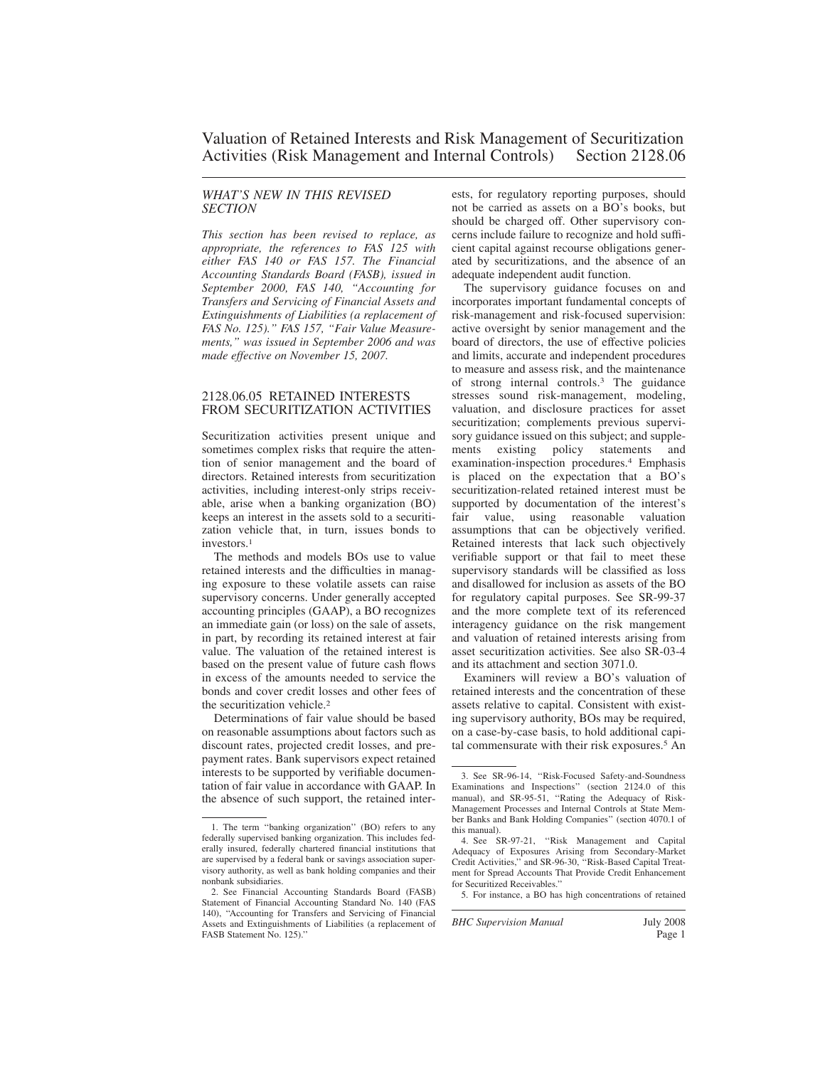# Valuation of Retained Interests and Risk Management of Securitization Activities (Risk Management and Internal Controls) Section 2128.06

## *WHAT'S NEW IN THIS REVISED SECTION*

*This section has been revised to replace, as appropriate, the references to FAS 125 with either FAS 140 or FAS 157. The Financial Accounting Standards Board (FASB), issued in September 2000, FAS 140, "Accounting for Transfers and Servicing of Financial Assets and Extinguishments of Liabilities (a replacement of FAS No. 125)." FAS 157, "Fair Value Measurements," was issued in September 2006 and was made effective on November 15, 2007.*

## 2128.06.05 RETAINED INTERESTS FROM SECURITIZATION ACTIVITIES

Securitization activities present unique and sometimes complex risks that require the attention of senior management and the board of directors. Retained interests from securitization activities, including interest-only strips receivable, arise when a banking organization (BO) keeps an interest in the assets sold to a securitization vehicle that, in turn, issues bonds to investors.[1]

The methods and models BOs use to value retained interests and the difficulties in managing exposure to these volatile assets can raise supervisory concerns. Under generally accepted accounting principles (GAAP), a BO recognizes an immediate gain (or loss) on the sale of assets, in part, by recording its retained interest at fair value. The valuation of the retained interest is based on the present value of future cash flows in excess of the amounts needed to service the bonds and cover credit losses and other fees of the securitization vehicle.[2]

Determinations of fair value should be based on reasonable assumptions about factors such as discount rates, projected credit losses, and prepayment rates. Bank supervisors expect retained interests to be supported by verifiable documentation of fair value in accordance with GAAP. In the absence of such support, the retained interests, for regulatory reporting purposes, should not be carried as assets on a BO's books, but should be charged off. Other supervisory concerns include failure to recognize and hold sufficient capital against recourse obligations generated by securitizations, and the absence of an adequate independent audit function.

The supervisory guidance focuses on and incorporates important fundamental concepts of risk-management and risk-focused supervision: active oversight by senior management and the board of directors, the use of effective policies and limits, accurate and independent procedures to measure and assess risk, and the maintenance of strong internal controls.[3] The guidance stresses sound risk-management, modeling, valuation, and disclosure practices for asset securitization; complements previous supervisory guidance issued on this subject; and supplements existing policy statements and examination-inspection procedures.[4] Emphasis is placed on the expectation that a BO's securitization-related retained interest must be supported by documentation of the interest's fair value, using reasonable valuation assumptions that can be objectively verified. Retained interests that lack such objectively verifiable support or that fail to meet these supervisory standards will be classified as loss and disallowed for inclusion as assets of the BO for regulatory capital purposes. See SR-99-37 and the more complete text of its referenced interagency guidance on the risk mangement and valuation of retained interests arising from asset securitization activities. See also SR-03-4 and its attachment and section 3071.0.

Examiners will review a BO's valuation of retained interests and the concentration of these assets relative to capital. Consistent with existing supervisory authority, BOs may be required, on a case-by-case basis, to hold additional capital commensurate with their risk exposures.[5] An

---

1. The term "banking organization" (BO) refers to any federally supervised banking organization. This includes federally insured, federally chartered financial institutions that are supervised by a federal bank or savings association supervisory authority, as well as bank holding companies and their nonbank subsidiaries.

2. See Financial Accounting Standards Board (FASB) Statement of Financial Accounting Standard No. 140 (FAS 140), "Accounting for Transfers and Servicing of Financial Assets and Extinguishments of Liabilities (a replacement of FASB Statement No. 125)."

3. See SR-96-14, "Risk-Focused Safety-and-Soundness Examinations and Inspections" (section 2124.0 of this manual), and SR-95-51, "Rating the Adequacy of Risk-Management Processes and Internal Controls at State Member Banks and Bank Holding Companies" (section 4070.1 of this manual).

4. See SR-97-21, "Risk Management and Capital Adequacy of Exposures Arising from Secondary-Market Credit Activities," and SR-96-30, "Risk-Based Capital Treatment for Spread Accounts That Provide Credit Enhancement for Securitized Receivables."

5. For instance, a BO has high concentrations of retained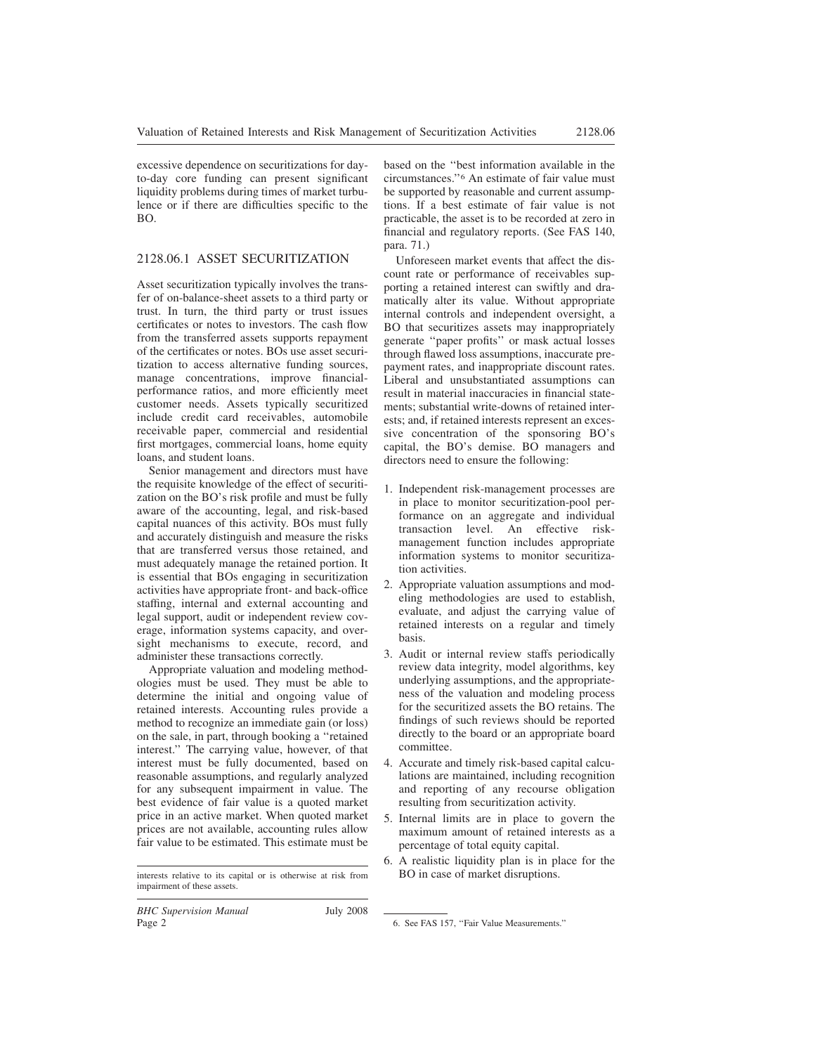excessive dependence on securitizations for day-to-day core funding can present significant liquidity problems during times of market turbulence or if there are difficulties specific to the BO.

## 2128.06.1 ASSET SECURITIZATION

Asset securitization typically involves the transfer of on-balance-sheet assets to a third party or trust. In turn, the third party or trust issues certificates or notes to investors. The cash flow from the transferred assets supports repayment of the certificates or notes. BOs use asset securitization to access alternative funding sources, manage concentrations, improve financial-performance ratios, and more efficiently meet customer needs. Assets typically securitized include credit card receivables, automobile receivable paper, commercial and residential first mortgages, commercial loans, home equity loans, and student loans.

Senior management and directors must have the requisite knowledge of the effect of securitization on the BO's risk profile and must be fully aware of the accounting, legal, and risk-based capital nuances of this activity. BOs must fully and accurately distinguish and measure the risks that are transferred versus those retained, and must adequately manage the retained portion. It is essential that BOs engaging in securitization activities have appropriate front- and back-office staffing, internal and external accounting and legal support, audit or independent review coverage, information systems capacity, and oversight mechanisms to execute, record, and administer these transactions correctly.

Appropriate valuation and modeling methodologies must be used. They must be able to determine the initial and ongoing value of retained interests. Accounting rules provide a method to recognize an immediate gain (or loss) on the sale, in part, through booking a "retained interest." The carrying value, however, of that interest must be fully documented, based on reasonable assumptions, and regularly analyzed for any subsequent impairment in value. The best evidence of fair value is a quoted market price in an active market. When quoted market prices are not available, accounting rules allow fair value to be estimated. This estimate must be based on the "best information available in the circumstances."[6] An estimate of fair value must be supported by reasonable and current assumptions. If a best estimate of fair value is not practicable, the asset is to be recorded at zero in financial and regulatory reports. (See FAS 140, para. 71.)

Unforeseen market events that affect the discount rate or performance of receivables supporting a retained interest can swiftly and dramatically alter its value. Without appropriate internal controls and independent oversight, a BO that securitizes assets may inappropriately generate "paper profits" or mask actual losses through flawed loss assumptions, inaccurate prepayment rates, and inappropriate discount rates. Liberal and unsubstantiated assumptions can result in material inaccuracies in financial statements; substantial write-downs of retained interests; and, if retained interests represent an excessive concentration of the sponsoring BO's capital, the BO's demise. BO managers and directors need to ensure the following:

1. Independent risk-management processes are in place to monitor securitization-pool performance on an aggregate and individual transaction level. An effective risk-management function includes appropriate information systems to monitor securitization activities.
2. Appropriate valuation assumptions and modeling methodologies are used to establish, evaluate, and adjust the carrying value of retained interests on a regular and timely basis.
3. Audit or internal review staffs periodically review data integrity, model algorithms, key underlying assumptions, and the appropriateness of the valuation and modeling process for the securitized assets the BO retains. The findings of such reviews should be reported directly to the board or an appropriate board committee.
4. Accurate and timely risk-based capital calculations are maintained, including recognition and reporting of any recourse obligation resulting from securitization activity.
5. Internal limits are in place to govern the maximum amount of retained interests as a percentage of total equity capital.
6. A realistic liquidity plan is in place for the BO in case of market disruptions.

---

interests relative to its capital or is otherwise at risk from impairment of these assets.

6. See FAS 157, "Fair Value Measurements."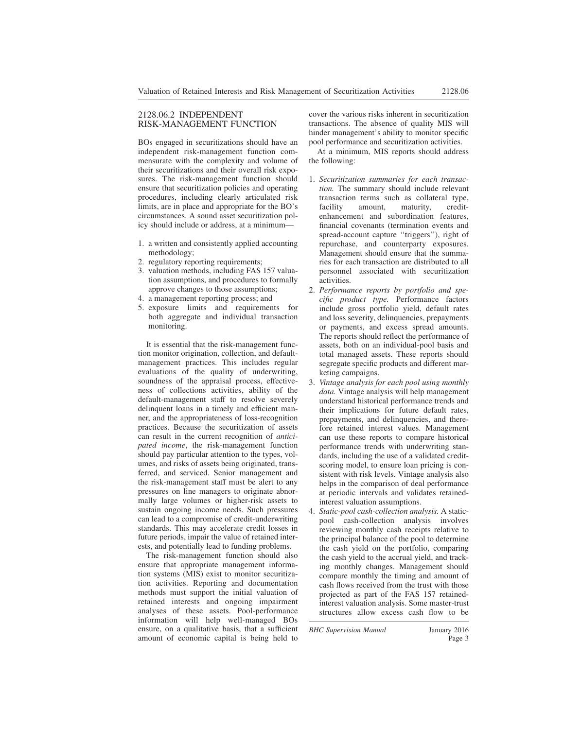## 2128.06.2 INDEPENDENT RISK-MANAGEMENT FUNCTION

BOs engaged in securitizations should have an independent risk-management function commensurate with the complexity and volume of their securitizations and their overall risk exposures. The risk-management function should ensure that securitization policies and operating procedures, including clearly articulated risk limits, are in place and appropriate for the BO's circumstances. A sound asset securitization policy should include or address, at a minimum—

1. a written and consistently applied accounting methodology;
2. regulatory reporting requirements;
3. valuation methods, including FAS 157 valuation assumptions, and procedures to formally approve changes to those assumptions;
4. a management reporting process; and
5. exposure limits and requirements for both aggregate and individual transaction monitoring.

It is essential that the risk-management function monitor origination, collection, and default-management practices. This includes regular evaluations of the quality of underwriting, soundness of the appraisal process, effectiveness of collections activities, ability of the default-management staff to resolve severely delinquent loans in a timely and efficient manner, and the appropriateness of loss-recognition practices. Because the securitization of assets can result in the current recognition of *anticipated income*, the risk-management function should pay particular attention to the types, volumes, and risks of assets being originated, transferred, and serviced. Senior management and the risk-management staff must be alert to any pressures on line managers to originate abnormally large volumes or higher-risk assets to sustain ongoing income needs. Such pressures can lead to a compromise of credit-underwriting standards. This may accelerate credit losses in future periods, impair the value of retained interests, and potentially lead to funding problems.

The risk-management function should also ensure that appropriate management information systems (MIS) exist to monitor securitization activities. Reporting and documentation methods must support the initial valuation of retained interests and ongoing impairment analyses of these assets. Pool-performance information will help well-managed BOs ensure, on a qualitative basis, that a sufficient amount of economic capital is being held to cover the various risks inherent in securitization transactions. The absence of quality MIS will hinder management's ability to monitor specific pool performance and securitization activities.

At a minimum, MIS reports should address the following:

1. *Securitization summaries for each transaction.* The summary should include relevant transaction terms such as collateral type, facility amount, maturity, credit-enhancement and subordination features, financial covenants (termination events and spread-account capture "triggers"), right of repurchase, and counterparty exposures. Management should ensure that the summaries for each transaction are distributed to all personnel associated with securitization activities.
2. *Performance reports by portfolio and specific product type.* Performance factors include gross portfolio yield, default rates and loss severity, delinquencies, prepayments or payments, and excess spread amounts. The reports should reflect the performance of assets, both on an individual-pool basis and total managed assets. These reports should segregate specific products and different marketing campaigns.
3. *Vintage analysis for each pool using monthly data.* Vintage analysis will help management understand historical performance trends and their implications for future default rates, prepayments, and delinquencies, and therefore retained interest values. Management can use these reports to compare historical performance trends with underwriting standards, including the use of a validated credit-scoring model, to ensure loan pricing is consistent with risk levels. Vintage analysis also helps in the comparison of deal performance at periodic intervals and validates retained-interest valuation assumptions.
4. *Static-pool cash-collection analysis.* A static-pool cash-collection analysis involves reviewing monthly cash receipts relative to the principal balance of the pool to determine the cash yield on the portfolio, comparing the cash yield to the accrual yield, and tracking monthly changes. Management should compare monthly the timing and amount of cash flows received from the trust with those projected as part of the FAS 157 retained-interest valuation analysis. Some master-trust structures allow excess cash flow to be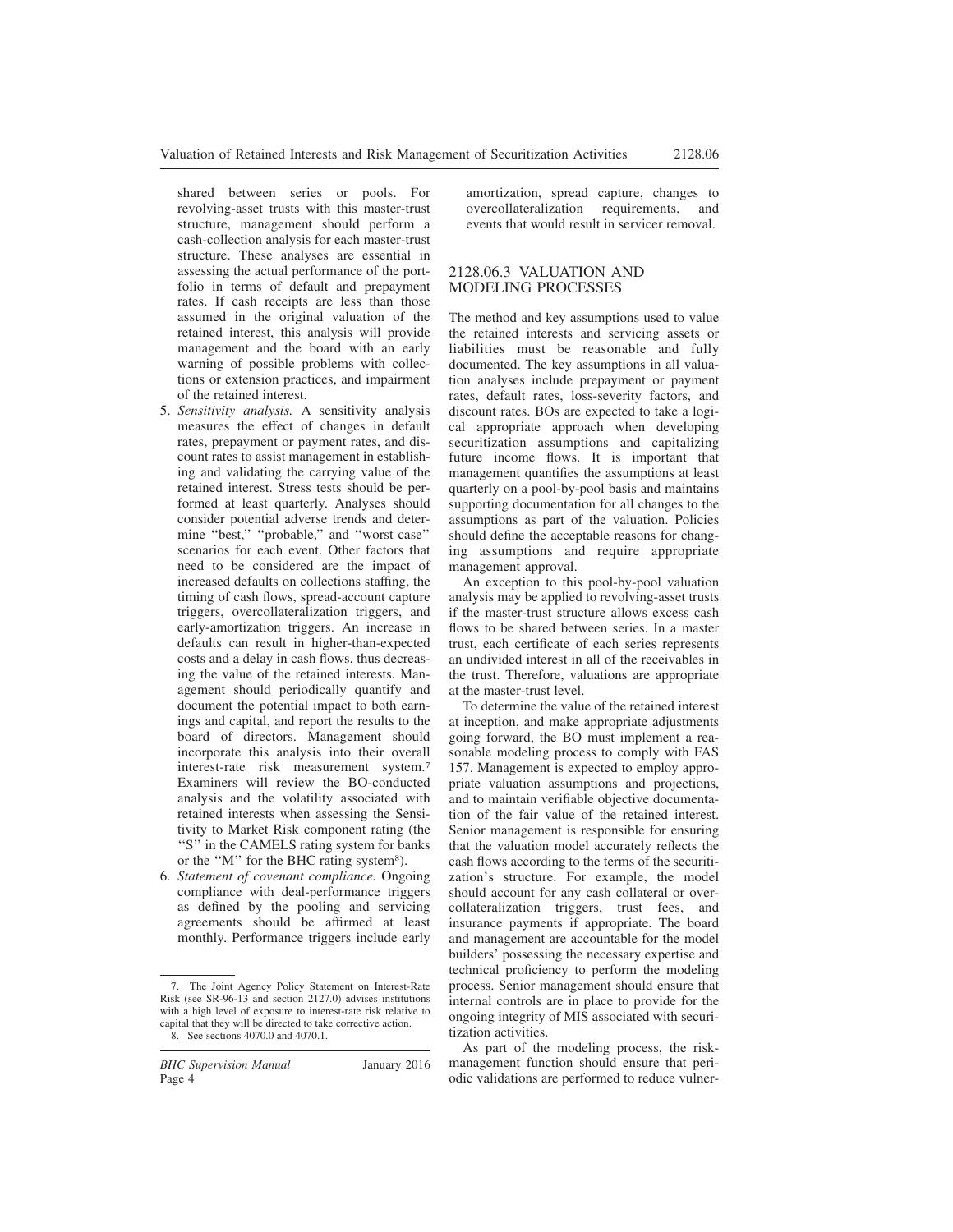shared between series or pools. For revolving-asset trusts with this master-trust structure, management should perform a cash-collection analysis for each master-trust structure. These analyses are essential in assessing the actual performance of the portfolio in terms of default and prepayment rates. If cash receipts are less than those assumed in the original valuation of the retained interest, this analysis will provide management and the board with an early warning of possible problems with collections or extension practices, and impairment of the retained interest.

5. *Sensitivity analysis.* A sensitivity analysis measures the effect of changes in default rates, prepayment or payment rates, and discount rates to assist management in establishing and validating the carrying value of the retained interest. Stress tests should be performed at least quarterly. Analyses should consider potential adverse trends and determine ''best,'' ''probable,'' and ''worst case'' scenarios for each event. Other factors that need to be considered are the impact of increased defaults on collections staffing, the timing of cash flows, spread-account capture triggers, overcollateralization triggers, and early-amortization triggers. An increase in defaults can result in higher-than-expected costs and a delay in cash flows, thus decreasing the value of the retained interests. Management should periodically quantify and document the potential impact to both earnings and capital, and report the results to the board of directors. Management should incorporate this analysis into their overall interest-rate risk measurement system.[7] Examiners will review the BO-conducted analysis and the volatility associated with retained interests when assessing the Sensitivity to Market Risk component rating (the ''S'' in the CAMELS rating system for banks or the ''M'' for the BHC rating system[8]).

6. *Statement of covenant compliance.* Ongoing compliance with deal-performance triggers as defined by the pooling and servicing agreements should be affirmed at least monthly. Performance triggers include early amortization, spread capture, changes to overcollateralization requirements, and events that would result in servicer removal.

## 2128.06.3 VALUATION AND MODELING PROCESSES

The method and key assumptions used to value the retained interests and servicing assets or liabilities must be reasonable and fully documented. The key assumptions in all valuation analyses include prepayment or payment rates, default rates, loss-severity factors, and discount rates. BOs are expected to take a logical appropriate approach when developing securitization assumptions and capitalizing future income flows. It is important that management quantifies the assumptions at least quarterly on a pool-by-pool basis and maintains supporting documentation for all changes to the assumptions as part of the valuation. Policies should define the acceptable reasons for changing assumptions and require appropriate management approval.

An exception to this pool-by-pool valuation analysis may be applied to revolving-asset trusts if the master-trust structure allows excess cash flows to be shared between series. In a master trust, each certificate of each series represents an undivided interest in all of the receivables in the trust. Therefore, valuations are appropriate at the master-trust level.

To determine the value of the retained interest at inception, and make appropriate adjustments going forward, the BO must implement a reasonable modeling process to comply with FAS 157. Management is expected to employ appropriate valuation assumptions and projections, and to maintain verifiable objective documentation of the fair value of the retained interest. Senior management is responsible for ensuring that the valuation model accurately reflects the cash flows according to the terms of the securitization's structure. For example, the model should account for any cash collateral or overcollateralization triggers, trust fees, and insurance payments if appropriate. The board and management are accountable for the model builders' possessing the necessary expertise and technical proficiency to perform the modeling process. Senior management should ensure that internal controls are in place to provide for the ongoing integrity of MIS associated with securitization activities.

As part of the modeling process, the risk-management function should ensure that periodic validations are performed to reduce vulner-

---

7. The Joint Agency Policy Statement on Interest-Rate Risk (see SR-96-13 and section 2127.0) advises institutions with a high level of exposure to interest-rate risk relative to capital that they will be directed to take corrective action.

8. See sections 4070.0 and 4070.1.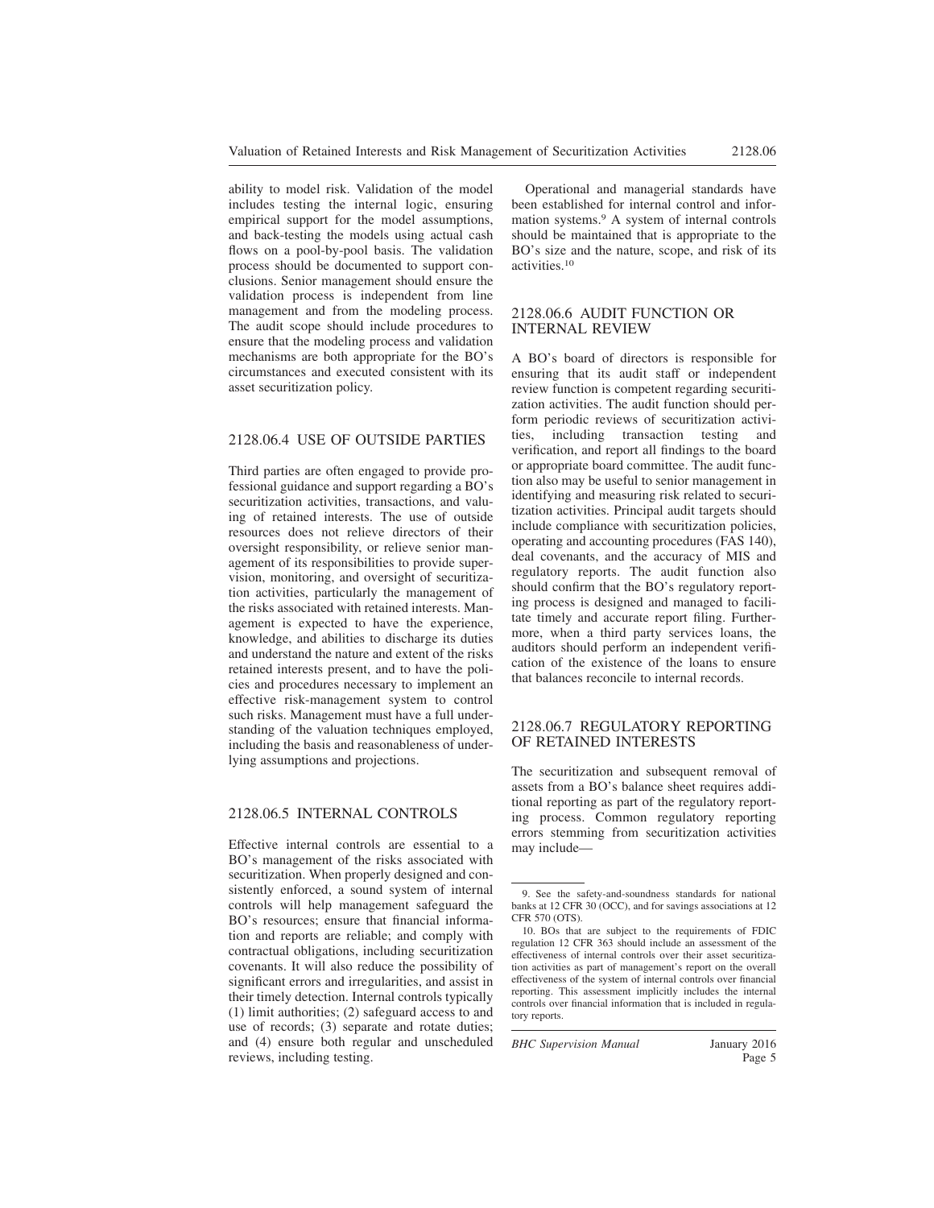ability to model risk. Validation of the model includes testing the internal logic, ensuring empirical support for the model assumptions, and back-testing the models using actual cash flows on a pool-by-pool basis. The validation process should be documented to support conclusions. Senior management should ensure the validation process is independent from line management and from the modeling process. The audit scope should include procedures to ensure that the modeling process and validation mechanisms are both appropriate for the BO's circumstances and executed consistent with its asset securitization policy.

## 2128.06.4 USE OF OUTSIDE PARTIES

Third parties are often engaged to provide professional guidance and support regarding a BO's securitization activities, transactions, and valuing of retained interests. The use of outside resources does not relieve directors of their oversight responsibility, or relieve senior management of its responsibilities to provide supervision, monitoring, and oversight of securitization activities, particularly the management of the risks associated with retained interests. Management is expected to have the experience, knowledge, and abilities to discharge its duties and understand the nature and extent of the risks retained interests present, and to have the policies and procedures necessary to implement an effective risk-management system to control such risks. Management must have a full understanding of the valuation techniques employed, including the basis and reasonableness of underlying assumptions and projections.

## 2128.06.5 INTERNAL CONTROLS

Effective internal controls are essential to a BO's management of the risks associated with securitization. When properly designed and consistently enforced, a sound system of internal controls will help management safeguard the BO's resources; ensure that financial information and reports are reliable; and comply with contractual obligations, including securitization covenants. It will also reduce the possibility of significant errors and irregularities, and assist in their timely detection. Internal controls typically (1) limit authorities; (2) safeguard access to and use of records; (3) separate and rotate duties; and (4) ensure both regular and unscheduled reviews, including testing.

Operational and managerial standards have been established for internal control and information systems.[9] A system of internal controls should be maintained that is appropriate to the BO's size and the nature, scope, and risk of its activities.[10]

## 2128.06.6 AUDIT FUNCTION OR INTERNAL REVIEW

A BO's board of directors is responsible for ensuring that its audit staff or independent review function is competent regarding securitization activities. The audit function should perform periodic reviews of securitization activities, including transaction testing and verification, and report all findings to the board or appropriate board committee. The audit function also may be useful to senior management in identifying and measuring risk related to securitization activities. Principal audit targets should include compliance with securitization policies, operating and accounting procedures (FAS 140), deal covenants, and the accuracy of MIS and regulatory reports. The audit function also should confirm that the BO's regulatory reporting process is designed and managed to facilitate timely and accurate report filing. Furthermore, when a third party services loans, the auditors should perform an independent verification of the existence of the loans to ensure that balances reconcile to internal records.

## 2128.06.7 REGULATORY REPORTING OF RETAINED INTERESTS

The securitization and subsequent removal of assets from a BO's balance sheet requires additional reporting as part of the regulatory reporting process. Common regulatory reporting errors stemming from securitization activities may include—

---

9. See the safety-and-soundness standards for national banks at 12 CFR 30 (OCC), and for savings associations at 12 CFR 570 (OTS).

10. BOs that are subject to the requirements of FDIC regulation 12 CFR 363 should include an assessment of the effectiveness of internal controls over their asset securitization activities as part of management's report on the overall effectiveness of the system of internal controls over financial reporting. This assessment implicitly includes the internal controls over financial information that is included in regulatory reports.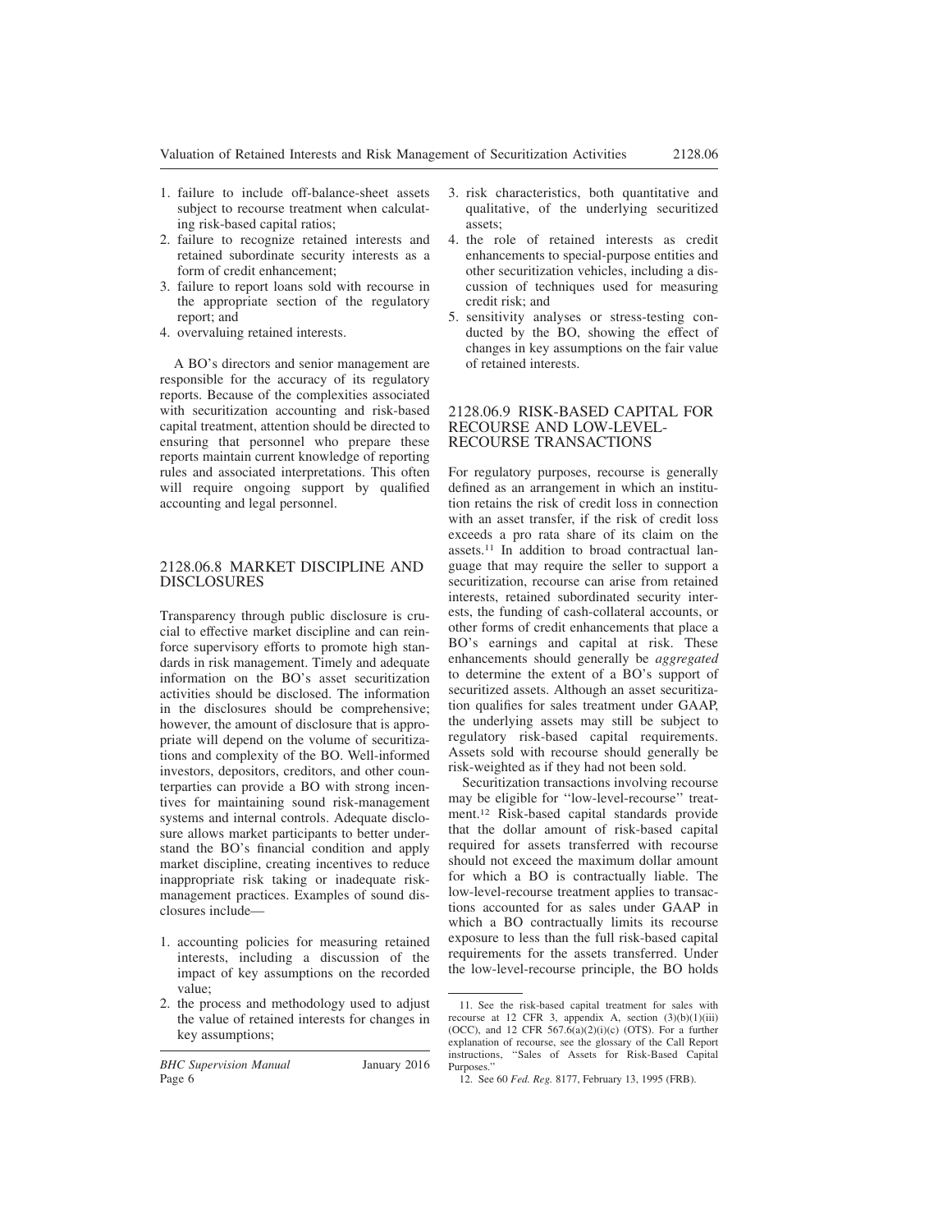1. failure to include off-balance-sheet assets subject to recourse treatment when calculating risk-based capital ratios;
2. failure to recognize retained interests and retained subordinate security interests as a form of credit enhancement;
3. failure to report loans sold with recourse in the appropriate section of the regulatory report; and
4. overvaluing retained interests.

A BO's directors and senior management are responsible for the accuracy of its regulatory reports. Because of the complexities associated with securitization accounting and risk-based capital treatment, attention should be directed to ensuring that personnel who prepare these reports maintain current knowledge of reporting rules and associated interpretations. This often will require ongoing support by qualified accounting and legal personnel.

## 2128.06.8 MARKET DISCIPLINE AND DISCLOSURES

Transparency through public disclosure is crucial to effective market discipline and can reinforce supervisory efforts to promote high standards in risk management. Timely and adequate information on the BO's asset securitization activities should be disclosed. The information in the disclosures should be comprehensive; however, the amount of disclosure that is appropriate will depend on the volume of securitizations and complexity of the BO. Well-informed investors, depositors, creditors, and other counterparties can provide a BO with strong incentives for maintaining sound risk-management systems and internal controls. Adequate disclosure allows market participants to better understand the BO's financial condition and apply market discipline, creating incentives to reduce inappropriate risk taking or inadequate risk-management practices. Examples of sound disclosures include—

1. accounting policies for measuring retained interests, including a discussion of the impact of key assumptions on the recorded value;
2. the process and methodology used to adjust the value of retained interests for changes in key assumptions;
3. risk characteristics, both quantitative and qualitative, of the underlying securitized assets;
4. the role of retained interests as credit enhancements to special-purpose entities and other securitization vehicles, including a discussion of techniques used for measuring credit risk; and
5. sensitivity analyses or stress-testing conducted by the BO, showing the effect of changes in key assumptions on the fair value of retained interests.

## 2128.06.9 RISK-BASED CAPITAL FOR RECOURSE AND LOW-LEVEL-RECOURSE TRANSACTIONS

For regulatory purposes, recourse is generally defined as an arrangement in which an institution retains the risk of credit loss in connection with an asset transfer, if the risk of credit loss exceeds a pro rata share of its claim on the assets.[11] In addition to broad contractual language that may require the seller to support a securitization, recourse can arise from retained interests, retained subordinated security interests, the funding of cash-collateral accounts, or other forms of credit enhancements that place a BO's earnings and capital at risk. These enhancements should generally be *aggregated* to determine the extent of a BO's support of securitized assets. Although an asset securitization qualifies for sales treatment under GAAP, the underlying assets may still be subject to regulatory risk-based capital requirements. Assets sold with recourse should generally be risk-weighted as if they had not been sold.

Securitization transactions involving recourse may be eligible for "low-level-recourse" treatment.[12] Risk-based capital standards provide that the dollar amount of risk-based capital required for assets transferred with recourse should not exceed the maximum dollar amount for which a BO is contractually liable. The low-level-recourse treatment applies to transactions accounted for as sales under GAAP in which a BO contractually limits its recourse exposure to less than the full risk-based capital requirements for the assets transferred. Under the low-level-recourse principle, the BO holds

11. See the risk-based capital treatment for sales with recourse at 12 CFR 3, appendix A, section (3)(b)(1)(iii) (OCC), and 12 CFR 567.6(a)(2)(i)(c) (OTS). For a further explanation of recourse, see the glossary of the Call Report instructions, "Sales of Assets for Risk-Based Capital Purposes."

12. See 60 *Fed. Reg.* 8177, February 13, 1995 (FRB).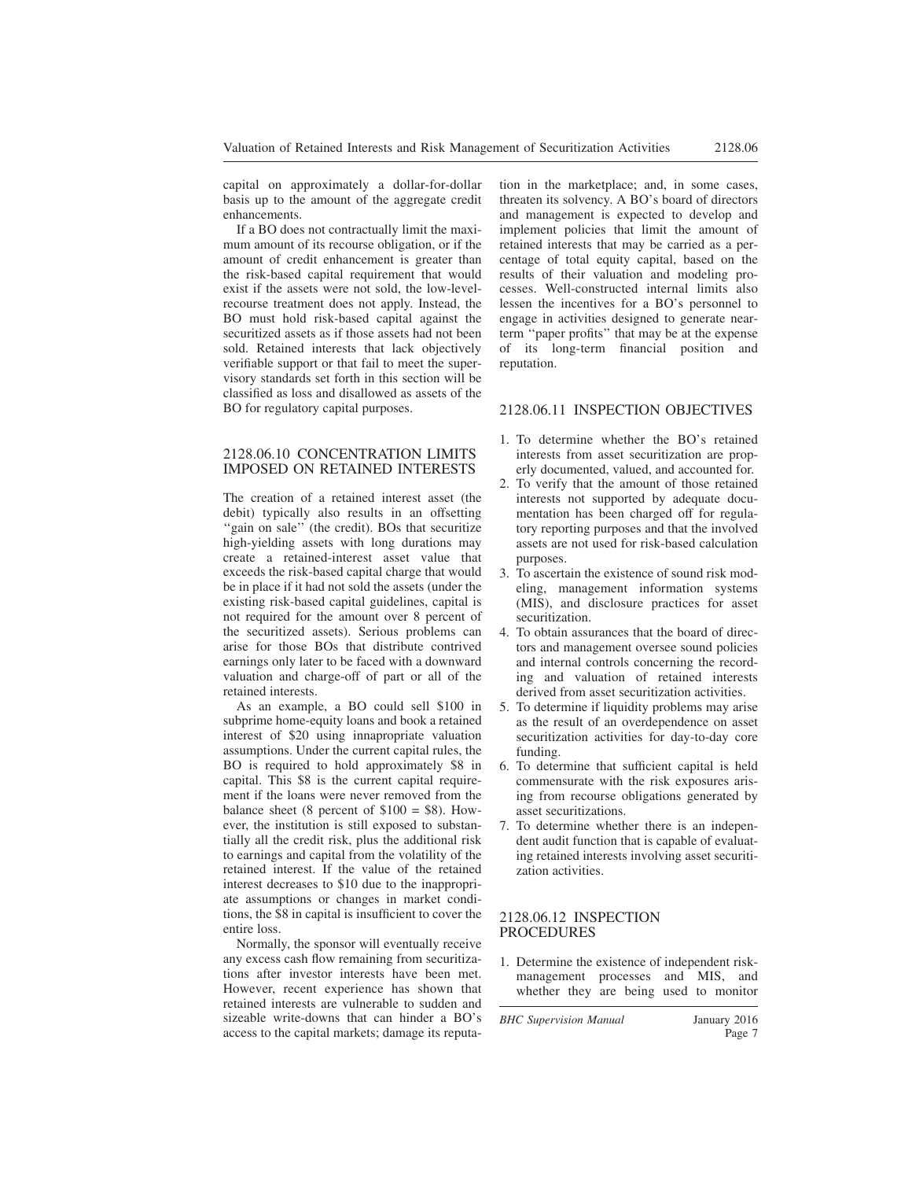capital on approximately a dollar-for-dollar basis up to the amount of the aggregate credit enhancements.

If a BO does not contractually limit the maximum amount of its recourse obligation, or if the amount of credit enhancement is greater than the risk-based capital requirement that would exist if the assets were not sold, the low-level-recourse treatment does not apply. Instead, the BO must hold risk-based capital against the securitized assets as if those assets had not been sold. Retained interests that lack objectively verifiable support or that fail to meet the supervisory standards set forth in this section will be classified as loss and disallowed as assets of the BO for regulatory capital purposes.

## 2128.06.10 CONCENTRATION LIMITS IMPOSED ON RETAINED INTERESTS

The creation of a retained interest asset (the debit) typically also results in an offsetting ''gain on sale'' (the credit). BOs that securitize high-yielding assets with long durations may create a retained-interest asset value that exceeds the risk-based capital charge that would be in place if it had not sold the assets (under the existing risk-based capital guidelines, capital is not required for the amount over 8 percent of the securitized assets). Serious problems can arise for those BOs that distribute contrived earnings only later to be faced with a downward valuation and charge-off of part or all of the retained interests.

As an example, a BO could sell $100 in subprime home-equity loans and book a retained interest of $20 using innapropriate valuation assumptions. Under the current capital rules, the BO is required to hold approximately $8 in capital. This $8 is the current capital requirement if the loans were never removed from the balance sheet (8 percent of $100 = $8). However, the institution is still exposed to substantially all the credit risk, plus the additional risk to earnings and capital from the volatility of the retained interest. If the value of the retained interest decreases to $10 due to the inappropriate assumptions or changes in market conditions, the $8 in capital is insufficient to cover the entire loss.

Normally, the sponsor will eventually receive any excess cash flow remaining from securitizations after investor interests have been met. However, recent experience has shown that retained interests are vulnerable to sudden and sizeable write-downs that can hinder a BO's access to the capital markets; damage its reputation in the marketplace; and, in some cases, threaten its solvency. A BO's board of directors and management is expected to develop and implement policies that limit the amount of retained interests that may be carried as a percentage of total equity capital, based on the results of their valuation and modeling processes. Well-constructed internal limits also lessen the incentives for a BO's personnel to engage in activities designed to generate near-term ''paper profits'' that may be at the expense of its long-term financial position and reputation.

## 2128.06.11 INSPECTION OBJECTIVES

1. To determine whether the BO's retained interests from asset securitization are properly documented, valued, and accounted for.
2. To verify that the amount of those retained interests not supported by adequate documentation has been charged off for regulatory reporting purposes and that the involved assets are not used for risk-based calculation purposes.
3. To ascertain the existence of sound risk modeling, management information systems (MIS), and disclosure practices for asset securitization.
4. To obtain assurances that the board of directors and management oversee sound policies and internal controls concerning the recording and valuation of retained interests derived from asset securitization activities.
5. To determine if liquidity problems may arise as the result of an overdependence on asset securitization activities for day-to-day core funding.
6. To determine that sufficient capital is held commensurate with the risk exposures arising from recourse obligations generated by asset securitizations.
7. To determine whether there is an independent audit function that is capable of evaluating retained interests involving asset securitization activities.

## 2128.06.12 INSPECTION PROCEDURES

1. Determine the existence of independent risk-management processes and MIS, and whether they are being used to monitor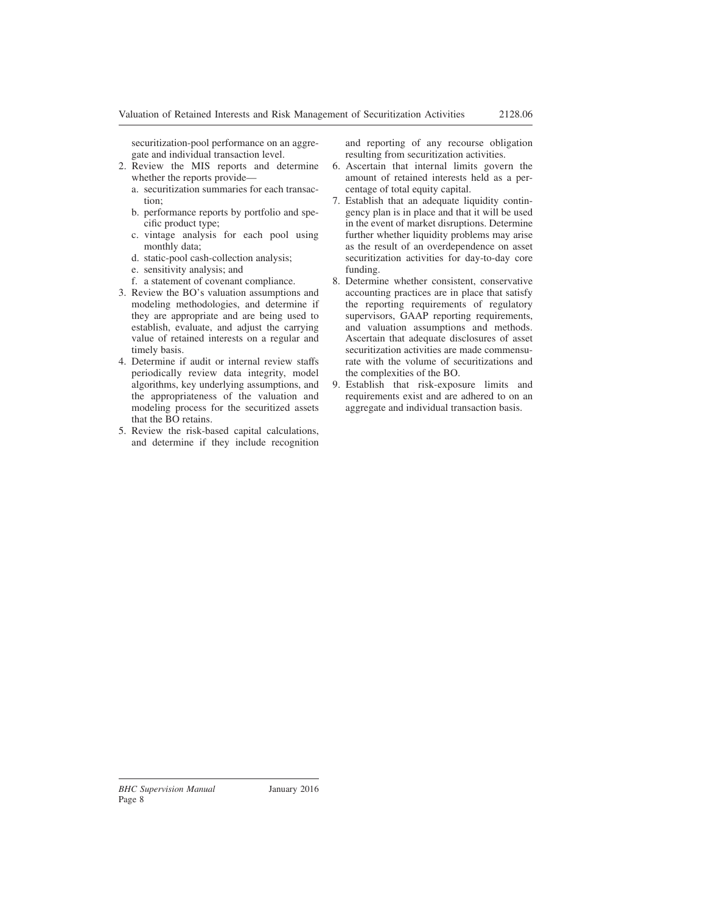securitization-pool performance on an aggregate and individual transaction level.

2. Review the MIS reports and determine whether the reports provide—
   a. securitization summaries for each transaction;
   b. performance reports by portfolio and specific product type;
   c. vintage analysis for each pool using monthly data;
   d. static-pool cash-collection analysis;
   e. sensitivity analysis; and
   f. a statement of covenant compliance.
3. Review the BO's valuation assumptions and modeling methodologies, and determine if they are appropriate and are being used to establish, evaluate, and adjust the carrying value of retained interests on a regular and timely basis.
4. Determine if audit or internal review staffs periodically review data integrity, model algorithms, key underlying assumptions, and the appropriateness of the valuation and modeling process for the securitized assets that the BO retains.
5. Review the risk-based capital calculations, and determine if they include recognition and reporting of any recourse obligation resulting from securitization activities.
6. Ascertain that internal limits govern the amount of retained interests held as a percentage of total equity capital.
7. Establish that an adequate liquidity contingency plan is in place and that it will be used in the event of market disruptions. Determine further whether liquidity problems may arise as the result of an overdependence on asset securitization activities for day-to-day core funding.
8. Determine whether consistent, conservative accounting practices are in place that satisfy the reporting requirements of regulatory supervisors, GAAP reporting requirements, and valuation assumptions and methods. Ascertain that adequate disclosures of asset securitization activities are made commensurate with the volume of securitizations and the complexities of the BO.
9. Establish that risk-exposure limits and requirements exist and are adhered to on an aggregate and individual transaction basis.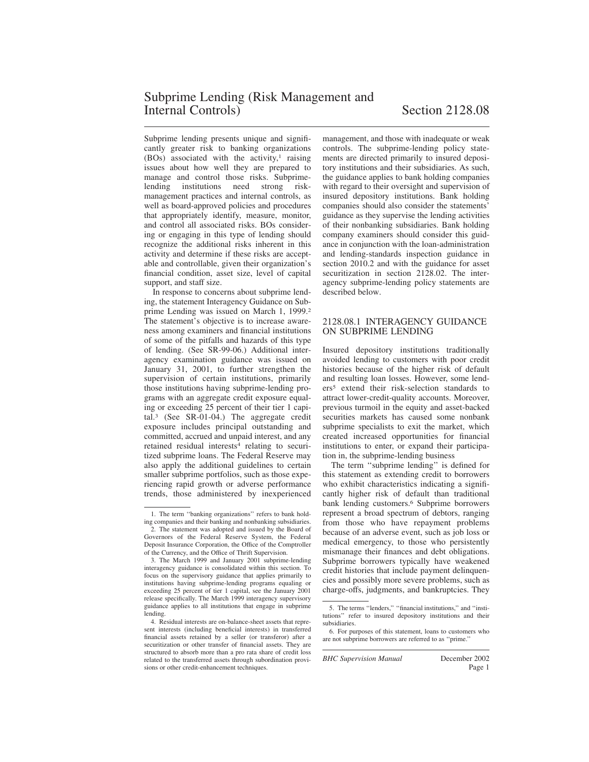# Subprime Lending (Risk Management and Internal Controls) Section 2128.08

Subprime lending presents unique and significantly greater risk to banking organizations (BOs) associated with the activity,[1] raising issues about how well they are prepared to manage and control those risks. Subprime-lending institutions need strong risk-management practices and internal controls, as well as board-approved policies and procedures that appropriately identify, measure, monitor, and control all associated risks. BOs considering or engaging in this type of lending should recognize the additional risks inherent in this activity and determine if these risks are acceptable and controllable, given their organization's financial condition, asset size, level of capital support, and staff size.

In response to concerns about subprime lending, the statement Interagency Guidance on Subprime Lending was issued on March 1, 1999.[2] The statement's objective is to increase awareness among examiners and financial institutions of some of the pitfalls and hazards of this type of lending. (See SR-99-06.) Additional interagency examination guidance was issued on January 31, 2001, to further strengthen the supervision of certain institutions, primarily those institutions having subprime-lending programs with an aggregate credit exposure equaling or exceeding 25 percent of their tier 1 capital.[3] (See SR-01-04.) The aggregate credit exposure includes principal outstanding and committed, accrued and unpaid interest, and any retained residual interests[4] relating to securitized subprime loans. The Federal Reserve may also apply the additional guidelines to certain smaller subprime portfolios, such as those experiencing rapid growth or adverse performance trends, those administered by inexperienced management, and those with inadequate or weak controls. The subprime-lending policy statements are directed primarily to insured depository institutions and their subsidiaries. As such, the guidance applies to bank holding companies with regard to their oversight and supervision of insured depository institutions. Bank holding companies should also consider the statements' guidance as they supervise the lending activities of their nonbanking subsidiaries. Bank holding company examiners should consider this guidance in conjunction with the loan-administration and lending-standards inspection guidance in section 2010.2 and with the guidance for asset securitization in section 2128.02. The interagency subprime-lending policy statements are described below.

## 2128.08.1 INTERAGENCY GUIDANCE ON SUBPRIME LENDING

Insured depository institutions traditionally avoided lending to customers with poor credit histories because of the higher risk of default and resulting loan losses. However, some lenders[5] extend their risk-selection standards to attract lower-credit-quality accounts. Moreover, previous turmoil in the equity and asset-backed securities markets has caused some nonbank subprime specialists to exit the market, which created increased opportunities for financial institutions to enter, or expand their participation in, the subprime-lending business

The term "subprime lending" is defined for this statement as extending credit to borrowers who exhibit characteristics indicating a significantly higher risk of default than traditional bank lending customers.[6] Subprime borrowers represent a broad spectrum of debtors, ranging from those who have repayment problems because of an adverse event, such as job loss or medical emergency, to those who persistently mismanage their finances and debt obligations. Subprime borrowers typically have weakened credit histories that include payment delinquencies and possibly more severe problems, such as charge-offs, judgments, and bankruptcies. They

---

1. The term "banking organizations" refers to bank holding companies and their banking and nonbanking subsidiaries.

2. The statement was adopted and issued by the Board of Governors of the Federal Reserve System, the Federal Deposit Insurance Corporation, the Office of the Comptroller of the Currency, and the Office of Thrift Supervision.

3. The March 1999 and January 2001 subprime-lending interagency guidance is consolidated within this section. To focus on the supervisory guidance that applies primarily to institutions having subprime-lending programs equaling or exceeding 25 percent of tier 1 capital, see the January 2001 release specifically. The March 1999 interagency supervisory guidance applies to all institutions that engage in subprime lending.

4. Residual interests are on-balance-sheet assets that represent interests (including beneficial interests) in transferred financial assets retained by a seller (or transferor) after a securitization or other transfer of financial assets. They are structured to absorb more than a pro rata share of credit loss related to the transferred assets through subordination provisions or other credit-enhancement techniques.

5. The terms "lenders," "financial institutions," and "institutions" refer to insured depository institutions and their subsidiaries.

6. For purposes of this statement, loans to customers who are not subprime borrowers are referred to as "prime."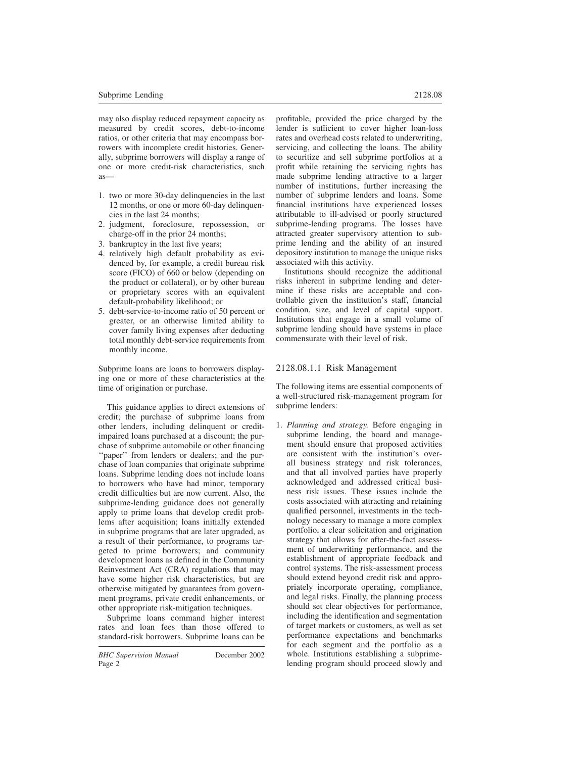may also display reduced repayment capacity as measured by credit scores, debt-to-income ratios, or other criteria that may encompass borrowers with incomplete credit histories. Generally, subprime borrowers will display a range of one or more credit-risk characteristics, such as—

1. two or more 30-day delinquencies in the last 12 months, or one or more 60-day delinquencies in the last 24 months;
2. judgment, foreclosure, repossession, or charge-off in the prior 24 months;
3. bankruptcy in the last five years;
4. relatively high default probability as evidenced by, for example, a credit bureau risk score (FICO) of 660 or below (depending on the product or collateral), or by other bureau or proprietary scores with an equivalent default-probability likelihood; or
5. debt-service-to-income ratio of 50 percent or greater, or an otherwise limited ability to cover family living expenses after deducting total monthly debt-service requirements from monthly income.

Subprime loans are loans to borrowers displaying one or more of these characteristics at the time of origination or purchase.

This guidance applies to direct extensions of credit; the purchase of subprime loans from other lenders, including delinquent or credit-impaired loans purchased at a discount; the purchase of subprime automobile or other financing ''paper'' from lenders or dealers; and the purchase of loan companies that originate subprime loans. Subprime lending does not include loans to borrowers who have had minor, temporary credit difficulties but are now current. Also, the subprime-lending guidance does not generally apply to prime loans that develop credit problems after acquisition; loans initially extended in subprime programs that are later upgraded, as a result of their performance, to programs targeted to prime borrowers; and community development loans as defined in the Community Reinvestment Act (CRA) regulations that may have some higher risk characteristics, but are otherwise mitigated by guarantees from government programs, private credit enhancements, or other appropriate risk-mitigation techniques.

Subprime loans command higher interest rates and loan fees than those offered to standard-risk borrowers. Subprime loans can be profitable, provided the price charged by the lender is sufficient to cover higher loan-loss rates and overhead costs related to underwriting, servicing, and collecting the loans. The ability to securitize and sell subprime portfolios at a profit while retaining the servicing rights has made subprime lending attractive to a larger number of institutions, further increasing the number of subprime lenders and loans. Some financial institutions have experienced losses attributable to ill-advised or poorly structured subprime-lending programs. The losses have attracted greater supervisory attention to subprime lending and the ability of an insured depository institution to manage the unique risks associated with this activity.

Institutions should recognize the additional risks inherent in subprime lending and determine if these risks are acceptable and controllable given the institution's staff, financial condition, size, and level of capital support. Institutions that engage in a small volume of subprime lending should have systems in place commensurate with their level of risk.

### 2128.08.1.1 Risk Management

The following items are essential components of a well-structured risk-management program for subprime lenders:

1. *Planning and strategy.* Before engaging in subprime lending, the board and management should ensure that proposed activities are consistent with the institution's overall business strategy and risk tolerances, and that all involved parties have properly acknowledged and addressed critical business risk issues. These issues include the costs associated with attracting and retaining qualified personnel, investments in the technology necessary to manage a more complex portfolio, a clear solicitation and origination strategy that allows for after-the-fact assessment of underwriting performance, and the establishment of appropriate feedback and control systems. The risk-assessment process should extend beyond credit risk and appropriately incorporate operating, compliance, and legal risks. Finally, the planning process should set clear objectives for performance, including the identification and segmentation of target markets or customers, as well as set performance expectations and benchmarks for each segment and the portfolio as a whole. Institutions establishing a subprime-lending program should proceed slowly and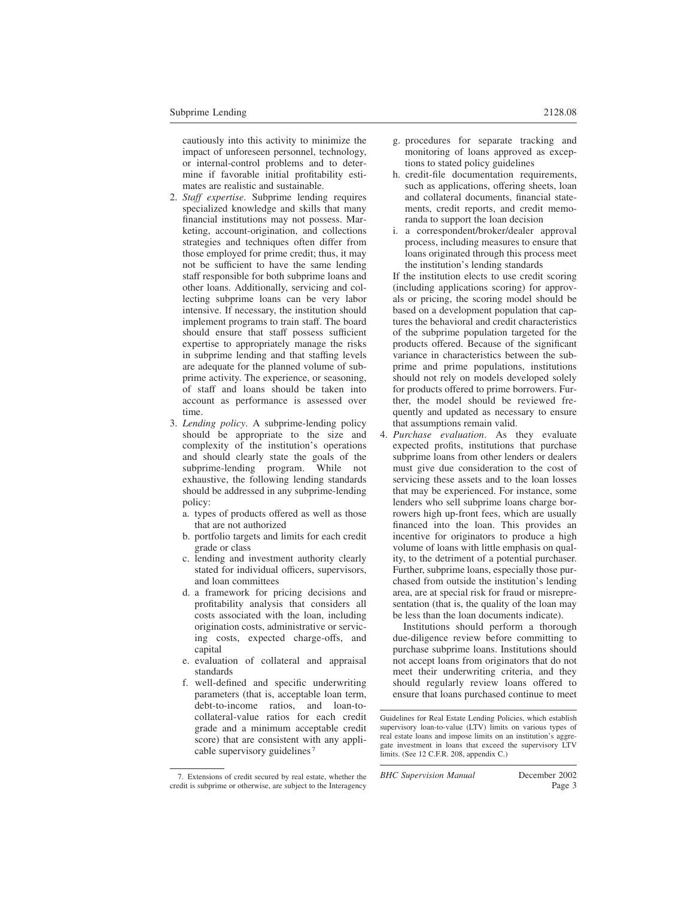cautiously into this activity to minimize the impact of unforeseen personnel, technology, or internal-control problems and to determine if favorable initial profitability estimates are realistic and sustainable.

2. *Staff expertise*. Subprime lending requires specialized knowledge and skills that many financial institutions may not possess. Marketing, account-origination, and collections strategies and techniques often differ from those employed for prime credit; thus, it may not be sufficient to have the same lending staff responsible for both subprime loans and other loans. Additionally, servicing and collecting subprime loans can be very labor intensive. If necessary, the institution should implement programs to train staff. The board should ensure that staff possess sufficient expertise to appropriately manage the risks in subprime lending and that staffing levels are adequate for the planned volume of subprime activity. The experience, or seasoning, of staff and loans should be taken into account as performance is assessed over time.

3. *Lending policy*. A subprime-lending policy should be appropriate to the size and complexity of the institution's operations and should clearly state the goals of the subprime-lending program. While not exhaustive, the following lending standards should be addressed in any subprime-lending policy:

   a. types of products offered as well as those that are not authorized
   b. portfolio targets and limits for each credit grade or class
   c. lending and investment authority clearly stated for individual officers, supervisors, and loan committees
   d. a framework for pricing decisions and profitability analysis that considers all costs associated with the loan, including origination costs, administrative or servicing costs, expected charge-offs, and capital
   e. evaluation of collateral and appraisal standards
   f. well-defined and specific underwriting parameters (that is, acceptable loan term, debt-to-income ratios, and loan-to-collateral-value ratios for each credit grade and a minimum acceptable credit score) that are consistent with any applicable supervisory guidelines [7]
   g. procedures for separate tracking and monitoring of loans approved as exceptions to stated policy guidelines
   h. credit-file documentation requirements, such as applications, offering sheets, loan and collateral documents, financial statements, credit reports, and credit memoranda to support the loan decision
   i. a correspondent/broker/dealer approval process, including measures to ensure that loans originated through this process meet the institution's lending standards

   If the institution elects to use credit scoring (including applications scoring) for approvals or pricing, the scoring model should be based on a development population that captures the behavioral and credit characteristics of the subprime population targeted for the products offered. Because of the significant variance in characteristics between the subprime and prime populations, institutions should not rely on models developed solely for products offered to prime borrowers. Further, the model should be reviewed frequently and updated as necessary to ensure that assumptions remain valid.

4. *Purchase evaluation*. As they evaluate expected profits, institutions that purchase subprime loans from other lenders or dealers must give due consideration to the cost of servicing these assets and to the loan losses that may be experienced. For instance, some lenders who sell subprime loans charge borrowers high up-front fees, which are usually financed into the loan. This provides an incentive for originators to produce a high volume of loans with little emphasis on quality, to the detriment of a potential purchaser. Further, subprime loans, especially those purchased from outside the institution's lending area, are at special risk for fraud or misrepresentation (that is, the quality of the loan may be less than the loan documents indicate).

   Institutions should perform a thorough due-diligence review before committing to purchase subprime loans. Institutions should not accept loans from originators that do not meet their underwriting criteria, and they should regularly review loans offered to ensure that loans purchased continue to meet

---

7. Extensions of credit secured by real estate, whether the credit is subprime or otherwise, are subject to the Interagency Guidelines for Real Estate Lending Policies, which establish supervisory loan-to-value (LTV) limits on various types of real estate loans and impose limits on an institution's aggregate investment in loans that exceed the supervisory LTV limits. (See 12 C.F.R. 208, appendix C.)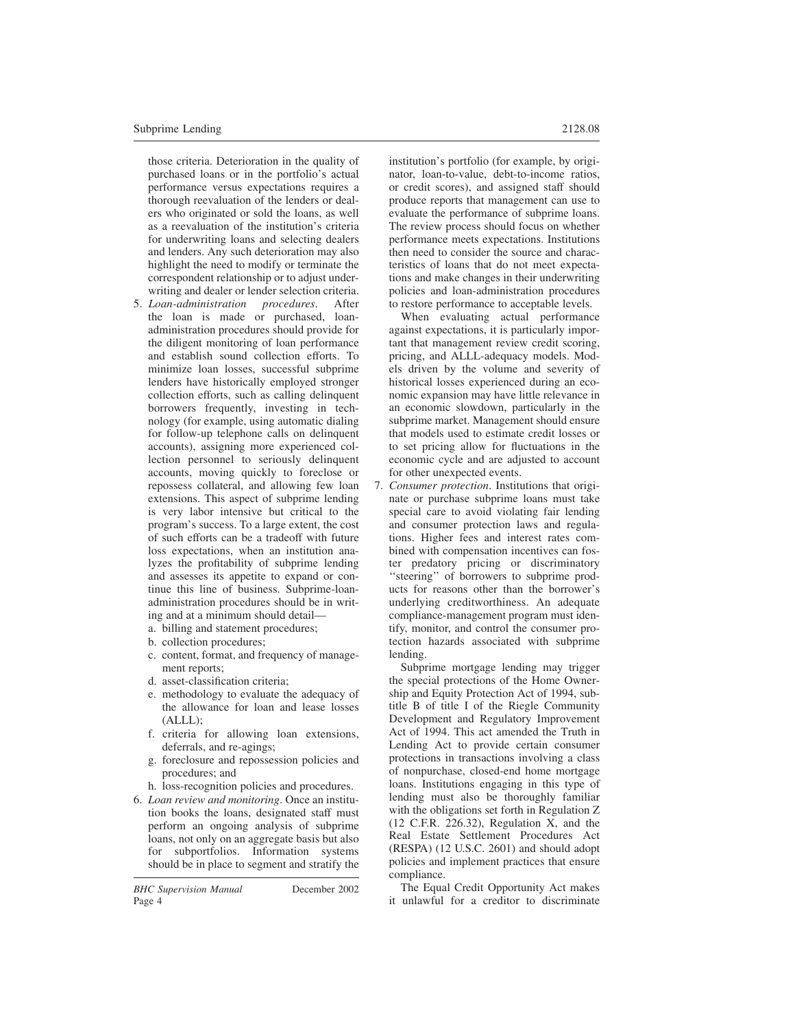those criteria. Deterioration in the quality of purchased loans or in the portfolio's actual performance versus expectations requires a thorough reevaluation of the lenders or dealers who originated or sold the loans, as well as a reevaluation of the institution's criteria for underwriting loans and selecting dealers and lenders. Any such deterioration may also highlight the need to modify or terminate the correspondent relationship or to adjust underwriting and dealer or lender selection criteria.

5. *Loan-administration procedures*. After the loan is made or purchased, loan-administration procedures should provide for the diligent monitoring of loan performance and establish sound collection efforts. To minimize loan losses, successful subprime lenders have historically employed stronger collection efforts, such as calling delinquent borrowers frequently, investing in technology (for example, using automatic dialing for follow-up telephone calls on delinquent accounts), assigning more experienced collection personnel to seriously delinquent accounts, moving quickly to foreclose or repossess collateral, and allowing few loan extensions. This aspect of subprime lending is very labor intensive but critical to the program's success. To a large extent, the cost of such efforts can be a tradeoff with future loss expectations, when an institution analyzes the profitability of subprime lending and assesses its appetite to expand or continue this line of business. Subprime-loan-administration procedures should be in writing and at a minimum should detail—
   a. billing and statement procedures;
   b. collection procedures;
   c. content, format, and frequency of management reports;
   d. asset-classification criteria;
   e. methodology to evaluate the adequacy of the allowance for loan and lease losses (ALLL);
   f. criteria for allowing loan extensions, deferrals, and re-agings;
   g. foreclosure and repossession policies and procedures; and
   h. loss-recognition policies and procedures.

6. *Loan review and monitoring*. Once an institution books the loans, designated staff must perform an ongoing analysis of subprime loans, not only on an aggregate basis but also for subportfolios. Information systems should be in place to segment and stratify the institution's portfolio (for example, by originator, loan-to-value, debt-to-income ratios, or credit scores), and assigned staff should produce reports that management can use to evaluate the performance of subprime loans. The review process should focus on whether performance meets expectations. Institutions then need to consider the source and characteristics of loans that do not meet expectations and make changes in their underwriting policies and loan-administration procedures to restore performance to acceptable levels.

   When evaluating actual performance against expectations, it is particularly important that management review credit scoring, pricing, and ALLL-adequacy models. Models driven by the volume and severity of historical losses experienced during an economic expansion may have little relevance in an economic slowdown, particularly in the subprime market. Management should ensure that models used to estimate credit losses or to set pricing allow for fluctuations in the economic cycle and are adjusted to account for other unexpected events.

7. *Consumer protection*. Institutions that originate or purchase subprime loans must take special care to avoid violating fair lending and consumer protection laws and regulations. Higher fees and interest rates combined with compensation incentives can foster predatory pricing or discriminatory ''steering'' of borrowers to subprime products for reasons other than the borrower's underlying creditworthiness. An adequate compliance-management program must identify, monitor, and control the consumer protection hazards associated with subprime lending.

   Subprime mortgage lending may trigger the special protections of the Home Ownership and Equity Protection Act of 1994, subtitle B of title I of the Riegle Community Development and Regulatory Improvement Act of 1994. This act amended the Truth in Lending Act to provide certain consumer protections in transactions involving a class of nonpurchase, closed-end home mortgage loans. Institutions engaging in this type of lending must also be thoroughly familiar with the obligations set forth in Regulation Z (12 C.F.R. 226.32), Regulation X, and the Real Estate Settlement Procedures Act (RESPA) (12 U.S.C. 2601) and should adopt policies and implement practices that ensure compliance.

   The Equal Credit Opportunity Act makes it unlawful for a creditor to discriminate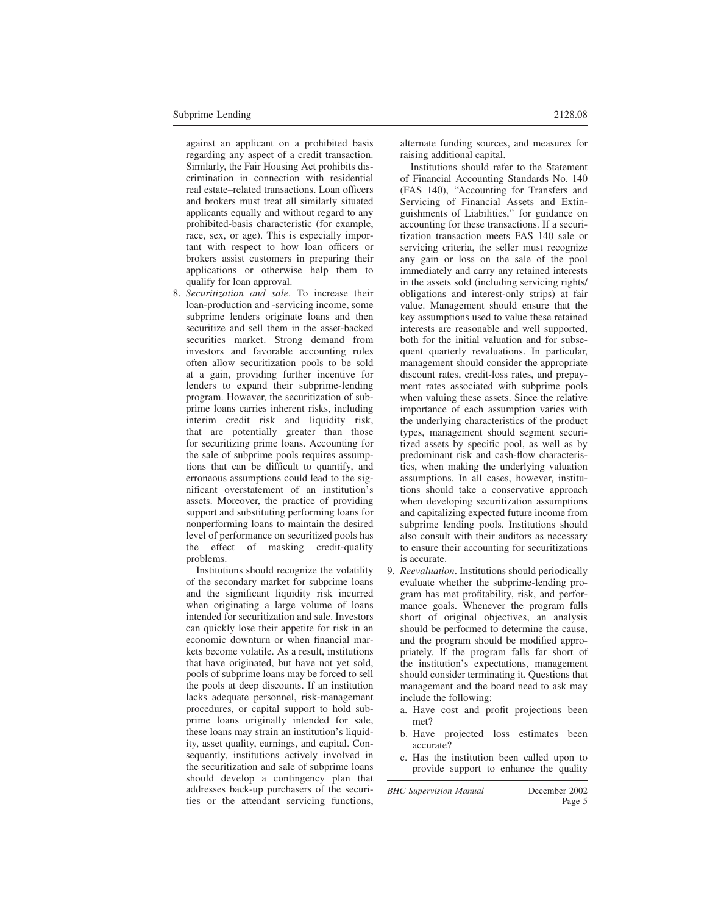against an applicant on a prohibited basis regarding any aspect of a credit transaction. Similarly, the Fair Housing Act prohibits discrimination in connection with residential real estate–related transactions. Loan officers and brokers must treat all similarly situated applicants equally and without regard to any prohibited-basis characteristic (for example, race, sex, or age). This is especially important with respect to how loan officers or brokers assist customers in preparing their applications or otherwise help them to qualify for loan approval.

8. *Securitization and sale*. To increase their loan-production and -servicing income, some subprime lenders originate loans and then securitize and sell them in the asset-backed securities market. Strong demand from investors and favorable accounting rules often allow securitization pools to be sold at a gain, providing further incentive for lenders to expand their subprime-lending program. However, the securitization of subprime loans carries inherent risks, including interim credit risk and liquidity risk, that are potentially greater than those for securitizing prime loans. Accounting for the sale of subprime pools requires assumptions that can be difficult to quantify, and erroneous assumptions could lead to the significant overstatement of an institution's assets. Moreover, the practice of providing support and substituting performing loans for nonperforming loans to maintain the desired level of performance on securitized pools has the effect of masking credit-quality problems.

   Institutions should recognize the volatility of the secondary market for subprime loans and the significant liquidity risk incurred when originating a large volume of loans intended for securitization and sale. Investors can quickly lose their appetite for risk in an economic downturn or when financial markets become volatile. As a result, institutions that have originated, but have not yet sold, pools of subprime loans may be forced to sell the pools at deep discounts. If an institution lacks adequate personnel, risk-management procedures, or capital support to hold subprime loans originally intended for sale, these loans may strain an institution's liquidity, asset quality, earnings, and capital. Consequently, institutions actively involved in the securitization and sale of subprime loans should develop a contingency plan that addresses back-up purchasers of the securities or the attendant servicing functions, alternate funding sources, and measures for raising additional capital.

   Institutions should refer to the Statement of Financial Accounting Standards No. 140 (FAS 140), "Accounting for Transfers and Servicing of Financial Assets and Extinguishments of Liabilities," for guidance on accounting for these transactions. If a securitization transaction meets FAS 140 sale or servicing criteria, the seller must recognize any gain or loss on the sale of the pool immediately and carry any retained interests in the assets sold (including servicing rights/obligations and interest-only strips) at fair value. Management should ensure that the key assumptions used to value these retained interests are reasonable and well supported, both for the initial valuation and for subsequent quarterly revaluations. In particular, management should consider the appropriate discount rates, credit-loss rates, and prepayment rates associated with subprime pools when valuing these assets. Since the relative importance of each assumption varies with the underlying characteristics of the product types, management should segment securitized assets by specific pool, as well as by predominant risk and cash-flow characteristics, when making the underlying valuation assumptions. In all cases, however, institutions should take a conservative approach when developing securitization assumptions and capitalizing expected future income from subprime lending pools. Institutions should also consult with their auditors as necessary to ensure their accounting for securitizations is accurate.

9. *Reevaluation*. Institutions should periodically evaluate whether the subprime-lending program has met profitability, risk, and performance goals. Whenever the program falls short of original objectives, an analysis should be performed to determine the cause, and the program should be modified appropriately. If the program falls far short of the institution's expectations, management should consider terminating it. Questions that management and the board need to ask may include the following:
   a. Have cost and profit projections been met?
   b. Have projected loss estimates been accurate?
   c. Has the institution been called upon to provide support to enhance the quality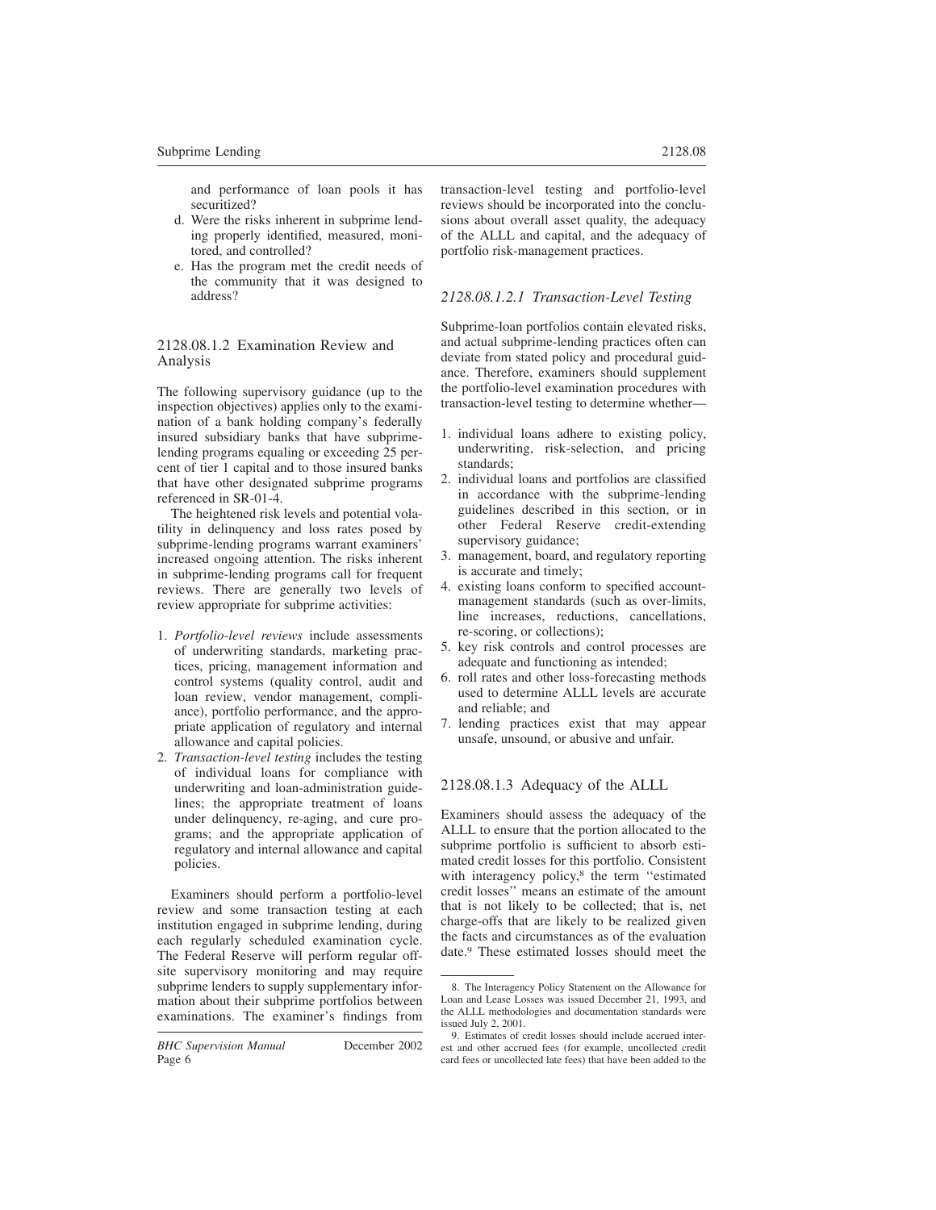and performance of loan pools it has securitized?

d. Were the risks inherent in subprime lending properly identified, measured, monitored, and controlled?
e. Has the program met the credit needs of the community that it was designed to address?

## 2128.08.1.2 Examination Review and Analysis

The following supervisory guidance (up to the inspection objectives) applies only to the examination of a bank holding company's federally insured subsidiary banks that have subprime-lending programs equaling or exceeding 25 percent of tier 1 capital and to those insured banks that have other designated subprime programs referenced in SR-01-4.

The heightened risk levels and potential volatility in delinquency and loss rates posed by subprime-lending programs warrant examiners' increased ongoing attention. The risks inherent in subprime-lending programs call for frequent reviews. There are generally two levels of review appropriate for subprime activities:

1. *Portfolio-level reviews* include assessments of underwriting standards, marketing practices, pricing, management information and control systems (quality control, audit and loan review, vendor management, compliance), portfolio performance, and the appropriate application of regulatory and internal allowance and capital policies.
2. *Transaction-level testing* includes the testing of individual loans for compliance with underwriting and loan-administration guidelines; the appropriate treatment of loans under delinquency, re-aging, and cure programs; and the appropriate application of regulatory and internal allowance and capital policies.

Examiners should perform a portfolio-level review and some transaction testing at each institution engaged in subprime lending, during each regularly scheduled examination cycle. The Federal Reserve will perform regular offsite supervisory monitoring and may require subprime lenders to supply supplementary information about their subprime portfolios between examinations. The examiner's findings from transaction-level testing and portfolio-level reviews should be incorporated into the conclusions about overall asset quality, the adequacy of the ALLL and capital, and the adequacy of portfolio risk-management practices.

### *2128.08.1.2.1 Transaction-Level Testing*

Subprime-loan portfolios contain elevated risks, and actual subprime-lending practices often can deviate from stated policy and procedural guidance. Therefore, examiners should supplement the portfolio-level examination procedures with transaction-level testing to determine whether—

1. individual loans adhere to existing policy, underwriting, risk-selection, and pricing standards;
2. individual loans and portfolios are classified in accordance with the subprime-lending guidelines described in this section, or in other Federal Reserve credit-extending supervisory guidance;
3. management, board, and regulatory reporting is accurate and timely;
4. existing loans conform to specified account-management standards (such as over-limits, line increases, reductions, cancellations, re-scoring, or collections);
5. key risk controls and control processes are adequate and functioning as intended;
6. roll rates and other loss-forecasting methods used to determine ALLL levels are accurate and reliable; and
7. lending practices exist that may appear unsafe, unsound, or abusive and unfair.

## 2128.08.1.3 Adequacy of the ALLL

Examiners should assess the adequacy of the ALLL to ensure that the portion allocated to the subprime portfolio is sufficient to absorb estimated credit losses for this portfolio. Consistent with interagency policy,[8] the term ''estimated credit losses'' means an estimate of the amount that is not likely to be collected; that is, net charge-offs that are likely to be realized given the facts and circumstances as of the evaluation date.[9] These estimated losses should meet the

8. The Interagency Policy Statement on the Allowance for Loan and Lease Losses was issued December 21, 1993, and the ALLL methodologies and documentation standards were issued July 2, 2001.

9. Estimates of credit losses should include accrued interest and other accrued fees (for example, uncollected credit card fees or uncollected late fees) that have been added to the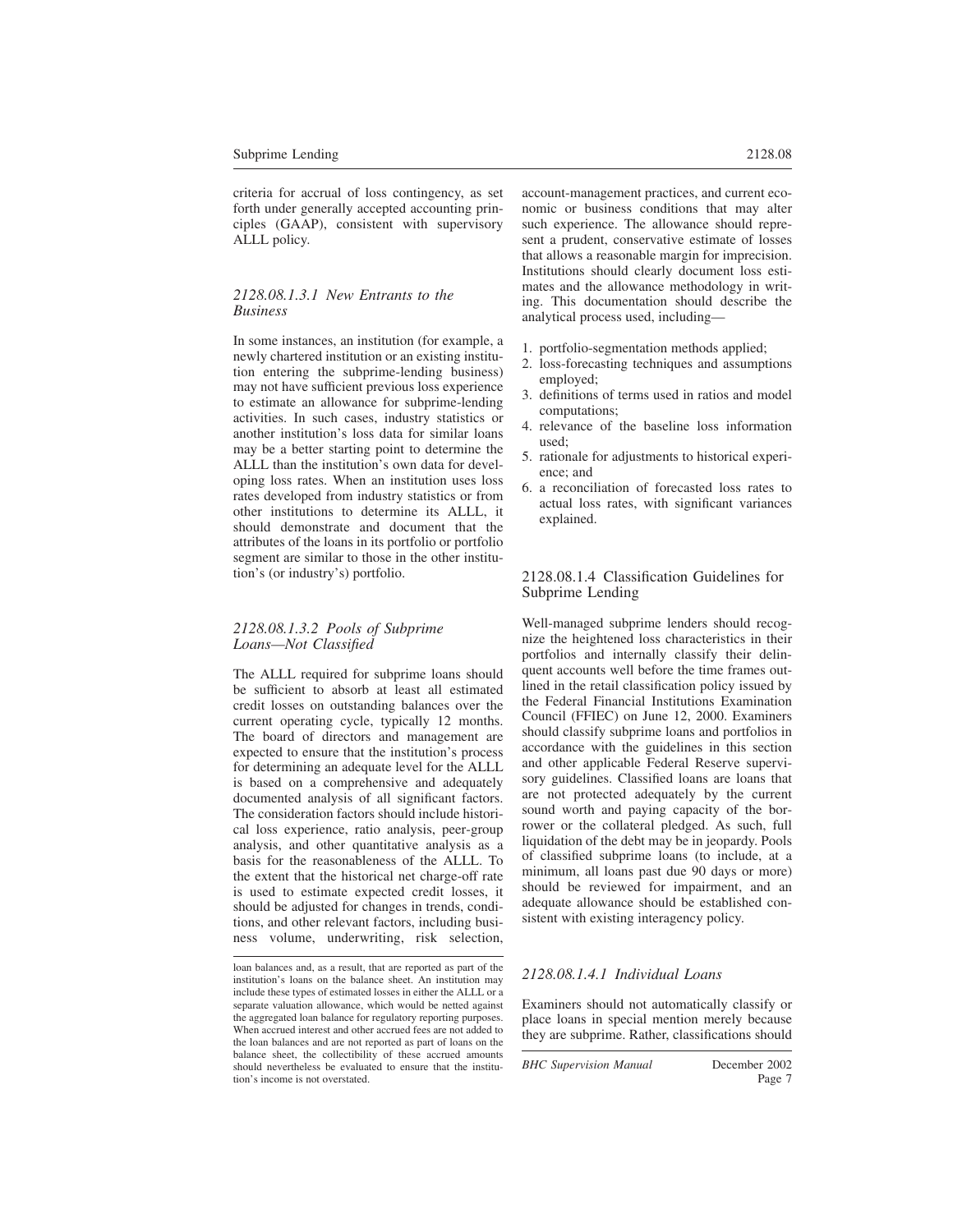criteria for accrual of loss contingency, as set forth under generally accepted accounting principles (GAAP), consistent with supervisory ALLL policy.

#### *2128.08.1.3.1 New Entrants to the Business*

In some instances, an institution (for example, a newly chartered institution or an existing institution entering the subprime-lending business) may not have sufficient previous loss experience to estimate an allowance for subprime-lending activities. In such cases, industry statistics or another institution's loss data for similar loans may be a better starting point to determine the ALLL than the institution's own data for developing loss rates. When an institution uses loss rates developed from industry statistics or from other institutions to determine its ALLL, it should demonstrate and document that the attributes of the loans in its portfolio or portfolio segment are similar to those in the other institution's (or industry's) portfolio.

#### *2128.08.1.3.2 Pools of Subprime Loans—Not Classified*

The ALLL required for subprime loans should be sufficient to absorb at least all estimated credit losses on outstanding balances over the current operating cycle, typically 12 months. The board of directors and management are expected to ensure that the institution's process for determining an adequate level for the ALLL is based on a comprehensive and adequately documented analysis of all significant factors. The consideration factors should include historical loss experience, ratio analysis, peer-group analysis, and other quantitative analysis as a basis for the reasonableness of the ALLL. To the extent that the historical net charge-off rate is used to estimate expected credit losses, it should be adjusted for changes in trends, conditions, and other relevant factors, including business volume, underwriting, risk selection, account-management practices, and current economic or business conditions that may alter such experience. The allowance should represent a prudent, conservative estimate of losses that allows a reasonable margin for imprecision. Institutions should clearly document loss estimates and the allowance methodology in writing. This documentation should describe the analytical process used, including—

1. portfolio-segmentation methods applied;
2. loss-forecasting techniques and assumptions employed;
3. definitions of terms used in ratios and model computations;
4. relevance of the baseline loss information used;
5. rationale for adjustments to historical experience; and
6. a reconciliation of forecasted loss rates to actual loss rates, with significant variances explained.

### 2128.08.1.4 Classification Guidelines for Subprime Lending

Well-managed subprime lenders should recognize the heightened loss characteristics in their portfolios and internally classify their delinquent accounts well before the time frames outlined in the retail classification policy issued by the Federal Financial Institutions Examination Council (FFIEC) on June 12, 2000. Examiners should classify subprime loans and portfolios in accordance with the guidelines in this section and other applicable Federal Reserve supervisory guidelines. Classified loans are loans that are not protected adequately by the current sound worth and paying capacity of the borrower or the collateral pledged. As such, full liquidation of the debt may be in jeopardy. Pools of classified subprime loans (to include, at a minimum, all loans past due 90 days or more) should be reviewed for impairment, and an adequate allowance should be established consistent with existing interagency policy.

#### *2128.08.1.4.1 Individual Loans*

Examiners should not automatically classify or place loans in special mention merely because they are subprime. Rather, classifications should

---

loan balances and, as a result, that are reported as part of the institution's loans on the balance sheet. An institution may include these types of estimated losses in either the ALLL or a separate valuation allowance, which would be netted against the aggregated loan balance for regulatory reporting purposes. When accrued interest and other accrued fees are not added to the loan balances and are not reported as part of loans on the balance sheet, the collectibility of these accrued amounts should nevertheless be evaluated to ensure that the institution's income is not overstated.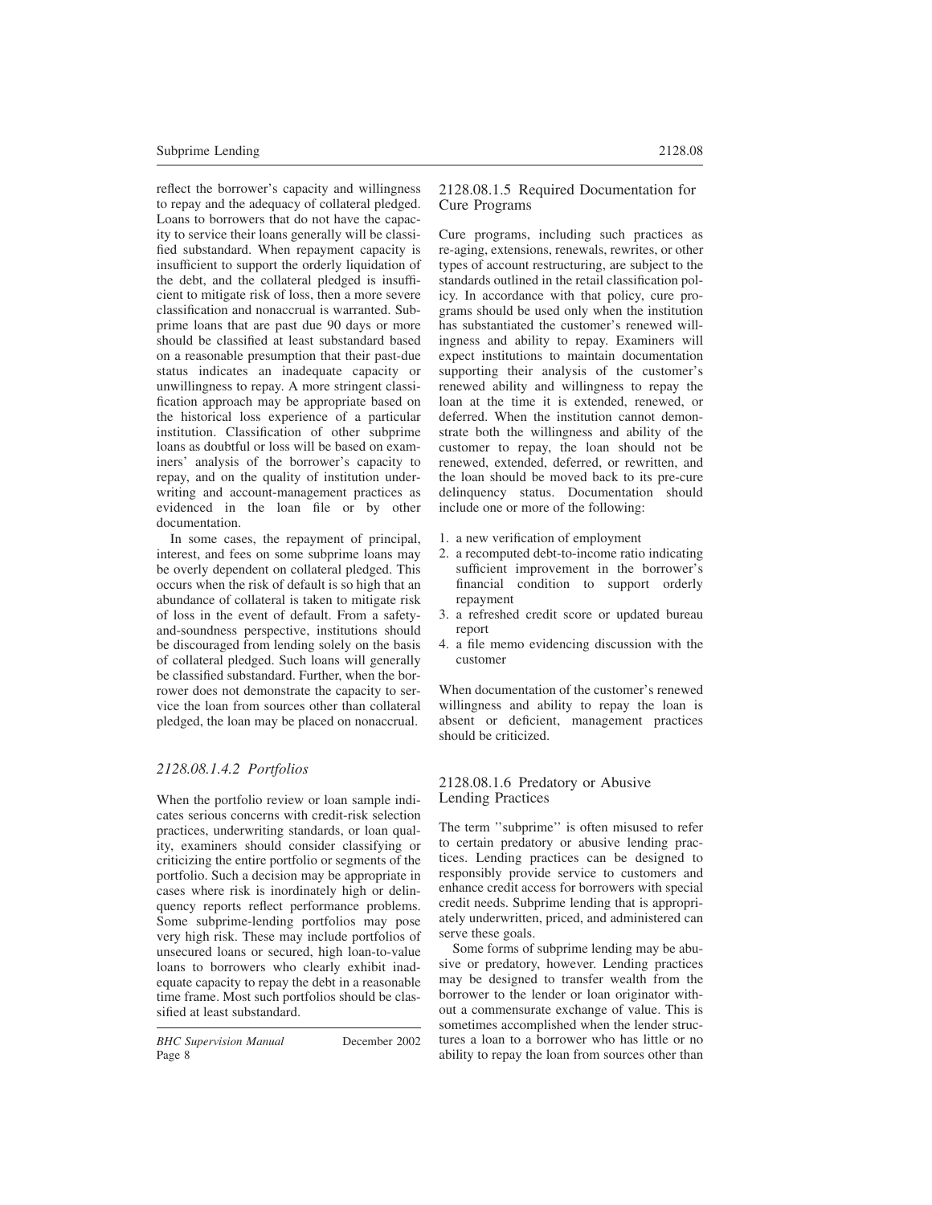reflect the borrower's capacity and willingness to repay and the adequacy of collateral pledged. Loans to borrowers that do not have the capacity to service their loans generally will be classified substandard. When repayment capacity is insufficient to support the orderly liquidation of the debt, and the collateral pledged is insufficient to mitigate risk of loss, then a more severe classification and nonaccrual is warranted. Subprime loans that are past due 90 days or more should be classified at least substandard based on a reasonable presumption that their past-due status indicates an inadequate capacity or unwillingness to repay. A more stringent classification approach may be appropriate based on the historical loss experience of a particular institution. Classification of other subprime loans as doubtful or loss will be based on examiners' analysis of the borrower's capacity to repay, and on the quality of institution underwriting and account-management practices as evidenced in the loan file or by other documentation.

In some cases, the repayment of principal, interest, and fees on some subprime loans may be overly dependent on collateral pledged. This occurs when the risk of default is so high that an abundance of collateral is taken to mitigate risk of loss in the event of default. From a safety-and-soundness perspective, institutions should be discouraged from lending solely on the basis of collateral pledged. Such loans will generally be classified substandard. Further, when the borrower does not demonstrate the capacity to service the loan from sources other than collateral pledged, the loan may be placed on nonaccrual.

#### *2128.08.1.4.2 Portfolios*

When the portfolio review or loan sample indicates serious concerns with credit-risk selection practices, underwriting standards, or loan quality, examiners should consider classifying or criticizing the entire portfolio or segments of the portfolio. Such a decision may be appropriate in cases where risk is inordinately high or delinquency reports reflect performance problems. Some subprime-lending portfolios may pose very high risk. These may include portfolios of unsecured loans or secured, high loan-to-value loans to borrowers who clearly exhibit inadequate capacity to repay the debt in a reasonable time frame. Most such portfolios should be classified at least substandard.

### 2128.08.1.5 Required Documentation for Cure Programs

Cure programs, including such practices as re-aging, extensions, renewals, rewrites, or other types of account restructuring, are subject to the standards outlined in the retail classification policy. In accordance with that policy, cure programs should be used only when the institution has substantiated the customer's renewed willingness and ability to repay. Examiners will expect institutions to maintain documentation supporting their analysis of the customer's renewed ability and willingness to repay the loan at the time it is extended, renewed, or deferred. When the institution cannot demonstrate both the willingness and ability of the customer to repay, the loan should not be renewed, extended, deferred, or rewritten, and the loan should be moved back to its pre-cure delinquency status. Documentation should include one or more of the following:

1. a new verification of employment
2. a recomputed debt-to-income ratio indicating sufficient improvement in the borrower's financial condition to support orderly repayment
3. a refreshed credit score or updated bureau report
4. a file memo evidencing discussion with the customer

When documentation of the customer's renewed willingness and ability to repay the loan is absent or deficient, management practices should be criticized.

### 2128.08.1.6 Predatory or Abusive Lending Practices

The term ''subprime'' is often misused to refer to certain predatory or abusive lending practices. Lending practices can be designed to responsibly provide service to customers and enhance credit access for borrowers with special credit needs. Subprime lending that is appropriately underwritten, priced, and administered can serve these goals.

Some forms of subprime lending may be abusive or predatory, however. Lending practices may be designed to transfer wealth from the borrower to the lender or loan originator without a commensurate exchange of value. This is sometimes accomplished when the lender structures a loan to a borrower who has little or no ability to repay the loan from sources other than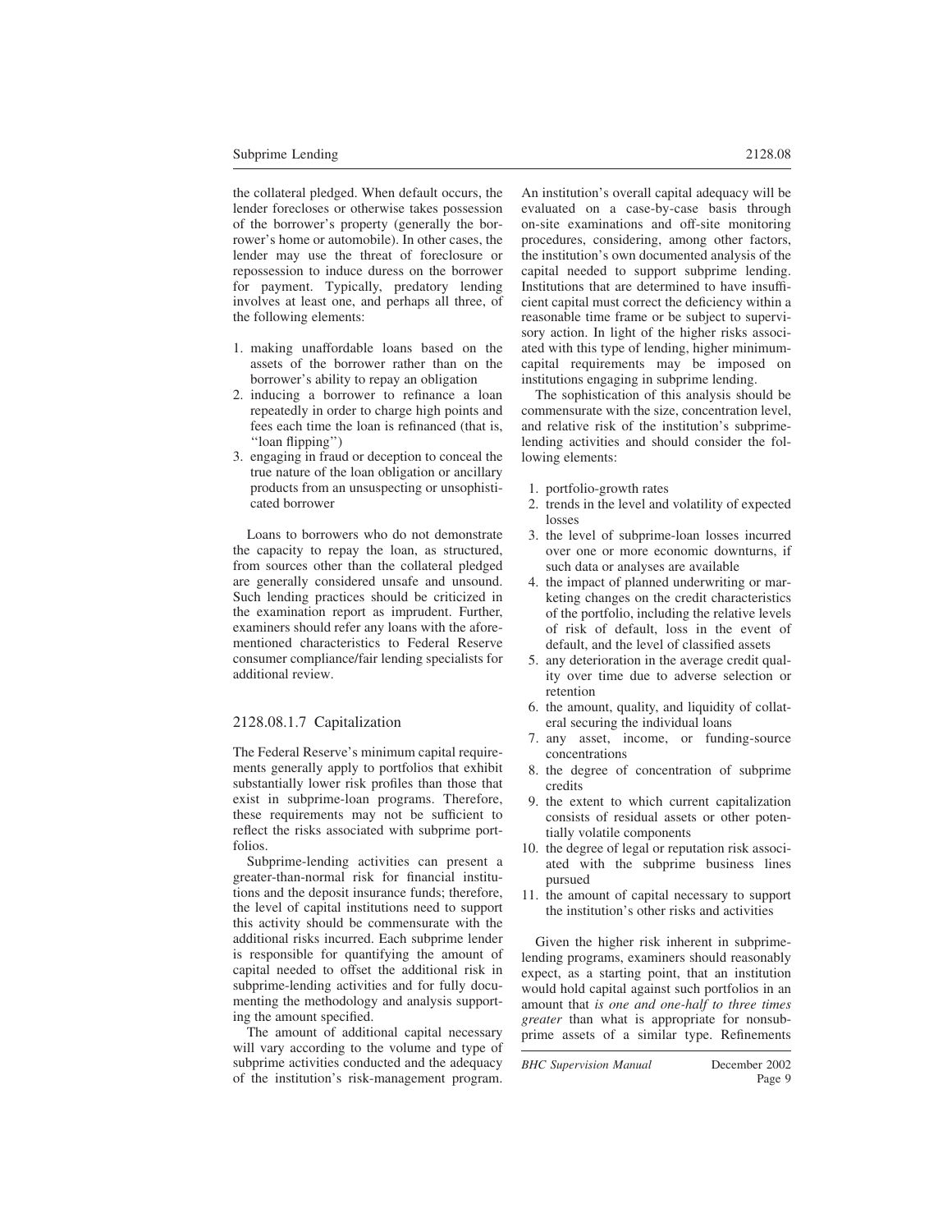the collateral pledged. When default occurs, the lender forecloses or otherwise takes possession of the borrower's property (generally the borrower's home or automobile). In other cases, the lender may use the threat of foreclosure or repossession to induce duress on the borrower for payment. Typically, predatory lending involves at least one, and perhaps all three, of the following elements:

1. making unaffordable loans based on the assets of the borrower rather than on the borrower's ability to repay an obligation
2. inducing a borrower to refinance a loan repeatedly in order to charge high points and fees each time the loan is refinanced (that is, "loan flipping")
3. engaging in fraud or deception to conceal the true nature of the loan obligation or ancillary products from an unsuspecting or unsophisticated borrower

Loans to borrowers who do not demonstrate the capacity to repay the loan, as structured, from sources other than the collateral pledged are generally considered unsafe and unsound. Such lending practices should be criticized in the examination report as imprudent. Further, examiners should refer any loans with the aforementioned characteristics to Federal Reserve consumer compliance/fair lending specialists for additional review.

### 2128.08.1.7 Capitalization

The Federal Reserve's minimum capital requirements generally apply to portfolios that exhibit substantially lower risk profiles than those that exist in subprime-loan programs. Therefore, these requirements may not be sufficient to reflect the risks associated with subprime portfolios.

Subprime-lending activities can present a greater-than-normal risk for financial institutions and the deposit insurance funds; therefore, the level of capital institutions need to support this activity should be commensurate with the additional risks incurred. Each subprime lender is responsible for quantifying the amount of capital needed to offset the additional risk in subprime-lending activities and for fully documenting the methodology and analysis supporting the amount specified.

The amount of additional capital necessary will vary according to the volume and type of subprime activities conducted and the adequacy of the institution's risk-management program. An institution's overall capital adequacy will be evaluated on a case-by-case basis through on-site examinations and off-site monitoring procedures, considering, among other factors, the institution's own documented analysis of the capital needed to support subprime lending. Institutions that are determined to have insufficient capital must correct the deficiency within a reasonable time frame or be subject to supervisory action. In light of the higher risks associated with this type of lending, higher minimum-capital requirements may be imposed on institutions engaging in subprime lending.

The sophistication of this analysis should be commensurate with the size, concentration level, and relative risk of the institution's subprime-lending activities and should consider the following elements:

1. portfolio-growth rates
2. trends in the level and volatility of expected losses
3. the level of subprime-loan losses incurred over one or more economic downturns, if such data or analyses are available
4. the impact of planned underwriting or marketing changes on the credit characteristics of the portfolio, including the relative levels of risk of default, loss in the event of default, and the level of classified assets
5. any deterioration in the average credit quality over time due to adverse selection or retention
6. the amount, quality, and liquidity of collateral securing the individual loans
7. any asset, income, or funding-source concentrations
8. the degree of concentration of subprime credits
9. the extent to which current capitalization consists of residual assets or other potentially volatile components
10. the degree of legal or reputation risk associated with the subprime business lines pursued
11. the amount of capital necessary to support the institution's other risks and activities

Given the higher risk inherent in subprime-lending programs, examiners should reasonably expect, as a starting point, that an institution would hold capital against such portfolios in an amount that *is one and one-half to three times greater* than what is appropriate for nonsubprime assets of a similar type. Refinements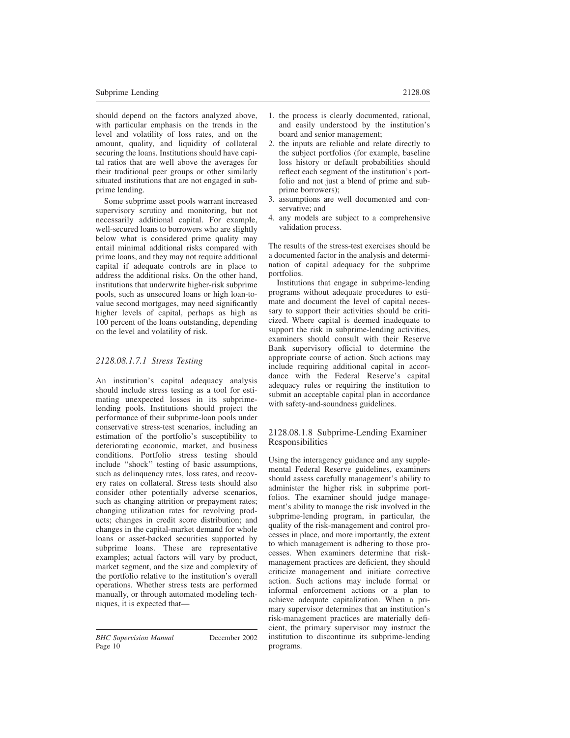should depend on the factors analyzed above, with particular emphasis on the trends in the level and volatility of loss rates, and on the amount, quality, and liquidity of collateral securing the loans. Institutions should have capital ratios that are well above the averages for their traditional peer groups or other similarly situated institutions that are not engaged in subprime lending.

Some subprime asset pools warrant increased supervisory scrutiny and monitoring, but not necessarily additional capital. For example, well-secured loans to borrowers who are slightly below what is considered prime quality may entail minimal additional risks compared with prime loans, and they may not require additional capital if adequate controls are in place to address the additional risks. On the other hand, institutions that underwrite higher-risk subprime pools, such as unsecured loans or high loan-to-value second mortgages, may need significantly higher levels of capital, perhaps as high as 100 percent of the loans outstanding, depending on the level and volatility of risk.

#### *2128.08.1.7.1 Stress Testing*

An institution's capital adequacy analysis should include stress testing as a tool for estimating unexpected losses in its subprime-lending pools. Institutions should project the performance of their subprime-loan pools under conservative stress-test scenarios, including an estimation of the portfolio's susceptibility to deteriorating economic, market, and business conditions. Portfolio stress testing should include "shock" testing of basic assumptions, such as delinquency rates, loss rates, and recovery rates on collateral. Stress tests should also consider other potentially adverse scenarios, such as changing attrition or prepayment rates; changing utilization rates for revolving products; changes in credit score distribution; and changes in the capital-market demand for whole loans or asset-backed securities supported by subprime loans. These are representative examples; actual factors will vary by product, market segment, and the size and complexity of the portfolio relative to the institution's overall operations. Whether stress tests are performed manually, or through automated modeling techniques, it is expected that—

1. the process is clearly documented, rational, and easily understood by the institution's board and senior management;
2. the inputs are reliable and relate directly to the subject portfolios (for example, baseline loss history or default probabilities should reflect each segment of the institution's portfolio and not just a blend of prime and subprime borrowers);
3. assumptions are well documented and conservative; and
4. any models are subject to a comprehensive validation process.

The results of the stress-test exercises should be a documented factor in the analysis and determination of capital adequacy for the subprime portfolios.

Institutions that engage in subprime-lending programs without adequate procedures to estimate and document the level of capital necessary to support their activities should be criticized. Where capital is deemed inadequate to support the risk in subprime-lending activities, examiners should consult with their Reserve Bank supervisory official to determine the appropriate course of action. Such actions may include requiring additional capital in accordance with the Federal Reserve's capital adequacy rules or requiring the institution to submit an acceptable capital plan in accordance with safety-and-soundness guidelines.

### 2128.08.1.8 Subprime-Lending Examiner Responsibilities

Using the interagency guidance and any supplemental Federal Reserve guidelines, examiners should assess carefully management's ability to administer the higher risk in subprime portfolios. The examiner should judge management's ability to manage the risk involved in the subprime-lending program, in particular, the quality of the risk-management and control processes in place, and more importantly, the extent to which management is adhering to those processes. When examiners determine that risk-management practices are deficient, they should criticize management and initiate corrective action. Such actions may include formal or informal enforcement actions or a plan to achieve adequate capitalization. When a primary supervisor determines that an institution's risk-management practices are materially deficient, the primary supervisor may instruct the institution to discontinue its subprime-lending programs.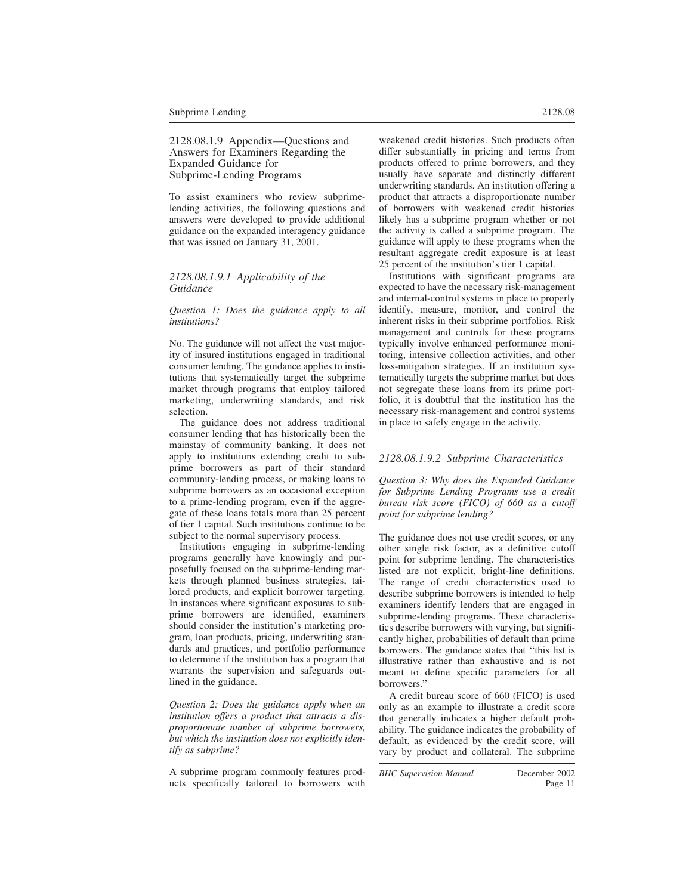## 2128.08.1.9 Appendix—Questions and Answers for Examiners Regarding the Expanded Guidance for Subprime-Lending Programs

To assist examiners who review subprime-lending activities, the following questions and answers were developed to provide additional guidance on the expanded interagency guidance that was issued on January 31, 2001.

### *2128.08.1.9.1 Applicability of the Guidance*

*Question 1: Does the guidance apply to all institutions?*

No. The guidance will not affect the vast majority of insured institutions engaged in traditional consumer lending. The guidance applies to institutions that systematically target the subprime market through programs that employ tailored marketing, underwriting standards, and risk selection.

The guidance does not address traditional consumer lending that has historically been the mainstay of community banking. It does not apply to institutions extending credit to subprime borrowers as part of their standard community-lending process, or making loans to subprime borrowers as an occasional exception to a prime-lending program, even if the aggregate of these loans totals more than 25 percent of tier 1 capital. Such institutions continue to be subject to the normal supervisory process.

Institutions engaging in subprime-lending programs generally have knowingly and purposefully focused on the subprime-lending markets through planned business strategies, tailored products, and explicit borrower targeting. In instances where significant exposures to subprime borrowers are identified, examiners should consider the institution's marketing program, loan products, pricing, underwriting standards and practices, and portfolio performance to determine if the institution has a program that warrants the supervision and safeguards outlined in the guidance.

*Question 2: Does the guidance apply when an institution offers a product that attracts a disproportionate number of subprime borrowers, but which the institution does not explicitly identify as subprime?*

A subprime program commonly features products specifically tailored to borrowers with weakened credit histories. Such products often differ substantially in pricing and terms from products offered to prime borrowers, and they usually have separate and distinctly different underwriting standards. An institution offering a product that attracts a disproportionate number of borrowers with weakened credit histories likely has a subprime program whether or not the activity is called a subprime program. The guidance will apply to these programs when the resultant aggregate credit exposure is at least 25 percent of the institution's tier 1 capital.

Institutions with significant programs are expected to have the necessary risk-management and internal-control systems in place to properly identify, measure, monitor, and control the inherent risks in their subprime portfolios. Risk management and controls for these programs typically involve enhanced performance monitoring, intensive collection activities, and other loss-mitigation strategies. If an institution systematically targets the subprime market but does not segregate these loans from its prime portfolio, it is doubtful that the institution has the necessary risk-management and control systems in place to safely engage in the activity.

### *2128.08.1.9.2 Subprime Characteristics*

*Question 3: Why does the Expanded Guidance for Subprime Lending Programs use a credit bureau risk score (FICO) of 660 as a cutoff point for subprime lending?*

The guidance does not use credit scores, or any other single risk factor, as a definitive cutoff point for subprime lending. The characteristics listed are not explicit, bright-line definitions. The range of credit characteristics used to describe subprime borrowers is intended to help examiners identify lenders that are engaged in subprime-lending programs. These characteristics describe borrowers with varying, but significantly higher, probabilities of default than prime borrowers. The guidance states that ''this list is illustrative rather than exhaustive and is not meant to define specific parameters for all borrowers.''

A credit bureau score of 660 (FICO) is used only as an example to illustrate a credit score that generally indicates a higher default probability. The guidance indicates the probability of default, as evidenced by the credit score, will vary by product and collateral. The subprime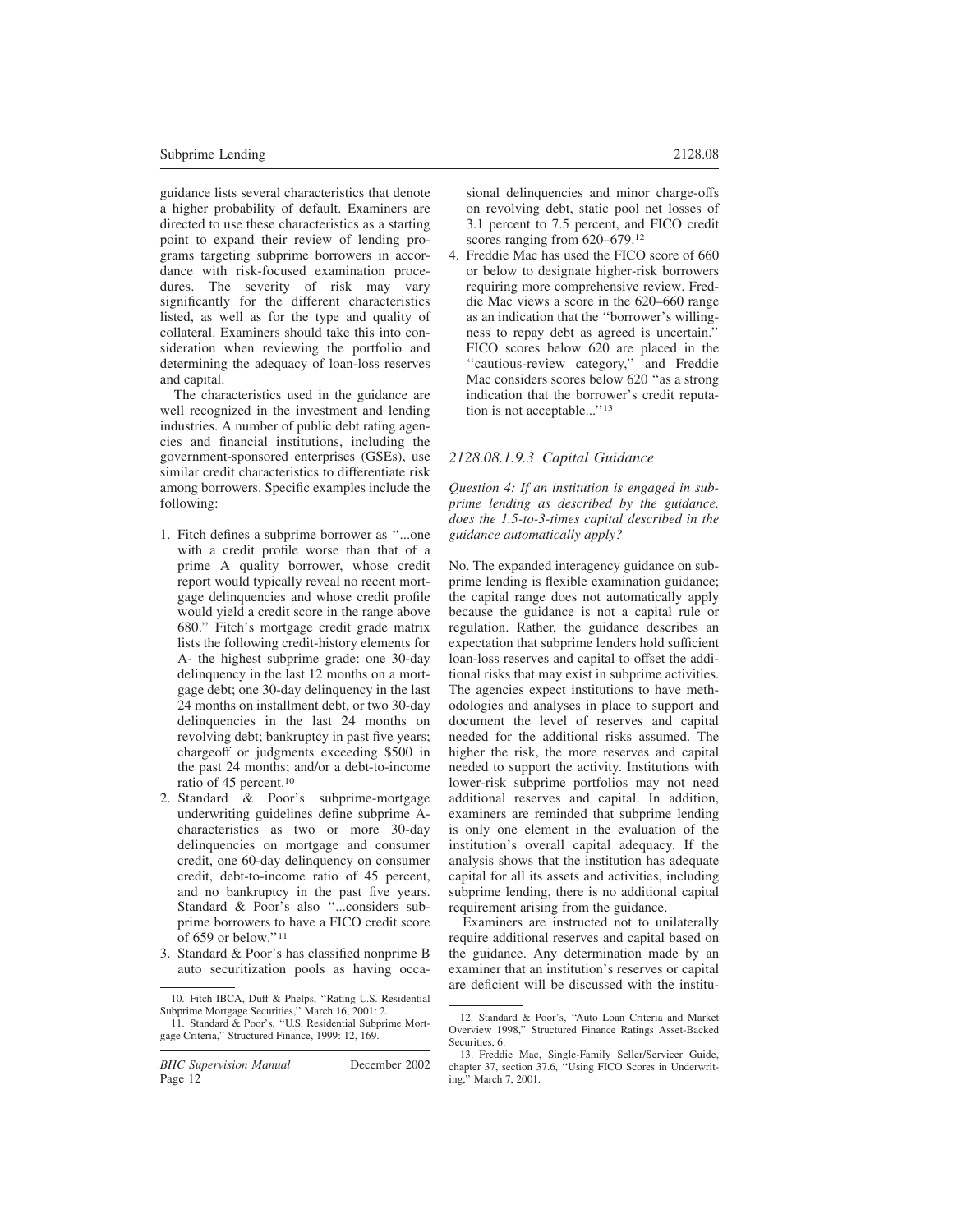guidance lists several characteristics that denote a higher probability of default. Examiners are directed to use these characteristics as a starting point to expand their review of lending programs targeting subprime borrowers in accordance with risk-focused examination procedures. The severity of risk may vary significantly for the different characteristics listed, as well as for the type and quality of collateral. Examiners should take this into consideration when reviewing the portfolio and determining the adequacy of loan-loss reserves and capital.

The characteristics used in the guidance are well recognized in the investment and lending industries. A number of public debt rating agencies and financial institutions, including the government-sponsored enterprises (GSEs), use similar credit characteristics to differentiate risk among borrowers. Specific examples include the following:

1. Fitch defines a subprime borrower as ''...one with a credit profile worse than that of a prime A quality borrower, whose credit report would typically reveal no recent mortgage delinquencies and whose credit profile would yield a credit score in the range above 680.'' Fitch's mortgage credit grade matrix lists the following credit-history elements for A- the highest subprime grade: one 30-day delinquency in the last 12 months on a mortgage debt; one 30-day delinquency in the last 24 months on installment debt, or two 30-day delinquencies in the last 24 months on revolving debt; bankruptcy in past five years; chargeoff or judgments exceeding $500 in the past 24 months; and/or a debt-to-income ratio of 45 percent.[10]
2. Standard & Poor's subprime-mortgage underwriting guidelines define subprime A-characteristics as two or more 30-day delinquencies on mortgage and consumer credit, one 60-day delinquency on consumer credit, debt-to-income ratio of 45 percent, and no bankruptcy in the past five years. Standard & Poor's also ''...considers subprime borrowers to have a FICO credit score of 659 or below.''[11]
3. Standard & Poor's has classified nonprime B auto securitization pools as having occasional delinquencies and minor charge-offs on revolving debt, static pool net losses of 3.1 percent to 7.5 percent, and FICO credit scores ranging from 620–679.[12]
4. Freddie Mac has used the FICO score of 660 or below to designate higher-risk borrowers requiring more comprehensive review. Freddie Mac views a score in the 620–660 range as an indication that the ''borrower's willingness to repay debt as agreed is uncertain.'' FICO scores below 620 are placed in the ''cautious-review category,'' and Freddie Mac considers scores below 620 ''as a strong indication that the borrower's credit reputation is not acceptable...''[13]

### 2128.08.1.9.3 Capital Guidance

*Question 4: If an institution is engaged in subprime lending as described by the guidance, does the 1.5-to-3-times capital described in the guidance automatically apply?*

No. The expanded interagency guidance on subprime lending is flexible examination guidance; the capital range does not automatically apply because the guidance is not a capital rule or regulation. Rather, the guidance describes an expectation that subprime lenders hold sufficient loan-loss reserves and capital to offset the additional risks that may exist in subprime activities. The agencies expect institutions to have methodologies and analyses in place to support and document the level of reserves and capital needed for the additional risks assumed. The higher the risk, the more reserves and capital needed to support the activity. Institutions with lower-risk subprime portfolios may not need additional reserves and capital. In addition, examiners are reminded that subprime lending is only one element in the evaluation of the institution's overall capital adequacy. If the analysis shows that the institution has adequate capital for all its assets and activities, including subprime lending, there is no additional capital requirement arising from the guidance.

Examiners are instructed not to unilaterally require additional reserves and capital based on the guidance. Any determination made by an examiner that an institution's reserves or capital are deficient will be discussed with the institu-

---

10. Fitch IBCA, Duff & Phelps, ''Rating U.S. Residential Subprime Mortgage Securities,'' March 16, 2001: 2.

11. Standard & Poor's, ''U.S. Residential Subprime Mortgage Criteria,'' Structured Finance, 1999: 12, 169.

12. Standard & Poor's, ''Auto Loan Criteria and Market Overview 1998,'' Structured Finance Ratings Asset-Backed Securities, 6.

13. Freddie Mac, Single-Family Seller/Servicer Guide, chapter 37, section 37.6, ''Using FICO Scores in Underwriting,'' March 7, 2001.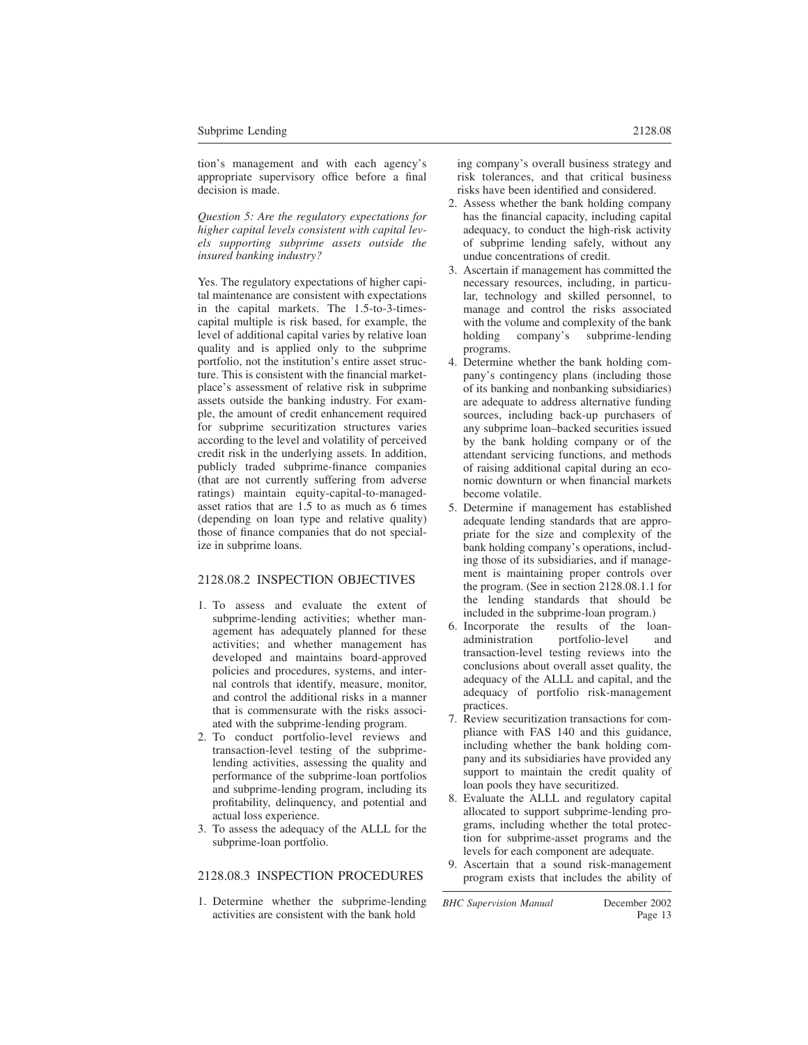tion's management and with each agency's appropriate supervisory office before a final decision is made.

*Question 5: Are the regulatory expectations for higher capital levels consistent with capital levels supporting subprime assets outside the insured banking industry?*

Yes. The regulatory expectations of higher capital maintenance are consistent with expectations in the capital markets. The 1.5-to-3-times-capital multiple is risk based, for example, the level of additional capital varies by relative loan quality and is applied only to the subprime portfolio, not the institution's entire asset structure. This is consistent with the financial marketplace's assessment of relative risk in subprime assets outside the banking industry. For example, the amount of credit enhancement required for subprime securitization structures varies according to the level and volatility of perceived credit risk in the underlying assets. In addition, publicly traded subprime-finance companies (that are not currently suffering from adverse ratings) maintain equity-capital-to-managed-asset ratios that are 1.5 to as much as 6 times (depending on loan type and relative quality) those of finance companies that do not specialize in subprime loans.

## 2128.08.2 INSPECTION OBJECTIVES

1. To assess and evaluate the extent of subprime-lending activities; whether management has adequately planned for these activities; and whether management has developed and maintains board-approved policies and procedures, systems, and internal controls that identify, measure, monitor, and control the additional risks in a manner that is commensurate with the risks associated with the subprime-lending program.
2. To conduct portfolio-level reviews and transaction-level testing of the subprime-lending activities, assessing the quality and performance of the subprime-loan portfolios and subprime-lending program, including its profitability, delinquency, and potential and actual loss experience.
3. To assess the adequacy of the ALLL for the subprime-loan portfolio.

## 2128.08.3 INSPECTION PROCEDURES

1. Determine whether the subprime-lending activities are consistent with the bank holding company's overall business strategy and risk tolerances, and that critical business risks have been identified and considered.
2. Assess whether the bank holding company has the financial capacity, including capital adequacy, to conduct the high-risk activity of subprime lending safely, without any undue concentrations of credit.
3. Ascertain if management has committed the necessary resources, including, in particular, technology and skilled personnel, to manage and control the risks associated with the volume and complexity of the bank holding company's subprime-lending programs.
4. Determine whether the bank holding company's contingency plans (including those of its banking and nonbanking subsidiaries) are adequate to address alternative funding sources, including back-up purchasers of any subprime loan–backed securities issued by the bank holding company or of the attendant servicing functions, and methods of raising additional capital during an economic downturn or when financial markets become volatile.
5. Determine if management has established adequate lending standards that are appropriate for the size and complexity of the bank holding company's operations, including those of its subsidiaries, and if management is maintaining proper controls over the program. (See in section 2128.08.1.1 for the lending standards that should be included in the subprime-loan program.)
6. Incorporate the results of the loan-administration portfolio-level and transaction-level testing reviews into the conclusions about overall asset quality, the adequacy of the ALLL and capital, and the adequacy of portfolio risk-management practices.
7. Review securitization transactions for compliance with FAS 140 and this guidance, including whether the bank holding company and its subsidiaries have provided any support to maintain the credit quality of loan pools they have securitized.
8. Evaluate the ALLL and regulatory capital allocated to support subprime-lending programs, including whether the total protection for subprime-asset programs and the levels for each component are adequate.
9. Ascertain that a sound risk-management program exists that includes the ability of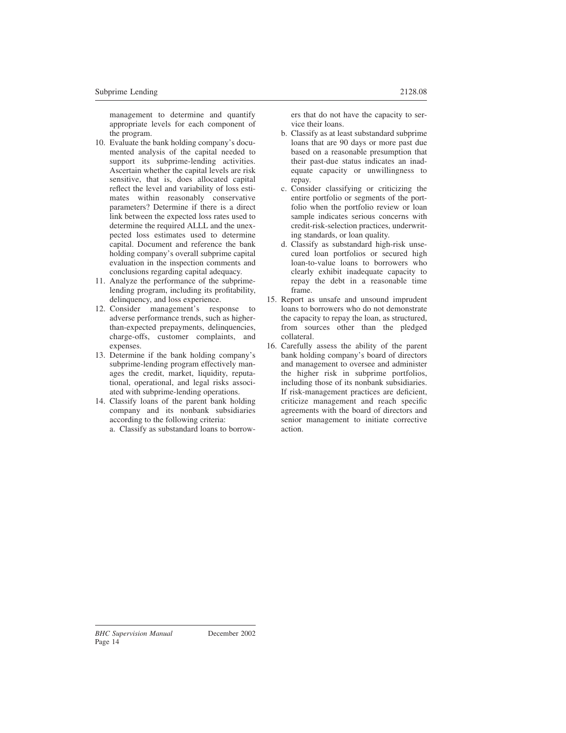management to determine and quantify appropriate levels for each component of the program.

10. Evaluate the bank holding company's documented analysis of the capital needed to support its subprime-lending activities. Ascertain whether the capital levels are risk sensitive, that is, does allocated capital reflect the level and variability of loss estimates within reasonably conservative parameters? Determine if there is a direct link between the expected loss rates used to determine the required ALLL and the unexpected loss estimates used to determine capital. Document and reference the bank holding company's overall subprime capital evaluation in the inspection comments and conclusions regarding capital adequacy.
11. Analyze the performance of the subprime-lending program, including its profitability, delinquency, and loss experience.
12. Consider management's response to adverse performance trends, such as higher-than-expected prepayments, delinquencies, charge-offs, customer complaints, and expenses.
13. Determine if the bank holding company's subprime-lending program effectively manages the credit, market, liquidity, reputational, operational, and legal risks associated with subprime-lending operations.
14. Classify loans of the parent bank holding company and its nonbank subsidiaries according to the following criteria:
    a. Classify as substandard loans to borrowers that do not have the capacity to service their loans.
    b. Classify as at least substandard subprime loans that are 90 days or more past due based on a reasonable presumption that their past-due status indicates an inadequate capacity or unwillingness to repay.
    c. Consider classifying or criticizing the entire portfolio or segments of the portfolio when the portfolio review or loan sample indicates serious concerns with credit-risk-selection practices, underwriting standards, or loan quality.
    d. Classify as substandard high-risk unsecured loan portfolios or secured high loan-to-value loans to borrowers who clearly exhibit inadequate capacity to repay the debt in a reasonable time frame.
15. Report as unsafe and unsound imprudent loans to borrowers who do not demonstrate the capacity to repay the loan, as structured, from sources other than the pledged collateral.
16. Carefully assess the ability of the parent bank holding company's board of directors and management to oversee and administer the higher risk in subprime portfolios, including those of its nonbank subsidiaries. If risk-management practices are deficient, criticize management and reach specific agreements with the board of directors and senior management to initiate corrective action.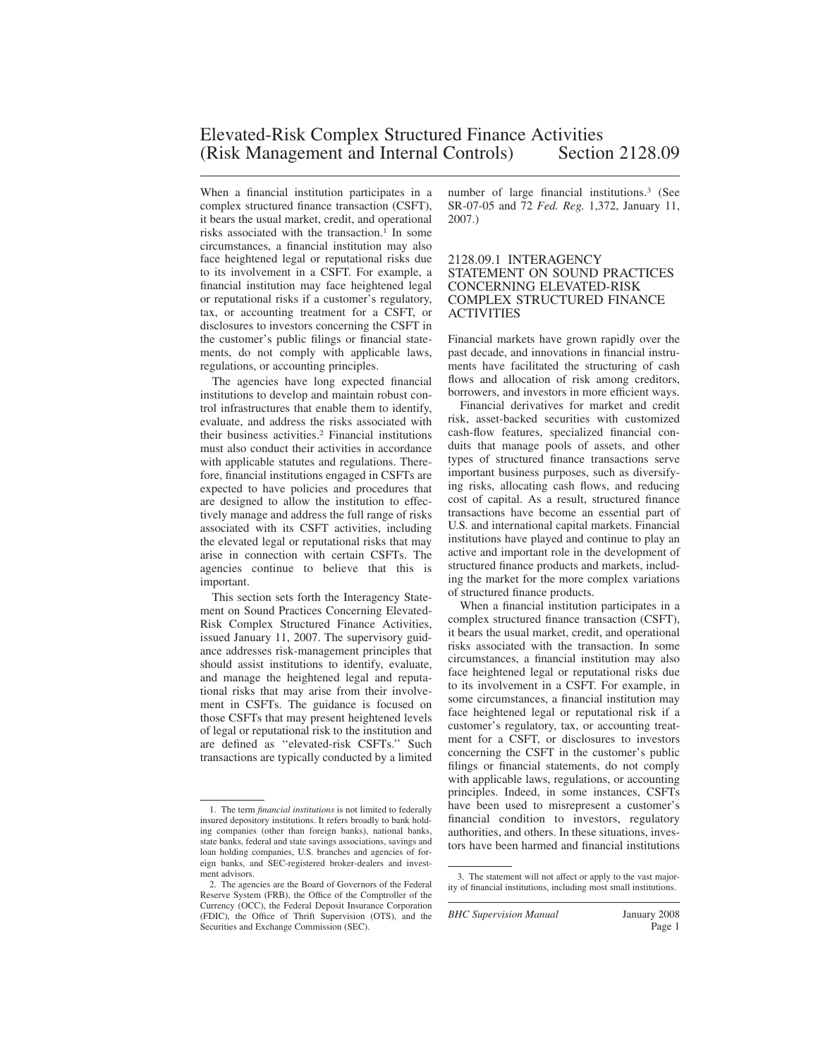# Elevated-Risk Complex Structured Finance Activities (Risk Management and Internal Controls) Section 2128.09

When a financial institution participates in a complex structured finance transaction (CSFT), it bears the usual market, credit, and operational risks associated with the transaction.[1] In some circumstances, a financial institution may also face heightened legal or reputational risks due to its involvement in a CSFT. For example, a financial institution may face heightened legal or reputational risks if a customer's regulatory, tax, or accounting treatment for a CSFT, or disclosures to investors concerning the CSFT in the customer's public filings or financial statements, do not comply with applicable laws, regulations, or accounting principles.

The agencies have long expected financial institutions to develop and maintain robust control infrastructures that enable them to identify, evaluate, and address the risks associated with their business activities.[2] Financial institutions must also conduct their activities in accordance with applicable statutes and regulations. Therefore, financial institutions engaged in CSFTs are expected to have policies and procedures that are designed to allow the institution to effectively manage and address the full range of risks associated with its CSFT activities, including the elevated legal or reputational risks that may arise in connection with certain CSFTs. The agencies continue to believe that this is important.

This section sets forth the Interagency Statement on Sound Practices Concerning Elevated-Risk Complex Structured Finance Activities, issued January 11, 2007. The supervisory guidance addresses risk-management principles that should assist institutions to identify, evaluate, and manage the heightened legal and reputational risks that may arise from their involvement in CSFTs. The guidance is focused on those CSFTs that may present heightened levels of legal or reputational risk to the institution and are defined as "elevated-risk CSFTs." Such transactions are typically conducted by a limited number of large financial institutions.[3] (See SR-07-05 and 72 *Fed. Reg.* 1,372, January 11, 2007.)

## 2128.09.1 INTERAGENCY STATEMENT ON SOUND PRACTICES CONCERNING ELEVATED-RISK COMPLEX STRUCTURED FINANCE ACTIVITIES

Financial markets have grown rapidly over the past decade, and innovations in financial instruments have facilitated the structuring of cash flows and allocation of risk among creditors, borrowers, and investors in more efficient ways.

Financial derivatives for market and credit risk, asset-backed securities with customized cash-flow features, specialized financial conduits that manage pools of assets, and other types of structured finance transactions serve important business purposes, such as diversifying risks, allocating cash flows, and reducing cost of capital. As a result, structured finance transactions have become an essential part of U.S. and international capital markets. Financial institutions have played and continue to play an active and important role in the development of structured finance products and markets, including the market for the more complex variations of structured finance products.

When a financial institution participates in a complex structured finance transaction (CSFT), it bears the usual market, credit, and operational risks associated with the transaction. In some circumstances, a financial institution may also face heightened legal or reputational risks due to its involvement in a CSFT. For example, in some circumstances, a financial institution may face heightened legal or reputational risk if a customer's regulatory, tax, or accounting treatment for a CSFT, or disclosures to investors concerning the CSFT in the customer's public filings or financial statements, do not comply with applicable laws, regulations, or accounting principles. Indeed, in some instances, CSFTs have been used to misrepresent a customer's financial condition to investors, regulatory authorities, and others. In these situations, investors have been harmed and financial institutions

---

1. The term *financial institutions* is not limited to federally insured depository institutions. It refers broadly to bank holding companies (other than foreign banks), national banks, state banks, federal and state savings associations, savings and loan holding companies, U.S. branches and agencies of foreign banks, and SEC-registered broker-dealers and investment advisors.

2. The agencies are the Board of Governors of the Federal Reserve System (FRB), the Office of the Comptroller of the Currency (OCC), the Federal Deposit Insurance Corporation (FDIC), the Office of Thrift Supervision (OTS), and the Securities and Exchange Commission (SEC).

3. The statement will not affect or apply to the vast majority of financial institutions, including most small institutions.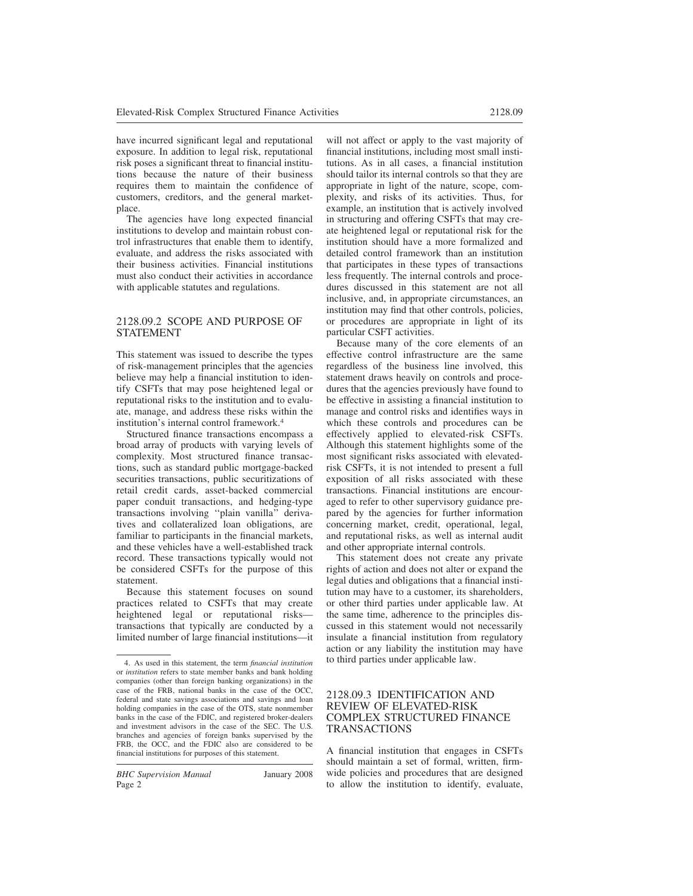have incurred significant legal and reputational exposure. In addition to legal risk, reputational risk poses a significant threat to financial institutions because the nature of their business requires them to maintain the confidence of customers, creditors, and the general marketplace.

The agencies have long expected financial institutions to develop and maintain robust control infrastructures that enable them to identify, evaluate, and address the risks associated with their business activities. Financial institutions must also conduct their activities in accordance with applicable statutes and regulations.

## 2128.09.2 SCOPE AND PURPOSE OF STATEMENT

This statement was issued to describe the types of risk-management principles that the agencies believe may help a financial institution to identify CSFTs that may pose heightened legal or reputational risks to the institution and to evaluate, manage, and address these risks within the institution's internal control framework.[4]

Structured finance transactions encompass a broad array of products with varying levels of complexity. Most structured finance transactions, such as standard public mortgage-backed securities transactions, public securitizations of retail credit cards, asset-backed commercial paper conduit transactions, and hedging-type transactions involving "plain vanilla" derivatives and collateralized loan obligations, are familiar to participants in the financial markets, and these vehicles have a well-established track record. These transactions typically would not be considered CSFTs for the purpose of this statement.

Because this statement focuses on sound practices related to CSFTs that may create heightened legal or reputational risks—transactions that typically are conducted by a limited number of large financial institutions—it will not affect or apply to the vast majority of financial institutions, including most small institutions. As in all cases, a financial institution should tailor its internal controls so that they are appropriate in light of the nature, scope, complexity, and risks of its activities. Thus, for example, an institution that is actively involved in structuring and offering CSFTs that may create heightened legal or reputational risk for the institution should have a more formalized and detailed control framework than an institution that participates in these types of transactions less frequently. The internal controls and procedures discussed in this statement are not all inclusive, and, in appropriate circumstances, an institution may find that other controls, policies, or procedures are appropriate in light of its particular CSFT activities.

Because many of the core elements of an effective control infrastructure are the same regardless of the business line involved, this statement draws heavily on controls and procedures that the agencies previously have found to be effective in assisting a financial institution to manage and control risks and identifies ways in which these controls and procedures can be effectively applied to elevated-risk CSFTs. Although this statement highlights some of the most significant risks associated with elevated-risk CSFTs, it is not intended to present a full exposition of all risks associated with these transactions. Financial institutions are encouraged to refer to other supervisory guidance prepared by the agencies for further information concerning market, credit, operational, legal, and reputational risks, as well as internal audit and other appropriate internal controls.

This statement does not create any private rights of action and does not alter or expand the legal duties and obligations that a financial institution may have to a customer, its shareholders, or other third parties under applicable law. At the same time, adherence to the principles discussed in this statement would not necessarily insulate a financial institution from regulatory action or any liability the institution may have to third parties under applicable law.

## 2128.09.3 IDENTIFICATION AND REVIEW OF ELEVATED-RISK COMPLEX STRUCTURED FINANCE TRANSACTIONS

A financial institution that engages in CSFTs should maintain a set of formal, written, firm-wide policies and procedures that are designed to allow the institution to identify, evaluate,

---

4. As used in this statement, the term *financial institution* or *institution* refers to state member banks and bank holding companies (other than foreign banking organizations) in the case of the FRB, national banks in the case of the OCC, federal and state savings associations and savings and loan holding companies in the case of the OTS, state nonmember banks in the case of the FDIC, and registered broker-dealers and investment advisors in the case of the SEC. The U.S. branches and agencies of foreign banks supervised by the FRB, the OCC, and the FDIC also are considered to be financial institutions for purposes of this statement.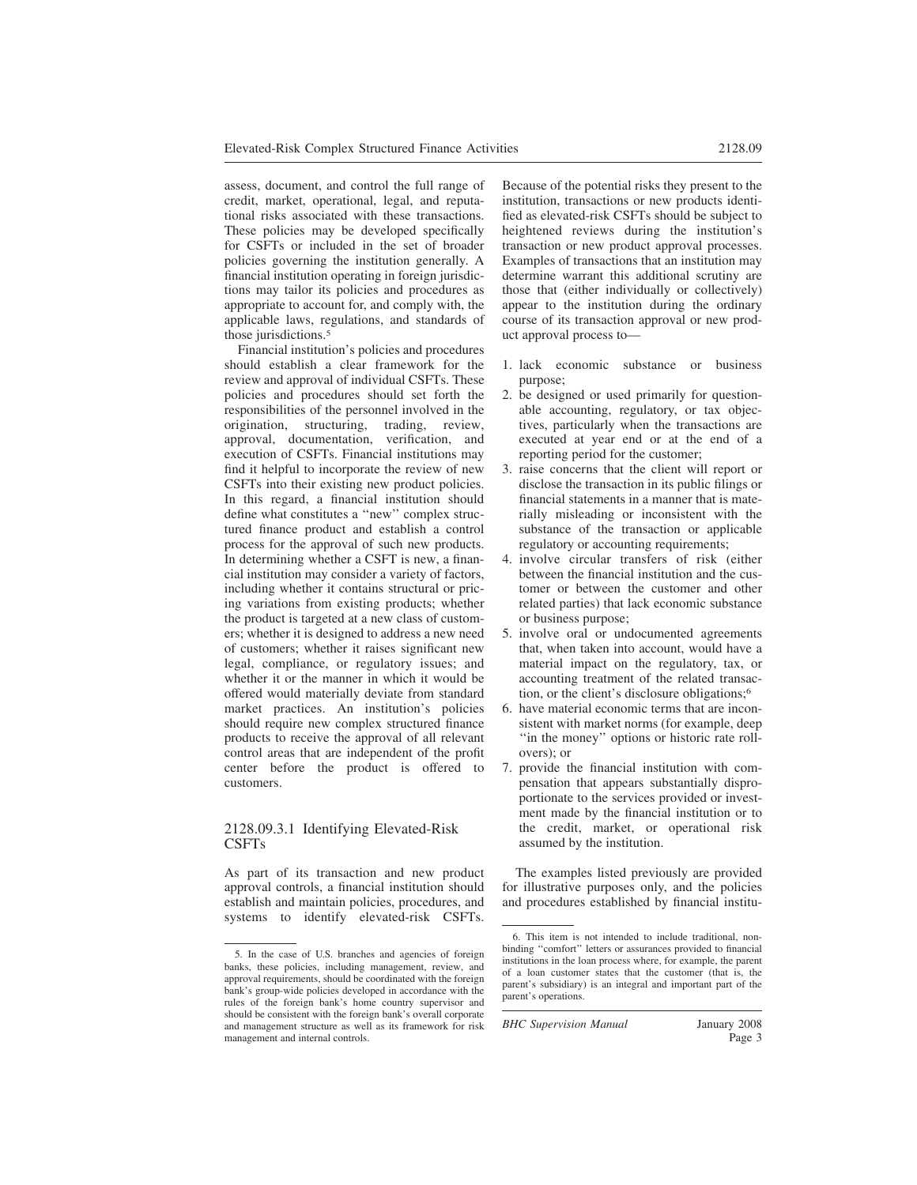assess, document, and control the full range of credit, market, operational, legal, and reputational risks associated with these transactions. These policies may be developed specifically for CSFTs or included in the set of broader policies governing the institution generally. A financial institution operating in foreign jurisdictions may tailor its policies and procedures as appropriate to account for, and comply with, the applicable laws, regulations, and standards of those jurisdictions.[5]

Financial institution's policies and procedures should establish a clear framework for the review and approval of individual CSFTs. These policies and procedures should set forth the responsibilities of the personnel involved in the origination, structuring, trading, review, approval, documentation, verification, and execution of CSFTs. Financial institutions may find it helpful to incorporate the review of new CSFTs into their existing new product policies. In this regard, a financial institution should define what constitutes a ''new'' complex structured finance product and establish a control process for the approval of such new products. In determining whether a CSFT is new, a financial institution may consider a variety of factors, including whether it contains structural or pricing variations from existing products; whether the product is targeted at a new class of customers; whether it is designed to address a new need of customers; whether it raises significant new legal, compliance, or regulatory issues; and whether it or the manner in which it would be offered would materially deviate from standard market practices. An institution's policies should require new complex structured finance products to receive the approval of all relevant control areas that are independent of the profit center before the product is offered to customers.

### 2128.09.3.1 Identifying Elevated-Risk CSFTs

As part of its transaction and new product approval controls, a financial institution should establish and maintain policies, procedures, and systems to identify elevated-risk CSFTs. Because of the potential risks they present to the institution, transactions or new products identified as elevated-risk CSFTs should be subject to heightened reviews during the institution's transaction or new product approval processes. Examples of transactions that an institution may determine warrant this additional scrutiny are those that (either individually or collectively) appear to the institution during the ordinary course of its transaction approval or new product approval process to—

1. lack economic substance or business purpose;
2. be designed or used primarily for questionable accounting, regulatory, or tax objectives, particularly when the transactions are executed at year end or at the end of a reporting period for the customer;
3. raise concerns that the client will report or disclose the transaction in its public filings or financial statements in a manner that is materially misleading or inconsistent with the substance of the transaction or applicable regulatory or accounting requirements;
4. involve circular transfers of risk (either between the financial institution and the customer or between the customer and other related parties) that lack economic substance or business purpose;
5. involve oral or undocumented agreements that, when taken into account, would have a material impact on the regulatory, tax, or accounting treatment of the related transaction, or the client's disclosure obligations;[6]
6. have material economic terms that are inconsistent with market norms (for example, deep ''in the money'' options or historic rate rollovers); or
7. provide the financial institution with compensation that appears substantially disproportionate to the services provided or investment made by the financial institution or to the credit, market, or operational risk assumed by the institution.

The examples listed previously are provided for illustrative purposes only, and the policies and procedures established by financial institu-

---

5. In the case of U.S. branches and agencies of foreign banks, these policies, including management, review, and approval requirements, should be coordinated with the foreign bank's group-wide policies developed in accordance with the rules of the foreign bank's home country supervisor and should be consistent with the foreign bank's overall corporate and management structure as well as its framework for risk management and internal controls.

6. This item is not intended to include traditional, nonbinding ''comfort'' letters or assurances provided to financial institutions in the loan process where, for example, the parent of a loan customer states that the customer (that is, the parent's subsidiary) is an integral and important part of the parent's operations.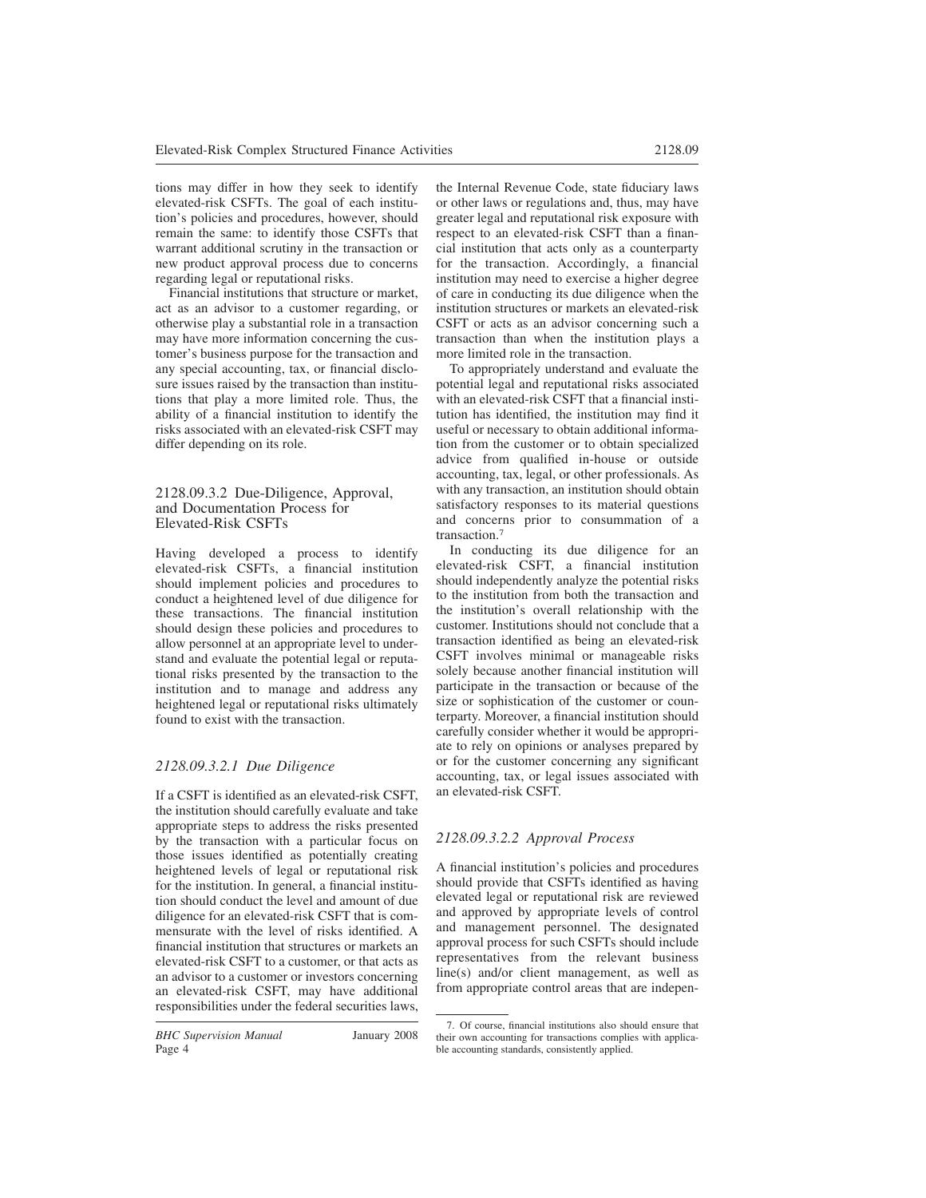tions may differ in how they seek to identify elevated-risk CSFTs. The goal of each institution's policies and procedures, however, should remain the same: to identify those CSFTs that warrant additional scrutiny in the transaction or new product approval process due to concerns regarding legal or reputational risks.

Financial institutions that structure or market, act as an advisor to a customer regarding, or otherwise play a substantial role in a transaction may have more information concerning the customer's business purpose for the transaction and any special accounting, tax, or financial disclosure issues raised by the transaction than institutions that play a more limited role. Thus, the ability of a financial institution to identify the risks associated with an elevated-risk CSFT may differ depending on its role.

## 2128.09.3.2 Due-Diligence, Approval, and Documentation Process for Elevated-Risk CSFTs

Having developed a process to identify elevated-risk CSFTs, a financial institution should implement policies and procedures to conduct a heightened level of due diligence for these transactions. The financial institution should design these policies and procedures to allow personnel at an appropriate level to understand and evaluate the potential legal or reputational risks presented by the transaction to the institution and to manage and address any heightened legal or reputational risks ultimately found to exist with the transaction.

### *2128.09.3.2.1 Due Diligence*

If a CSFT is identified as an elevated-risk CSFT, the institution should carefully evaluate and take appropriate steps to address the risks presented by the transaction with a particular focus on those issues identified as potentially creating heightened levels of legal or reputational risk for the institution. In general, a financial institution should conduct the level and amount of due diligence for an elevated-risk CSFT that is commensurate with the level of risks identified. A financial institution that structures or markets an elevated-risk CSFT to a customer, or that acts as an advisor to a customer or investors concerning an elevated-risk CSFT, may have additional responsibilities under the federal securities laws, the Internal Revenue Code, state fiduciary laws or other laws or regulations and, thus, may have greater legal and reputational risk exposure with respect to an elevated-risk CSFT than a financial institution that acts only as a counterparty for the transaction. Accordingly, a financial institution may need to exercise a higher degree of care in conducting its due diligence when the institution structures or markets an elevated-risk CSFT or acts as an advisor concerning such a transaction than when the institution plays a more limited role in the transaction.

To appropriately understand and evaluate the potential legal and reputational risks associated with an elevated-risk CSFT that a financial institution has identified, the institution may find it useful or necessary to obtain additional information from the customer or to obtain specialized advice from qualified in-house or outside accounting, tax, legal, or other professionals. As with any transaction, an institution should obtain satisfactory responses to its material questions and concerns prior to consummation of a transaction.[7]

In conducting its due diligence for an elevated-risk CSFT, a financial institution should independently analyze the potential risks to the institution from both the transaction and the institution's overall relationship with the customer. Institutions should not conclude that a transaction identified as being an elevated-risk CSFT involves minimal or manageable risks solely because another financial institution will participate in the transaction or because of the size or sophistication of the customer or counterparty. Moreover, a financial institution should carefully consider whether it would be appropriate to rely on opinions or analyses prepared by or for the customer concerning any significant accounting, tax, or legal issues associated with an elevated-risk CSFT.

### *2128.09.3.2.2 Approval Process*

A financial institution's policies and procedures should provide that CSFTs identified as having elevated legal or reputational risk are reviewed and approved by appropriate levels of control and management personnel. The designated approval process for such CSFTs should include representatives from the relevant business line(s) and/or client management, as well as from appropriate control areas that are indepen-

---

7. Of course, financial institutions also should ensure that their own accounting for transactions complies with applicable accounting standards, consistently applied.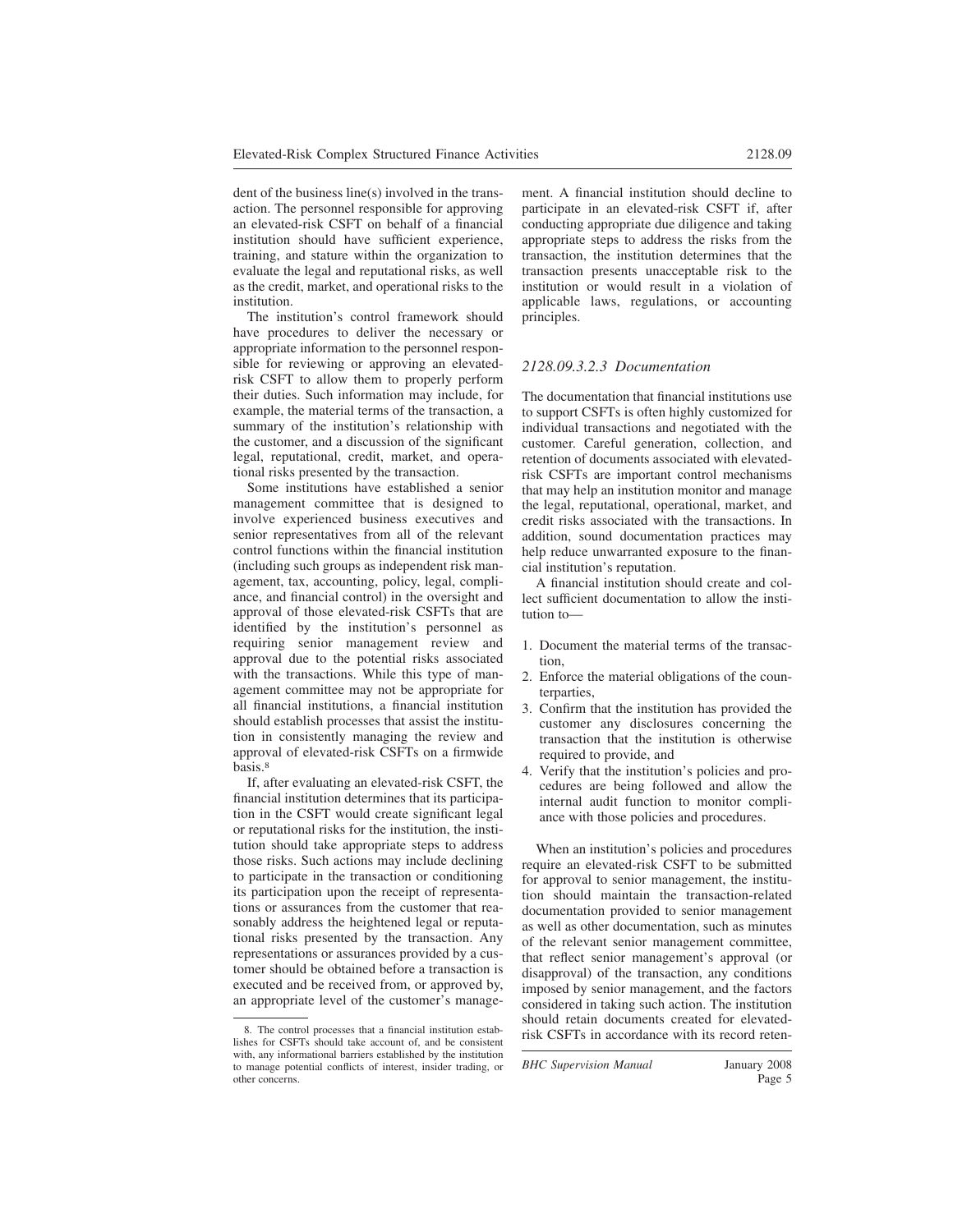dent of the business line(s) involved in the transaction. The personnel responsible for approving an elevated-risk CSFT on behalf of a financial institution should have sufficient experience, training, and stature within the organization to evaluate the legal and reputational risks, as well as the credit, market, and operational risks to the institution.

The institution's control framework should have procedures to deliver the necessary or appropriate information to the personnel responsible for reviewing or approving an elevated-risk CSFT to allow them to properly perform their duties. Such information may include, for example, the material terms of the transaction, a summary of the institution's relationship with the customer, and a discussion of the significant legal, reputational, credit, market, and operational risks presented by the transaction.

Some institutions have established a senior management committee that is designed to involve experienced business executives and senior representatives from all of the relevant control functions within the financial institution (including such groups as independent risk management, tax, accounting, policy, legal, compliance, and financial control) in the oversight and approval of those elevated-risk CSFTs that are identified by the institution's personnel as requiring senior management review and approval due to the potential risks associated with the transactions. While this type of management committee may not be appropriate for all financial institutions, a financial institution should establish processes that assist the institution in consistently managing the review and approval of elevated-risk CSFTs on a firmwide basis.[8]

If, after evaluating an elevated-risk CSFT, the financial institution determines that its participation in the CSFT would create significant legal or reputational risks for the institution, the institution should take appropriate steps to address those risks. Such actions may include declining to participate in the transaction or conditioning its participation upon the receipt of representations or assurances from the customer that reasonably address the heightened legal or reputational risks presented by the transaction. Any representations or assurances provided by a customer should be obtained before a transaction is executed and be received from, or approved by, an appropriate level of the customer's management. A financial institution should decline to participate in an elevated-risk CSFT if, after conducting appropriate due diligence and taking appropriate steps to address the risks from the transaction, the institution determines that the transaction presents unacceptable risk to the institution or would result in a violation of applicable laws, regulations, or accounting principles.

### *2128.09.3.2.3 Documentation*

The documentation that financial institutions use to support CSFTs is often highly customized for individual transactions and negotiated with the customer. Careful generation, collection, and retention of documents associated with elevated-risk CSFTs are important control mechanisms that may help an institution monitor and manage the legal, reputational, operational, market, and credit risks associated with the transactions. In addition, sound documentation practices may help reduce unwarranted exposure to the financial institution's reputation.

A financial institution should create and collect sufficient documentation to allow the institution to—

1. Document the material terms of the transaction,
2. Enforce the material obligations of the counterparties,
3. Confirm that the institution has provided the customer any disclosures concerning the transaction that the institution is otherwise required to provide, and
4. Verify that the institution's policies and procedures are being followed and allow the internal audit function to monitor compliance with those policies and procedures.

When an institution's policies and procedures require an elevated-risk CSFT to be submitted for approval to senior management, the institution should maintain the transaction-related documentation provided to senior management as well as other documentation, such as minutes of the relevant senior management committee, that reflect senior management's approval (or disapproval) of the transaction, any conditions imposed by senior management, and the factors considered in taking such action. The institution should retain documents created for elevated-risk CSFTs in accordance with its record reten-

8. The control processes that a financial institution establishes for CSFTs should take account of, and be consistent with, any informational barriers established by the institution to manage potential conflicts of interest, insider trading, or other concerns.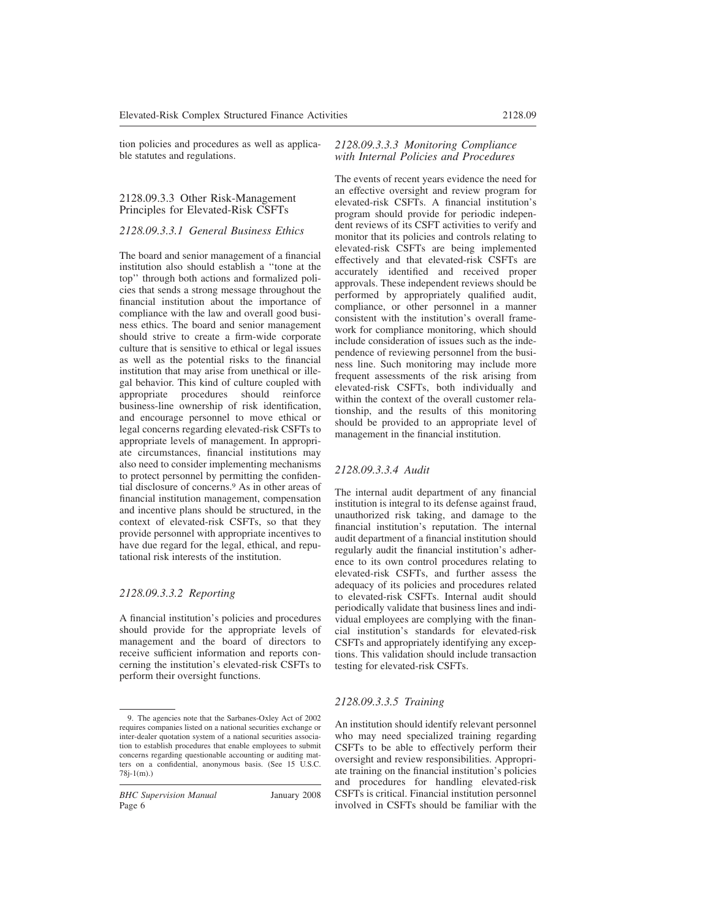tion policies and procedures as well as applicable statutes and regulations.

## 2128.09.3.3 Other Risk-Management Principles for Elevated-Risk CSFTs

### *2128.09.3.3.1 General Business Ethics*

The board and senior management of a financial institution also should establish a ''tone at the top'' through both actions and formalized policies that sends a strong message throughout the financial institution about the importance of compliance with the law and overall good business ethics. The board and senior management should strive to create a firm-wide corporate culture that is sensitive to ethical or legal issues as well as the potential risks to the financial institution that may arise from unethical or illegal behavior. This kind of culture coupled with appropriate procedures should reinforce business-line ownership of risk identification, and encourage personnel to move ethical or legal concerns regarding elevated-risk CSFTs to appropriate levels of management. In appropriate circumstances, financial institutions may also need to consider implementing mechanisms to protect personnel by permitting the confidential disclosure of concerns.[9] As in other areas of financial institution management, compensation and incentive plans should be structured, in the context of elevated-risk CSFTs, so that they provide personnel with appropriate incentives to have due regard for the legal, ethical, and reputational risk interests of the institution.

### *2128.09.3.3.2 Reporting*

A financial institution's policies and procedures should provide for the appropriate levels of management and the board of directors to receive sufficient information and reports concerning the institution's elevated-risk CSFTs to perform their oversight functions.

### *2128.09.3.3.3 Monitoring Compliance with Internal Policies and Procedures*

The events of recent years evidence the need for an effective oversight and review program for elevated-risk CSFTs. A financial institution's program should provide for periodic independent reviews of its CSFT activities to verify and monitor that its policies and controls relating to elevated-risk CSFTs are being implemented effectively and that elevated-risk CSFTs are accurately identified and received proper approvals. These independent reviews should be performed by appropriately qualified audit, compliance, or other personnel in a manner consistent with the institution's overall framework for compliance monitoring, which should include consideration of issues such as the independence of reviewing personnel from the business line. Such monitoring may include more frequent assessments of the risk arising from elevated-risk CSFTs, both individually and within the context of the overall customer relationship, and the results of this monitoring should be provided to an appropriate level of management in the financial institution.

### *2128.09.3.3.4 Audit*

The internal audit department of any financial institution is integral to its defense against fraud, unauthorized risk taking, and damage to the financial institution's reputation. The internal audit department of a financial institution should regularly audit the financial institution's adherence to its own control procedures relating to elevated-risk CSFTs, and further assess the adequacy of its policies and procedures related to elevated-risk CSFTs. Internal audit should periodically validate that business lines and individual employees are complying with the financial institution's standards for elevated-risk CSFTs and appropriately identifying any exceptions. This validation should include transaction testing for elevated-risk CSFTs.

### *2128.09.3.3.5 Training*

An institution should identify relevant personnel who may need specialized training regarding CSFTs to be able to effectively perform their oversight and review responsibilities. Appropriate training on the financial institution's policies and procedures for handling elevated-risk CSFTs is critical. Financial institution personnel involved in CSFTs should be familiar with the

---

9. The agencies note that the Sarbanes-Oxley Act of 2002 requires companies listed on a national securities exchange or inter-dealer quotation system of a national securities association to establish procedures that enable employees to submit concerns regarding questionable accounting or auditing matters on a confidential, anonymous basis. (See 15 U.S.C. 78j-1(m).)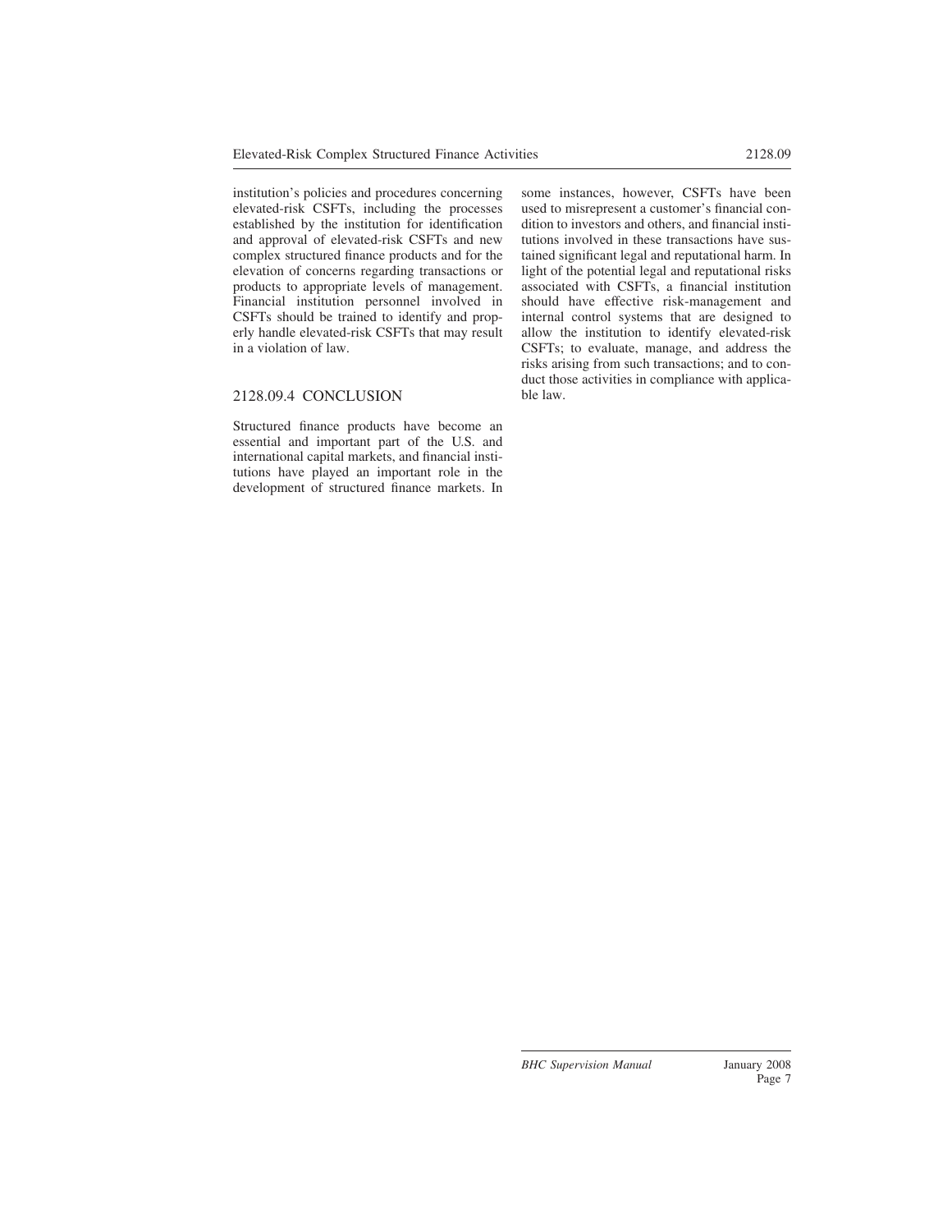institution's policies and procedures concerning elevated-risk CSFTs, including the processes established by the institution for identification and approval of elevated-risk CSFTs and new complex structured finance products and for the elevation of concerns regarding transactions or products to appropriate levels of management. Financial institution personnel involved in CSFTs should be trained to identify and properly handle elevated-risk CSFTs that may result in a violation of law.

## 2128.09.4 CONCLUSION

Structured finance products have become an essential and important part of the U.S. and international capital markets, and financial institutions have played an important role in the development of structured finance markets. In some instances, however, CSFTs have been used to misrepresent a customer's financial condition to investors and others, and financial institutions involved in these transactions have sustained significant legal and reputational harm. In light of the potential legal and reputational risks associated with CSFTs, a financial institution should have effective risk-management and internal control systems that are designed to allow the institution to identify elevated-risk CSFTs; to evaluate, manage, and address the risks arising from such transactions; and to conduct those activities in compliance with applicable law.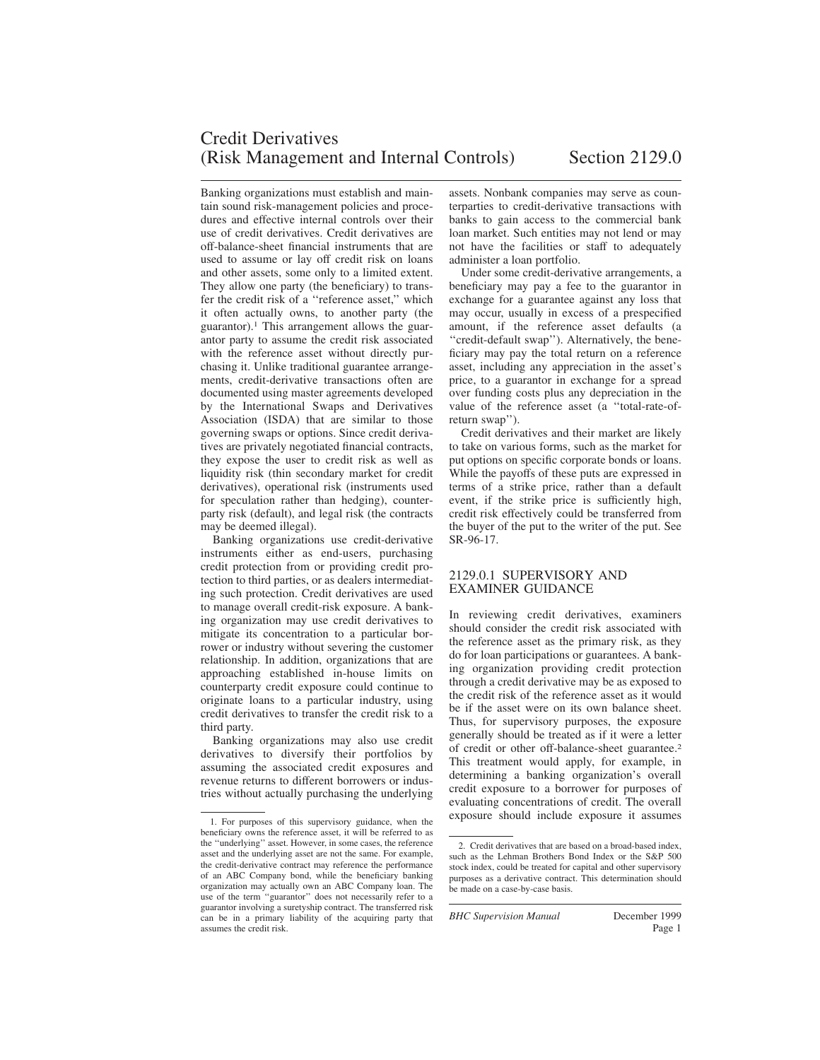# Credit Derivatives (Risk Management and Internal Controls) Section 2129.0

Banking organizations must establish and maintain sound risk-management policies and procedures and effective internal controls over their use of credit derivatives. Credit derivatives are off-balance-sheet financial instruments that are used to assume or lay off credit risk on loans and other assets, some only to a limited extent. They allow one party (the beneficiary) to transfer the credit risk of a "reference asset," which it often actually owns, to another party (the guarantor).[1] This arrangement allows the guarantor party to assume the credit risk associated with the reference asset without directly purchasing it. Unlike traditional guarantee arrangements, credit-derivative transactions often are documented using master agreements developed by the International Swaps and Derivatives Association (ISDA) that are similar to those governing swaps or options. Since credit derivatives are privately negotiated financial contracts, they expose the user to credit risk as well as liquidity risk (thin secondary market for credit derivatives), operational risk (instruments used for speculation rather than hedging), counterparty risk (default), and legal risk (the contracts may be deemed illegal).

Banking organizations use credit-derivative instruments either as end-users, purchasing credit protection from or providing credit protection to third parties, or as dealers intermediating such protection. Credit derivatives are used to manage overall credit-risk exposure. A banking organization may use credit derivatives to mitigate its concentration to a particular borrower or industry without severing the customer relationship. In addition, organizations that are approaching established in-house limits on counterparty credit exposure could continue to originate loans to a particular industry, using credit derivatives to transfer the credit risk to a third party.

Banking organizations may also use credit derivatives to diversify their portfolios by assuming the associated credit exposures and revenue returns to different borrowers or industries without actually purchasing the underlying assets. Nonbank companies may serve as counterparties to credit-derivative transactions with banks to gain access to the commercial bank loan market. Such entities may not lend or may not have the facilities or staff to adequately administer a loan portfolio.

Under some credit-derivative arrangements, a beneficiary may pay a fee to the guarantor in exchange for a guarantee against any loss that may occur, usually in excess of a prespecified amount, if the reference asset defaults (a "credit-default swap"). Alternatively, the beneficiary may pay the total return on a reference asset, including any appreciation in the asset's price, to a guarantor in exchange for a spread over funding costs plus any depreciation in the value of the reference asset (a "total-rate-of-return swap").

Credit derivatives and their market are likely to take on various forms, such as the market for put options on specific corporate bonds or loans. While the payoffs of these puts are expressed in terms of a strike price, rather than a default event, if the strike price is sufficiently high, credit risk effectively could be transferred from the buyer of the put to the writer of the put. See SR-96-17.

## 2129.0.1 SUPERVISORY AND EXAMINER GUIDANCE

In reviewing credit derivatives, examiners should consider the credit risk associated with the reference asset as the primary risk, as they do for loan participations or guarantees. A banking organization providing credit protection through a credit derivative may be as exposed to the credit risk of the reference asset as it would be if the asset were on its own balance sheet. Thus, for supervisory purposes, the exposure generally should be treated as if it were a letter of credit or other off-balance-sheet guarantee.[2] This treatment would apply, for example, in determining a banking organization's overall credit exposure to a borrower for purposes of evaluating concentrations of credit. The overall exposure should include exposure it assumes

---

1. For purposes of this supervisory guidance, when the beneficiary owns the reference asset, it will be referred to as the "underlying" asset. However, in some cases, the reference asset and the underlying asset are not the same. For example, the credit-derivative contract may reference the performance of an ABC Company bond, while the beneficiary banking organization may actually own an ABC Company loan. The use of the term "guarantor" does not necessarily refer to a guarantor involving a suretyship contract. The transferred risk can be in a primary liability of the acquiring party that assumes the credit risk.

2. Credit derivatives that are based on a broad-based index, such as the Lehman Brothers Bond Index or the S&P 500 stock index, could be treated for capital and other supervisory purposes as a derivative contract. This determination should be made on a case-by-case basis.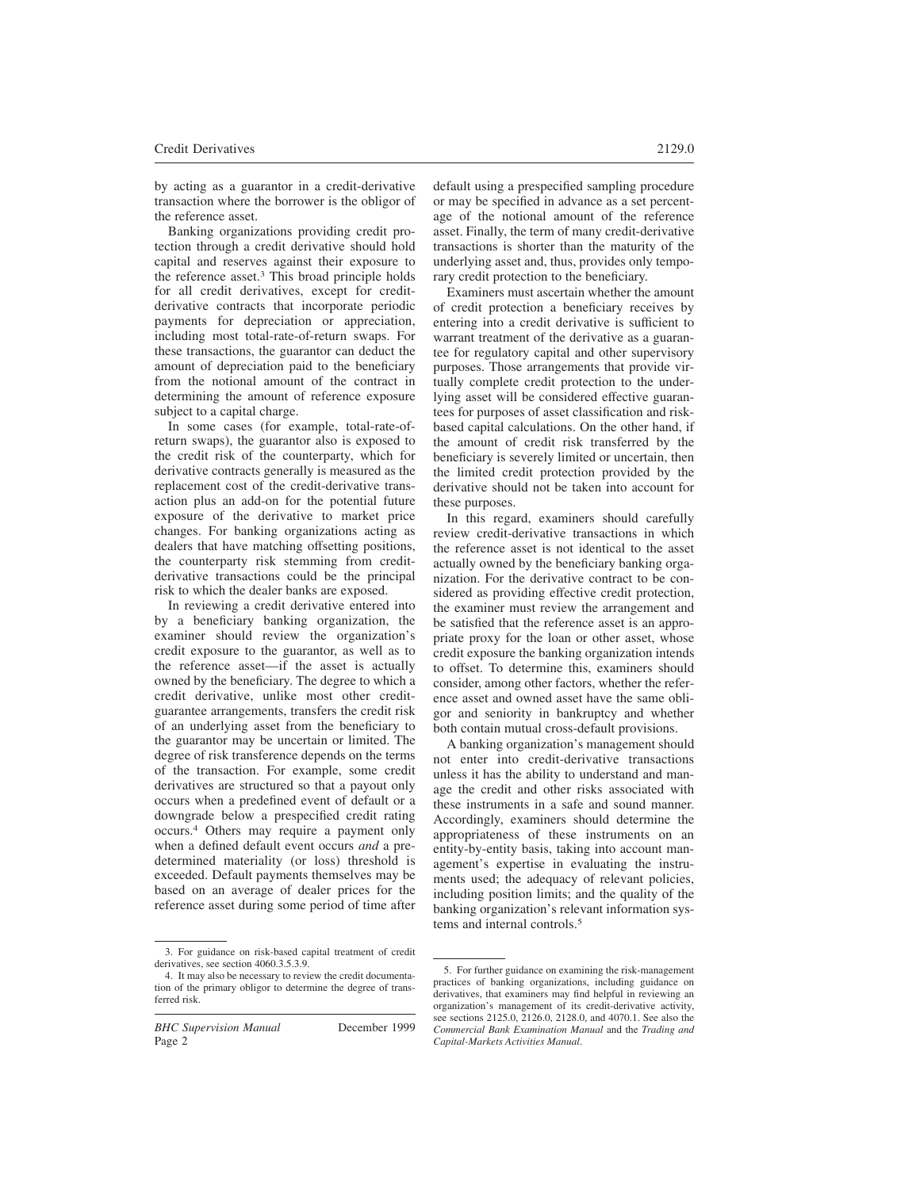by acting as a guarantor in a credit-derivative transaction where the borrower is the obligor of the reference asset.

Banking organizations providing credit protection through a credit derivative should hold capital and reserves against their exposure to the reference asset.[3] This broad principle holds for all credit derivatives, except for credit-derivative contracts that incorporate periodic payments for depreciation or appreciation, including most total-rate-of-return swaps. For these transactions, the guarantor can deduct the amount of depreciation paid to the beneficiary from the notional amount of the contract in determining the amount of reference exposure subject to a capital charge.

In some cases (for example, total-rate-of-return swaps), the guarantor also is exposed to the credit risk of the counterparty, which for derivative contracts generally is measured as the replacement cost of the credit-derivative transaction plus an add-on for the potential future exposure of the derivative to market price changes. For banking organizations acting as dealers that have matching offsetting positions, the counterparty risk stemming from credit-derivative transactions could be the principal risk to which the dealer banks are exposed.

In reviewing a credit derivative entered into by a beneficiary banking organization, the examiner should review the organization's credit exposure to the guarantor, as well as to the reference asset—if the asset is actually owned by the beneficiary. The degree to which a credit derivative, unlike most other credit-guarantee arrangements, transfers the credit risk of an underlying asset from the beneficiary to the guarantor may be uncertain or limited. The degree of risk transference depends on the terms of the transaction. For example, some credit derivatives are structured so that a payout only occurs when a predefined event of default or a downgrade below a prespecified credit rating occurs.[4] Others may require a payment only when a defined default event occurs *and* a predetermined materiality (or loss) threshold is exceeded. Default payments themselves may be based on an average of dealer prices for the reference asset during some period of time after default using a prespecified sampling procedure or may be specified in advance as a set percentage of the notional amount of the reference asset. Finally, the term of many credit-derivative transactions is shorter than the maturity of the underlying asset and, thus, provides only temporary credit protection to the beneficiary.

Examiners must ascertain whether the amount of credit protection a beneficiary receives by entering into a credit derivative is sufficient to warrant treatment of the derivative as a guarantee for regulatory capital and other supervisory purposes. Those arrangements that provide virtually complete credit protection to the underlying asset will be considered effective guarantees for purposes of asset classification and risk-based capital calculations. On the other hand, if the amount of credit risk transferred by the beneficiary is severely limited or uncertain, then the limited credit protection provided by the derivative should not be taken into account for these purposes.

In this regard, examiners should carefully review credit-derivative transactions in which the reference asset is not identical to the asset actually owned by the beneficiary banking organization. For the derivative contract to be considered as providing effective credit protection, the examiner must review the arrangement and be satisfied that the reference asset is an appropriate proxy for the loan or other asset, whose credit exposure the banking organization intends to offset. To determine this, examiners should consider, among other factors, whether the reference asset and owned asset have the same obligor and seniority in bankruptcy and whether both contain mutual cross-default provisions.

A banking organization's management should not enter into credit-derivative transactions unless it has the ability to understand and manage the credit and other risks associated with these instruments in a safe and sound manner. Accordingly, examiners should determine the appropriateness of these instruments on an entity-by-entity basis, taking into account management's expertise in evaluating the instruments used; the adequacy of relevant policies, including position limits; and the quality of the banking organization's relevant information systems and internal controls.[5]

---

3. For guidance on risk-based capital treatment of credit derivatives, see section 4060.3.5.3.9.

4. It may also be necessary to review the credit documentation of the primary obligor to determine the degree of transferred risk.

5. For further guidance on examining the risk-management practices of banking organizations, including guidance on derivatives, that examiners may find helpful in reviewing an organization's management of its credit-derivative activity, see sections 2125.0, 2126.0, 2128.0, and 4070.1. See also the *Commercial Bank Examination Manual* and the *Trading and Capital-Markets Activities Manual*.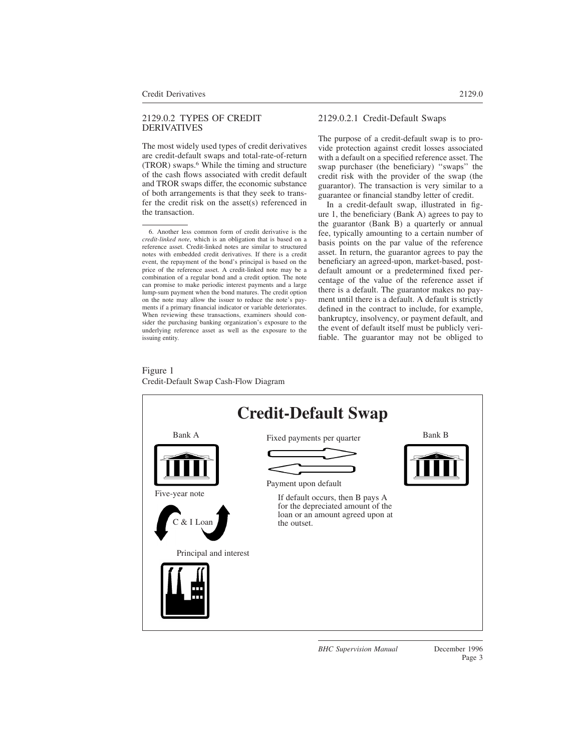## 2129.0.2 TYPES OF CREDIT DERIVATIVES

The most widely used types of credit derivatives are credit-default swaps and total-rate-of-return (TROR) swaps.[6] While the timing and structure of the cash flows associated with credit default and TROR swaps differ, the economic substance of both arrangements is that they seek to transfer the credit risk on the asset(s) referenced in the transaction.

### 2129.0.2.1 Credit-Default Swaps

The purpose of a credit-default swap is to provide protection against credit losses associated with a default on a specified reference asset. The swap purchaser (the beneficiary) ''swaps'' the credit risk with the provider of the swap (the guarantor). The transaction is very similar to a guarantee or financial standby letter of credit.

In a credit-default swap, illustrated in figure 1, the beneficiary (Bank A) agrees to pay to the guarantor (Bank B) a quarterly or annual fee, typically amounting to a certain number of basis points on the par value of the reference asset. In return, the guarantor agrees to pay the beneficiary an agreed-upon, market-based, post-default amount or a predetermined fixed percentage of the value of the reference asset if there is a default. The guarantor makes no payment until there is a default. A default is strictly defined in the contract to include, for example, bankruptcy, insolvency, or payment default, and the event of default itself must be publicly verifiable. The guarantor may not be obliged to

Figure 1
Credit-Default Swap Cash-Flow Diagram

**Credit-Default Swap**

Bank A — Fixed payments per quarter → Bank B

Bank B — Payment upon default → Bank A

If default occurs, then B pays A for the depreciated amount of the loan or an amount agreed upon at the outset.

Five-year note — C & I Loan — Principal and interest

6. Another less common form of credit derivative is the *credit-linked note*, which is an obligation that is based on a reference asset. Credit-linked notes are similar to structured notes with embedded credit derivatives. If there is a credit event, the repayment of the bond's principal is based on the price of the reference asset. A credit-linked note may be a combination of a regular bond and a credit option. The note can promise to make periodic interest payments and a large lump-sum payment when the bond matures. The credit option on the note may allow the issuer to reduce the note's payments if a primary financial indicator or variable deteriorates. When reviewing these transactions, examiners should consider the purchasing banking organization's exposure to the underlying reference asset as well as the exposure to the issuing entity.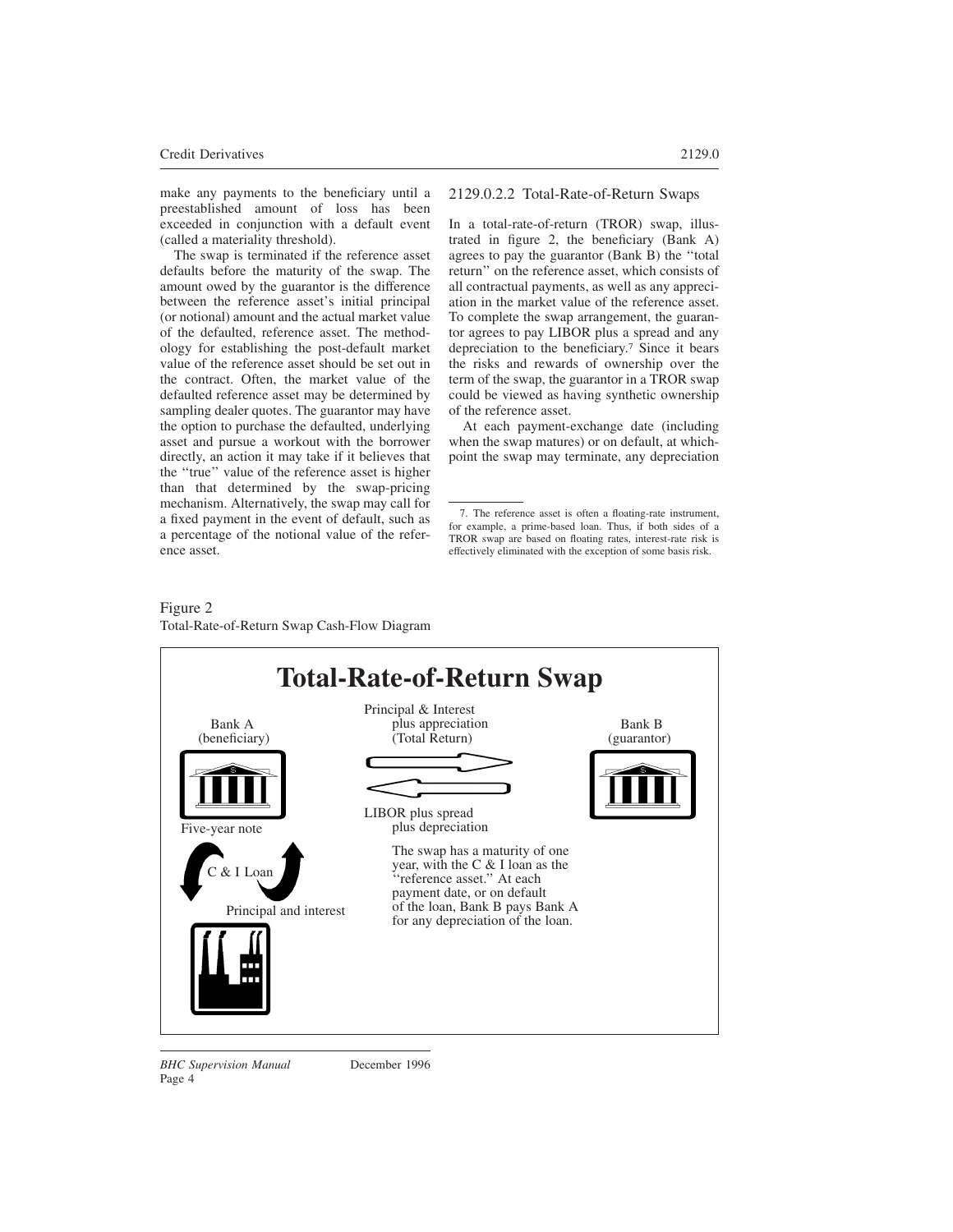make any payments to the beneficiary until a preestablished amount of loss has been exceeded in conjunction with a default event (called a materiality threshold).

The swap is terminated if the reference asset defaults before the maturity of the swap. The amount owed by the guarantor is the difference between the reference asset's initial principal (or notional) amount and the actual market value of the defaulted, reference asset. The methodology for establishing the post-default market value of the reference asset should be set out in the contract. Often, the market value of the defaulted reference asset may be determined by sampling dealer quotes. The guarantor may have the option to purchase the defaulted, underlying asset and pursue a workout with the borrower directly, an action it may take if it believes that the "true" value of the reference asset is higher than that determined by the swap-pricing mechanism. Alternatively, the swap may call for a fixed payment in the event of default, such as a percentage of the notional value of the reference asset.

### 2129.0.2.2 Total-Rate-of-Return Swaps

In a total-rate-of-return (TROR) swap, illustrated in figure 2, the beneficiary (Bank A) agrees to pay the guarantor (Bank B) the "total return" on the reference asset, which consists of all contractual payments, as well as any appreciation in the market value of the reference asset. To complete the swap arrangement, the guarantor agrees to pay LIBOR plus a spread and any depreciation to the beneficiary.[7] Since it bears the risks and rewards of ownership over the term of the swap, the guarantor in a TROR swap could be viewed as having synthetic ownership of the reference asset.

At each payment-exchange date (including when the swap matures) or on default, at which point the swap may terminate, any depreciation

7. The reference asset is often a floating-rate instrument, for example, a prime-based loan. Thus, if both sides of a TROR swap are based on floating rates, interest-rate risk is effectively eliminated with the exception of some basis risk.

Figure 2
Total-Rate-of-Return Swap Cash-Flow Diagram

**Total-Rate-of-Return Swap**

Bank A (beneficiary)

Principal & Interest plus appreciation (Total Return)

Bank B (guarantor)

LIBOR plus spread plus depreciation

Five-year note

C & I Loan

Principal and interest

The swap has a maturity of one year, with the C & I loan as the "reference asset." At each payment date, or on default of the loan, Bank B pays Bank A for any depreciation of the loan.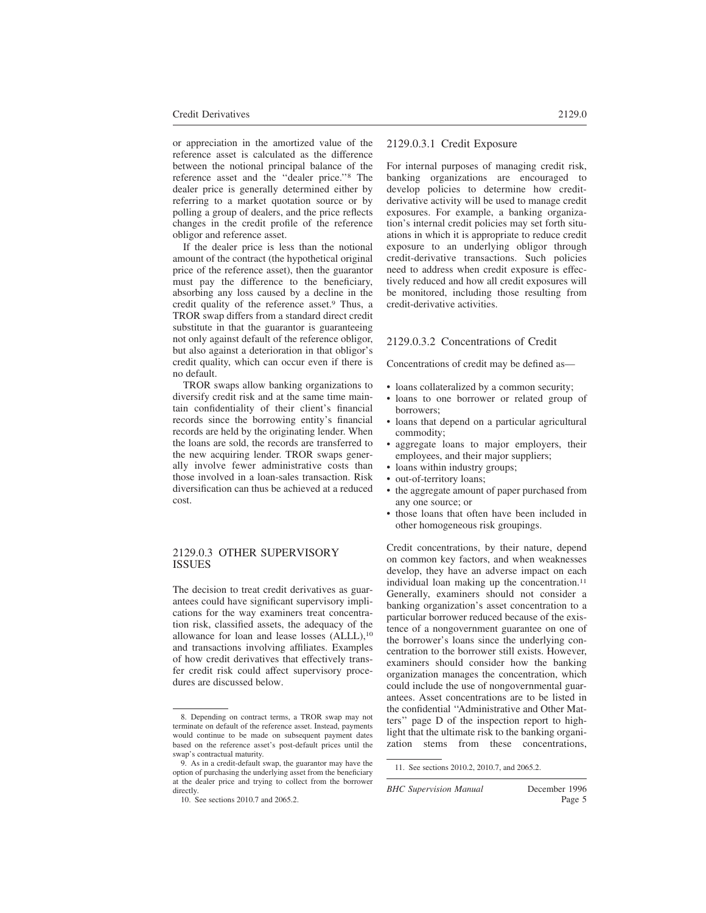or appreciation in the amortized value of the reference asset is calculated as the difference between the notional principal balance of the reference asset and the ''dealer price.''[8] The dealer price is generally determined either by referring to a market quotation source or by polling a group of dealers, and the price reflects changes in the credit profile of the reference obligor and reference asset.

If the dealer price is less than the notional amount of the contract (the hypothetical original price of the reference asset), then the guarantor must pay the difference to the beneficiary, absorbing any loss caused by a decline in the credit quality of the reference asset.[9] Thus, a TROR swap differs from a standard direct credit substitute in that the guarantor is guaranteeing not only against default of the reference obligor, but also against a deterioration in that obligor's credit quality, which can occur even if there is no default.

TROR swaps allow banking organizations to diversify credit risk and at the same time maintain confidentiality of their client's financial records since the borrowing entity's financial records are held by the originating lender. When the loans are sold, the records are transferred to the new acquiring lender. TROR swaps generally involve fewer administrative costs than those involved in a loan-sales transaction. Risk diversification can thus be achieved at a reduced cost.

## 2129.0.3 OTHER SUPERVISORY ISSUES

The decision to treat credit derivatives as guarantees could have significant supervisory implications for the way examiners treat concentration risk, classified assets, the adequacy of the allowance for loan and lease losses (ALLL),[10] and transactions involving affiliates. Examples of how credit derivatives that effectively transfer credit risk could affect supervisory procedures are discussed below.

### 2129.0.3.1 Credit Exposure

For internal purposes of managing credit risk, banking organizations are encouraged to develop policies to determine how credit-derivative activity will be used to manage credit exposures. For example, a banking organization's internal credit policies may set forth situations in which it is appropriate to reduce credit exposure to an underlying obligor through credit-derivative transactions. Such policies need to address when credit exposure is effectively reduced and how all credit exposures will be monitored, including those resulting from credit-derivative activities.

### 2129.0.3.2 Concentrations of Credit

Concentrations of credit may be defined as—

- loans collateralized by a common security;
- loans to one borrower or related group of borrowers;
- loans that depend on a particular agricultural commodity;
- aggregate loans to major employers, their employees, and their major suppliers;
- loans within industry groups;
- out-of-territory loans;
- the aggregate amount of paper purchased from any one source; or
- those loans that often have been included in other homogeneous risk groupings.

Credit concentrations, by their nature, depend on common key factors, and when weaknesses develop, they have an adverse impact on each individual loan making up the concentration.[11] Generally, examiners should not consider a banking organization's asset concentration to a particular borrower reduced because of the existence of a nongovernment guarantee on one of the borrower's loans since the underlying concentration to the borrower still exists. However, examiners should consider how the banking organization manages the concentration, which could include the use of nongovernmental guarantees. Asset concentrations are to be listed in the confidential ''Administrative and Other Matters'' page D of the inspection report to highlight that the ultimate risk to the banking organization stems from these concentrations,

---

8. Depending on contract terms, a TROR swap may not terminate on default of the reference asset. Instead, payments would continue to be made on subsequent payment dates based on the reference asset's post-default prices until the swap's contractual maturity.

9. As in a credit-default swap, the guarantor may have the option of purchasing the underlying asset from the beneficiary at the dealer price and trying to collect from the borrower directly.

10. See sections 2010.7 and 2065.2.

11. See sections 2010.2, 2010.7, and 2065.2.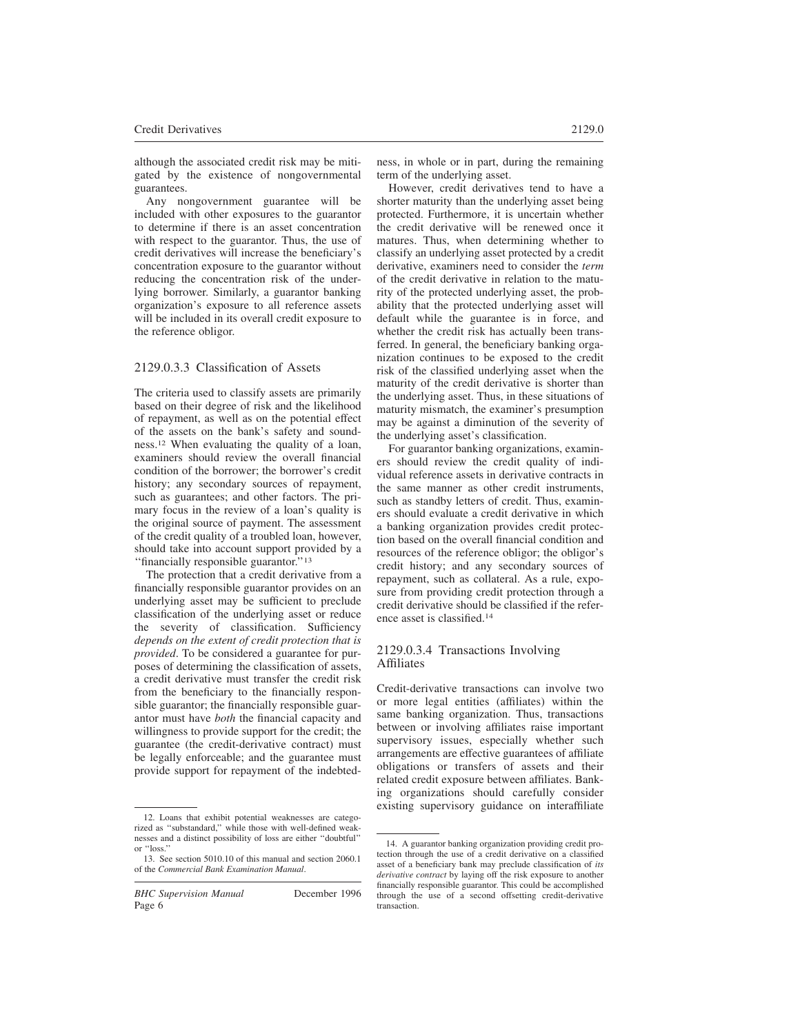although the associated credit risk may be mitigated by the existence of nongovernmental guarantees.

Any nongovernment guarantee will be included with other exposures to the guarantor to determine if there is an asset concentration with respect to the guarantor. Thus, the use of credit derivatives will increase the beneficiary's concentration exposure to the guarantor without reducing the concentration risk of the underlying borrower. Similarly, a guarantor banking organization's exposure to all reference assets will be included in its overall credit exposure to the reference obligor.

### 2129.0.3.3 Classification of Assets

The criteria used to classify assets are primarily based on their degree of risk and the likelihood of repayment, as well as on the potential effect of the assets on the bank's safety and soundness.[12] When evaluating the quality of a loan, examiners should review the overall financial condition of the borrower; the borrower's credit history; any secondary sources of repayment, such as guarantees; and other factors. The primary focus in the review of a loan's quality is the original source of payment. The assessment of the credit quality of a troubled loan, however, should take into account support provided by a "financially responsible guarantor."[13]

The protection that a credit derivative from a financially responsible guarantor provides on an underlying asset may be sufficient to preclude classification of the underlying asset or reduce the severity of classification. Sufficiency *depends on the extent of credit protection that is provided*. To be considered a guarantee for purposes of determining the classification of assets, a credit derivative must transfer the credit risk from the beneficiary to the financially responsible guarantor; the financially responsible guarantor must have *both* the financial capacity and willingness to provide support for the credit; the guarantee (the credit-derivative contract) must be legally enforceable; and the guarantee must provide support for repayment of the indebtedness, in whole or in part, during the remaining term of the underlying asset.

However, credit derivatives tend to have a shorter maturity than the underlying asset being protected. Furthermore, it is uncertain whether the credit derivative will be renewed once it matures. Thus, when determining whether to classify an underlying asset protected by a credit derivative, examiners need to consider the *term* of the credit derivative in relation to the maturity of the protected underlying asset, the probability that the protected underlying asset will default while the guarantee is in force, and whether the credit risk has actually been transferred. In general, the beneficiary banking organization continues to be exposed to the credit risk of the classified underlying asset when the maturity of the credit derivative is shorter than the underlying asset. Thus, in these situations of maturity mismatch, the examiner's presumption may be against a diminution of the severity of the underlying asset's classification.

For guarantor banking organizations, examiners should review the credit quality of individual reference assets in derivative contracts in the same manner as other credit instruments, such as standby letters of credit. Thus, examiners should evaluate a credit derivative in which a banking organization provides credit protection based on the overall financial condition and resources of the reference obligor; the obligor's credit history; and any secondary sources of repayment, such as collateral. As a rule, exposure from providing credit protection through a credit derivative should be classified if the reference asset is classified.[14]

### 2129.0.3.4 Transactions Involving Affiliates

Credit-derivative transactions can involve two or more legal entities (affiliates) within the same banking organization. Thus, transactions between or involving affiliates raise important supervisory issues, especially whether such arrangements are effective guarantees of affiliate obligations or transfers of assets and their related credit exposure between affiliates. Banking organizations should carefully consider existing supervisory guidance on interaffiliate

---

12. Loans that exhibit potential weaknesses are categorized as "substandard," while those with well-defined weaknesses and a distinct possibility of loss are either "doubtful" or "loss."

13. See section 5010.10 of this manual and section 2060.1 of the *Commercial Bank Examination Manual*.

14. A guarantor banking organization providing credit protection through the use of a credit derivative on a classified asset of a beneficiary bank may preclude classification of *its derivative contract* by laying off the risk exposure to another financially responsible guarantor. This could be accomplished through the use of a second offsetting credit-derivative transaction.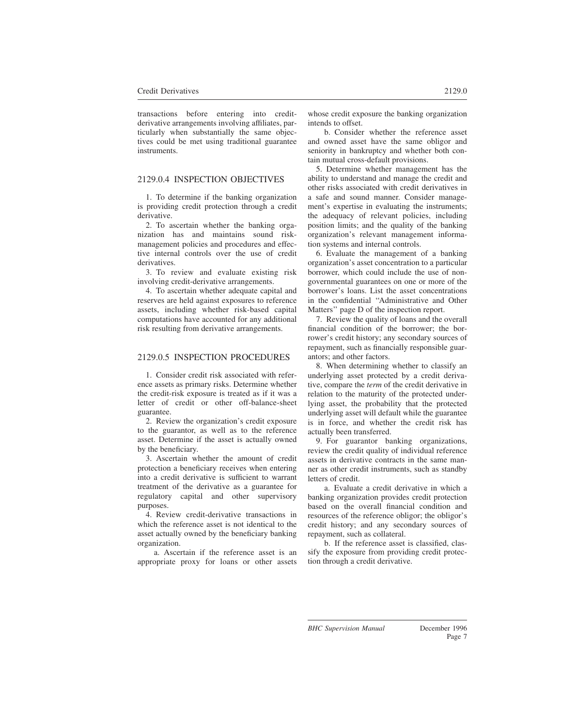transactions before entering into credit-derivative arrangements involving affiliates, particularly when substantially the same objectives could be met using traditional guarantee instruments.

## 2129.0.4 INSPECTION OBJECTIVES

1. To determine if the banking organization is providing credit protection through a credit derivative.
2. To ascertain whether the banking organization has and maintains sound risk-management policies and procedures and effective internal controls over the use of credit derivatives.
3. To review and evaluate existing risk involving credit-derivative arrangements.
4. To ascertain whether adequate capital and reserves are held against exposures to reference assets, including whether risk-based capital computations have accounted for any additional risk resulting from derivative arrangements.

## 2129.0.5 INSPECTION PROCEDURES

1. Consider credit risk associated with reference assets as primary risks. Determine whether the credit-risk exposure is treated as if it was a letter of credit or other off-balance-sheet guarantee.
2. Review the organization's credit exposure to the guarantor, as well as to the reference asset. Determine if the asset is actually owned by the beneficiary.
3. Ascertain whether the amount of credit protection a beneficiary receives when entering into a credit derivative is sufficient to warrant treatment of the derivative as a guarantee for regulatory capital and other supervisory purposes.
4. Review credit-derivative transactions in which the reference asset is not identical to the asset actually owned by the beneficiary banking organization.
   a. Ascertain if the reference asset is an appropriate proxy for loans or other assets whose credit exposure the banking organization intends to offset.
   b. Consider whether the reference asset and owned asset have the same obligor and seniority in bankruptcy and whether both contain mutual cross-default provisions.
5. Determine whether management has the ability to understand and manage the credit and other risks associated with credit derivatives in a safe and sound manner. Consider management's expertise in evaluating the instruments; the adequacy of relevant policies, including position limits; and the quality of the banking organization's relevant management information systems and internal controls.
6. Evaluate the management of a banking organization's asset concentration to a particular borrower, which could include the use of nongovernmental guarantees on one or more of the borrower's loans. List the asset concentrations in the confidential "Administrative and Other Matters" page D of the inspection report.
7. Review the quality of loans and the overall financial condition of the borrower; the borrower's credit history; any secondary sources of repayment, such as financially responsible guarantors; and other factors.
8. When determining whether to classify an underlying asset protected by a credit derivative, compare the *term* of the credit derivative in relation to the maturity of the protected underlying asset, the probability that the protected underlying asset will default while the guarantee is in force, and whether the credit risk has actually been transferred.
9. For guarantor banking organizations, review the credit quality of individual reference assets in derivative contracts in the same manner as other credit instruments, such as standby letters of credit.
   a. Evaluate a credit derivative in which a banking organization provides credit protection based on the overall financial condition and resources of the reference obligor; the obligor's credit history; and any secondary sources of repayment, such as collateral.
   b. If the reference asset is classified, classify the exposure from providing credit protection through a credit derivative.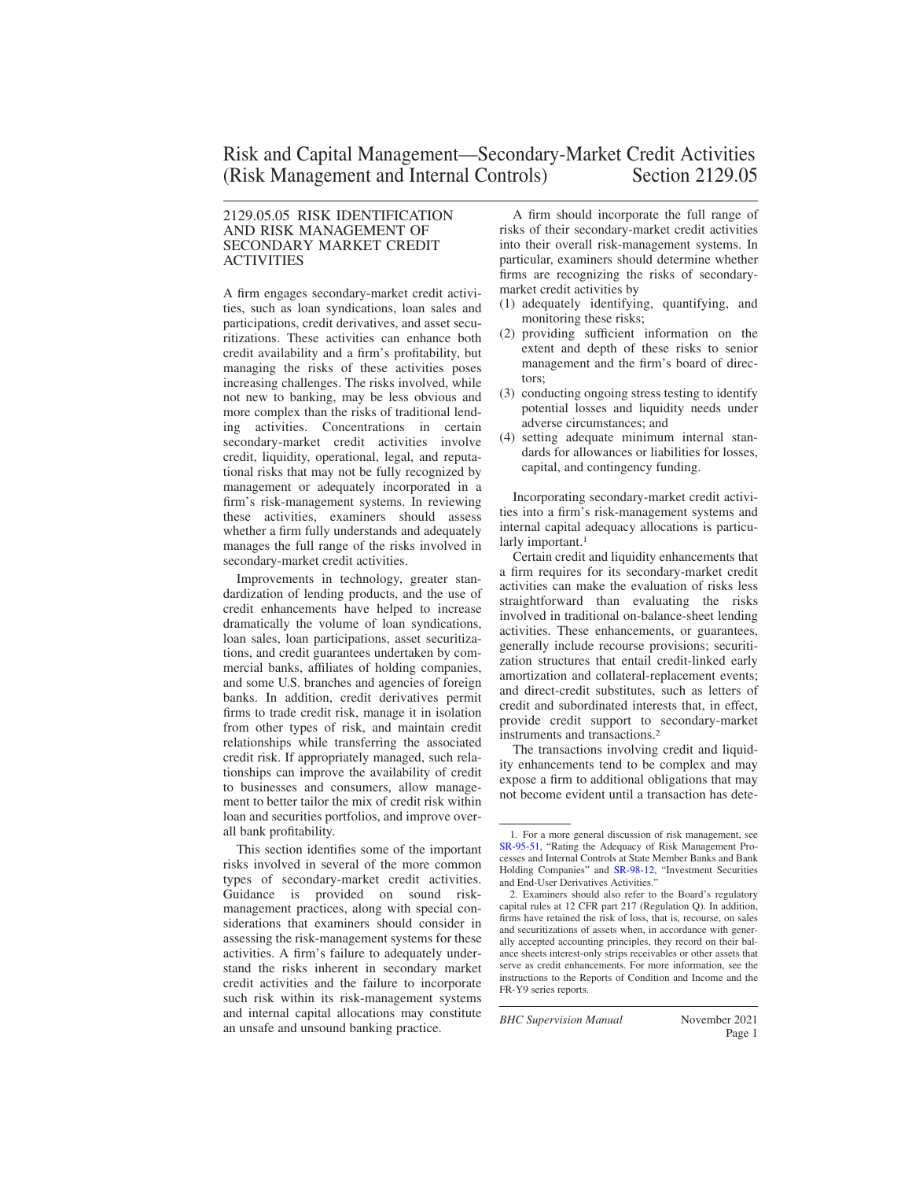# Risk and Capital Management—Secondary-Market Credit Activities (Risk Management and Internal Controls) Section 2129.05

## 2129.05.05 RISK IDENTIFICATION AND RISK MANAGEMENT OF SECONDARY MARKET CREDIT ACTIVITIES

A firm engages secondary-market credit activities, such as loan syndications, loan sales and participations, credit derivatives, and asset securitizations. These activities can enhance both credit availability and a firm's profitability, but managing the risks of these activities poses increasing challenges. The risks involved, while not new to banking, may be less obvious and more complex than the risks of traditional lending activities. Concentrations in certain secondary-market credit activities involve credit, liquidity, operational, legal, and reputational risks that may not be fully recognized by management or adequately incorporated in a firm's risk-management systems. In reviewing these activities, examiners should assess whether a firm fully understands and adequately manages the full range of the risks involved in secondary-market credit activities.

Improvements in technology, greater standardization of lending products, and the use of credit enhancements have helped to increase dramatically the volume of loan syndications, loan sales, loan participations, asset securitizations, and credit guarantees undertaken by commercial banks, affiliates of holding companies, and some U.S. branches and agencies of foreign banks. In addition, credit derivatives permit firms to trade credit risk, manage it in isolation from other types of risk, and maintain credit relationships while transferring the associated credit risk. If appropriately managed, such relationships can improve the availability of credit to businesses and consumers, allow management to better tailor the mix of credit risk within loan and securities portfolios, and improve overall bank profitability.

This section identifies some of the important risks involved in several of the more common types of secondary-market credit activities. Guidance is provided on sound risk-management practices, along with special considerations that examiners should consider in assessing the risk-management systems for these activities. A firm's failure to adequately understand the risks inherent in secondary market credit activities and the failure to incorporate such risk within its risk-management systems and internal capital allocations may constitute an unsafe and unsound banking practice.

A firm should incorporate the full range of risks of their secondary-market credit activities into their overall risk-management systems. In particular, examiners should determine whether firms are recognizing the risks of secondary-market credit activities by

(1) adequately identifying, quantifying, and monitoring these risks;
(2) providing sufficient information on the extent and depth of these risks to senior management and the firm's board of directors;
(3) conducting ongoing stress testing to identify potential losses and liquidity needs under adverse circumstances; and
(4) setting adequate minimum internal standards for allowances or liabilities for losses, capital, and contingency funding.

Incorporating secondary-market credit activities into a firm's risk-management systems and internal capital adequacy allocations is particularly important.[1]

Certain credit and liquidity enhancements that a firm requires for its secondary-market credit activities can make the evaluation of risks less straightforward than evaluating the risks involved in traditional on-balance-sheet lending activities. These enhancements, or guarantees, generally include recourse provisions; securitization structures that entail credit-linked early amortization and collateral-replacement events; and direct-credit substitutes, such as letters of credit and subordinated interests that, in effect, provide credit support to secondary-market instruments and transactions.[2]

The transactions involving credit and liquidity enhancements tend to be complex and may expose a firm to additional obligations that may not become evident until a transaction has dete-

---

1. For a more general discussion of risk management, see SR-95-51, "Rating the Adequacy of Risk Management Processes and Internal Controls at State Member Banks and Bank Holding Companies" and SR-98-12, "Investment Securities and End-User Derivatives Activities."

2. Examiners should also refer to the Board's regulatory capital rules at 12 CFR part 217 (Regulation Q). In addition, firms have retained the risk of loss, that is, recourse, on sales and securitizations of assets when, in accordance with generally accepted accounting principles, they record on their balance sheets interest-only strips receivables or other assets that serve as credit enhancements. For more information, see the instructions to the Reports of Condition and Income and the FR-Y9 series reports.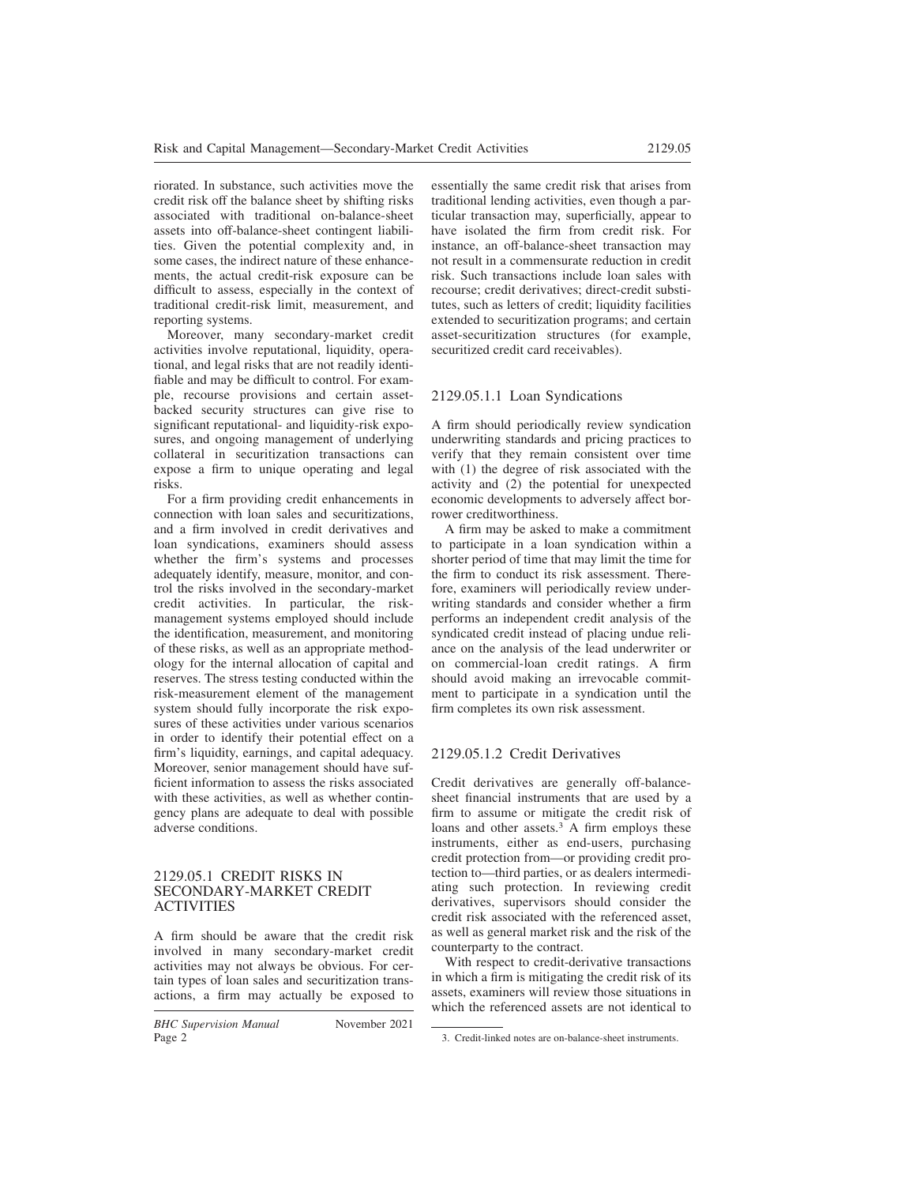riorated. In substance, such activities move the credit risk off the balance sheet by shifting risks associated with traditional on-balance-sheet assets into off-balance-sheet contingent liabilities. Given the potential complexity and, in some cases, the indirect nature of these enhancements, the actual credit-risk exposure can be difficult to assess, especially in the context of traditional credit-risk limit, measurement, and reporting systems.

Moreover, many secondary-market credit activities involve reputational, liquidity, operational, and legal risks that are not readily identifiable and may be difficult to control. For example, recourse provisions and certain asset-backed security structures can give rise to significant reputational- and liquidity-risk exposures, and ongoing management of underlying collateral in securitization transactions can expose a firm to unique operating and legal risks.

For a firm providing credit enhancements in connection with loan sales and securitizations, and a firm involved in credit derivatives and loan syndications, examiners should assess whether the firm's systems and processes adequately identify, measure, monitor, and control the risks involved in the secondary-market credit activities. In particular, the risk-management systems employed should include the identification, measurement, and monitoring of these risks, as well as an appropriate methodology for the internal allocation of capital and reserves. The stress testing conducted within the risk-measurement element of the management system should fully incorporate the risk exposures of these activities under various scenarios in order to identify their potential effect on a firm's liquidity, earnings, and capital adequacy. Moreover, senior management should have sufficient information to assess the risks associated with these activities, as well as whether contingency plans are adequate to deal with possible adverse conditions.

## 2129.05.1 CREDIT RISKS IN SECONDARY-MARKET CREDIT ACTIVITIES

A firm should be aware that the credit risk involved in many secondary-market credit activities may not always be obvious. For certain types of loan sales and securitization transactions, a firm may actually be exposed to essentially the same credit risk that arises from traditional lending activities, even though a particular transaction may, superficially, appear to have isolated the firm from credit risk. For instance, an off-balance-sheet transaction may not result in a commensurate reduction in credit risk. Such transactions include loan sales with recourse; credit derivatives; direct-credit substitutes, such as letters of credit; liquidity facilities extended to securitization programs; and certain asset-securitization structures (for example, securitized credit card receivables).

### 2129.05.1.1 Loan Syndications

A firm should periodically review syndication underwriting standards and pricing practices to verify that they remain consistent over time with (1) the degree of risk associated with the activity and (2) the potential for unexpected economic developments to adversely affect borrower creditworthiness.

A firm may be asked to make a commitment to participate in a loan syndication within a shorter period of time that may limit the time for the firm to conduct its risk assessment. Therefore, examiners will periodically review underwriting standards and consider whether a firm performs an independent credit analysis of the syndicated credit instead of placing undue reliance on the analysis of the lead underwriter or on commercial-loan credit ratings. A firm should avoid making an irrevocable commitment to participate in a syndication until the firm completes its own risk assessment.

### 2129.05.1.2 Credit Derivatives

Credit derivatives are generally off-balance-sheet financial instruments that are used by a firm to assume or mitigate the credit risk of loans and other assets.[3] A firm employs these instruments, either as end-users, purchasing credit protection from—or providing credit protection to—third parties, or as dealers intermediating such protection. In reviewing credit derivatives, supervisors should consider the credit risk associated with the referenced asset, as well as general market risk and the risk of the counterparty to the contract.

With respect to credit-derivative transactions in which a firm is mitigating the credit risk of its assets, examiners will review those situations in which the referenced assets are not identical to

3. Credit-linked notes are on-balance-sheet instruments.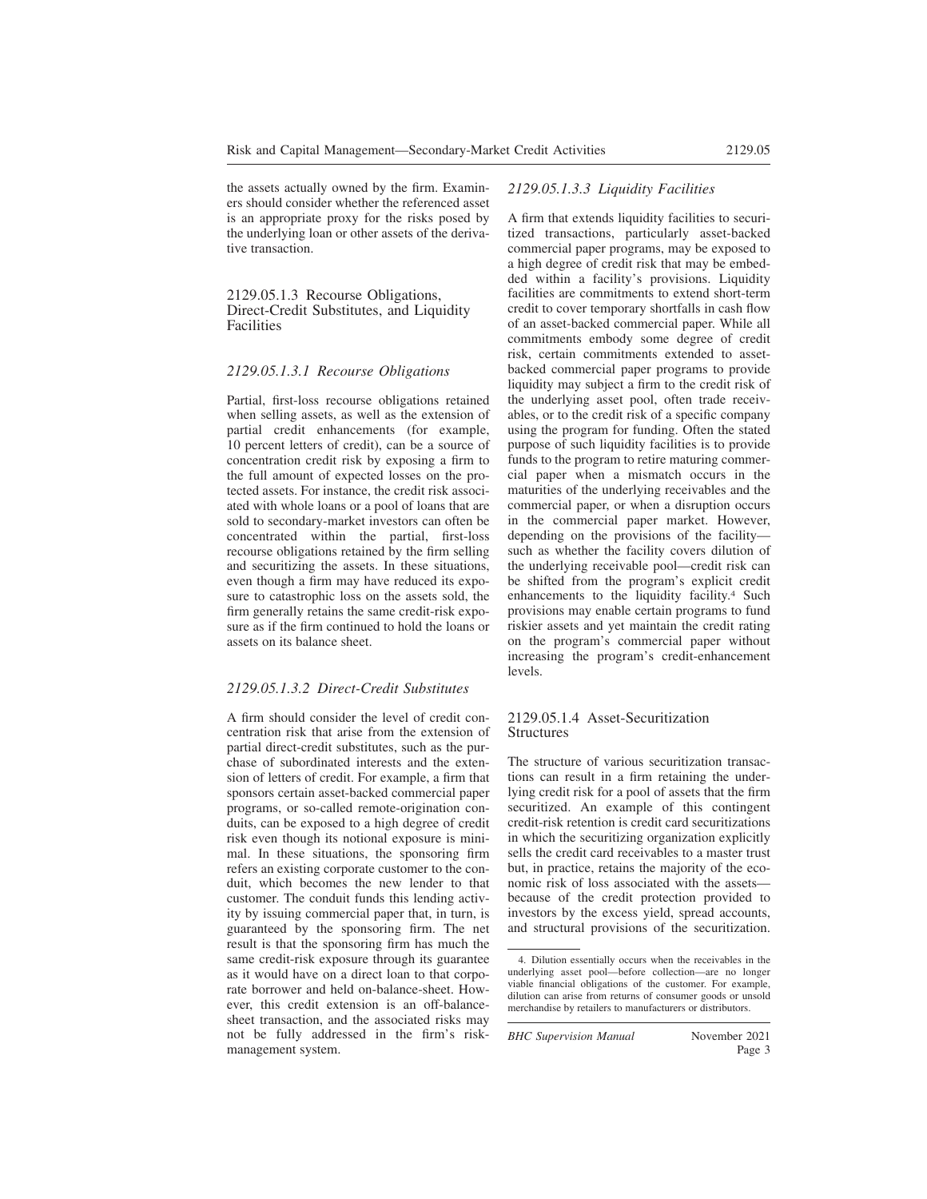the assets actually owned by the firm. Examiners should consider whether the referenced asset is an appropriate proxy for the risks posed by the underlying loan or other assets of the derivative transaction.

### 2129.05.1.3 Recourse Obligations, Direct-Credit Substitutes, and Liquidity Facilities

#### *2129.05.1.3.1 Recourse Obligations*

Partial, first-loss recourse obligations retained when selling assets, as well as the extension of partial credit enhancements (for example, 10 percent letters of credit), can be a source of concentration credit risk by exposing a firm to the full amount of expected losses on the protected assets. For instance, the credit risk associated with whole loans or a pool of loans that are sold to secondary-market investors can often be concentrated within the partial, first-loss recourse obligations retained by the firm selling and securitizing the assets. In these situations, even though a firm may have reduced its exposure to catastrophic loss on the assets sold, the firm generally retains the same credit-risk exposure as if the firm continued to hold the loans or assets on its balance sheet.

#### *2129.05.1.3.2 Direct-Credit Substitutes*

A firm should consider the level of credit concentration risk that arise from the extension of partial direct-credit substitutes, such as the purchase of subordinated interests and the extension of letters of credit. For example, a firm that sponsors certain asset-backed commercial paper programs, or so-called remote-origination conduits, can be exposed to a high degree of credit risk even though its notional exposure is minimal. In these situations, the sponsoring firm refers an existing corporate customer to the conduit, which becomes the new lender to that customer. The conduit funds this lending activity by issuing commercial paper that, in turn, is guaranteed by the sponsoring firm. The net result is that the sponsoring firm has much the same credit-risk exposure through its guarantee as it would have on a direct loan to that corporate borrower and held on-balance-sheet. However, this credit extension is an off-balance-sheet transaction, and the associated risks may not be fully addressed in the firm's risk-management system.

#### *2129.05.1.3.3 Liquidity Facilities*

A firm that extends liquidity facilities to securitized transactions, particularly asset-backed commercial paper programs, may be exposed to a high degree of credit risk that may be embedded within a facility's provisions. Liquidity facilities are commitments to extend short-term credit to cover temporary shortfalls in cash flow of an asset-backed commercial paper. While all commitments embody some degree of credit risk, certain commitments extended to asset-backed commercial paper programs to provide liquidity may subject a firm to the credit risk of the underlying asset pool, often trade receivables, or to the credit risk of a specific company using the program for funding. Often the stated purpose of such liquidity facilities is to provide funds to the program to retire maturing commercial paper when a mismatch occurs in the maturities of the underlying receivables and the commercial paper, or when a disruption occurs in the commercial paper market. However, depending on the provisions of the facility—such as whether the facility covers dilution of the underlying receivable pool—credit risk can be shifted from the program's explicit credit enhancements to the liquidity facility.[4] Such provisions may enable certain programs to fund riskier assets and yet maintain the credit rating on the program's commercial paper without increasing the program's credit-enhancement levels.

### 2129.05.1.4 Asset-Securitization Structures

The structure of various securitization transactions can result in a firm retaining the underlying credit risk for a pool of assets that the firm securitized. An example of this contingent credit-risk retention is credit card securitizations in which the securitizing organization explicitly sells the credit card receivables to a master trust but, in practice, retains the majority of the economic risk of loss associated with the assets—because of the credit protection provided to investors by the excess yield, spread accounts, and structural provisions of the securitization.

4. Dilution essentially occurs when the receivables in the underlying asset pool—before collection—are no longer viable financial obligations of the customer. For example, dilution can arise from returns of consumer goods or unsold merchandise by retailers to manufacturers or distributors.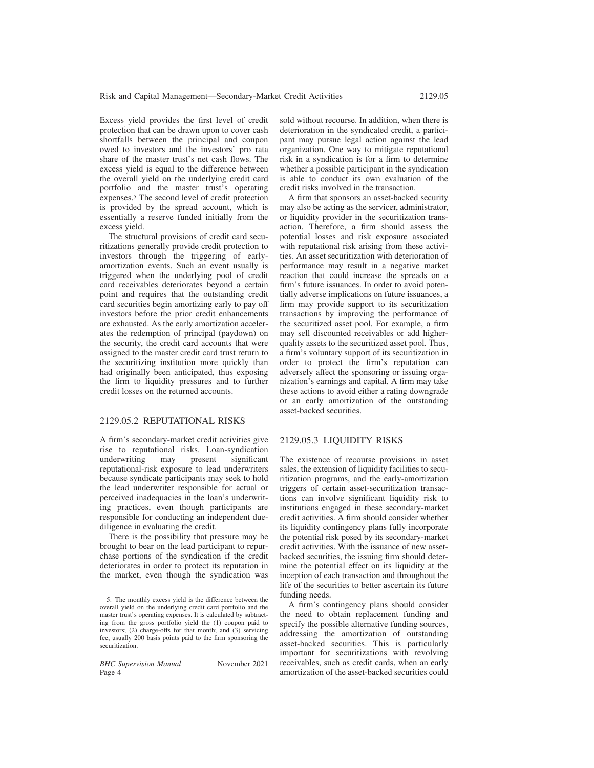Excess yield provides the first level of credit protection that can be drawn upon to cover cash shortfalls between the principal and coupon owed to investors and the investors' pro rata share of the master trust's net cash flows. The excess yield is equal to the difference between the overall yield on the underlying credit card portfolio and the master trust's operating expenses.[5] The second level of credit protection is provided by the spread account, which is essentially a reserve funded initially from the excess yield.

The structural provisions of credit card securitizations generally provide credit protection to investors through the triggering of early-amortization events. Such an event usually is triggered when the underlying pool of credit card receivables deteriorates beyond a certain point and requires that the outstanding credit card securities begin amortizing early to pay off investors before the prior credit enhancements are exhausted. As the early amortization accelerates the redemption of principal (paydown) on the security, the credit card accounts that were assigned to the master credit card trust return to the securitizing institution more quickly than had originally been anticipated, thus exposing the firm to liquidity pressures and to further credit losses on the returned accounts.

## 2129.05.2 REPUTATIONAL RISKS

A firm's secondary-market credit activities give rise to reputational risks. Loan-syndication underwriting may present significant reputational-risk exposure to lead underwriters because syndicate participants may seek to hold the lead underwriter responsible for actual or perceived inadequacies in the loan's underwriting practices, even though participants are responsible for conducting an independent due-diligence in evaluating the credit.

There is the possibility that pressure may be brought to bear on the lead participant to repurchase portions of the syndication if the credit deteriorates in order to protect its reputation in the market, even though the syndication was sold without recourse. In addition, when there is deterioration in the syndicated credit, a participant may pursue legal action against the lead organization. One way to mitigate reputational risk in a syndication is for a firm to determine whether a possible participant in the syndication is able to conduct its own evaluation of the credit risks involved in the transaction.

A firm that sponsors an asset-backed security may also be acting as the servicer, administrator, or liquidity provider in the securitization transaction. Therefore, a firm should assess the potential losses and risk exposure associated with reputational risk arising from these activities. An asset securitization with deterioration of performance may result in a negative market reaction that could increase the spreads on a firm's future issuances. In order to avoid potentially adverse implications on future issuances, a firm may provide support to its securitization transactions by improving the performance of the securitized asset pool. For example, a firm may sell discounted receivables or add higher-quality assets to the securitized asset pool. Thus, a firm's voluntary support of its securitization in order to protect the firm's reputation can adversely affect the sponsoring or issuing organization's earnings and capital. A firm may take these actions to avoid either a rating downgrade or an early amortization of the outstanding asset-backed securities.

## 2129.05.3 LIQUIDITY RISKS

The existence of recourse provisions in asset sales, the extension of liquidity facilities to securitization programs, and the early-amortization triggers of certain asset-securitization transactions can involve significant liquidity risk to institutions engaged in these secondary-market credit activities. A firm should consider whether its liquidity contingency plans fully incorporate the potential risk posed by its secondary-market credit activities. With the issuance of new asset-backed securities, the issuing firm should determine the potential effect on its liquidity at the inception of each transaction and throughout the life of the securities to better ascertain its future funding needs.

A firm's contingency plans should consider the need to obtain replacement funding and specify the possible alternative funding sources, addressing the amortization of outstanding asset-backed securities. This is particularly important for securitizations with revolving receivables, such as credit cards, when an early amortization of the asset-backed securities could

---

5. The monthly excess yield is the difference between the overall yield on the underlying credit card portfolio and the master trust's operating expenses. It is calculated by subtracting from the gross portfolio yield the (1) coupon paid to investors; (2) charge-offs for that month; and (3) servicing fee, usually 200 basis points paid to the firm sponsoring the securitization.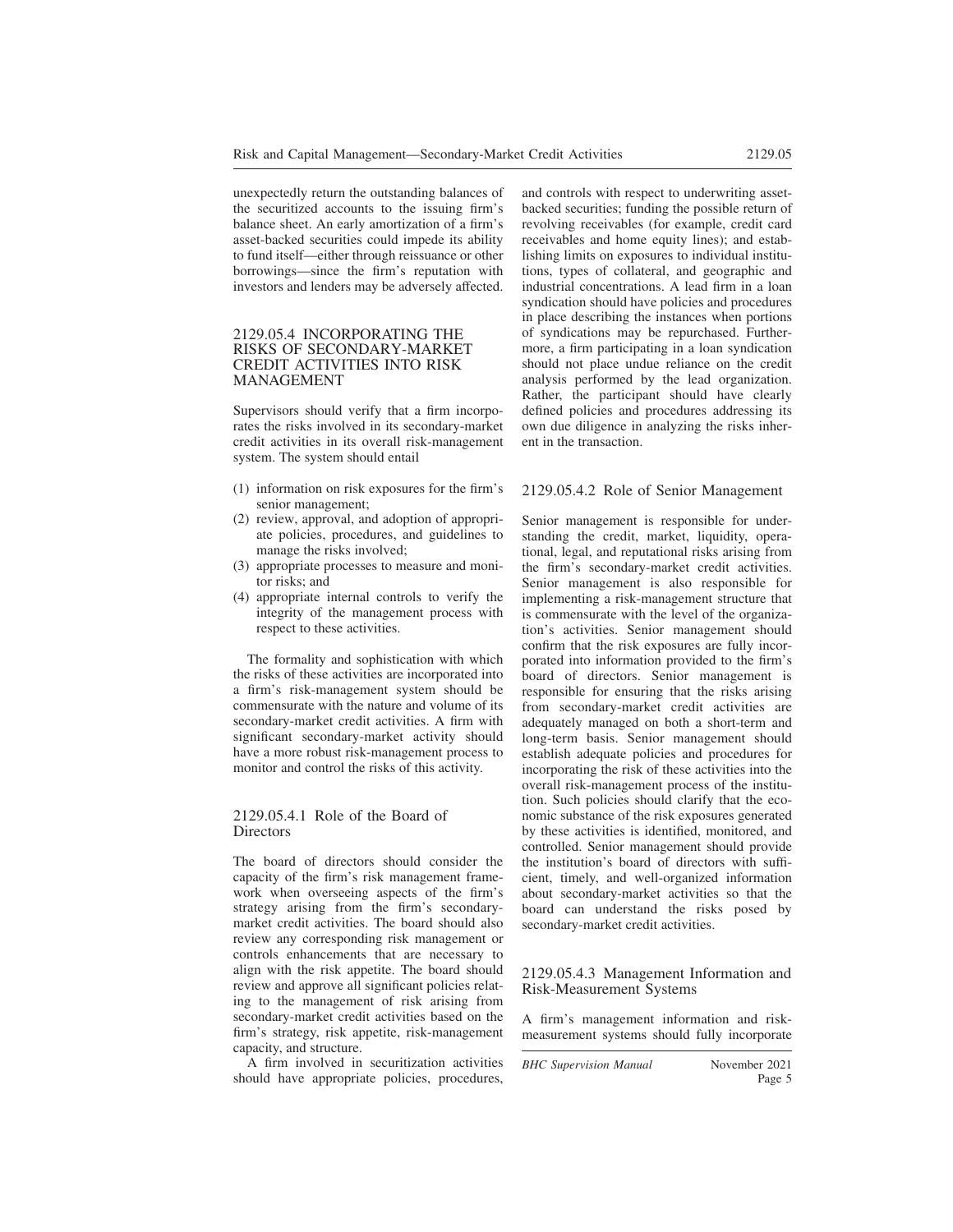unexpectedly return the outstanding balances of the securitized accounts to the issuing firm's balance sheet. An early amortization of a firm's asset-backed securities could impede its ability to fund itself—either through reissuance or other borrowings—since the firm's reputation with investors and lenders may be adversely affected.

## 2129.05.4 INCORPORATING THE RISKS OF SECONDARY-MARKET CREDIT ACTIVITIES INTO RISK MANAGEMENT

Supervisors should verify that a firm incorporates the risks involved in its secondary-market credit activities in its overall risk-management system. The system should entail

(1) information on risk exposures for the firm's senior management;
(2) review, approval, and adoption of appropriate policies, procedures, and guidelines to manage the risks involved;
(3) appropriate processes to measure and monitor risks; and
(4) appropriate internal controls to verify the integrity of the management process with respect to these activities.

The formality and sophistication with which the risks of these activities are incorporated into a firm's risk-management system should be commensurate with the nature and volume of its secondary-market credit activities. A firm with significant secondary-market activity should have a more robust risk-management process to monitor and control the risks of this activity.

### 2129.05.4.1 Role of the Board of Directors

The board of directors should consider the capacity of the firm's risk management framework when overseeing aspects of the firm's strategy arising from the firm's secondary-market credit activities. The board should also review any corresponding risk management or controls enhancements that are necessary to align with the risk appetite. The board should review and approve all significant policies relating to the management of risk arising from secondary-market credit activities based on the firm's strategy, risk appetite, risk-management capacity, and structure.

A firm involved in securitization activities should have appropriate policies, procedures, and controls with respect to underwriting asset-backed securities; funding the possible return of revolving receivables (for example, credit card receivables and home equity lines); and establishing limits on exposures to individual institutions, types of collateral, and geographic and industrial concentrations. A lead firm in a loan syndication should have policies and procedures in place describing the instances when portions of syndications may be repurchased. Furthermore, a firm participating in a loan syndication should not place undue reliance on the credit analysis performed by the lead organization. Rather, the participant should have clearly defined policies and procedures addressing its own due diligence in analyzing the risks inherent in the transaction.

### 2129.05.4.2 Role of Senior Management

Senior management is responsible for understanding the credit, market, liquidity, operational, legal, and reputational risks arising from the firm's secondary-market credit activities. Senior management is also responsible for implementing a risk-management structure that is commensurate with the level of the organization's activities. Senior management should confirm that the risk exposures are fully incorporated into information provided to the firm's board of directors. Senior management is responsible for ensuring that the risks arising from secondary-market credit activities are adequately managed on both a short-term and long-term basis. Senior management should establish adequate policies and procedures for incorporating the risk of these activities into the overall risk-management process of the institution. Such policies should clarify that the economic substance of the risk exposures generated by these activities is identified, monitored, and controlled. Senior management should provide the institution's board of directors with sufficient, timely, and well-organized information about secondary-market activities so that the board can understand the risks posed by secondary-market credit activities.

### 2129.05.4.3 Management Information and Risk-Measurement Systems

A firm's management information and risk-measurement systems should fully incorporate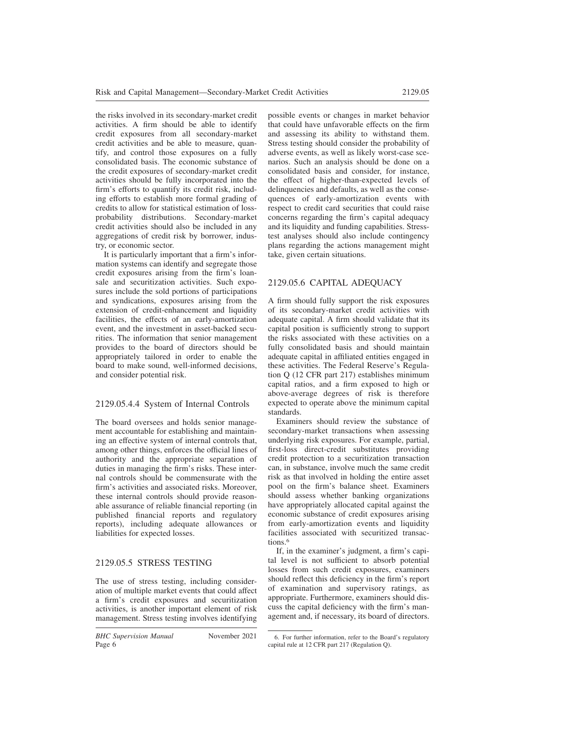the risks involved in its secondary-market credit activities. A firm should be able to identify credit exposures from all secondary-market credit activities and be able to measure, quantify, and control those exposures on a fully consolidated basis. The economic substance of the credit exposures of secondary-market credit activities should be fully incorporated into the firm's efforts to quantify its credit risk, including efforts to establish more formal grading of credits to allow for statistical estimation of loss-probability distributions. Secondary-market credit activities should also be included in any aggregations of credit risk by borrower, industry, or economic sector.

It is particularly important that a firm's information systems can identify and segregate those credit exposures arising from the firm's loan-sale and securitization activities. Such exposures include the sold portions of participations and syndications, exposures arising from the extension of credit-enhancement and liquidity facilities, the effects of an early-amortization event, and the investment in asset-backed securities. The information that senior management provides to the board of directors should be appropriately tailored in order to enable the board to make sound, well-informed decisions, and consider potential risk.

### 2129.05.4.4 System of Internal Controls

The board oversees and holds senior management accountable for establishing and maintaining an effective system of internal controls that, among other things, enforces the official lines of authority and the appropriate separation of duties in managing the firm's risks. These internal controls should be commensurate with the firm's activities and associated risks. Moreover, these internal controls should provide reasonable assurance of reliable financial reporting (in published financial reports and regulatory reports), including adequate allowances or liabilities for expected losses.

## 2129.05.5 STRESS TESTING

The use of stress testing, including consideration of multiple market events that could affect a firm's credit exposures and securitization activities, is another important element of risk management. Stress testing involves identifying possible events or changes in market behavior that could have unfavorable effects on the firm and assessing its ability to withstand them. Stress testing should consider the probability of adverse events, as well as likely worst-case scenarios. Such an analysis should be done on a consolidated basis and consider, for instance, the effect of higher-than-expected levels of delinquencies and defaults, as well as the consequences of early-amortization events with respect to credit card securities that could raise concerns regarding the firm's capital adequacy and its liquidity and funding capabilities. Stress-test analyses should also include contingency plans regarding the actions management might take, given certain situations.

## 2129.05.6 CAPITAL ADEQUACY

A firm should fully support the risk exposures of its secondary-market credit activities with adequate capital. A firm should validate that its capital position is sufficiently strong to support the risks associated with these activities on a fully consolidated basis and should maintain adequate capital in affiliated entities engaged in these activities. The Federal Reserve's Regulation Q (12 CFR part 217) establishes minimum capital ratios, and a firm exposed to high or above-average degrees of risk is therefore expected to operate above the minimum capital standards.

Examiners should review the substance of secondary-market transactions when assessing underlying risk exposures. For example, partial, first-loss direct-credit substitutes providing credit protection to a securitization transaction can, in substance, involve much the same credit risk as that involved in holding the entire asset pool on the firm's balance sheet. Examiners should assess whether banking organizations have appropriately allocated capital against the economic substance of credit exposures arising from early-amortization events and liquidity facilities associated with securitized transactions.[6]

If, in the examiner's judgment, a firm's capital level is not sufficient to absorb potential losses from such credit exposures, examiners should reflect this deficiency in the firm's report of examination and supervisory ratings, as appropriate. Furthermore, examiners should discuss the capital deficiency with the firm's management and, if necessary, its board of directors.

6. For further information, refer to the Board's regulatory capital rule at 12 CFR part 217 (Regulation Q).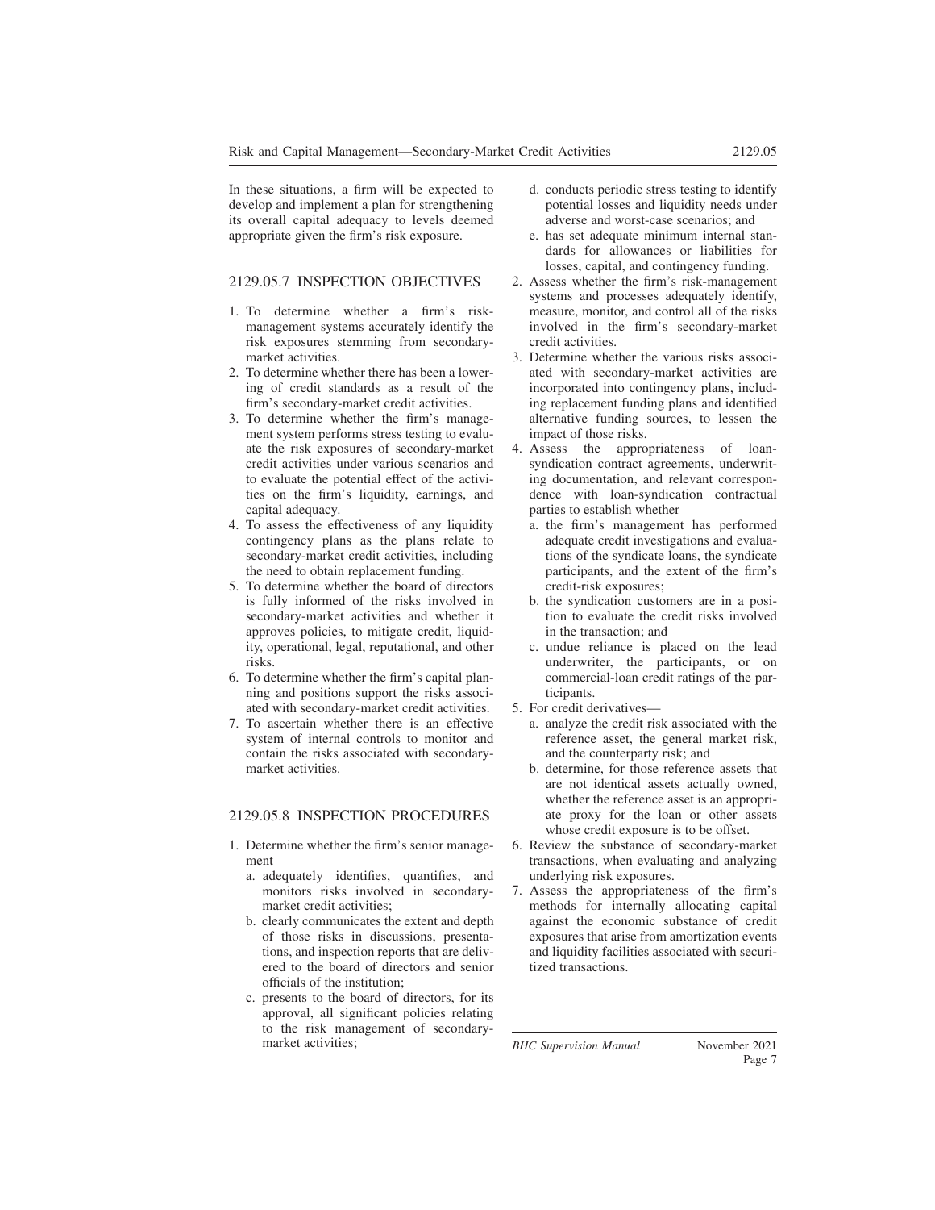In these situations, a firm will be expected to develop and implement a plan for strengthening its overall capital adequacy to levels deemed appropriate given the firm's risk exposure.

## 2129.05.7 INSPECTION OBJECTIVES

1. To determine whether a firm's risk-management systems accurately identify the risk exposures stemming from secondary-market activities.
2. To determine whether there has been a lowering of credit standards as a result of the firm's secondary-market credit activities.
3. To determine whether the firm's management system performs stress testing to evaluate the risk exposures of secondary-market credit activities under various scenarios and to evaluate the potential effect of the activities on the firm's liquidity, earnings, and capital adequacy.
4. To assess the effectiveness of any liquidity contingency plans as the plans relate to secondary-market credit activities, including the need to obtain replacement funding.
5. To determine whether the board of directors is fully informed of the risks involved in secondary-market activities and whether it approves policies, to mitigate credit, liquidity, operational, legal, reputational, and other risks.
6. To determine whether the firm's capital planning and positions support the risks associated with secondary-market credit activities.
7. To ascertain whether there is an effective system of internal controls to monitor and contain the risks associated with secondary-market activities.

## 2129.05.8 INSPECTION PROCEDURES

1. Determine whether the firm's senior management
   a. adequately identifies, quantifies, and monitors risks involved in secondary-market credit activities;
   b. clearly communicates the extent and depth of those risks in discussions, presentations, and inspection reports that are delivered to the board of directors and senior officials of the institution;
   c. presents to the board of directors, for its approval, all significant policies relating to the risk management of secondary-market activities;
   d. conducts periodic stress testing to identify potential losses and liquidity needs under adverse and worst-case scenarios; and
   e. has set adequate minimum internal standards for allowances or liabilities for losses, capital, and contingency funding.
2. Assess whether the firm's risk-management systems and processes adequately identify, measure, monitor, and control all of the risks involved in the firm's secondary-market credit activities.
3. Determine whether the various risks associated with secondary-market activities are incorporated into contingency plans, including replacement funding plans and identified alternative funding sources, to lessen the impact of those risks.
4. Assess the appropriateness of loan-syndication contract agreements, underwriting documentation, and relevant correspondence with loan-syndication contractual parties to establish whether
   a. the firm's management has performed adequate credit investigations and evaluations of the syndicate loans, the syndicate participants, and the extent of the firm's credit-risk exposures;
   b. the syndication customers are in a position to evaluate the credit risks involved in the transaction; and
   c. undue reliance is placed on the lead underwriter, the participants, or on commercial-loan credit ratings of the participants.
5. For credit derivatives—
   a. analyze the credit risk associated with the reference asset, the general market risk, and the counterparty risk; and
   b. determine, for those reference assets that are not identical assets actually owned, whether the reference asset is an appropriate proxy for the loan or other assets whose credit exposure is to be offset.
6. Review the substance of secondary-market transactions, when evaluating and analyzing underlying risk exposures.
7. Assess the appropriateness of the firm's methods for internally allocating capital against the economic substance of credit exposures that arise from amortization events and liquidity facilities associated with securitized transactions.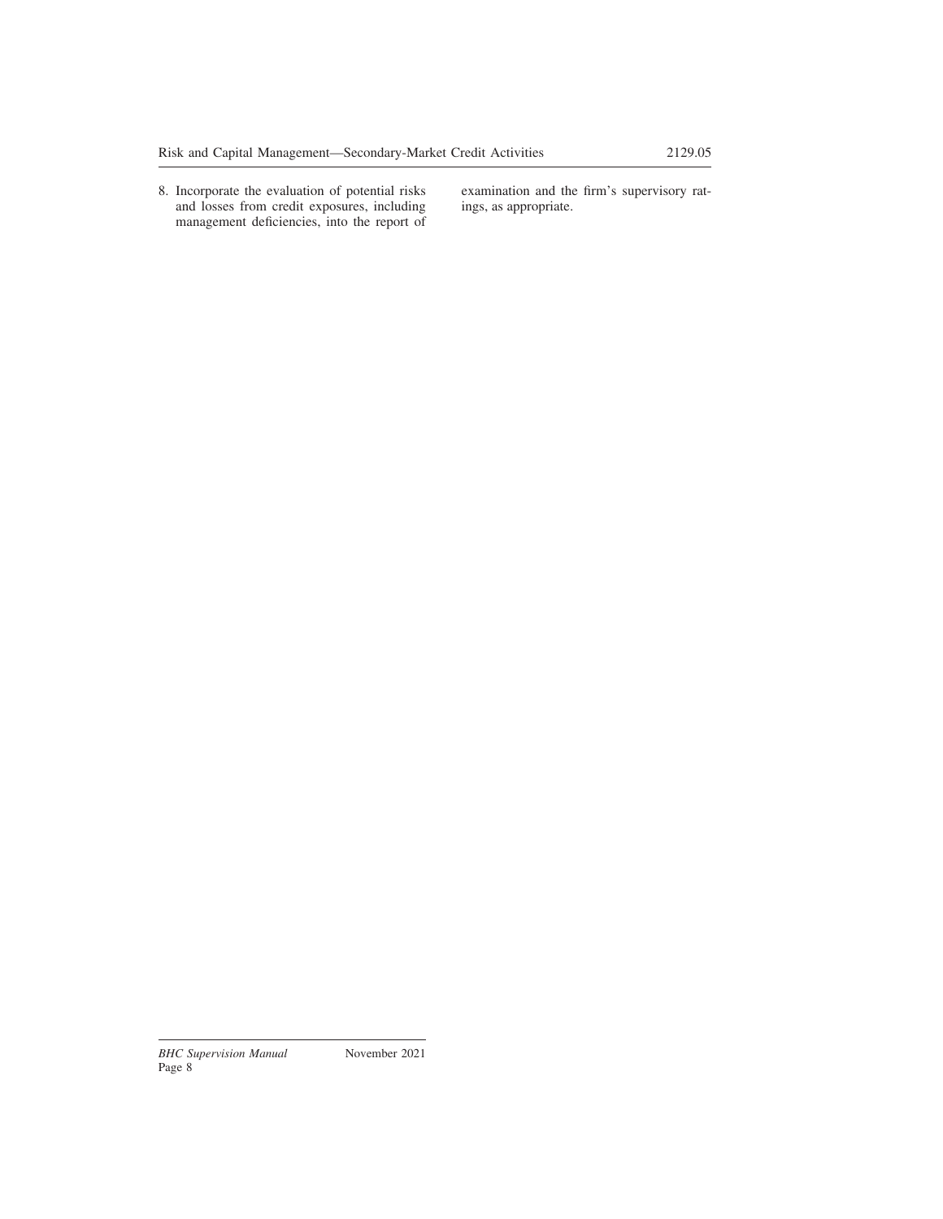8. Incorporate the evaluation of potential risks and losses from credit exposures, including management deficiencies, into the report of examination and the firm's supervisory ratings, as appropriate.